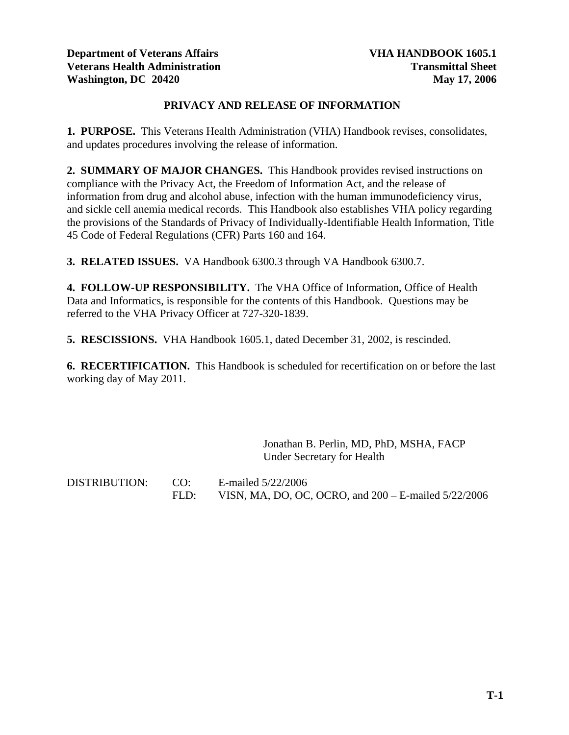**Department of Veterans Affairs** **VHA HANDBOOK 1605.1**
**Veterans Health Administration** **Transmittal Sheet**
**Washington, DC 20420** **May 17, 2006**

# PRIVACY AND RELEASE OF INFORMATION

**1. PURPOSE.** This Veterans Health Administration (VHA) Handbook revises, consolidates, and updates procedures involving the release of information.

**2. SUMMARY OF MAJOR CHANGES.** This Handbook provides revised instructions on compliance with the Privacy Act, the Freedom of Information Act, and the release of information from drug and alcohol abuse, infection with the human immunodeficiency virus, and sickle cell anemia medical records. This Handbook also establishes VHA policy regarding the provisions of the Standards of Privacy of Individually-Identifiable Health Information, Title 45 Code of Federal Regulations (CFR) Parts 160 and 164.

**3. RELATED ISSUES.** VA Handbook 6300.3 through VA Handbook 6300.7.

**4. FOLLOW-UP RESPONSIBILITY.** The VHA Office of Information, Office of Health Data and Informatics, is responsible for the contents of this Handbook. Questions may be referred to the VHA Privacy Officer at 727-320-1839.

**5. RESCISSIONS.** VHA Handbook 1605.1, dated December 31, 2002, is rescinded.

**6. RECERTIFICATION.** This Handbook is scheduled for recertification on or before the last working day of May 2011.

Jonathan B. Perlin, MD, PhD, MSHA, FACP
Under Secretary for Health

DISTRIBUTION: CO: E-mailed 5/22/2006
FLD: VISN, MA, DO, OC, OCRO, and 200 – E-mailed 5/22/2006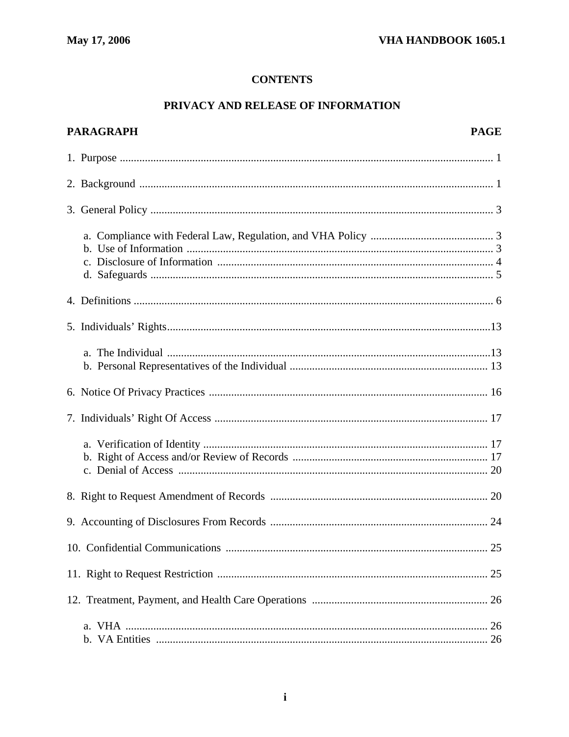## CONTENTS

## PRIVACY AND RELEASE OF INFORMATION

| PARAGRAPH | PAGE |
|---|---|
| 1. Purpose | 1 |
| 2. Background | 1 |
| 3. General Policy | 3 |
| a. Compliance with Federal Law, Regulation, and VHA Policy | 3 |
| b. Use of Information | 3 |
| c. Disclosure of Information | 4 |
| d. Safeguards | 5 |
| 4. Definitions | 6 |
| 5. Individuals' Rights | 13 |
| a. The Individual | 13 |
| b. Personal Representatives of the Individual | 13 |
| 6. Notice Of Privacy Practices | 16 |
| 7. Individuals' Right Of Access | 17 |
| a. Verification of Identity | 17 |
| b. Right of Access and/or Review of Records | 17 |
| c. Denial of Access | 20 |
| 8. Right to Request Amendment of Records | 20 |
| 9. Accounting of Disclosures From Records | 24 |
| 10. Confidential Communications | 25 |
| 11. Right to Request Restriction | 25 |
| 12. Treatment, Payment, and Health Care Operations | 26 |
| a. VHA | 26 |
| b. VA Entities | 26 |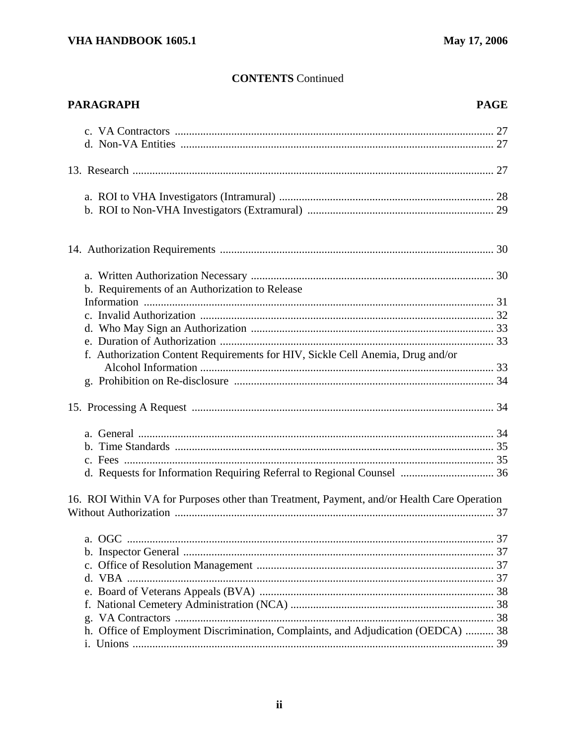**CONTENTS** Continued

| PARAGRAPH | PAGE |
|---|---|
| c. VA Contractors | 27 |
| d. Non-VA Entities | 27 |
| 13. Research | 27 |
| a. ROI to VHA Investigators (Intramural) | 28 |
| b. ROI to Non-VHA Investigators (Extramural) | 29 |
| 14. Authorization Requirements | 30 |
| a. Written Authorization Necessary | 30 |
| b. Requirements of an Authorization to Release Information | 31 |
| c. Invalid Authorization | 32 |
| d. Who May Sign an Authorization | 33 |
| e. Duration of Authorization | 33 |
| f. Authorization Content Requirements for HIV, Sickle Cell Anemia, Drug and/or Alcohol Information | 33 |
| g. Prohibition on Re-disclosure | 34 |
| 15. Processing A Request | 34 |
| a. General | 34 |
| b. Time Standards | 35 |
| c. Fees | 35 |
| d. Requests for Information Requiring Referral to Regional Counsel | 36 |
| 16. ROI Within VA for Purposes other than Treatment, Payment, and/or Health Care Operation Without Authorization | 37 |
| a. OGC | 37 |
| b. Inspector General | 37 |
| c. Office of Resolution Management | 37 |
| d. VBA | 37 |
| e. Board of Veterans Appeals (BVA) | 38 |
| f. National Cemetery Administration (NCA) | 38 |
| g. VA Contractors | 38 |
| h. Office of Employment Discrimination, Complaints, and Adjudication (OEDCA) | 38 |
| i. Unions | 39 |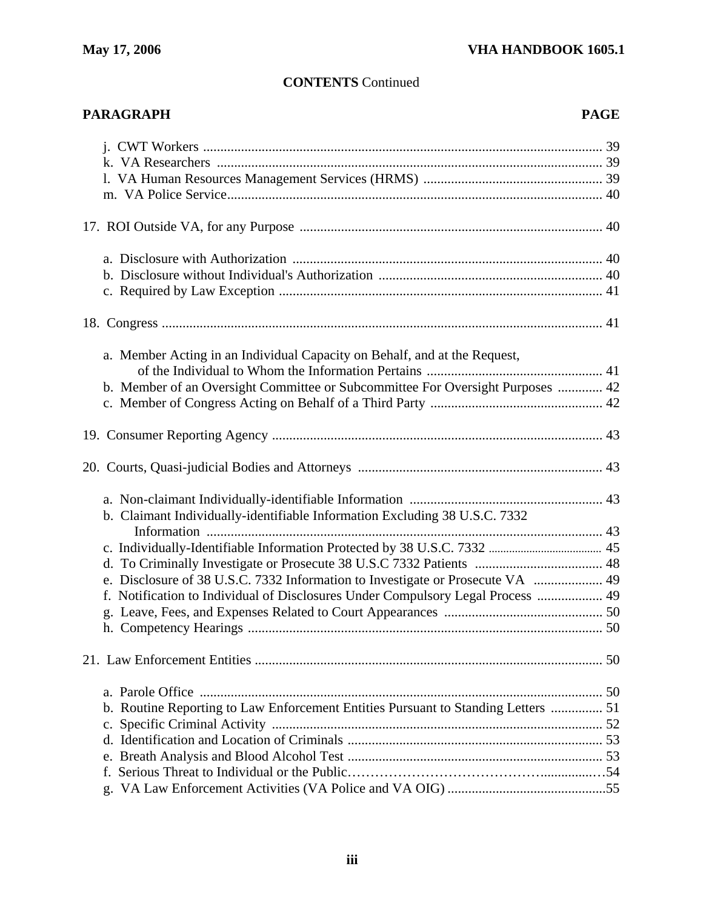**CONTENTS** Continued

| PARAGRAPH | PAGE |
|---|---|
| j. CWT Workers | 39 |
| k. VA Researchers | 39 |
| l. VA Human Resources Management Services (HRMS) | 39 |
| m. VA Police Service | 40 |
| 17. ROI Outside VA, for any Purpose | 40 |
| a. Disclosure with Authorization | 40 |
| b. Disclosure without Individual's Authorization | 40 |
| c. Required by Law Exception | 41 |
| 18. Congress | 41 |
| a. Member Acting in an Individual Capacity on Behalf, and at the Request, of the Individual to Whom the Information Pertains | 41 |
| b. Member of an Oversight Committee or Subcommittee For Oversight Purposes | 42 |
| c. Member of Congress Acting on Behalf of a Third Party | 42 |
| 19. Consumer Reporting Agency | 43 |
| 20. Courts, Quasi-judicial Bodies and Attorneys | 43 |
| a. Non-claimant Individually-identifiable Information | 43 |
| b. Claimant Individually-identifiable Information Excluding 38 U.S.C. 7332 Information | 43 |
| c. Individually-Identifiable Information Protected by 38 U.S.C. 7332 | 45 |
| d. To Criminally Investigate or Prosecute 38 U.S.C 7332 Patients | 48 |
| e. Disclosure of 38 U.S.C. 7332 Information to Investigate or Prosecute VA | 49 |
| f. Notification to Individual of Disclosures Under Compulsory Legal Process | 49 |
| g. Leave, Fees, and Expenses Related to Court Appearances | 50 |
| h. Competency Hearings | 50 |
| 21. Law Enforcement Entities | 50 |
| a. Parole Office | 50 |
| b. Routine Reporting to Law Enforcement Entities Pursuant to Standing Letters | 51 |
| c. Specific Criminal Activity | 52 |
| d. Identification and Location of Criminals | 53 |
| e. Breath Analysis and Blood Alcohol Test | 53 |
| f. Serious Threat to Individual or the Public | 54 |
| g. VA Law Enforcement Activities (VA Police and VA OIG) | 55 |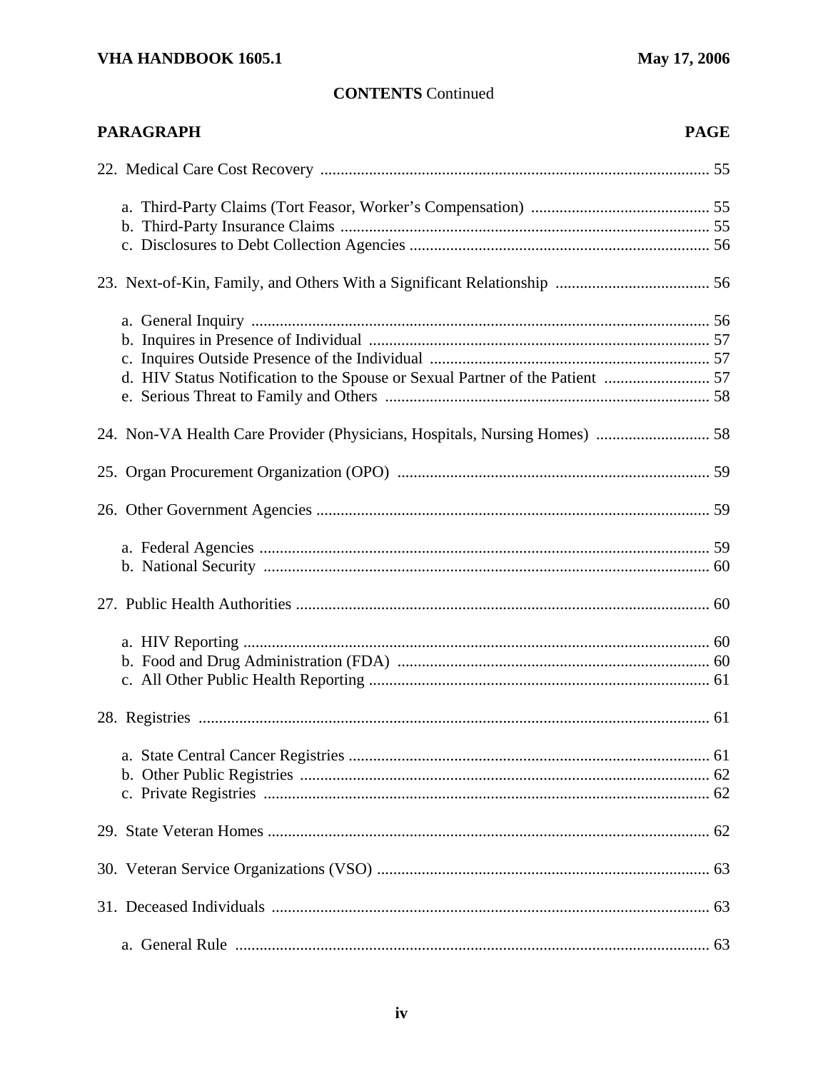**CONTENTS** Continued

| PARAGRAPH | PAGE |
|---|---|
| 22. Medical Care Cost Recovery | 55 |
| a. Third-Party Claims (Tort Feasor, Worker's Compensation) | 55 |
| b. Third-Party Insurance Claims | 55 |
| c. Disclosures to Debt Collection Agencies | 56 |
| 23. Next-of-Kin, Family, and Others With a Significant Relationship | 56 |
| a. General Inquiry | 56 |
| b. Inquires in Presence of Individual | 57 |
| c. Inquires Outside Presence of the Individual | 57 |
| d. HIV Status Notification to the Spouse or Sexual Partner of the Patient | 57 |
| e. Serious Threat to Family and Others | 58 |
| 24. Non-VA Health Care Provider (Physicians, Hospitals, Nursing Homes) | 58 |
| 25. Organ Procurement Organization (OPO) | 59 |
| 26. Other Government Agencies | 59 |
| a. Federal Agencies | 59 |
| b. National Security | 60 |
| 27. Public Health Authorities | 60 |
| a. HIV Reporting | 60 |
| b. Food and Drug Administration (FDA) | 60 |
| c. All Other Public Health Reporting | 61 |
| 28. Registries | 61 |
| a. State Central Cancer Registries | 61 |
| b. Other Public Registries | 62 |
| c. Private Registries | 62 |
| 29. State Veteran Homes | 62 |
| 30. Veteran Service Organizations (VSO) | 63 |
| 31. Deceased Individuals | 63 |
| a. General Rule | 63 |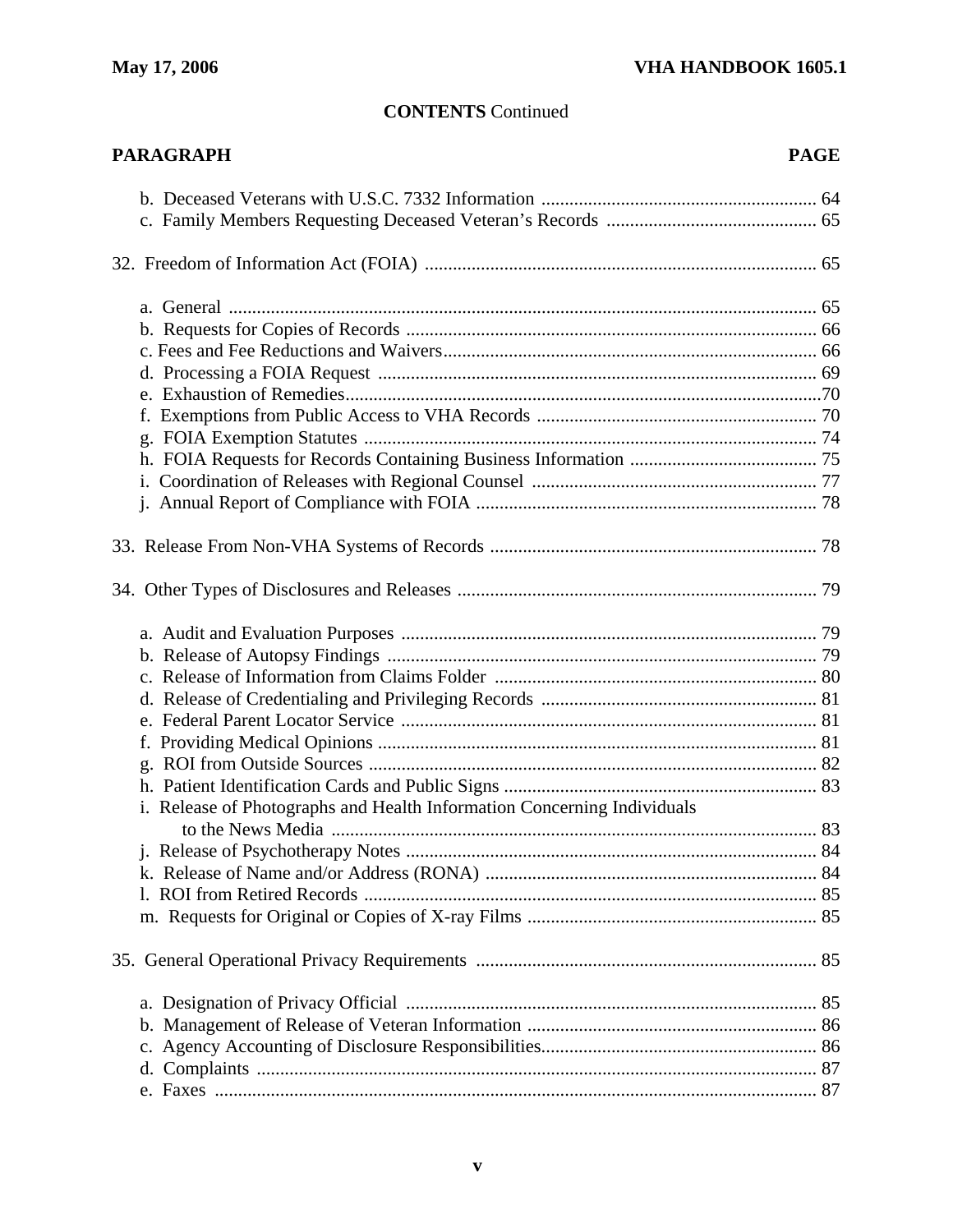**CONTENTS** Continued

| PARAGRAPH | PAGE |
|---|---|
| b. Deceased Veterans with U.S.C. 7332 Information | 64 |
| c. Family Members Requesting Deceased Veteran's Records | 65 |
| 32. Freedom of Information Act (FOIA) | 65 |
| a. General | 65 |
| b. Requests for Copies of Records | 66 |
| c. Fees and Fee Reductions and Waivers | 66 |
| d. Processing a FOIA Request | 69 |
| e. Exhaustion of Remedies | 70 |
| f. Exemptions from Public Access to VHA Records | 70 |
| g. FOIA Exemption Statutes | 74 |
| h. FOIA Requests for Records Containing Business Information | 75 |
| i. Coordination of Releases with Regional Counsel | 77 |
| j. Annual Report of Compliance with FOIA | 78 |
| 33. Release From Non-VHA Systems of Records | 78 |
| 34. Other Types of Disclosures and Releases | 79 |
| a. Audit and Evaluation Purposes | 79 |
| b. Release of Autopsy Findings | 79 |
| c. Release of Information from Claims Folder | 80 |
| d. Release of Credentialing and Privileging Records | 81 |
| e. Federal Parent Locator Service | 81 |
| f. Providing Medical Opinions | 81 |
| g. ROI from Outside Sources | 82 |
| h. Patient Identification Cards and Public Signs | 83 |
| i. Release of Photographs and Health Information Concerning Individuals to the News Media | 83 |
| j. Release of Psychotherapy Notes | 84 |
| k. Release of Name and/or Address (RONA) | 84 |
| l. ROI from Retired Records | 85 |
| m. Requests for Original or Copies of X-ray Films | 85 |
| 35. General Operational Privacy Requirements | 85 |
| a. Designation of Privacy Official | 85 |
| b. Management of Release of Veteran Information | 86 |
| c. Agency Accounting of Disclosure Responsibilities | 86 |
| d. Complaints | 87 |
| e. Faxes | 87 |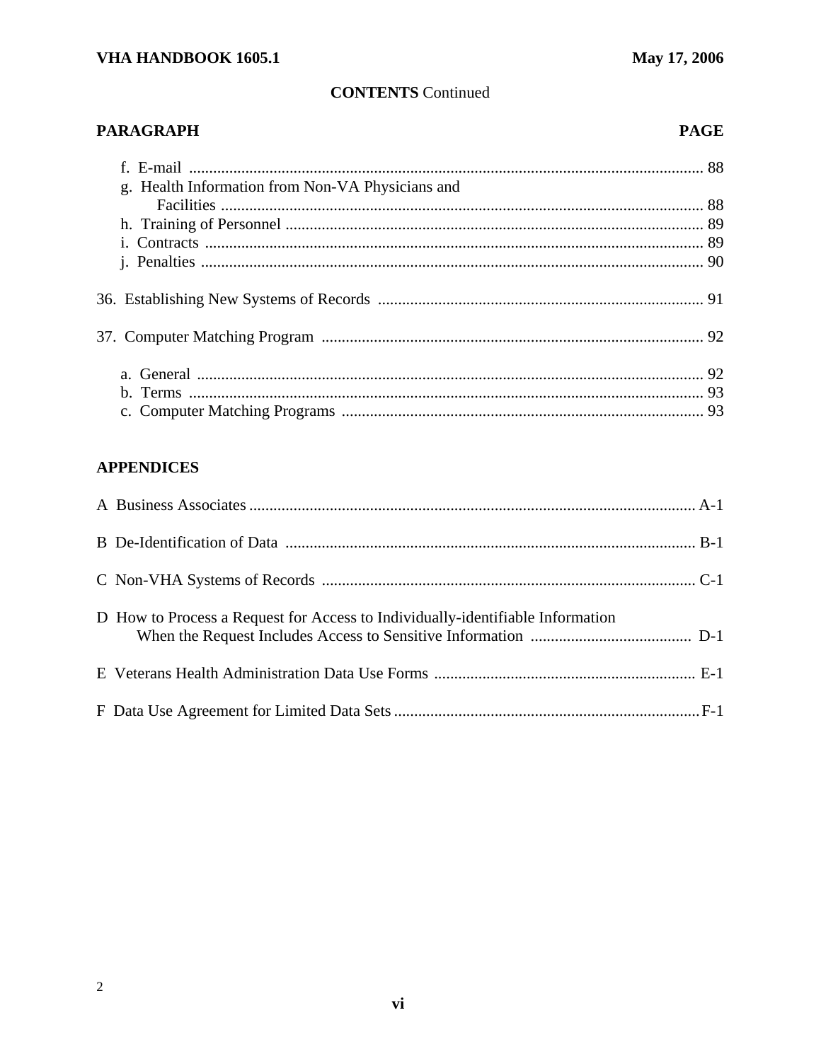**CONTENTS** Continued

| PARAGRAPH | PAGE |
|---|---|
| f. E-mail | 88 |
| g. Health Information from Non-VA Physicians and Facilities | 88 |
| h. Training of Personnel | 89 |
| i. Contracts | 89 |
| j. Penalties | 90 |
| 36. Establishing New Systems of Records | 91 |
| 37. Computer Matching Program | 92 |
| a. General | 92 |
| b. Terms | 93 |
| c. Computer Matching Programs | 93 |

**APPENDICES**

| | |
|---|---|
| A Business Associates | A-1 |
| B De-Identification of Data | B-1 |
| C Non-VHA Systems of Records | C-1 |
| D How to Process a Request for Access to Individually-identifiable Information When the Request Includes Access to Sensitive Information | D-1 |
| E Veterans Health Administration Data Use Forms | E-1 |
| F Data Use Agreement for Limited Data Sets | F-1 |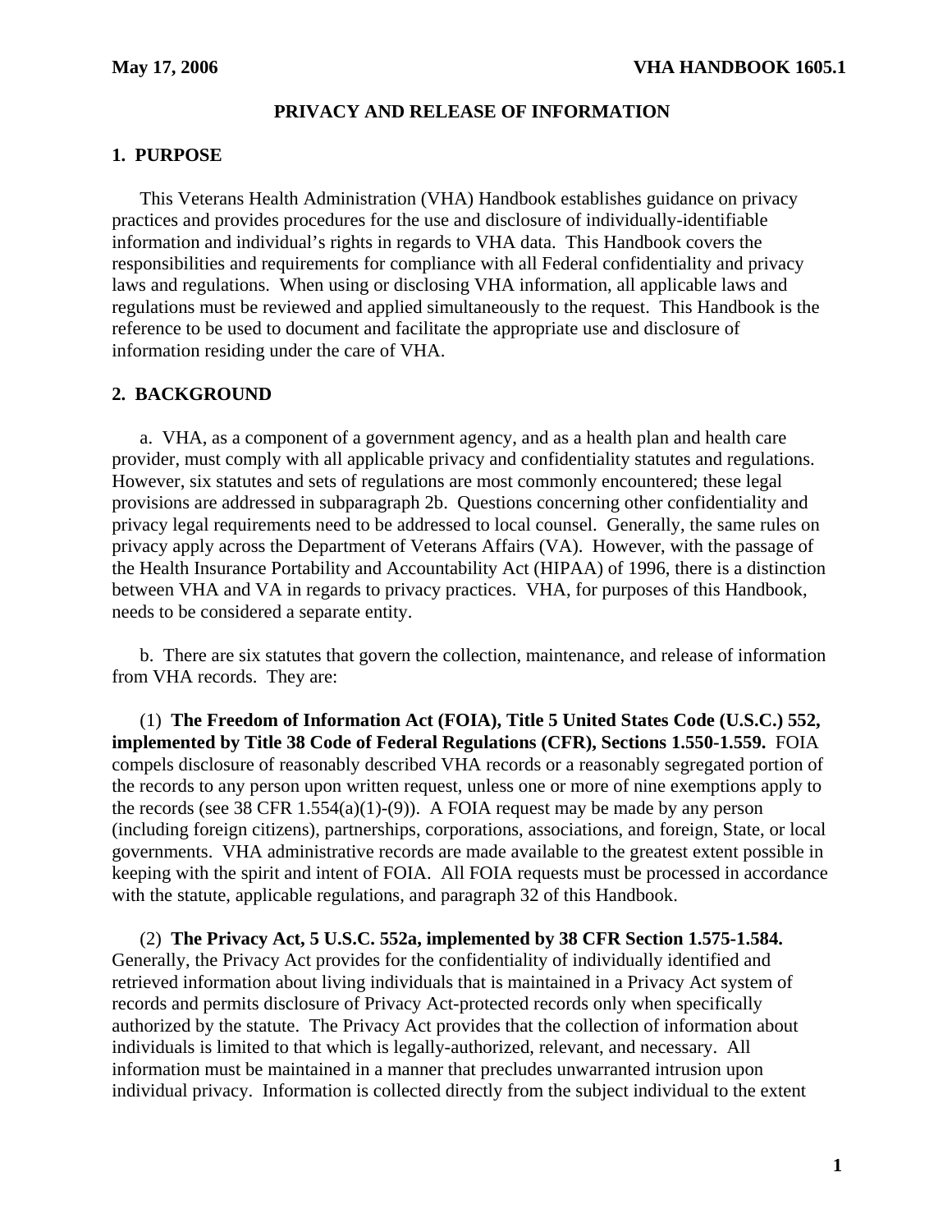# PRIVACY AND RELEASE OF INFORMATION

## 1. PURPOSE

This Veterans Health Administration (VHA) Handbook establishes guidance on privacy practices and provides procedures for the use and disclosure of individually-identifiable information and individual's rights in regards to VHA data. This Handbook covers the responsibilities and requirements for compliance with all Federal confidentiality and privacy laws and regulations. When using or disclosing VHA information, all applicable laws and regulations must be reviewed and applied simultaneously to the request. This Handbook is the reference to be used to document and facilitate the appropriate use and disclosure of information residing under the care of VHA.

## 2. BACKGROUND

a. VHA, as a component of a government agency, and as a health plan and health care provider, must comply with all applicable privacy and confidentiality statutes and regulations. However, six statutes and sets of regulations are most commonly encountered; these legal provisions are addressed in subparagraph 2b. Questions concerning other confidentiality and privacy legal requirements need to be addressed to local counsel. Generally, the same rules on privacy apply across the Department of Veterans Affairs (VA). However, with the passage of the Health Insurance Portability and Accountability Act (HIPAA) of 1996, there is a distinction between VHA and VA in regards to privacy practices. VHA, for purposes of this Handbook, needs to be considered a separate entity.

b. There are six statutes that govern the collection, maintenance, and release of information from VHA records. They are:

(1) **The Freedom of Information Act (FOIA), Title 5 United States Code (U.S.C.) 552, implemented by Title 38 Code of Federal Regulations (CFR), Sections 1.550-1.559.** FOIA compels disclosure of reasonably described VHA records or a reasonably segregated portion of the records to any person upon written request, unless one or more of nine exemptions apply to the records (see 38 CFR 1.554(a)(1)-(9)). A FOIA request may be made by any person (including foreign citizens), partnerships, corporations, associations, and foreign, State, or local governments. VHA administrative records are made available to the greatest extent possible in keeping with the spirit and intent of FOIA. All FOIA requests must be processed in accordance with the statute, applicable regulations, and paragraph 32 of this Handbook.

(2) **The Privacy Act, 5 U.S.C. 552a, implemented by 38 CFR Section 1.575-1.584.** Generally, the Privacy Act provides for the confidentiality of individually identified and retrieved information about living individuals that is maintained in a Privacy Act system of records and permits disclosure of Privacy Act-protected records only when specifically authorized by the statute. The Privacy Act provides that the collection of information about individuals is limited to that which is legally-authorized, relevant, and necessary. All information must be maintained in a manner that precludes unwarranted intrusion upon individual privacy. Information is collected directly from the subject individual to the extent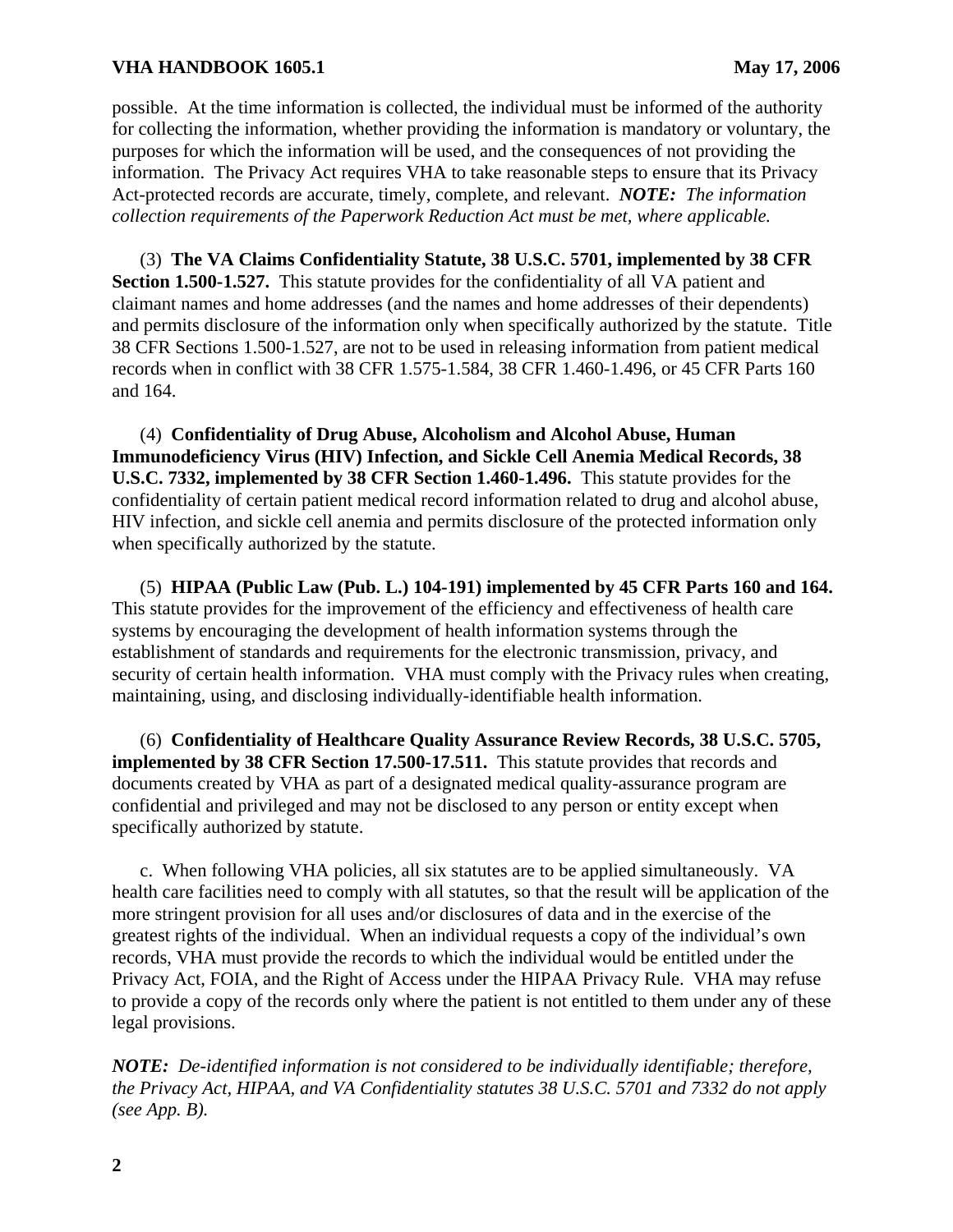possible. At the time information is collected, the individual must be informed of the authority for collecting the information, whether providing the information is mandatory or voluntary, the purposes for which the information will be used, and the consequences of not providing the information. The Privacy Act requires VHA to take reasonable steps to ensure that its Privacy Act-protected records are accurate, timely, complete, and relevant. ***NOTE:*** *The information collection requirements of the Paperwork Reduction Act must be met, where applicable.*

(3) **The VA Claims Confidentiality Statute, 38 U.S.C. 5701, implemented by 38 CFR Section 1.500-1.527.** This statute provides for the confidentiality of all VA patient and claimant names and home addresses (and the names and home addresses of their dependents) and permits disclosure of the information only when specifically authorized by the statute. Title 38 CFR Sections 1.500-1.527, are not to be used in releasing information from patient medical records when in conflict with 38 CFR 1.575-1.584, 38 CFR 1.460-1.496, or 45 CFR Parts 160 and 164.

(4) **Confidentiality of Drug Abuse, Alcoholism and Alcohol Abuse, Human Immunodeficiency Virus (HIV) Infection, and Sickle Cell Anemia Medical Records, 38 U.S.C. 7332, implemented by 38 CFR Section 1.460-1.496.** This statute provides for the confidentiality of certain patient medical record information related to drug and alcohol abuse, HIV infection, and sickle cell anemia and permits disclosure of the protected information only when specifically authorized by the statute.

(5) **HIPAA (Public Law (Pub. L.) 104-191) implemented by 45 CFR Parts 160 and 164.** This statute provides for the improvement of the efficiency and effectiveness of health care systems by encouraging the development of health information systems through the establishment of standards and requirements for the electronic transmission, privacy, and security of certain health information. VHA must comply with the Privacy rules when creating, maintaining, using, and disclosing individually-identifiable health information.

(6) **Confidentiality of Healthcare Quality Assurance Review Records, 38 U.S.C. 5705, implemented by 38 CFR Section 17.500-17.511.** This statute provides that records and documents created by VHA as part of a designated medical quality-assurance program are confidential and privileged and may not be disclosed to any person or entity except when specifically authorized by statute.

c. When following VHA policies, all six statutes are to be applied simultaneously. VA health care facilities need to comply with all statutes, so that the result will be application of the more stringent provision for all uses and/or disclosures of data and in the exercise of the greatest rights of the individual. When an individual requests a copy of the individual's own records, VHA must provide the records to which the individual would be entitled under the Privacy Act, FOIA, and the Right of Access under the HIPAA Privacy Rule. VHA may refuse to provide a copy of the records only where the patient is not entitled to them under any of these legal provisions.

***NOTE:*** *De-identified information is not considered to be individually identifiable; therefore, the Privacy Act, HIPAA, and VA Confidentiality statutes 38 U.S.C. 5701 and 7332 do not apply (see App. B).*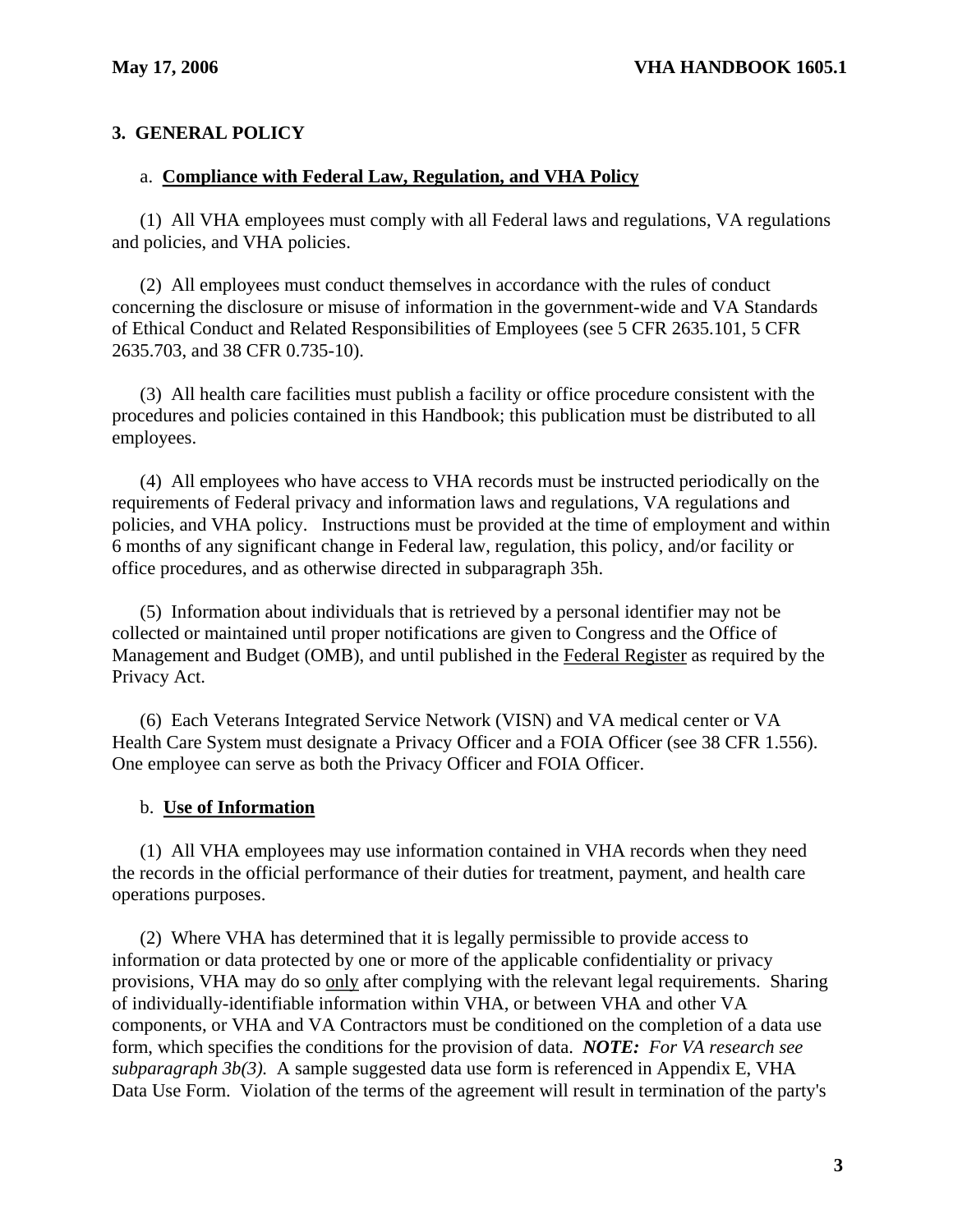## 3. GENERAL POLICY

a. **<u>Compliance with Federal Law, Regulation, and VHA Policy</u>**

(1) All VHA employees must comply with all Federal laws and regulations, VA regulations and policies, and VHA policies.

(2) All employees must conduct themselves in accordance with the rules of conduct concerning the disclosure or misuse of information in the government-wide and VA Standards of Ethical Conduct and Related Responsibilities of Employees (see 5 CFR 2635.101, 5 CFR 2635.703, and 38 CFR 0.735-10).

(3) All health care facilities must publish a facility or office procedure consistent with the procedures and policies contained in this Handbook; this publication must be distributed to all employees.

(4) All employees who have access to VHA records must be instructed periodically on the requirements of Federal privacy and information laws and regulations, VA regulations and policies, and VHA policy. Instructions must be provided at the time of employment and within 6 months of any significant change in Federal law, regulation, this policy, and/or facility or office procedures, and as otherwise directed in subparagraph 35h.

(5) Information about individuals that is retrieved by a personal identifier may not be collected or maintained until proper notifications are given to Congress and the Office of Management and Budget (OMB), and until published in the <u>Federal Register</u> as required by the Privacy Act.

(6) Each Veterans Integrated Service Network (VISN) and VA medical center or VA Health Care System must designate a Privacy Officer and a FOIA Officer (see 38 CFR 1.556). One employee can serve as both the Privacy Officer and FOIA Officer.

b. **<u>Use of Information</u>**

(1) All VHA employees may use information contained in VHA records when they need the records in the official performance of their duties for treatment, payment, and health care operations purposes.

(2) Where VHA has determined that it is legally permissible to provide access to information or data protected by one or more of the applicable confidentiality or privacy provisions, VHA may do so <u>only</u> after complying with the relevant legal requirements. Sharing of individually-identifiable information within VHA, or between VHA and other VA components, or VHA and VA Contractors must be conditioned on the completion of a data use form, which specifies the conditions for the provision of data. ***NOTE:*** *For VA research see subparagraph 3b(3).* A sample suggested data use form is referenced in Appendix E, VHA Data Use Form. Violation of the terms of the agreement will result in termination of the party's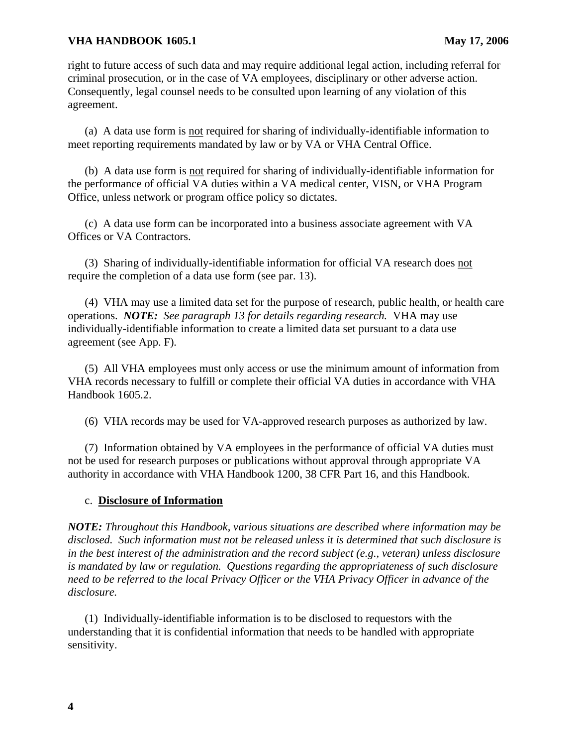right to future access of such data and may require additional legal action, including referral for criminal prosecution, or in the case of VA employees, disciplinary or other adverse action. Consequently, legal counsel needs to be consulted upon learning of any violation of this agreement.

(a) A data use form is <u>not</u> required for sharing of individually-identifiable information to meet reporting requirements mandated by law or by VA or VHA Central Office.

(b) A data use form is <u>not</u> required for sharing of individually-identifiable information for the performance of official VA duties within a VA medical center, VISN, or VHA Program Office, unless network or program office policy so dictates.

(c) A data use form can be incorporated into a business associate agreement with VA Offices or VA Contractors.

(3) Sharing of individually-identifiable information for official VA research does <u>not</u> require the completion of a data use form (see par. 13).

(4) VHA may use a limited data set for the purpose of research, public health, or health care operations. ***NOTE:*** *See paragraph 13 for details regarding research.* VHA may use individually-identifiable information to create a limited data set pursuant to a data use agreement (see App. F).

(5) All VHA employees must only access or use the minimum amount of information from VHA records necessary to fulfill or complete their official VA duties in accordance with VHA Handbook 1605.2.

(6) VHA records may be used for VA-approved research purposes as authorized by law.

(7) Information obtained by VA employees in the performance of official VA duties must not be used for research purposes or publications without approval through appropriate VA authority in accordance with VHA Handbook 1200, 38 CFR Part 16, and this Handbook.

c. **<u>Disclosure of Information</u>**

***NOTE:*** *Throughout this Handbook, various situations are described where information may be disclosed. Such information must not be released unless it is determined that such disclosure is in the best interest of the administration and the record subject (e.g., veteran) unless disclosure is mandated by law or regulation. Questions regarding the appropriateness of such disclosure need to be referred to the local Privacy Officer or the VHA Privacy Officer in advance of the disclosure.*

(1) Individually-identifiable information is to be disclosed to requestors with the understanding that it is confidential information that needs to be handled with appropriate sensitivity.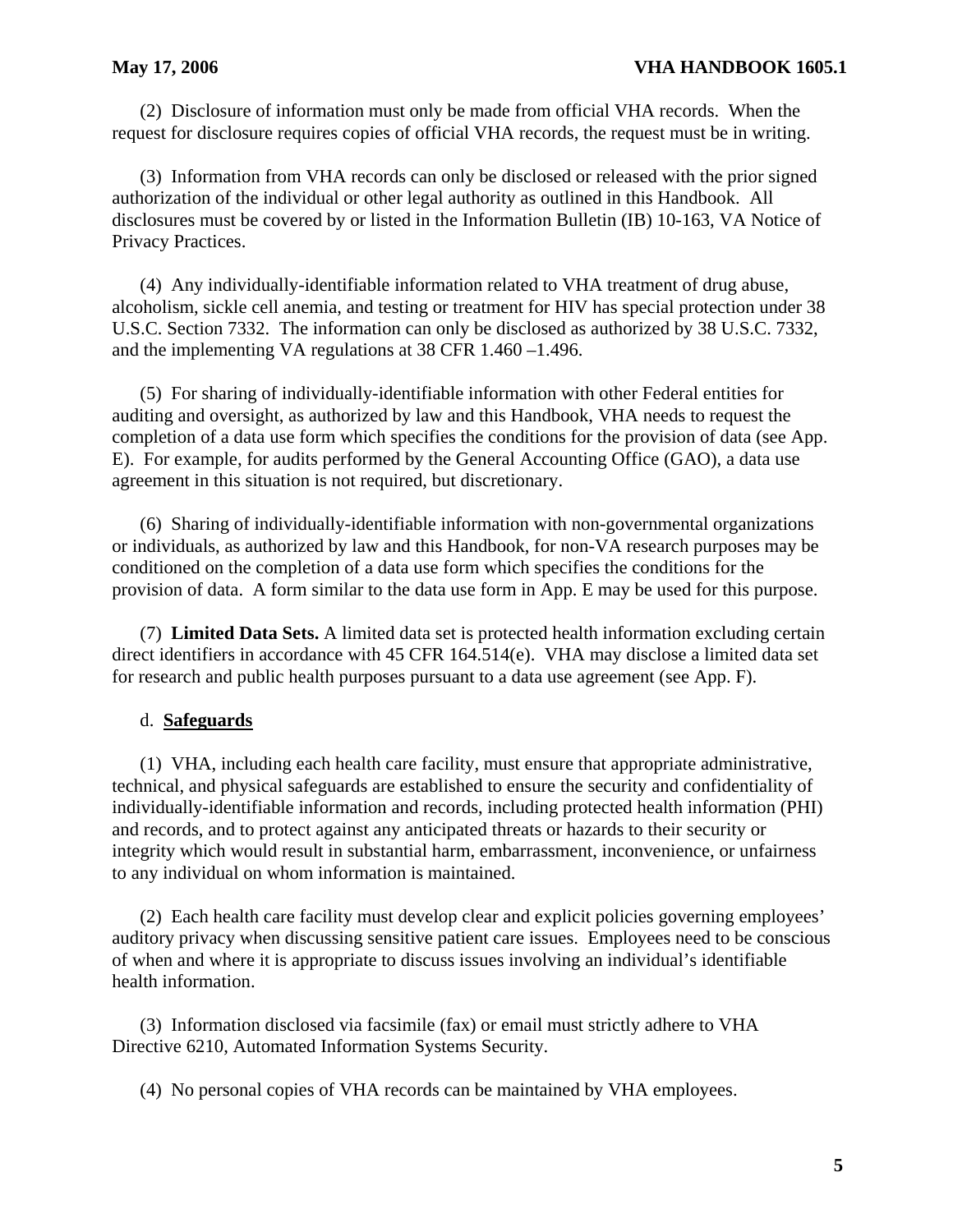(2) Disclosure of information must only be made from official VHA records. When the request for disclosure requires copies of official VHA records, the request must be in writing.

(3) Information from VHA records can only be disclosed or released with the prior signed authorization of the individual or other legal authority as outlined in this Handbook. All disclosures must be covered by or listed in the Information Bulletin (IB) 10-163, VA Notice of Privacy Practices.

(4) Any individually-identifiable information related to VHA treatment of drug abuse, alcoholism, sickle cell anemia, and testing or treatment for HIV has special protection under 38 U.S.C. Section 7332. The information can only be disclosed as authorized by 38 U.S.C. 7332, and the implementing VA regulations at 38 CFR 1.460 –1.496.

(5) For sharing of individually-identifiable information with other Federal entities for auditing and oversight, as authorized by law and this Handbook, VHA needs to request the completion of a data use form which specifies the conditions for the provision of data (see App. E). For example, for audits performed by the General Accounting Office (GAO), a data use agreement in this situation is not required, but discretionary.

(6) Sharing of individually-identifiable information with non-governmental organizations or individuals, as authorized by law and this Handbook, for non-VA research purposes may be conditioned on the completion of a data use form which specifies the conditions for the provision of data. A form similar to the data use form in App. E may be used for this purpose.

(7) **Limited Data Sets.** A limited data set is protected health information excluding certain direct identifiers in accordance with 45 CFR 164.514(e). VHA may disclose a limited data set for research and public health purposes pursuant to a data use agreement (see App. F).

d. **Safeguards**

(1) VHA, including each health care facility, must ensure that appropriate administrative, technical, and physical safeguards are established to ensure the security and confidentiality of individually-identifiable information and records, including protected health information (PHI) and records, and to protect against any anticipated threats or hazards to their security or integrity which would result in substantial harm, embarrassment, inconvenience, or unfairness to any individual on whom information is maintained.

(2) Each health care facility must develop clear and explicit policies governing employees' auditory privacy when discussing sensitive patient care issues. Employees need to be conscious of when and where it is appropriate to discuss issues involving an individual's identifiable health information.

(3) Information disclosed via facsimile (fax) or email must strictly adhere to VHA Directive 6210, Automated Information Systems Security.

(4) No personal copies of VHA records can be maintained by VHA employees.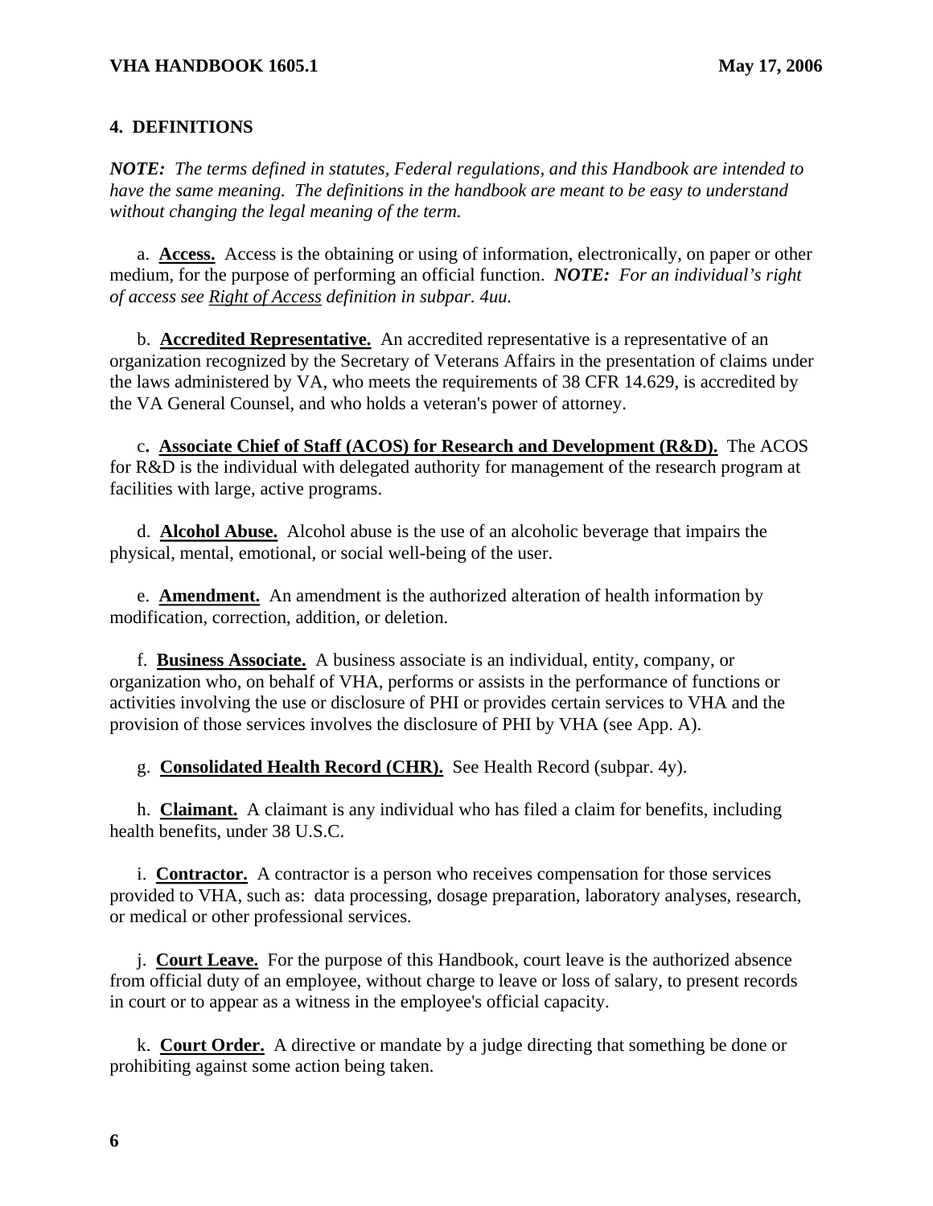## 4. DEFINITIONS

***NOTE:*** *The terms defined in statutes, Federal regulations, and this Handbook are intended to have the same meaning. The definitions in the handbook are meant to be easy to understand without changing the legal meaning of the term.*

a. **Access.** Access is the obtaining or using of information, electronically, on paper or other medium, for the purpose of performing an official function. ***NOTE:*** *For an individual's right of access see Right of Access definition in subpar. 4uu.*

b. **Accredited Representative.** An accredited representative is a representative of an organization recognized by the Secretary of Veterans Affairs in the presentation of claims under the laws administered by VA, who meets the requirements of 38 CFR 14.629, is accredited by the VA General Counsel, and who holds a veteran's power of attorney.

c. **Associate Chief of Staff (ACOS) for Research and Development (R&D).** The ACOS for R&D is the individual with delegated authority for management of the research program at facilities with large, active programs.

d. **Alcohol Abuse.** Alcohol abuse is the use of an alcoholic beverage that impairs the physical, mental, emotional, or social well-being of the user.

e. **Amendment.** An amendment is the authorized alteration of health information by modification, correction, addition, or deletion.

f. **Business Associate.** A business associate is an individual, entity, company, or organization who, on behalf of VHA, performs or assists in the performance of functions or activities involving the use or disclosure of PHI or provides certain services to VHA and the provision of those services involves the disclosure of PHI by VHA (see App. A).

g. **Consolidated Health Record (CHR).** See Health Record (subpar. 4y).

h. **Claimant.** A claimant is any individual who has filed a claim for benefits, including health benefits, under 38 U.S.C.

i. **Contractor.** A contractor is a person who receives compensation for those services provided to VHA, such as: data processing, dosage preparation, laboratory analyses, research, or medical or other professional services.

j. **Court Leave.** For the purpose of this Handbook, court leave is the authorized absence from official duty of an employee, without charge to leave or loss of salary, to present records in court or to appear as a witness in the employee's official capacity.

k. **Court Order.** A directive or mandate by a judge directing that something be done or prohibiting against some action being taken.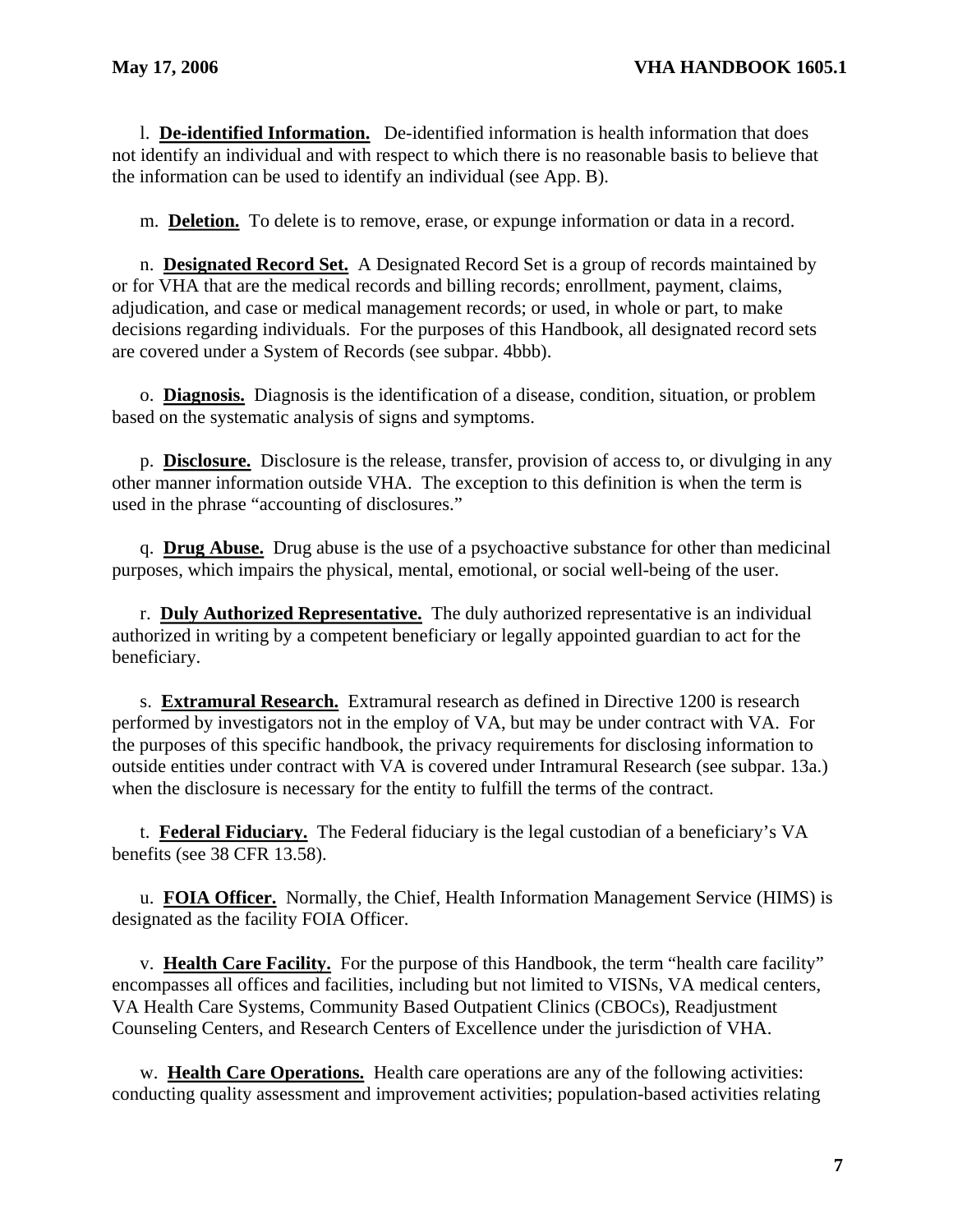l. **De-identified Information.** De-identified information is health information that does not identify an individual and with respect to which there is no reasonable basis to believe that the information can be used to identify an individual (see App. B).

m. **Deletion.** To delete is to remove, erase, or expunge information or data in a record.

n. **Designated Record Set.** A Designated Record Set is a group of records maintained by or for VHA that are the medical records and billing records; enrollment, payment, claims, adjudication, and case or medical management records; or used, in whole or part, to make decisions regarding individuals. For the purposes of this Handbook, all designated record sets are covered under a System of Records (see subpar. 4bbb).

o. **Diagnosis.** Diagnosis is the identification of a disease, condition, situation, or problem based on the systematic analysis of signs and symptoms.

p. **Disclosure.** Disclosure is the release, transfer, provision of access to, or divulging in any other manner information outside VHA. The exception to this definition is when the term is used in the phrase "accounting of disclosures."

q. **Drug Abuse.** Drug abuse is the use of a psychoactive substance for other than medicinal purposes, which impairs the physical, mental, emotional, or social well-being of the user.

r. **Duly Authorized Representative.** The duly authorized representative is an individual authorized in writing by a competent beneficiary or legally appointed guardian to act for the beneficiary.

s. **Extramural Research.** Extramural research as defined in Directive 1200 is research performed by investigators not in the employ of VA, but may be under contract with VA. For the purposes of this specific handbook, the privacy requirements for disclosing information to outside entities under contract with VA is covered under Intramural Research (see subpar. 13a.) when the disclosure is necessary for the entity to fulfill the terms of the contract.

t. **Federal Fiduciary.** The Federal fiduciary is the legal custodian of a beneficiary's VA benefits (see 38 CFR 13.58).

u. **FOIA Officer.** Normally, the Chief, Health Information Management Service (HIMS) is designated as the facility FOIA Officer.

v. **Health Care Facility.** For the purpose of this Handbook, the term "health care facility" encompasses all offices and facilities, including but not limited to VISNs, VA medical centers, VA Health Care Systems, Community Based Outpatient Clinics (CBOCs), Readjustment Counseling Centers, and Research Centers of Excellence under the jurisdiction of VHA.

w. **Health Care Operations.** Health care operations are any of the following activities: conducting quality assessment and improvement activities; population-based activities relating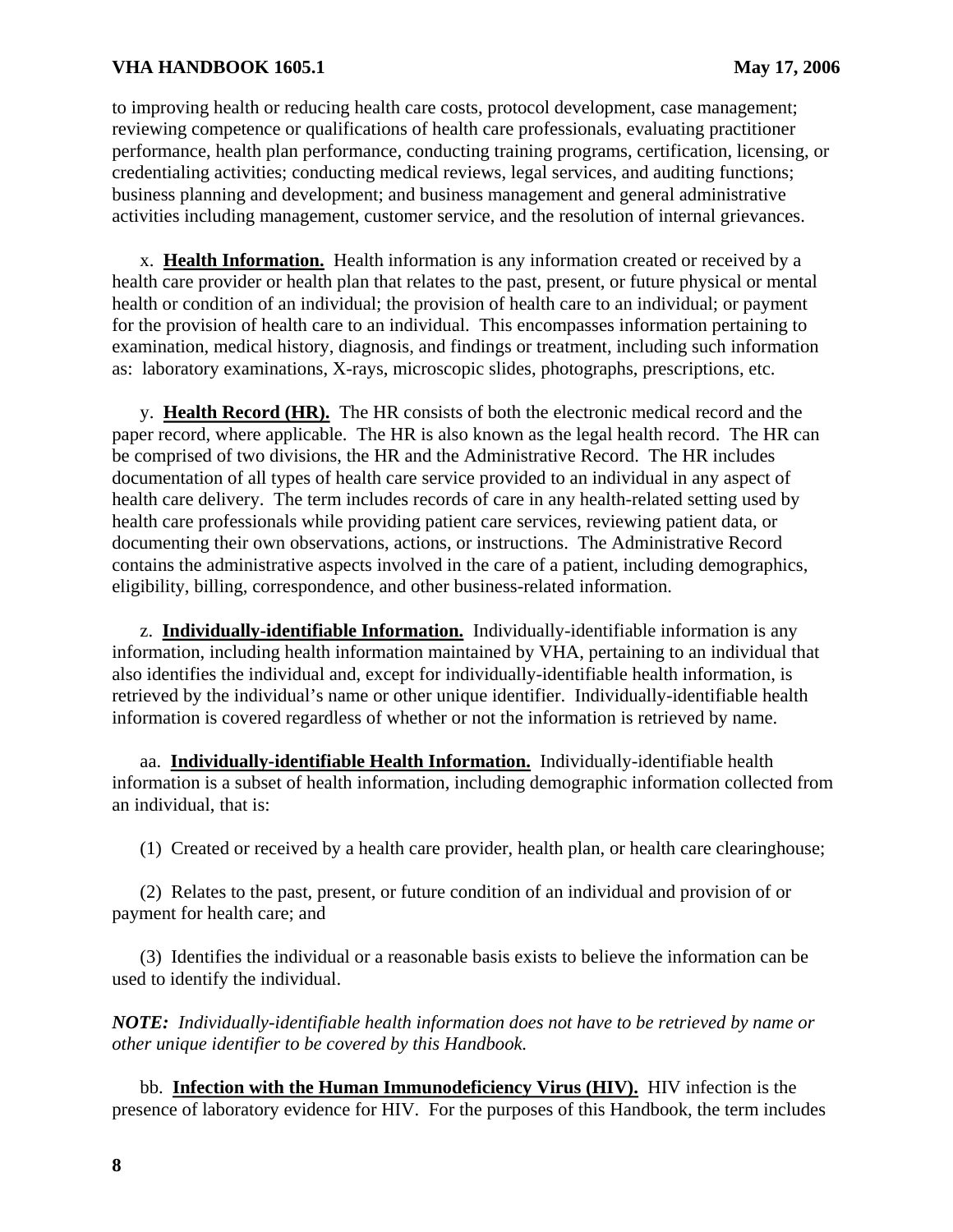to improving health or reducing health care costs, protocol development, case management; reviewing competence or qualifications of health care professionals, evaluating practitioner performance, health plan performance, conducting training programs, certification, licensing, or credentialing activities; conducting medical reviews, legal services, and auditing functions; business planning and development; and business management and general administrative activities including management, customer service, and the resolution of internal grievances.

x. **Health Information.** Health information is any information created or received by a health care provider or health plan that relates to the past, present, or future physical or mental health or condition of an individual; the provision of health care to an individual; or payment for the provision of health care to an individual. This encompasses information pertaining to examination, medical history, diagnosis, and findings or treatment, including such information as: laboratory examinations, X-rays, microscopic slides, photographs, prescriptions, etc.

y. **Health Record (HR).** The HR consists of both the electronic medical record and the paper record, where applicable. The HR is also known as the legal health record. The HR can be comprised of two divisions, the HR and the Administrative Record. The HR includes documentation of all types of health care service provided to an individual in any aspect of health care delivery. The term includes records of care in any health-related setting used by health care professionals while providing patient care services, reviewing patient data, or documenting their own observations, actions, or instructions. The Administrative Record contains the administrative aspects involved in the care of a patient, including demographics, eligibility, billing, correspondence, and other business-related information.

z. **Individually-identifiable Information.** Individually-identifiable information is any information, including health information maintained by VHA, pertaining to an individual that also identifies the individual and, except for individually-identifiable health information, is retrieved by the individual's name or other unique identifier. Individually-identifiable health information is covered regardless of whether or not the information is retrieved by name.

aa. **Individually-identifiable Health Information.** Individually-identifiable health information is a subset of health information, including demographic information collected from an individual, that is:

(1) Created or received by a health care provider, health plan, or health care clearinghouse;

(2) Relates to the past, present, or future condition of an individual and provision of or payment for health care; and

(3) Identifies the individual or a reasonable basis exists to believe the information can be used to identify the individual.

***NOTE:** Individually-identifiable health information does not have to be retrieved by name or other unique identifier to be covered by this Handbook.*

bb. **Infection with the Human Immunodeficiency Virus (HIV).** HIV infection is the presence of laboratory evidence for HIV. For the purposes of this Handbook, the term includes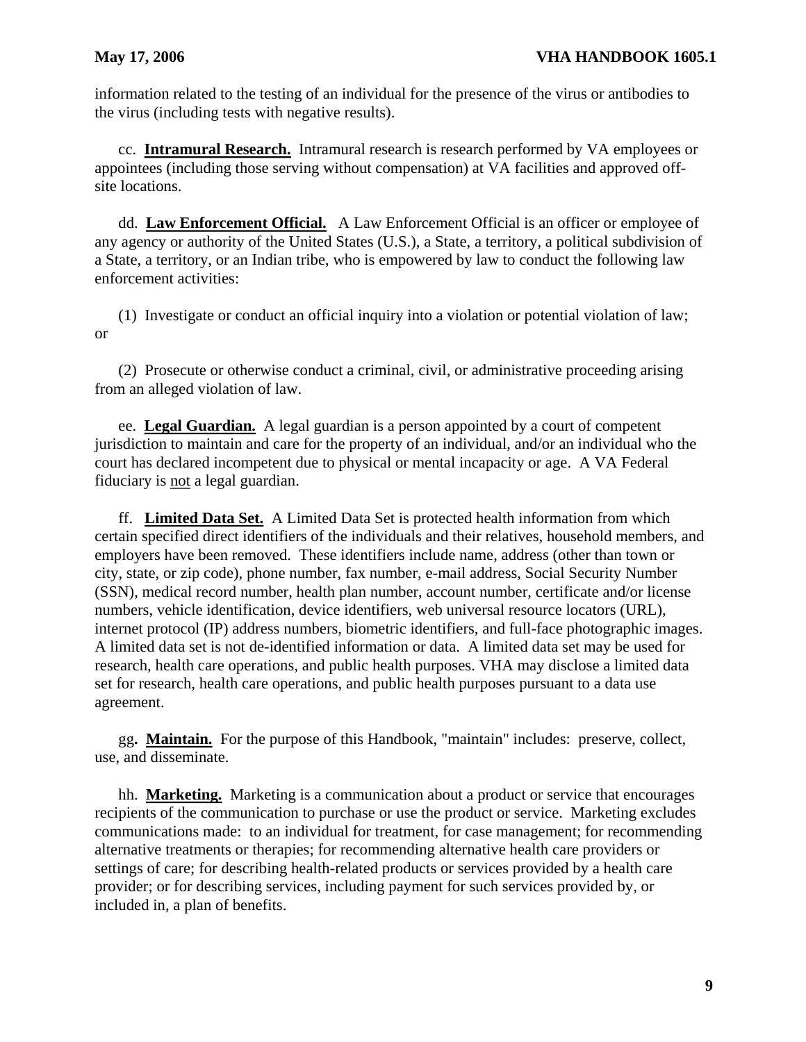information related to the testing of an individual for the presence of the virus or antibodies to the virus (including tests with negative results).

cc. **Intramural Research.** Intramural research is research performed by VA employees or appointees (including those serving without compensation) at VA facilities and approved off-site locations.

dd. **Law Enforcement Official.** A Law Enforcement Official is an officer or employee of any agency or authority of the United States (U.S.), a State, a territory, a political subdivision of a State, a territory, or an Indian tribe, who is empowered by law to conduct the following law enforcement activities:

(1) Investigate or conduct an official inquiry into a violation or potential violation of law; or

(2) Prosecute or otherwise conduct a criminal, civil, or administrative proceeding arising from an alleged violation of law.

ee. **Legal Guardian.** A legal guardian is a person appointed by a court of competent jurisdiction to maintain and care for the property of an individual, and/or an individual who the court has declared incompetent due to physical or mental incapacity or age. A VA Federal fiduciary is not a legal guardian.

ff. **Limited Data Set.** A Limited Data Set is protected health information from which certain specified direct identifiers of the individuals and their relatives, household members, and employers have been removed. These identifiers include name, address (other than town or city, state, or zip code), phone number, fax number, e-mail address, Social Security Number (SSN), medical record number, health plan number, account number, certificate and/or license numbers, vehicle identification, device identifiers, web universal resource locators (URL), internet protocol (IP) address numbers, biometric identifiers, and full-face photographic images. A limited data set is not de-identified information or data. A limited data set may be used for research, health care operations, and public health purposes. VHA may disclose a limited data set for research, health care operations, and public health purposes pursuant to a data use agreement.

gg**.** **Maintain.** For the purpose of this Handbook, "maintain" includes: preserve, collect, use, and disseminate.

hh. **Marketing.** Marketing is a communication about a product or service that encourages recipients of the communication to purchase or use the product or service. Marketing excludes communications made: to an individual for treatment, for case management; for recommending alternative treatments or therapies; for recommending alternative health care providers or settings of care; for describing health-related products or services provided by a health care provider; or for describing services, including payment for such services provided by, or included in, a plan of benefits.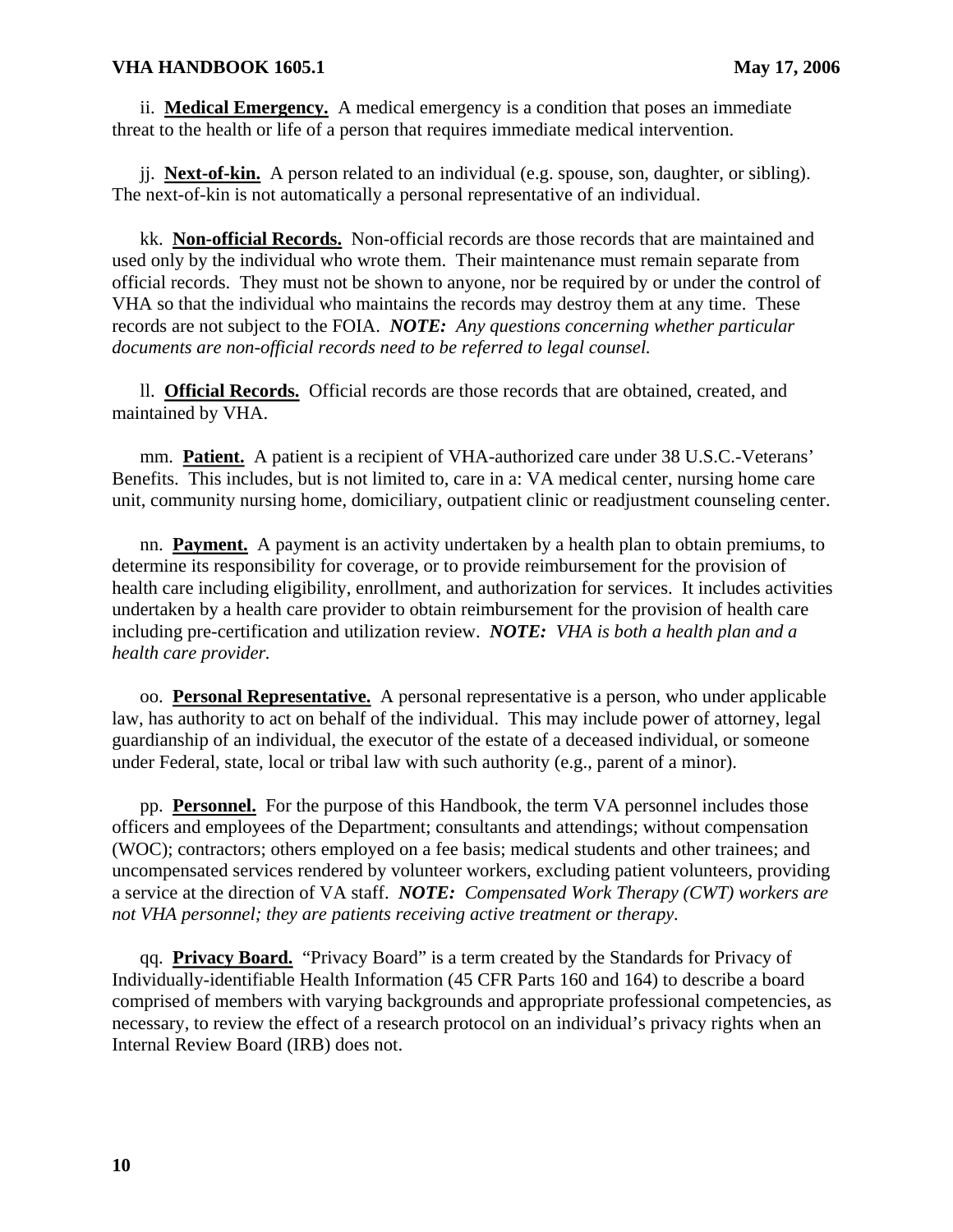ii. **Medical Emergency.** A medical emergency is a condition that poses an immediate threat to the health or life of a person that requires immediate medical intervention.

jj. **Next-of-kin.** A person related to an individual (e.g. spouse, son, daughter, or sibling). The next-of-kin is not automatically a personal representative of an individual.

kk. **Non-official Records.** Non-official records are those records that are maintained and used only by the individual who wrote them. Their maintenance must remain separate from official records. They must not be shown to anyone, nor be required by or under the control of VHA so that the individual who maintains the records may destroy them at any time. These records are not subject to the FOIA. ***NOTE:*** *Any questions concerning whether particular documents are non-official records need to be referred to legal counsel.*

ll. **Official Records.** Official records are those records that are obtained, created, and maintained by VHA.

mm. **Patient.** A patient is a recipient of VHA-authorized care under 38 U.S.C.-Veterans' Benefits. This includes, but is not limited to, care in a: VA medical center, nursing home care unit, community nursing home, domiciliary, outpatient clinic or readjustment counseling center.

nn. **Payment.** A payment is an activity undertaken by a health plan to obtain premiums, to determine its responsibility for coverage, or to provide reimbursement for the provision of health care including eligibility, enrollment, and authorization for services. It includes activities undertaken by a health care provider to obtain reimbursement for the provision of health care including pre-certification and utilization review. ***NOTE:*** *VHA is both a health plan and a health care provider.*

oo. **Personal Representative.** A personal representative is a person, who under applicable law, has authority to act on behalf of the individual. This may include power of attorney, legal guardianship of an individual, the executor of the estate of a deceased individual, or someone under Federal, state, local or tribal law with such authority (e.g., parent of a minor).

pp. **Personnel.** For the purpose of this Handbook, the term VA personnel includes those officers and employees of the Department; consultants and attendings; without compensation (WOC); contractors; others employed on a fee basis; medical students and other trainees; and uncompensated services rendered by volunteer workers, excluding patient volunteers, providing a service at the direction of VA staff. ***NOTE:*** *Compensated Work Therapy (CWT) workers are not VHA personnel; they are patients receiving active treatment or therapy.*

qq. **Privacy Board.** "Privacy Board" is a term created by the Standards for Privacy of Individually-identifiable Health Information (45 CFR Parts 160 and 164) to describe a board comprised of members with varying backgrounds and appropriate professional competencies, as necessary, to review the effect of a research protocol on an individual's privacy rights when an Internal Review Board (IRB) does not.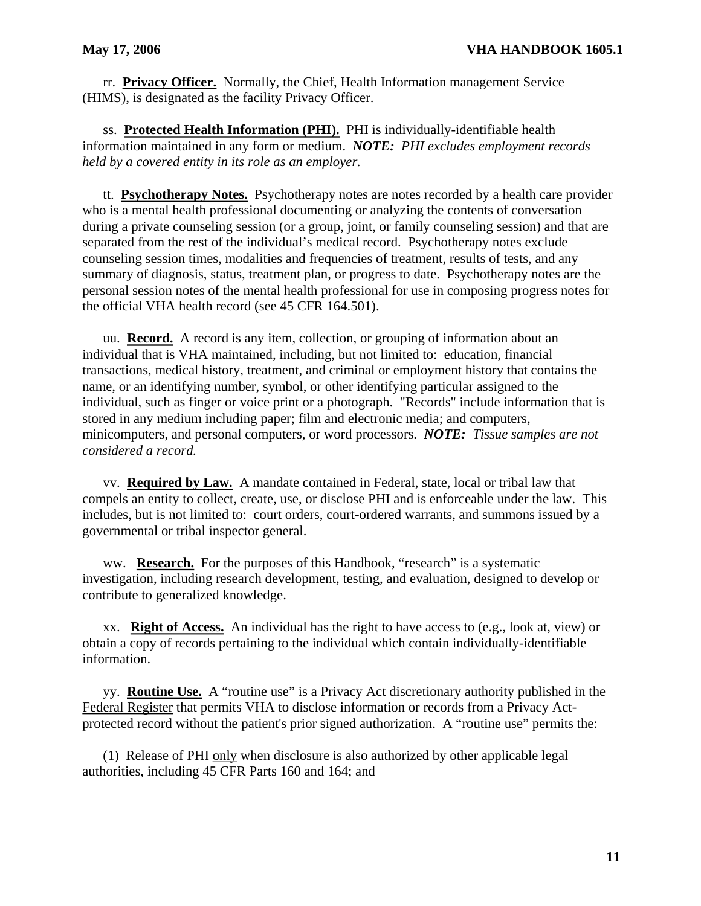rr. **Privacy Officer.** Normally, the Chief, Health Information management Service (HIMS), is designated as the facility Privacy Officer.

ss. **Protected Health Information (PHI).** PHI is individually-identifiable health information maintained in any form or medium. ***NOTE:*** *PHI excludes employment records held by a covered entity in its role as an employer.*

tt. **Psychotherapy Notes.** Psychotherapy notes are notes recorded by a health care provider who is a mental health professional documenting or analyzing the contents of conversation during a private counseling session (or a group, joint, or family counseling session) and that are separated from the rest of the individual's medical record. Psychotherapy notes exclude counseling session times, modalities and frequencies of treatment, results of tests, and any summary of diagnosis, status, treatment plan, or progress to date. Psychotherapy notes are the personal session notes of the mental health professional for use in composing progress notes for the official VHA health record (see 45 CFR 164.501).

uu. **Record.** A record is any item, collection, or grouping of information about an individual that is VHA maintained, including, but not limited to: education, financial transactions, medical history, treatment, and criminal or employment history that contains the name, or an identifying number, symbol, or other identifying particular assigned to the individual, such as finger or voice print or a photograph. "Records" include information that is stored in any medium including paper; film and electronic media; and computers, minicomputers, and personal computers, or word processors. ***NOTE:*** *Tissue samples are not considered a record.*

vv. **Required by Law.** A mandate contained in Federal, state, local or tribal law that compels an entity to collect, create, use, or disclose PHI and is enforceable under the law. This includes, but is not limited to: court orders, court-ordered warrants, and summons issued by a governmental or tribal inspector general.

ww. **Research.** For the purposes of this Handbook, "research" is a systematic investigation, including research development, testing, and evaluation, designed to develop or contribute to generalized knowledge.

xx. **Right of Access.** An individual has the right to have access to (e.g., look at, view) or obtain a copy of records pertaining to the individual which contain individually-identifiable information.

yy. **Routine Use.** A "routine use" is a Privacy Act discretionary authority published in the Federal Register that permits VHA to disclose information or records from a Privacy Act-protected record without the patient's prior signed authorization. A "routine use" permits the:

(1) Release of PHI only when disclosure is also authorized by other applicable legal authorities, including 45 CFR Parts 160 and 164; and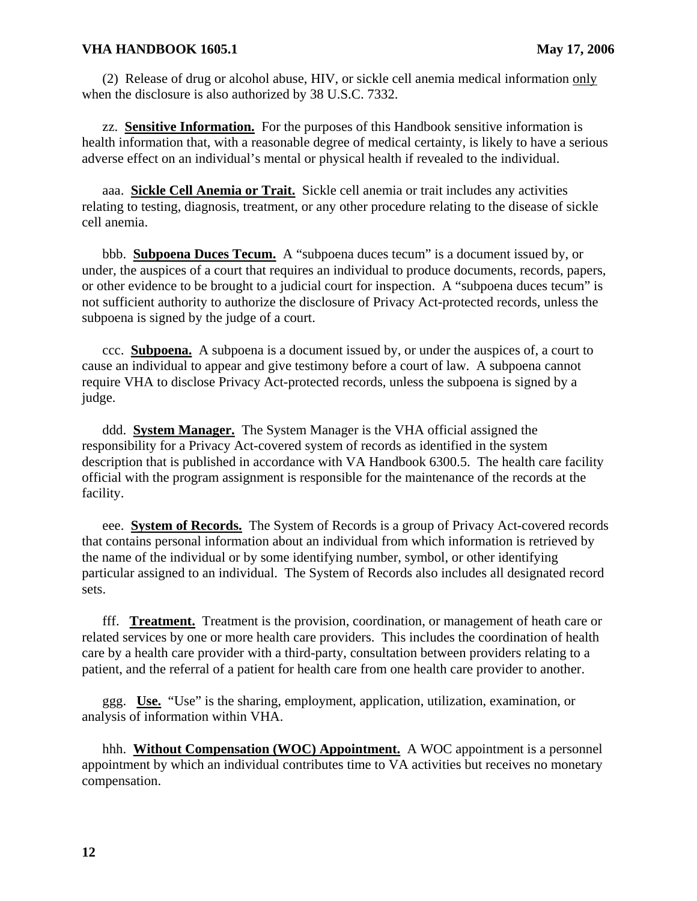(2) Release of drug or alcohol abuse, HIV, or sickle cell anemia medical information only when the disclosure is also authorized by 38 U.S.C. 7332.

zz. **Sensitive Information.** For the purposes of this Handbook sensitive information is health information that, with a reasonable degree of medical certainty, is likely to have a serious adverse effect on an individual's mental or physical health if revealed to the individual.

aaa. **Sickle Cell Anemia or Trait.** Sickle cell anemia or trait includes any activities relating to testing, diagnosis, treatment, or any other procedure relating to the disease of sickle cell anemia.

bbb. **Subpoena Duces Tecum.** A "subpoena duces tecum" is a document issued by, or under, the auspices of a court that requires an individual to produce documents, records, papers, or other evidence to be brought to a judicial court for inspection. A "subpoena duces tecum" is not sufficient authority to authorize the disclosure of Privacy Act-protected records, unless the subpoena is signed by the judge of a court.

ccc. **Subpoena.** A subpoena is a document issued by, or under the auspices of, a court to cause an individual to appear and give testimony before a court of law. A subpoena cannot require VHA to disclose Privacy Act-protected records, unless the subpoena is signed by a judge.

ddd. **System Manager.** The System Manager is the VHA official assigned the responsibility for a Privacy Act-covered system of records as identified in the system description that is published in accordance with VA Handbook 6300.5. The health care facility official with the program assignment is responsible for the maintenance of the records at the facility.

eee. **System of Records.** The System of Records is a group of Privacy Act-covered records that contains personal information about an individual from which information is retrieved by the name of the individual or by some identifying number, symbol, or other identifying particular assigned to an individual. The System of Records also includes all designated record sets.

fff. **Treatment.** Treatment is the provision, coordination, or management of heath care or related services by one or more health care providers. This includes the coordination of health care by a health care provider with a third-party, consultation between providers relating to a patient, and the referral of a patient for health care from one health care provider to another.

ggg. **Use.** "Use" is the sharing, employment, application, utilization, examination, or analysis of information within VHA.

hhh. **Without Compensation (WOC) Appointment.** A WOC appointment is a personnel appointment by which an individual contributes time to VA activities but receives no monetary compensation.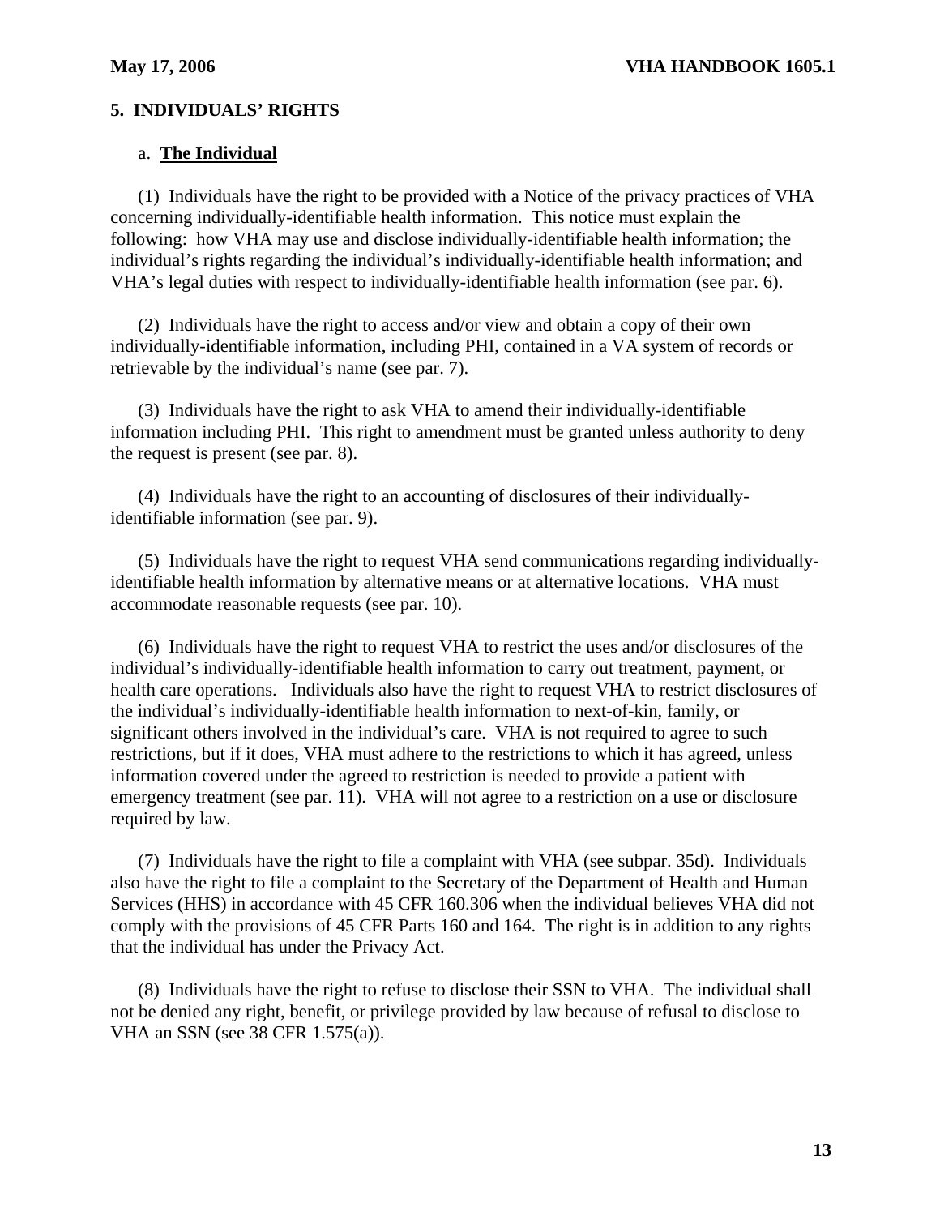## 5. INDIVIDUALS' RIGHTS

a. **The Individual**

(1) Individuals have the right to be provided with a Notice of the privacy practices of VHA concerning individually-identifiable health information. This notice must explain the following: how VHA may use and disclose individually-identifiable health information; the individual's rights regarding the individual's individually-identifiable health information; and VHA's legal duties with respect to individually-identifiable health information (see par. 6).

(2) Individuals have the right to access and/or view and obtain a copy of their own individually-identifiable information, including PHI, contained in a VA system of records or retrievable by the individual's name (see par. 7).

(3) Individuals have the right to ask VHA to amend their individually-identifiable information including PHI. This right to amendment must be granted unless authority to deny the request is present (see par. 8).

(4) Individuals have the right to an accounting of disclosures of their individually-identifiable information (see par. 9).

(5) Individuals have the right to request VHA send communications regarding individually-identifiable health information by alternative means or at alternative locations. VHA must accommodate reasonable requests (see par. 10).

(6) Individuals have the right to request VHA to restrict the uses and/or disclosures of the individual's individually-identifiable health information to carry out treatment, payment, or health care operations. Individuals also have the right to request VHA to restrict disclosures of the individual's individually-identifiable health information to next-of-kin, family, or significant others involved in the individual's care. VHA is not required to agree to such restrictions, but if it does, VHA must adhere to the restrictions to which it has agreed, unless information covered under the agreed to restriction is needed to provide a patient with emergency treatment (see par. 11). VHA will not agree to a restriction on a use or disclosure required by law.

(7) Individuals have the right to file a complaint with VHA (see subpar. 35d). Individuals also have the right to file a complaint to the Secretary of the Department of Health and Human Services (HHS) in accordance with 45 CFR 160.306 when the individual believes VHA did not comply with the provisions of 45 CFR Parts 160 and 164. The right is in addition to any rights that the individual has under the Privacy Act.

(8) Individuals have the right to refuse to disclose their SSN to VHA. The individual shall not be denied any right, benefit, or privilege provided by law because of refusal to disclose to VHA an SSN (see 38 CFR 1.575(a)).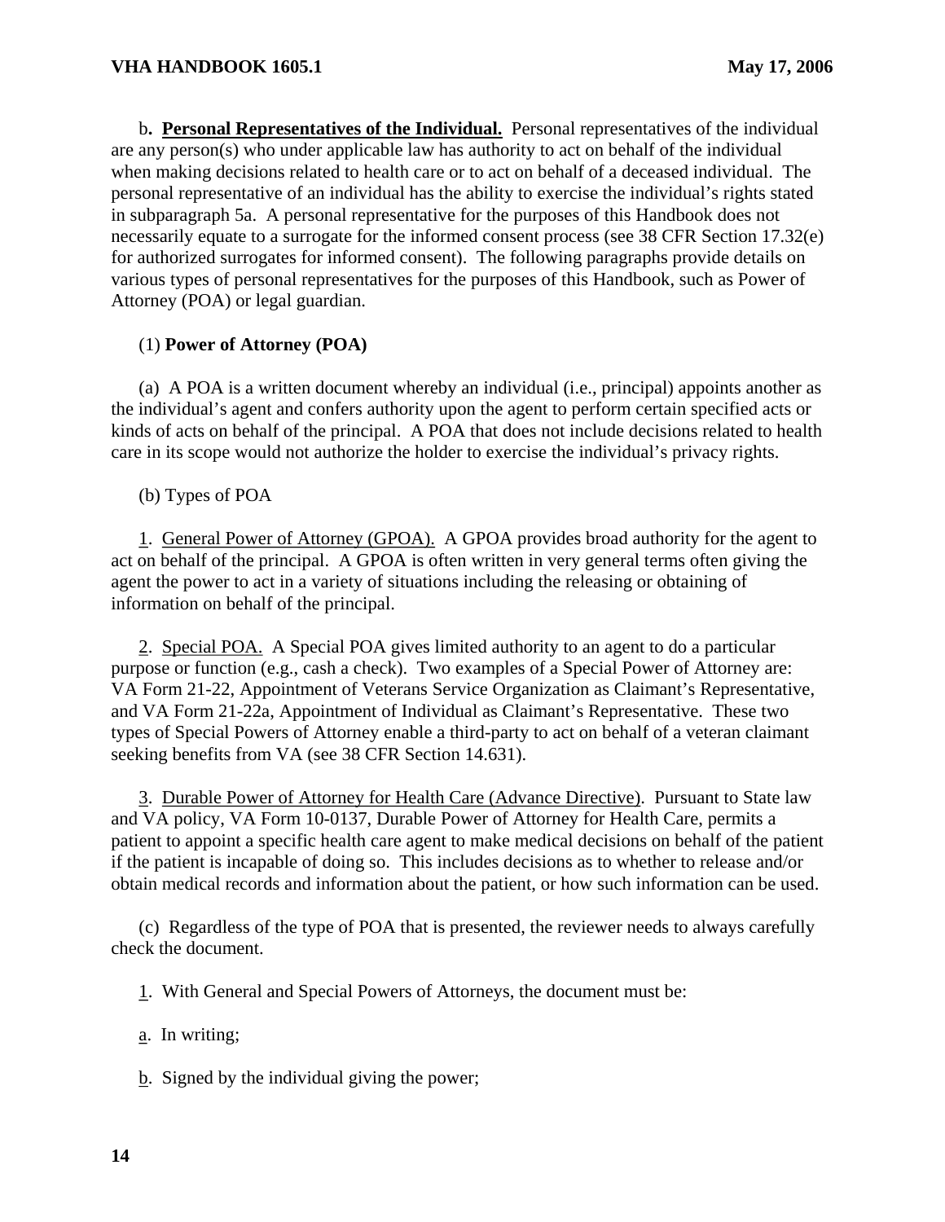b**. <u>Personal Representatives of the Individual.</u>** Personal representatives of the individual are any person(s) who under applicable law has authority to act on behalf of the individual when making decisions related to health care or to act on behalf of a deceased individual. The personal representative of an individual has the ability to exercise the individual's rights stated in subparagraph 5a. A personal representative for the purposes of this Handbook does not necessarily equate to a surrogate for the informed consent process (see 38 CFR Section 17.32(e) for authorized surrogates for informed consent). The following paragraphs provide details on various types of personal representatives for the purposes of this Handbook, such as Power of Attorney (POA) or legal guardian.

(1) **Power of Attorney (POA)**

(a) A POA is a written document whereby an individual (i.e., principal) appoints another as the individual's agent and confers authority upon the agent to perform certain specified acts or kinds of acts on behalf of the principal. A POA that does not include decisions related to health care in its scope would not authorize the holder to exercise the individual's privacy rights.

(b) Types of POA

<u>1</u>. <u>General Power of Attorney (GPOA).</u> A GPOA provides broad authority for the agent to act on behalf of the principal. A GPOA is often written in very general terms often giving the agent the power to act in a variety of situations including the releasing or obtaining of information on behalf of the principal.

<u>2</u>. <u>Special POA.</u> A Special POA gives limited authority to an agent to do a particular purpose or function (e.g., cash a check). Two examples of a Special Power of Attorney are: VA Form 21-22, Appointment of Veterans Service Organization as Claimant's Representative, and VA Form 21-22a, Appointment of Individual as Claimant's Representative. These two types of Special Powers of Attorney enable a third-party to act on behalf of a veteran claimant seeking benefits from VA (see 38 CFR Section 14.631).

<u>3</u>. <u>Durable Power of Attorney for Health Care (Advance Directive)</u>. Pursuant to State law and VA policy, VA Form 10-0137, Durable Power of Attorney for Health Care, permits a patient to appoint a specific health care agent to make medical decisions on behalf of the patient if the patient is incapable of doing so. This includes decisions as to whether to release and/or obtain medical records and information about the patient, or how such information can be used.

(c) Regardless of the type of POA that is presented, the reviewer needs to always carefully check the document.

<u>1</u>. With General and Special Powers of Attorneys, the document must be:

<u>a</u>. In writing;

<u>b</u>. Signed by the individual giving the power;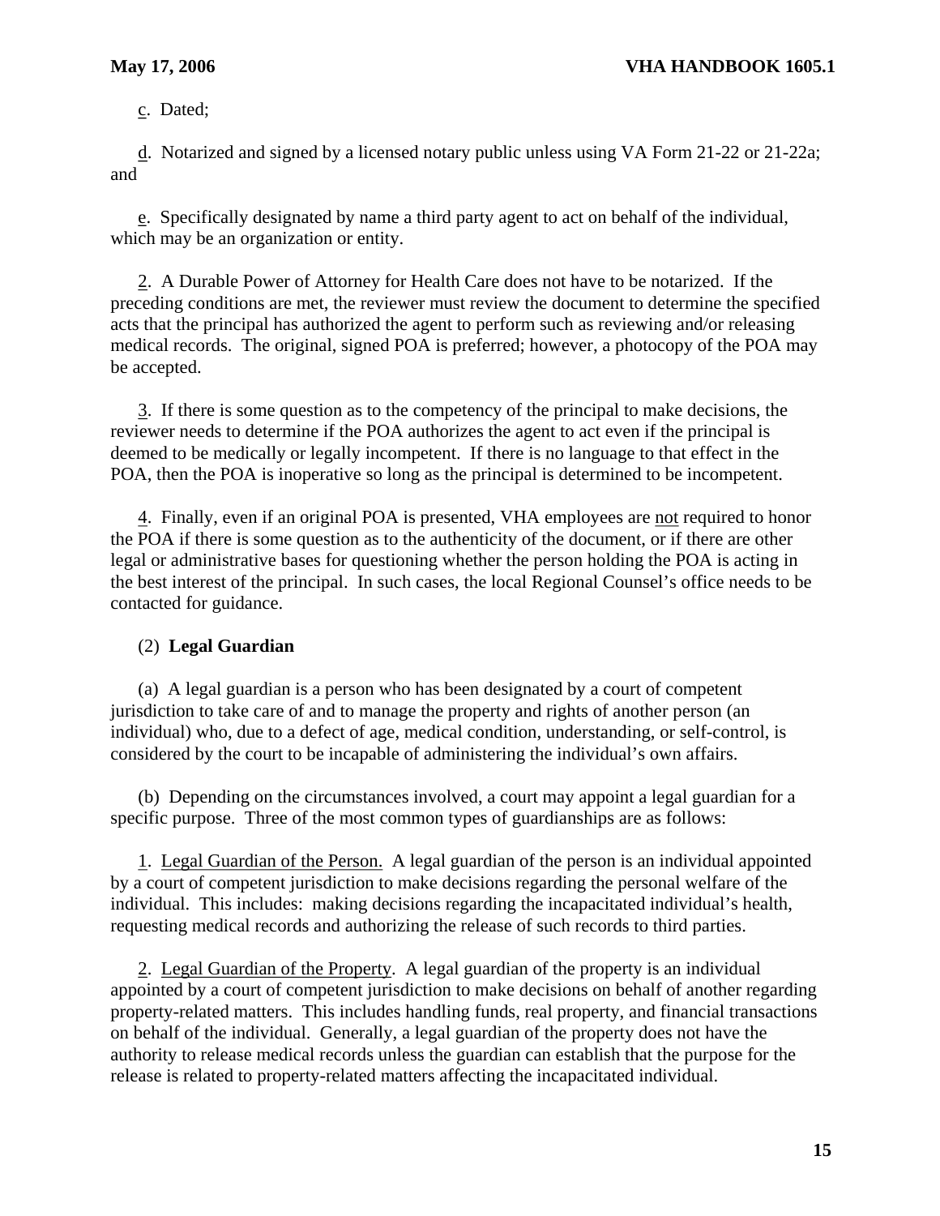c. Dated;

d. Notarized and signed by a licensed notary public unless using VA Form 21-22 or 21-22a; and

e. Specifically designated by name a third party agent to act on behalf of the individual, which may be an organization or entity.

2. A Durable Power of Attorney for Health Care does not have to be notarized. If the preceding conditions are met, the reviewer must review the document to determine the specified acts that the principal has authorized the agent to perform such as reviewing and/or releasing medical records. The original, signed POA is preferred; however, a photocopy of the POA may be accepted.

3. If there is some question as to the competency of the principal to make decisions, the reviewer needs to determine if the POA authorizes the agent to act even if the principal is deemed to be medically or legally incompetent. If there is no language to that effect in the POA, then the POA is inoperative so long as the principal is determined to be incompetent.

4. Finally, even if an original POA is presented, VHA employees are not required to honor the POA if there is some question as to the authenticity of the document, or if there are other legal or administrative bases for questioning whether the person holding the POA is acting in the best interest of the principal. In such cases, the local Regional Counsel's office needs to be contacted for guidance.

(2) **Legal Guardian**

(a) A legal guardian is a person who has been designated by a court of competent jurisdiction to take care of and to manage the property and rights of another person (an individual) who, due to a defect of age, medical condition, understanding, or self-control, is considered by the court to be incapable of administering the individual's own affairs.

(b) Depending on the circumstances involved, a court may appoint a legal guardian for a specific purpose. Three of the most common types of guardianships are as follows:

1. Legal Guardian of the Person. A legal guardian of the person is an individual appointed by a court of competent jurisdiction to make decisions regarding the personal welfare of the individual. This includes: making decisions regarding the incapacitated individual's health, requesting medical records and authorizing the release of such records to third parties.

2. Legal Guardian of the Property. A legal guardian of the property is an individual appointed by a court of competent jurisdiction to make decisions on behalf of another regarding property-related matters. This includes handling funds, real property, and financial transactions on behalf of the individual. Generally, a legal guardian of the property does not have the authority to release medical records unless the guardian can establish that the purpose for the release is related to property-related matters affecting the incapacitated individual.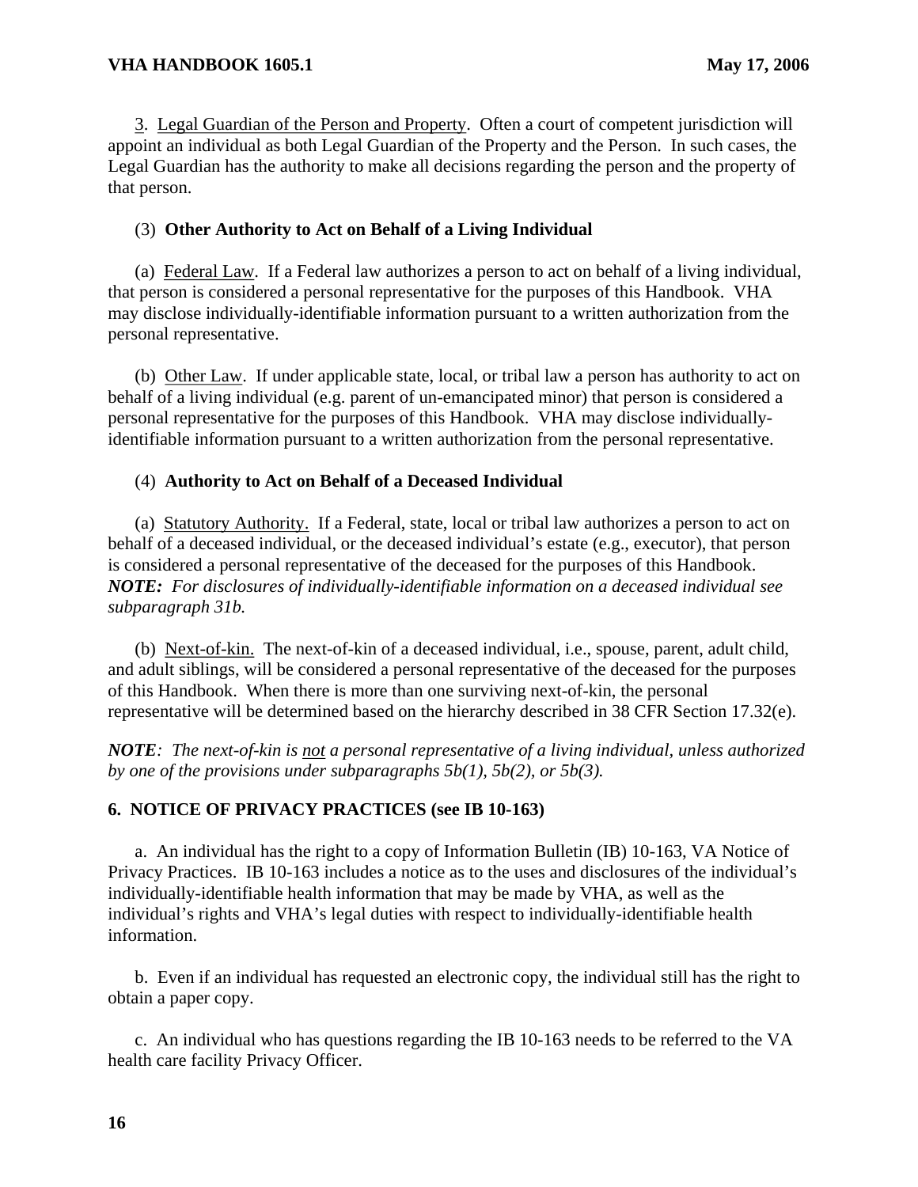3. Legal Guardian of the Person and Property. Often a court of competent jurisdiction will appoint an individual as both Legal Guardian of the Property and the Person. In such cases, the Legal Guardian has the authority to make all decisions regarding the person and the property of that person.

(3) **Other Authority to Act on Behalf of a Living Individual**

(a) Federal Law. If a Federal law authorizes a person to act on behalf of a living individual, that person is considered a personal representative for the purposes of this Handbook. VHA may disclose individually-identifiable information pursuant to a written authorization from the personal representative.

(b) Other Law. If under applicable state, local, or tribal law a person has authority to act on behalf of a living individual (e.g. parent of un-emancipated minor) that person is considered a personal representative for the purposes of this Handbook. VHA may disclose individually-identifiable information pursuant to a written authorization from the personal representative.

(4) **Authority to Act on Behalf of a Deceased Individual**

(a) Statutory Authority. If a Federal, state, local or tribal law authorizes a person to act on behalf of a deceased individual, or the deceased individual's estate (e.g., executor), that person is considered a personal representative of the deceased for the purposes of this Handbook. ***NOTE:*** *For disclosures of individually-identifiable information on a deceased individual see subparagraph 31b.*

(b) Next-of-kin. The next-of-kin of a deceased individual, i.e., spouse, parent, adult child, and adult siblings, will be considered a personal representative of the deceased for the purposes of this Handbook. When there is more than one surviving next-of-kin, the personal representative will be determined based on the hierarchy described in 38 CFR Section 17.32(e).

***NOTE****: The next-of-kin is not a personal representative of a living individual, unless authorized by one of the provisions under subparagraphs 5b(1), 5b(2), or 5b(3).*

## 6. NOTICE OF PRIVACY PRACTICES (see IB 10-163)

a. An individual has the right to a copy of Information Bulletin (IB) 10-163, VA Notice of Privacy Practices. IB 10-163 includes a notice as to the uses and disclosures of the individual's individually-identifiable health information that may be made by VHA, as well as the individual's rights and VHA's legal duties with respect to individually-identifiable health information.

b. Even if an individual has requested an electronic copy, the individual still has the right to obtain a paper copy.

c. An individual who has questions regarding the IB 10-163 needs to be referred to the VA health care facility Privacy Officer.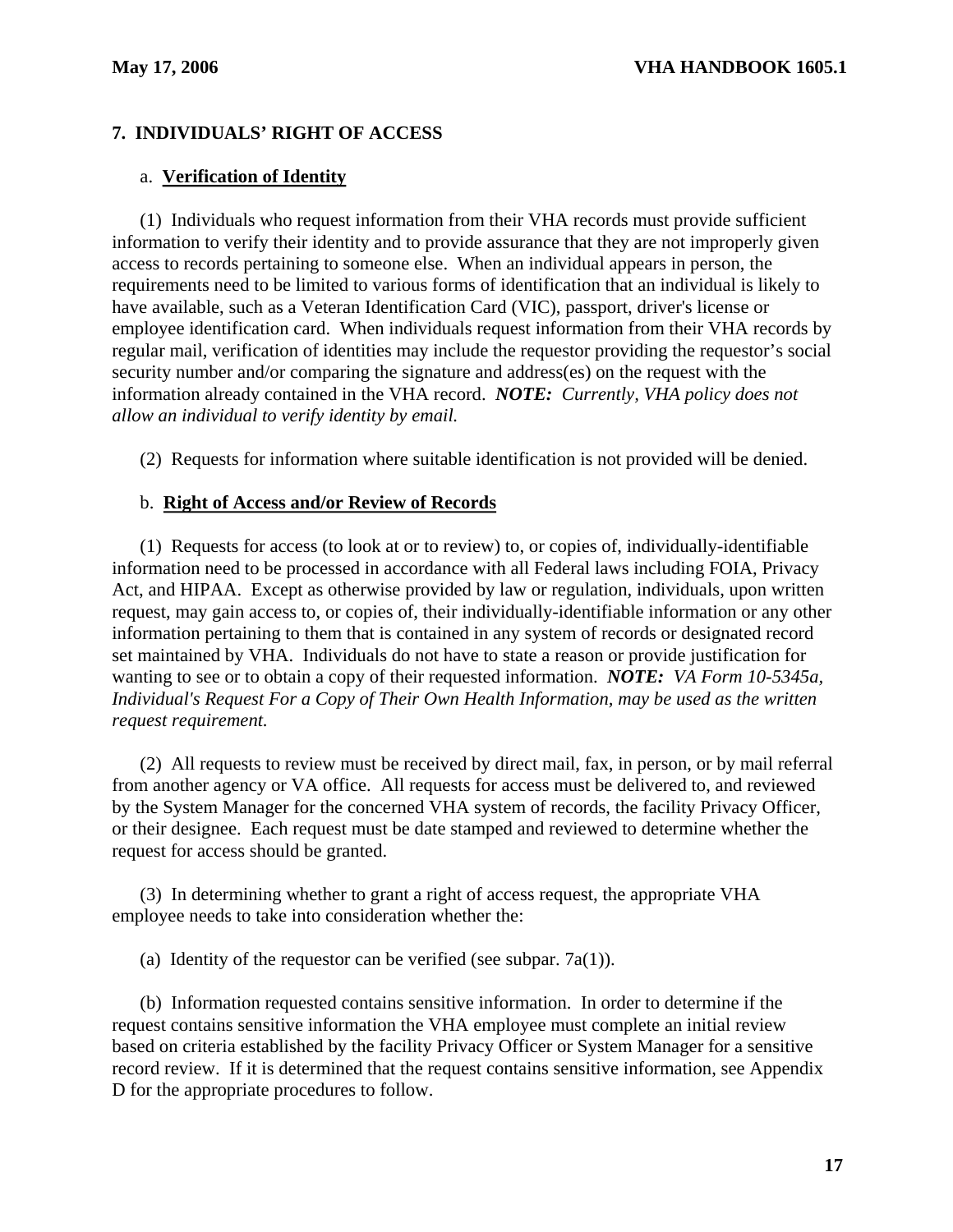## 7. INDIVIDUALS' RIGHT OF ACCESS

a. **<u>Verification of Identity</u>**

(1) Individuals who request information from their VHA records must provide sufficient information to verify their identity and to provide assurance that they are not improperly given access to records pertaining to someone else. When an individual appears in person, the requirements need to be limited to various forms of identification that an individual is likely to have available, such as a Veteran Identification Card (VIC), passport, driver's license or employee identification card. When individuals request information from their VHA records by regular mail, verification of identities may include the requestor providing the requestor's social security number and/or comparing the signature and address(es) on the request with the information already contained in the VHA record. ***NOTE:*** *Currently, VHA policy does not allow an individual to verify identity by email.*

(2) Requests for information where suitable identification is not provided will be denied.

b. **<u>Right of Access and/or Review of Records</u>**

(1) Requests for access (to look at or to review) to, or copies of, individually-identifiable information need to be processed in accordance with all Federal laws including FOIA, Privacy Act, and HIPAA. Except as otherwise provided by law or regulation, individuals, upon written request, may gain access to, or copies of, their individually-identifiable information or any other information pertaining to them that is contained in any system of records or designated record set maintained by VHA. Individuals do not have to state a reason or provide justification for wanting to see or to obtain a copy of their requested information. ***NOTE:*** *VA Form 10-5345a, Individual's Request For a Copy of Their Own Health Information, may be used as the written request requirement.*

(2) All requests to review must be received by direct mail, fax, in person, or by mail referral from another agency or VA office. All requests for access must be delivered to, and reviewed by the System Manager for the concerned VHA system of records, the facility Privacy Officer, or their designee. Each request must be date stamped and reviewed to determine whether the request for access should be granted.

(3) In determining whether to grant a right of access request, the appropriate VHA employee needs to take into consideration whether the:

(a) Identity of the requestor can be verified (see subpar. 7a(1)).

(b) Information requested contains sensitive information. In order to determine if the request contains sensitive information the VHA employee must complete an initial review based on criteria established by the facility Privacy Officer or System Manager for a sensitive record review. If it is determined that the request contains sensitive information, see Appendix D for the appropriate procedures to follow.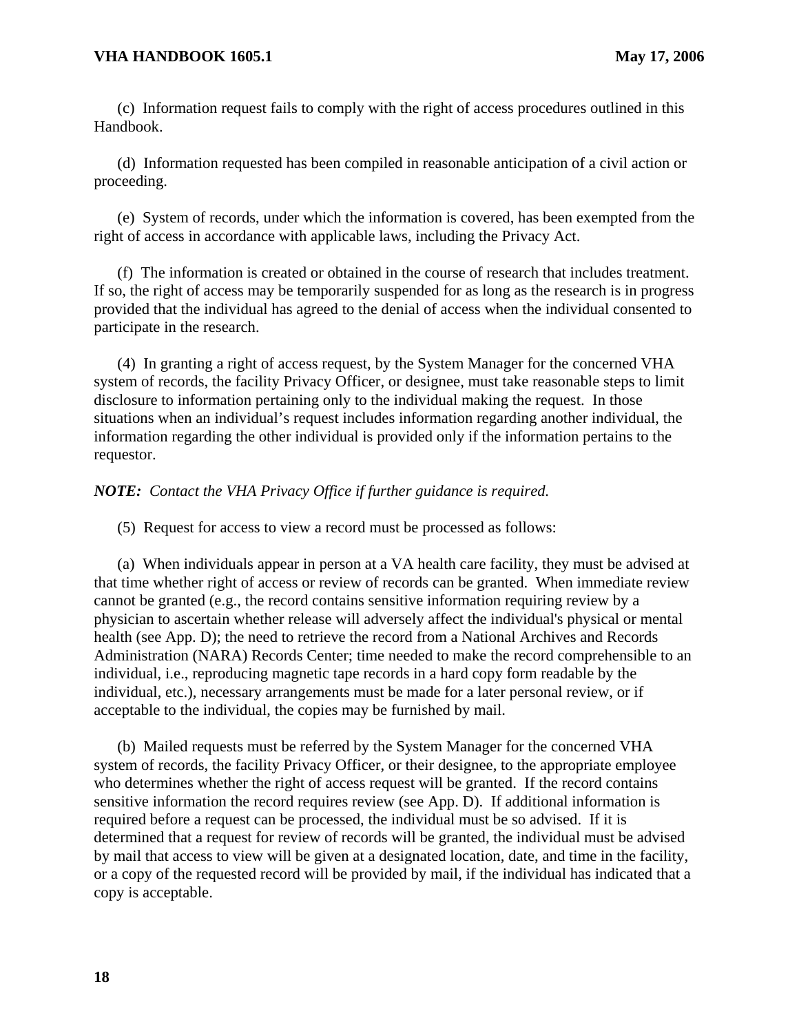(c) Information request fails to comply with the right of access procedures outlined in this Handbook.

(d) Information requested has been compiled in reasonable anticipation of a civil action or proceeding.

(e) System of records, under which the information is covered, has been exempted from the right of access in accordance with applicable laws, including the Privacy Act.

(f) The information is created or obtained in the course of research that includes treatment. If so, the right of access may be temporarily suspended for as long as the research is in progress provided that the individual has agreed to the denial of access when the individual consented to participate in the research.

(4) In granting a right of access request, by the System Manager for the concerned VHA system of records, the facility Privacy Officer, or designee, must take reasonable steps to limit disclosure to information pertaining only to the individual making the request. In those situations when an individual's request includes information regarding another individual, the information regarding the other individual is provided only if the information pertains to the requestor.

***NOTE:*** *Contact the VHA Privacy Office if further guidance is required.*

(5) Request for access to view a record must be processed as follows:

(a) When individuals appear in person at a VA health care facility, they must be advised at that time whether right of access or review of records can be granted. When immediate review cannot be granted (e.g., the record contains sensitive information requiring review by a physician to ascertain whether release will adversely affect the individual's physical or mental health (see App. D); the need to retrieve the record from a National Archives and Records Administration (NARA) Records Center; time needed to make the record comprehensible to an individual, i.e., reproducing magnetic tape records in a hard copy form readable by the individual, etc.), necessary arrangements must be made for a later personal review, or if acceptable to the individual, the copies may be furnished by mail.

(b) Mailed requests must be referred by the System Manager for the concerned VHA system of records, the facility Privacy Officer, or their designee, to the appropriate employee who determines whether the right of access request will be granted. If the record contains sensitive information the record requires review (see App. D). If additional information is required before a request can be processed, the individual must be so advised. If it is determined that a request for review of records will be granted, the individual must be advised by mail that access to view will be given at a designated location, date, and time in the facility, or a copy of the requested record will be provided by mail, if the individual has indicated that a copy is acceptable.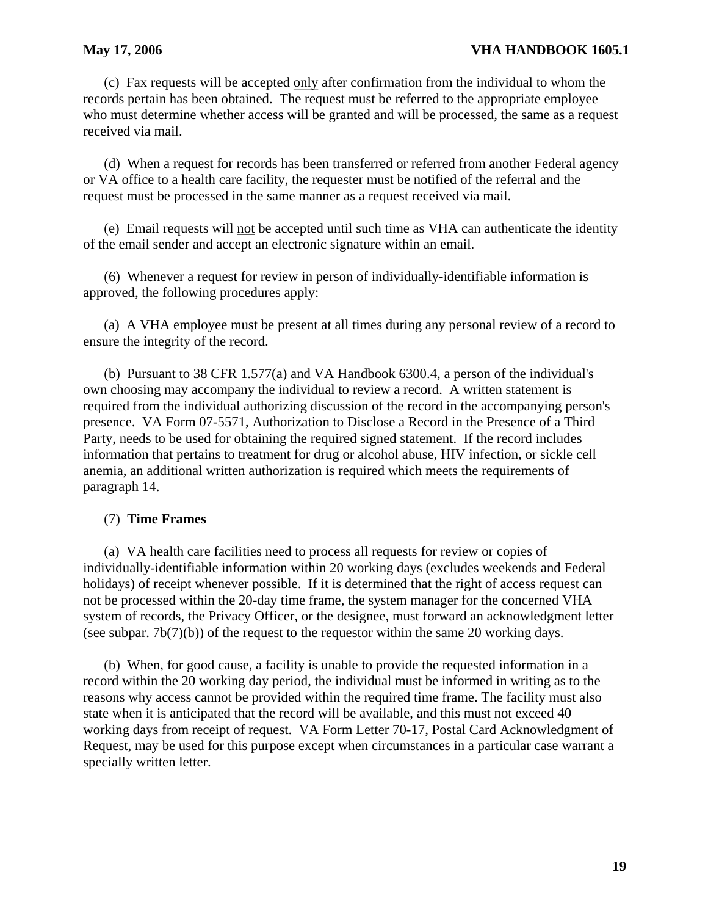(c) Fax requests will be accepted <u>only</u> after confirmation from the individual to whom the records pertain has been obtained. The request must be referred to the appropriate employee who must determine whether access will be granted and will be processed, the same as a request received via mail.

(d) When a request for records has been transferred or referred from another Federal agency or VA office to a health care facility, the requester must be notified of the referral and the request must be processed in the same manner as a request received via mail.

(e) Email requests will <u>not</u> be accepted until such time as VHA can authenticate the identity of the email sender and accept an electronic signature within an email.

(6) Whenever a request for review in person of individually-identifiable information is approved, the following procedures apply:

(a) A VHA employee must be present at all times during any personal review of a record to ensure the integrity of the record.

(b) Pursuant to 38 CFR 1.577(a) and VA Handbook 6300.4, a person of the individual's own choosing may accompany the individual to review a record. A written statement is required from the individual authorizing discussion of the record in the accompanying person's presence. VA Form 07-5571, Authorization to Disclose a Record in the Presence of a Third Party, needs to be used for obtaining the required signed statement. If the record includes information that pertains to treatment for drug or alcohol abuse, HIV infection, or sickle cell anemia, an additional written authorization is required which meets the requirements of paragraph 14.

(7) **Time Frames**

(a) VA health care facilities need to process all requests for review or copies of individually-identifiable information within 20 working days (excludes weekends and Federal holidays) of receipt whenever possible. If it is determined that the right of access request can not be processed within the 20-day time frame, the system manager for the concerned VHA system of records, the Privacy Officer, or the designee, must forward an acknowledgment letter (see subpar. 7b(7)(b)) of the request to the requestor within the same 20 working days.

(b) When, for good cause, a facility is unable to provide the requested information in a record within the 20 working day period, the individual must be informed in writing as to the reasons why access cannot be provided within the required time frame. The facility must also state when it is anticipated that the record will be available, and this must not exceed 40 working days from receipt of request. VA Form Letter 70-17, Postal Card Acknowledgment of Request, may be used for this purpose except when circumstances in a particular case warrant a specially written letter.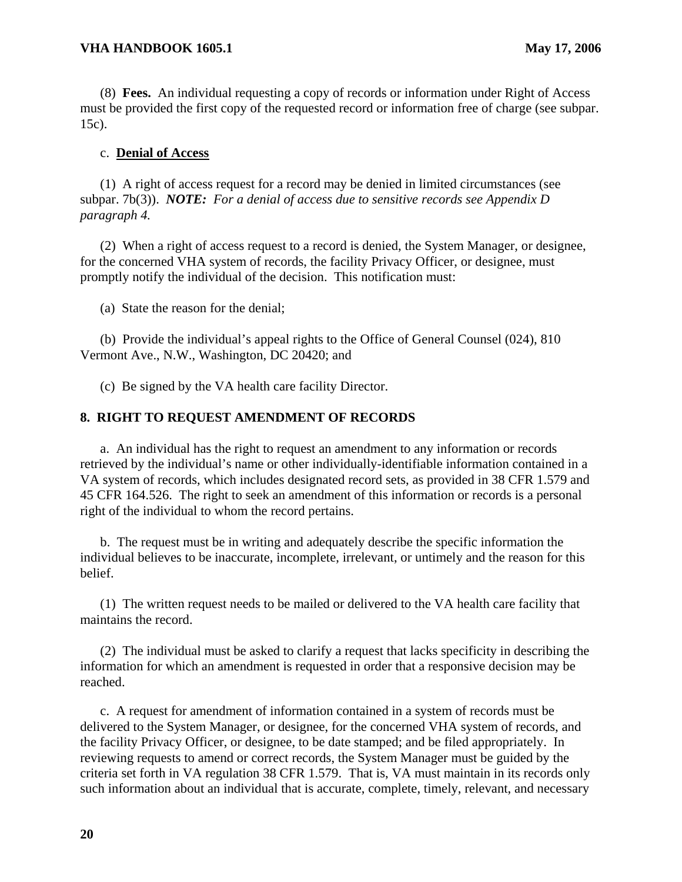(8) **Fees.** An individual requesting a copy of records or information under Right of Access must be provided the first copy of the requested record or information free of charge (see subpar. 15c).

c. **<u>Denial of Access</u>**

(1) A right of access request for a record may be denied in limited circumstances (see subpar. 7b(3)). ***NOTE:*** *For a denial of access due to sensitive records see Appendix D paragraph 4.*

(2) When a right of access request to a record is denied, the System Manager, or designee, for the concerned VHA system of records, the facility Privacy Officer, or designee, must promptly notify the individual of the decision. This notification must:

(a) State the reason for the denial;

(b) Provide the individual's appeal rights to the Office of General Counsel (024), 810 Vermont Ave., N.W., Washington, DC 20420; and

(c) Be signed by the VA health care facility Director.

## 8. RIGHT TO REQUEST AMENDMENT OF RECORDS

a. An individual has the right to request an amendment to any information or records retrieved by the individual's name or other individually-identifiable information contained in a VA system of records, which includes designated record sets, as provided in 38 CFR 1.579 and 45 CFR 164.526. The right to seek an amendment of this information or records is a personal right of the individual to whom the record pertains.

b. The request must be in writing and adequately describe the specific information the individual believes to be inaccurate, incomplete, irrelevant, or untimely and the reason for this belief.

(1) The written request needs to be mailed or delivered to the VA health care facility that maintains the record.

(2) The individual must be asked to clarify a request that lacks specificity in describing the information for which an amendment is requested in order that a responsive decision may be reached.

c. A request for amendment of information contained in a system of records must be delivered to the System Manager, or designee, for the concerned VHA system of records, and the facility Privacy Officer, or designee, to be date stamped; and be filed appropriately. In reviewing requests to amend or correct records, the System Manager must be guided by the criteria set forth in VA regulation 38 CFR 1.579. That is, VA must maintain in its records only such information about an individual that is accurate, complete, timely, relevant, and necessary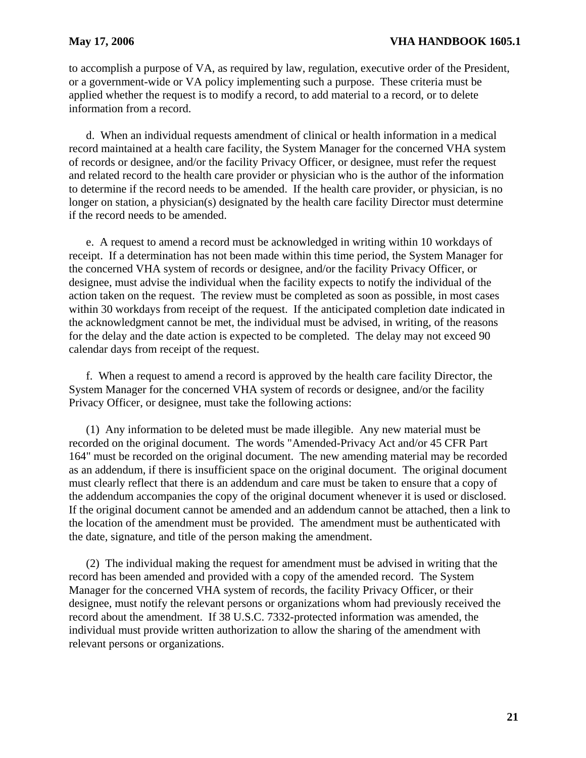to accomplish a purpose of VA, as required by law, regulation, executive order of the President, or a government-wide or VA policy implementing such a purpose. These criteria must be applied whether the request is to modify a record, to add material to a record, or to delete information from a record.

d. When an individual requests amendment of clinical or health information in a medical record maintained at a health care facility, the System Manager for the concerned VHA system of records or designee, and/or the facility Privacy Officer, or designee, must refer the request and related record to the health care provider or physician who is the author of the information to determine if the record needs to be amended. If the health care provider, or physician, is no longer on station, a physician(s) designated by the health care facility Director must determine if the record needs to be amended.

e. A request to amend a record must be acknowledged in writing within 10 workdays of receipt. If a determination has not been made within this time period, the System Manager for the concerned VHA system of records or designee, and/or the facility Privacy Officer, or designee, must advise the individual when the facility expects to notify the individual of the action taken on the request. The review must be completed as soon as possible, in most cases within 30 workdays from receipt of the request. If the anticipated completion date indicated in the acknowledgment cannot be met, the individual must be advised, in writing, of the reasons for the delay and the date action is expected to be completed. The delay may not exceed 90 calendar days from receipt of the request.

f. When a request to amend a record is approved by the health care facility Director, the System Manager for the concerned VHA system of records or designee, and/or the facility Privacy Officer, or designee, must take the following actions:

(1) Any information to be deleted must be made illegible. Any new material must be recorded on the original document. The words "Amended-Privacy Act and/or 45 CFR Part 164" must be recorded on the original document. The new amending material may be recorded as an addendum, if there is insufficient space on the original document. The original document must clearly reflect that there is an addendum and care must be taken to ensure that a copy of the addendum accompanies the copy of the original document whenever it is used or disclosed. If the original document cannot be amended and an addendum cannot be attached, then a link to the location of the amendment must be provided. The amendment must be authenticated with the date, signature, and title of the person making the amendment.

(2) The individual making the request for amendment must be advised in writing that the record has been amended and provided with a copy of the amended record. The System Manager for the concerned VHA system of records, the facility Privacy Officer, or their designee, must notify the relevant persons or organizations whom had previously received the record about the amendment. If 38 U.S.C. 7332-protected information was amended, the individual must provide written authorization to allow the sharing of the amendment with relevant persons or organizations.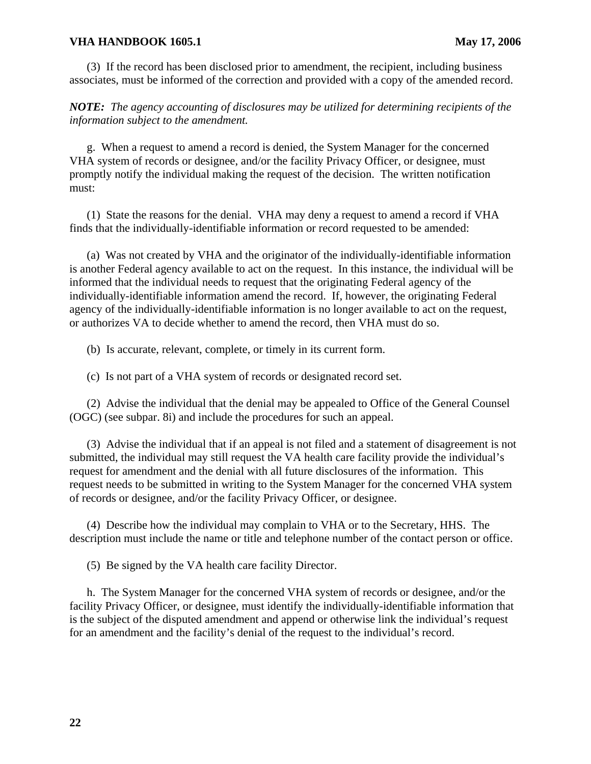(3) If the record has been disclosed prior to amendment, the recipient, including business associates, must be informed of the correction and provided with a copy of the amended record.

***NOTE:*** *The agency accounting of disclosures may be utilized for determining recipients of the information subject to the amendment.*

g. When a request to amend a record is denied, the System Manager for the concerned VHA system of records or designee, and/or the facility Privacy Officer, or designee, must promptly notify the individual making the request of the decision. The written notification must:

(1) State the reasons for the denial. VHA may deny a request to amend a record if VHA finds that the individually-identifiable information or record requested to be amended:

(a) Was not created by VHA and the originator of the individually-identifiable information is another Federal agency available to act on the request. In this instance, the individual will be informed that the individual needs to request that the originating Federal agency of the individually-identifiable information amend the record. If, however, the originating Federal agency of the individually-identifiable information is no longer available to act on the request, or authorizes VA to decide whether to amend the record, then VHA must do so.

(b) Is accurate, relevant, complete, or timely in its current form.

(c) Is not part of a VHA system of records or designated record set.

(2) Advise the individual that the denial may be appealed to Office of the General Counsel (OGC) (see subpar. 8i) and include the procedures for such an appeal.

(3) Advise the individual that if an appeal is not filed and a statement of disagreement is not submitted, the individual may still request the VA health care facility provide the individual's request for amendment and the denial with all future disclosures of the information. This request needs to be submitted in writing to the System Manager for the concerned VHA system of records or designee, and/or the facility Privacy Officer, or designee.

(4) Describe how the individual may complain to VHA or to the Secretary, HHS. The description must include the name or title and telephone number of the contact person or office.

(5) Be signed by the VA health care facility Director.

h. The System Manager for the concerned VHA system of records or designee, and/or the facility Privacy Officer, or designee, must identify the individually-identifiable information that is the subject of the disputed amendment and append or otherwise link the individual's request for an amendment and the facility's denial of the request to the individual's record.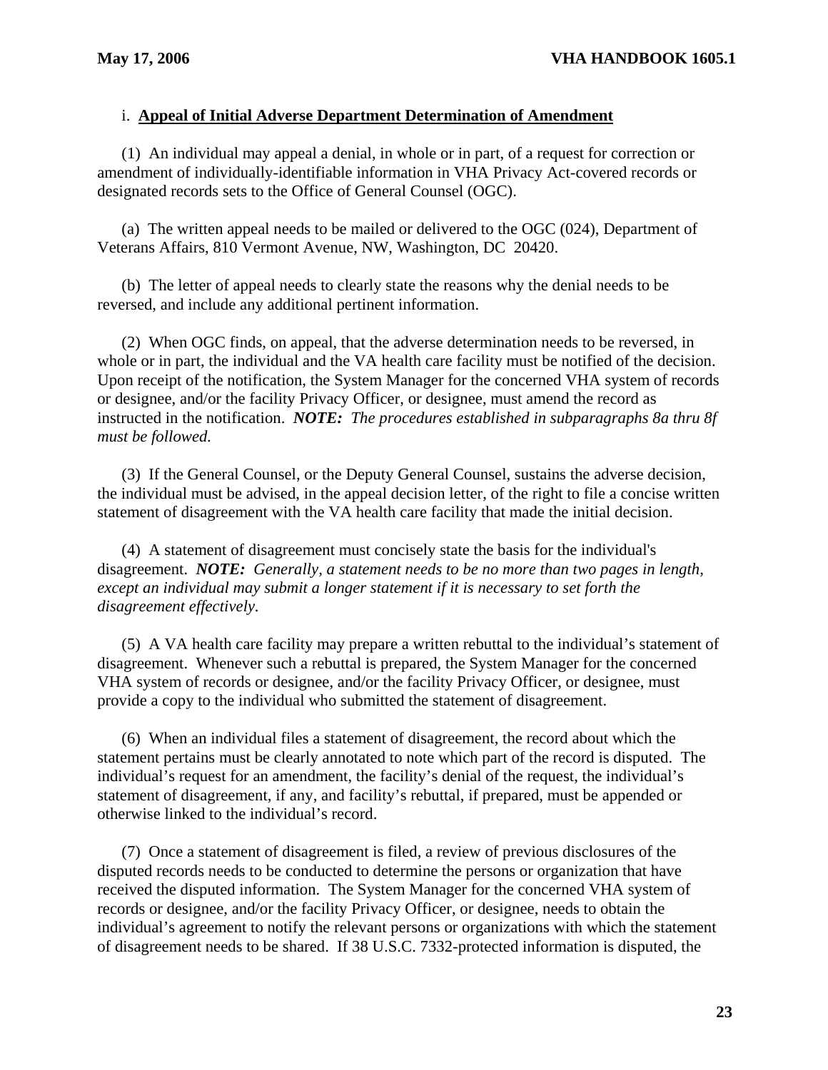i. **Appeal of Initial Adverse Department Determination of Amendment**

(1) An individual may appeal a denial, in whole or in part, of a request for correction or amendment of individually-identifiable information in VHA Privacy Act-covered records or designated records sets to the Office of General Counsel (OGC).

(a) The written appeal needs to be mailed or delivered to the OGC (024), Department of Veterans Affairs, 810 Vermont Avenue, NW, Washington, DC 20420.

(b) The letter of appeal needs to clearly state the reasons why the denial needs to be reversed, and include any additional pertinent information.

(2) When OGC finds, on appeal, that the adverse determination needs to be reversed, in whole or in part, the individual and the VA health care facility must be notified of the decision. Upon receipt of the notification, the System Manager for the concerned VHA system of records or designee, and/or the facility Privacy Officer, or designee, must amend the record as instructed in the notification. ***NOTE:*** *The procedures established in subparagraphs 8a thru 8f must be followed.*

(3) If the General Counsel, or the Deputy General Counsel, sustains the adverse decision, the individual must be advised, in the appeal decision letter, of the right to file a concise written statement of disagreement with the VA health care facility that made the initial decision.

(4) A statement of disagreement must concisely state the basis for the individual's disagreement. ***NOTE:*** *Generally, a statement needs to be no more than two pages in length, except an individual may submit a longer statement if it is necessary to set forth the disagreement effectively.*

(5) A VA health care facility may prepare a written rebuttal to the individual's statement of disagreement. Whenever such a rebuttal is prepared, the System Manager for the concerned VHA system of records or designee, and/or the facility Privacy Officer, or designee, must provide a copy to the individual who submitted the statement of disagreement.

(6) When an individual files a statement of disagreement, the record about which the statement pertains must be clearly annotated to note which part of the record is disputed. The individual's request for an amendment, the facility's denial of the request, the individual's statement of disagreement, if any, and facility's rebuttal, if prepared, must be appended or otherwise linked to the individual's record.

(7) Once a statement of disagreement is filed, a review of previous disclosures of the disputed records needs to be conducted to determine the persons or organization that have received the disputed information. The System Manager for the concerned VHA system of records or designee, and/or the facility Privacy Officer, or designee, needs to obtain the individual's agreement to notify the relevant persons or organizations with which the statement of disagreement needs to be shared. If 38 U.S.C. 7332-protected information is disputed, the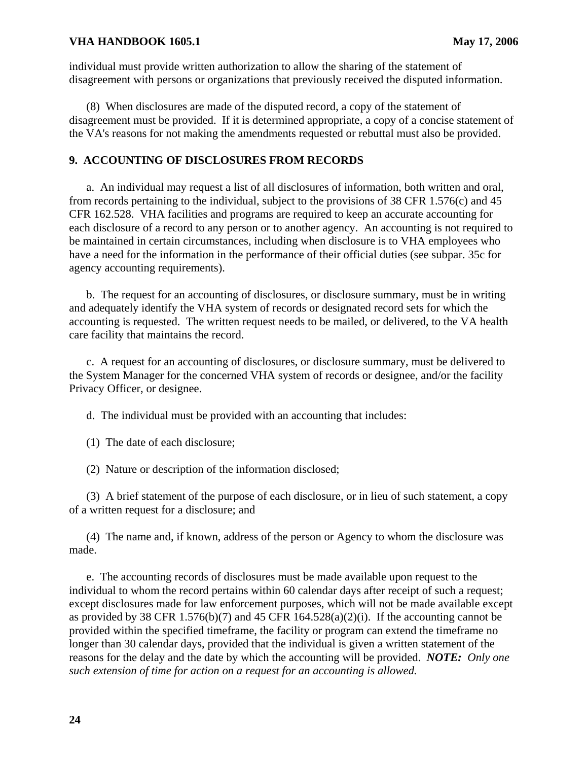individual must provide written authorization to allow the sharing of the statement of disagreement with persons or organizations that previously received the disputed information.

(8) When disclosures are made of the disputed record, a copy of the statement of disagreement must be provided. If it is determined appropriate, a copy of a concise statement of the VA's reasons for not making the amendments requested or rebuttal must also be provided.

## 9. ACCOUNTING OF DISCLOSURES FROM RECORDS

a. An individual may request a list of all disclosures of information, both written and oral, from records pertaining to the individual, subject to the provisions of 38 CFR 1.576(c) and 45 CFR 162.528. VHA facilities and programs are required to keep an accurate accounting for each disclosure of a record to any person or to another agency. An accounting is not required to be maintained in certain circumstances, including when disclosure is to VHA employees who have a need for the information in the performance of their official duties (see subpar. 35c for agency accounting requirements).

b. The request for an accounting of disclosures, or disclosure summary, must be in writing and adequately identify the VHA system of records or designated record sets for which the accounting is requested. The written request needs to be mailed, or delivered, to the VA health care facility that maintains the record.

c. A request for an accounting of disclosures, or disclosure summary, must be delivered to the System Manager for the concerned VHA system of records or designee, and/or the facility Privacy Officer, or designee.

d. The individual must be provided with an accounting that includes:

(1) The date of each disclosure;

(2) Nature or description of the information disclosed;

(3) A brief statement of the purpose of each disclosure, or in lieu of such statement, a copy of a written request for a disclosure; and

(4) The name and, if known, address of the person or Agency to whom the disclosure was made.

e. The accounting records of disclosures must be made available upon request to the individual to whom the record pertains within 60 calendar days after receipt of such a request; except disclosures made for law enforcement purposes, which will not be made available except as provided by 38 CFR 1.576(b)(7) and 45 CFR 164.528(a)(2)(i). If the accounting cannot be provided within the specified timeframe, the facility or program can extend the timeframe no longer than 30 calendar days, provided that the individual is given a written statement of the reasons for the delay and the date by which the accounting will be provided. ***NOTE:*** *Only one such extension of time for action on a request for an accounting is allowed.*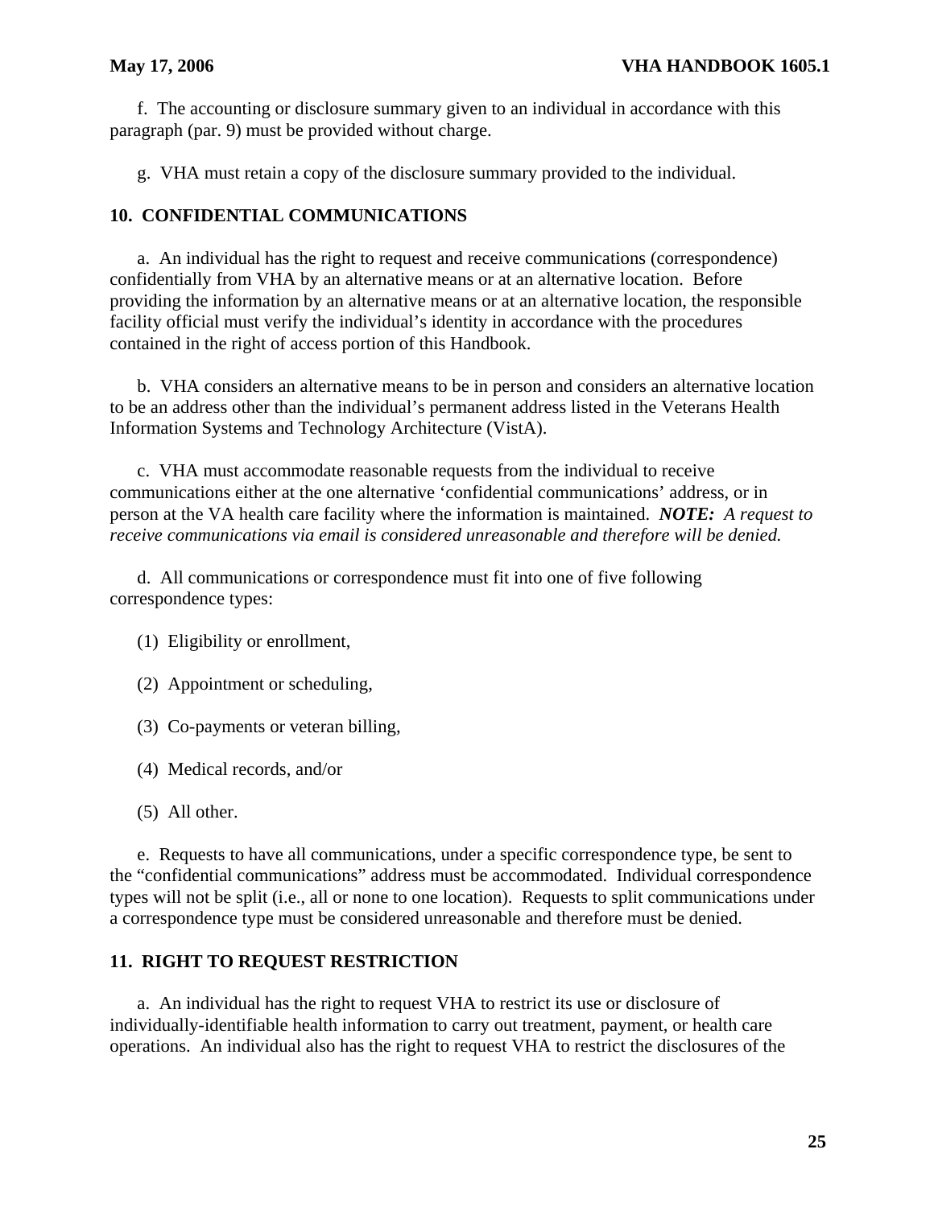f. The accounting or disclosure summary given to an individual in accordance with this paragraph (par. 9) must be provided without charge.

g. VHA must retain a copy of the disclosure summary provided to the individual.

## 10. CONFIDENTIAL COMMUNICATIONS

a. An individual has the right to request and receive communications (correspondence) confidentially from VHA by an alternative means or at an alternative location. Before providing the information by an alternative means or at an alternative location, the responsible facility official must verify the individual's identity in accordance with the procedures contained in the right of access portion of this Handbook.

b. VHA considers an alternative means to be in person and considers an alternative location to be an address other than the individual's permanent address listed in the Veterans Health Information Systems and Technology Architecture (VistA).

c. VHA must accommodate reasonable requests from the individual to receive communications either at the one alternative 'confidential communications' address, or in person at the VA health care facility where the information is maintained. ***NOTE:*** *A request to receive communications via email is considered unreasonable and therefore will be denied.*

d. All communications or correspondence must fit into one of five following correspondence types:

(1) Eligibility or enrollment,

(2) Appointment or scheduling,

(3) Co-payments or veteran billing,

(4) Medical records, and/or

(5) All other.

e. Requests to have all communications, under a specific correspondence type, be sent to the "confidential communications" address must be accommodated. Individual correspondence types will not be split (i.e., all or none to one location). Requests to split communications under a correspondence type must be considered unreasonable and therefore must be denied.

## 11. RIGHT TO REQUEST RESTRICTION

a. An individual has the right to request VHA to restrict its use or disclosure of individually-identifiable health information to carry out treatment, payment, or health care operations. An individual also has the right to request VHA to restrict the disclosures of the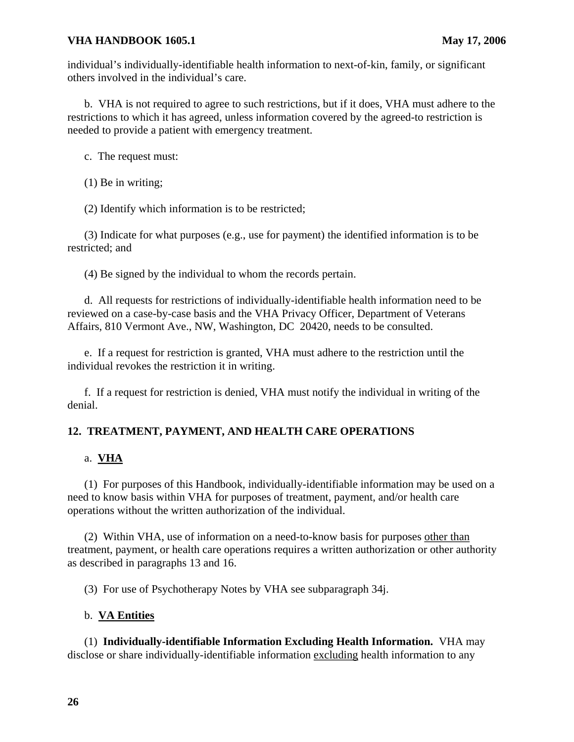individual's individually-identifiable health information to next-of-kin, family, or significant others involved in the individual's care.

b. VHA is not required to agree to such restrictions, but if it does, VHA must adhere to the restrictions to which it has agreed, unless information covered by the agreed-to restriction is needed to provide a patient with emergency treatment.

c. The request must:

(1) Be in writing;

(2) Identify which information is to be restricted;

(3) Indicate for what purposes (e.g., use for payment) the identified information is to be restricted; and

(4) Be signed by the individual to whom the records pertain.

d. All requests for restrictions of individually-identifiable health information need to be reviewed on a case-by-case basis and the VHA Privacy Officer, Department of Veterans Affairs, 810 Vermont Ave., NW, Washington, DC 20420, needs to be consulted.

e. If a request for restriction is granted, VHA must adhere to the restriction until the individual revokes the restriction it in writing.

f. If a request for restriction is denied, VHA must notify the individual in writing of the denial.

## 12. TREATMENT, PAYMENT, AND HEALTH CARE OPERATIONS

a. **VHA**

(1) For purposes of this Handbook, individually-identifiable information may be used on a need to know basis within VHA for purposes of treatment, payment, and/or health care operations without the written authorization of the individual.

(2) Within VHA, use of information on a need-to-know basis for purposes other than treatment, payment, or health care operations requires a written authorization or other authority as described in paragraphs 13 and 16.

(3) For use of Psychotherapy Notes by VHA see subparagraph 34j.

b. **VA Entities**

(1) **Individually-identifiable Information Excluding Health Information.** VHA may disclose or share individually-identifiable information excluding health information to any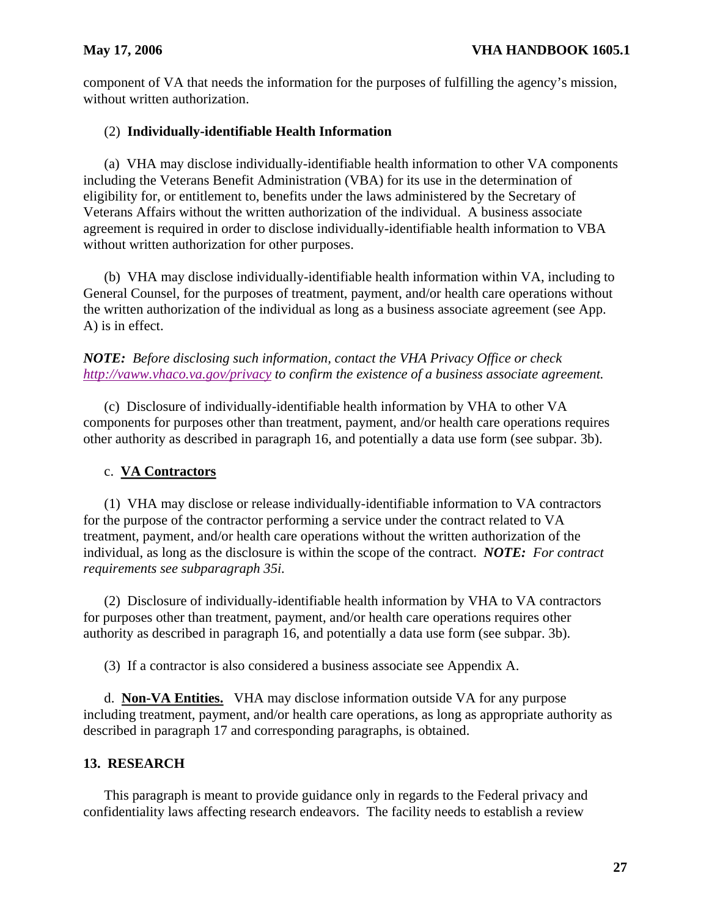component of VA that needs the information for the purposes of fulfilling the agency's mission, without written authorization.

(2) **Individually-identifiable Health Information**

(a) VHA may disclose individually-identifiable health information to other VA components including the Veterans Benefit Administration (VBA) for its use in the determination of eligibility for, or entitlement to, benefits under the laws administered by the Secretary of Veterans Affairs without the written authorization of the individual. A business associate agreement is required in order to disclose individually-identifiable health information to VBA without written authorization for other purposes.

(b) VHA may disclose individually-identifiable health information within VA, including to General Counsel, for the purposes of treatment, payment, and/or health care operations without the written authorization of the individual as long as a business associate agreement (see App. A) is in effect.

***NOTE:*** *Before disclosing such information, contact the VHA Privacy Office or check [http://vaww.vhaco.va.gov/privacy](http://vaww.vhaco.va.gov/privacy) to confirm the existence of a business associate agreement.*

(c) Disclosure of individually-identifiable health information by VHA to other VA components for purposes other than treatment, payment, and/or health care operations requires other authority as described in paragraph 16, and potentially a data use form (see subpar. 3b).

c. **VA Contractors**

(1) VHA may disclose or release individually-identifiable information to VA contractors for the purpose of the contractor performing a service under the contract related to VA treatment, payment, and/or health care operations without the written authorization of the individual, as long as the disclosure is within the scope of the contract. ***NOTE:*** *For contract requirements see subparagraph 35i.*

(2) Disclosure of individually-identifiable health information by VHA to VA contractors for purposes other than treatment, payment, and/or health care operations requires other authority as described in paragraph 16, and potentially a data use form (see subpar. 3b).

(3) If a contractor is also considered a business associate see Appendix A.

d. **Non-VA Entities.** VHA may disclose information outside VA for any purpose including treatment, payment, and/or health care operations, as long as appropriate authority as described in paragraph 17 and corresponding paragraphs, is obtained.

## 13. RESEARCH

This paragraph is meant to provide guidance only in regards to the Federal privacy and confidentiality laws affecting research endeavors. The facility needs to establish a review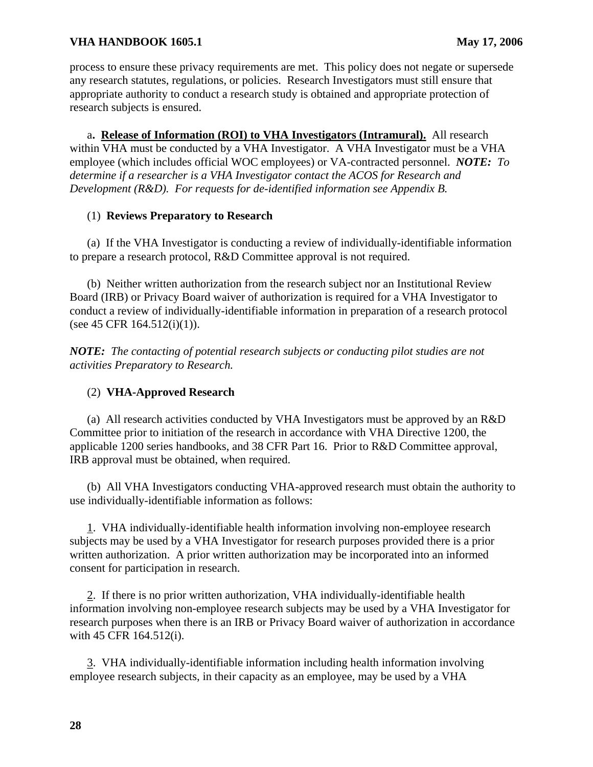process to ensure these privacy requirements are met. This policy does not negate or supersede any research statutes, regulations, or policies. Research Investigators must still ensure that appropriate authority to conduct a research study is obtained and appropriate protection of research subjects is ensured.

a**. <u>Release of Information (ROI) to VHA Investigators (Intramural).</u>** All research within VHA must be conducted by a VHA Investigator. A VHA Investigator must be a VHA employee (which includes official WOC employees) or VA-contracted personnel. ***NOTE:*** *To determine if a researcher is a VHA Investigator contact the ACOS for Research and Development (R&D). For requests for de-identified information see Appendix B.*

(1) **Reviews Preparatory to Research**

(a) If the VHA Investigator is conducting a review of individually-identifiable information to prepare a research protocol, R&D Committee approval is not required.

(b) Neither written authorization from the research subject nor an Institutional Review Board (IRB) or Privacy Board waiver of authorization is required for a VHA Investigator to conduct a review of individually-identifiable information in preparation of a research protocol (see 45 CFR 164.512(i)(1)).

***NOTE:*** *The contacting of potential research subjects or conducting pilot studies are not activities Preparatory to Research.*

(2) **VHA-Approved Research**

(a) All research activities conducted by VHA Investigators must be approved by an R&D Committee prior to initiation of the research in accordance with VHA Directive 1200, the applicable 1200 series handbooks, and 38 CFR Part 16. Prior to R&D Committee approval, IRB approval must be obtained, when required.

(b) All VHA Investigators conducting VHA-approved research must obtain the authority to use individually-identifiable information as follows:

<u>1</u>. VHA individually-identifiable health information involving non-employee research subjects may be used by a VHA Investigator for research purposes provided there is a prior written authorization. A prior written authorization may be incorporated into an informed consent for participation in research.

<u>2</u>. If there is no prior written authorization, VHA individually-identifiable health information involving non-employee research subjects may be used by a VHA Investigator for research purposes when there is an IRB or Privacy Board waiver of authorization in accordance with 45 CFR 164.512(i).

<u>3</u>. VHA individually-identifiable information including health information involving employee research subjects, in their capacity as an employee, may be used by a VHA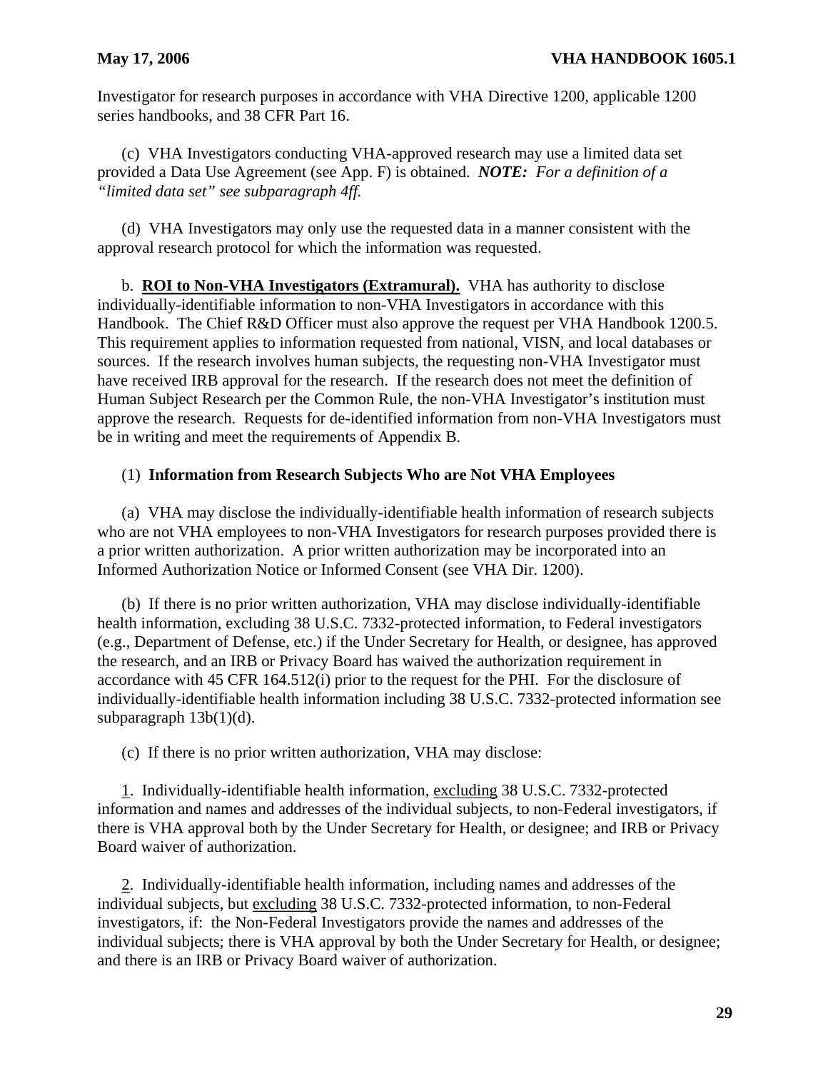Investigator for research purposes in accordance with VHA Directive 1200, applicable 1200 series handbooks, and 38 CFR Part 16.

(c) VHA Investigators conducting VHA-approved research may use a limited data set provided a Data Use Agreement (see App. F) is obtained. ***NOTE:*** *For a definition of a "limited data set" see subparagraph 4ff.*

(d) VHA Investigators may only use the requested data in a manner consistent with the approval research protocol for which the information was requested.

b. **ROI to Non-VHA Investigators (Extramural).** VHA has authority to disclose individually-identifiable information to non-VHA Investigators in accordance with this Handbook. The Chief R&D Officer must also approve the request per VHA Handbook 1200.5. This requirement applies to information requested from national, VISN, and local databases or sources. If the research involves human subjects, the requesting non-VHA Investigator must have received IRB approval for the research. If the research does not meet the definition of Human Subject Research per the Common Rule, the non-VHA Investigator's institution must approve the research. Requests for de-identified information from non-VHA Investigators must be in writing and meet the requirements of Appendix B.

(1) **Information from Research Subjects Who are Not VHA Employees**

(a) VHA may disclose the individually-identifiable health information of research subjects who are not VHA employees to non-VHA Investigators for research purposes provided there is a prior written authorization. A prior written authorization may be incorporated into an Informed Authorization Notice or Informed Consent (see VHA Dir. 1200).

(b) If there is no prior written authorization, VHA may disclose individually-identifiable health information, excluding 38 U.S.C. 7332-protected information, to Federal investigators (e.g., Department of Defense, etc.) if the Under Secretary for Health, or designee, has approved the research, and an IRB or Privacy Board has waived the authorization requirement in accordance with 45 CFR 164.512(i) prior to the request for the PHI. For the disclosure of individually-identifiable health information including 38 U.S.C. 7332-protected information see subparagraph 13b(1)(d).

(c) If there is no prior written authorization, VHA may disclose:

1. Individually-identifiable health information, excluding 38 U.S.C. 7332-protected information and names and addresses of the individual subjects, to non-Federal investigators, if there is VHA approval both by the Under Secretary for Health, or designee; and IRB or Privacy Board waiver of authorization.

2. Individually-identifiable health information, including names and addresses of the individual subjects, but excluding 38 U.S.C. 7332-protected information, to non-Federal investigators, if: the Non-Federal Investigators provide the names and addresses of the individual subjects; there is VHA approval by both the Under Secretary for Health, or designee; and there is an IRB or Privacy Board waiver of authorization.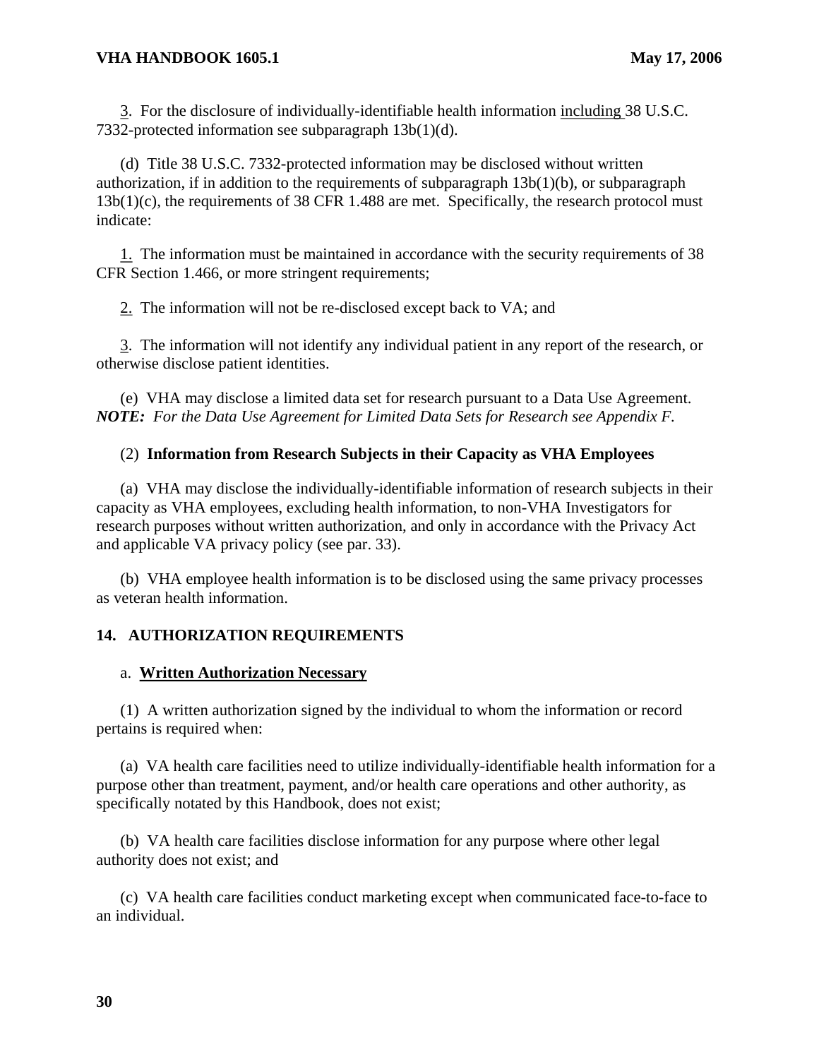3. For the disclosure of individually-identifiable health information including 38 U.S.C. 7332-protected information see subparagraph 13b(1)(d).

(d) Title 38 U.S.C. 7332-protected information may be disclosed without written authorization, if in addition to the requirements of subparagraph 13b(1)(b), or subparagraph 13b(1)(c), the requirements of 38 CFR 1.488 are met. Specifically, the research protocol must indicate:

1. The information must be maintained in accordance with the security requirements of 38 CFR Section 1.466, or more stringent requirements;

2. The information will not be re-disclosed except back to VA; and

3. The information will not identify any individual patient in any report of the research, or otherwise disclose patient identities.

(e) VHA may disclose a limited data set for research pursuant to a Data Use Agreement. ***NOTE:** For the Data Use Agreement for Limited Data Sets for Research see Appendix F.*

(2) **Information from Research Subjects in their Capacity as VHA Employees**

(a) VHA may disclose the individually-identifiable information of research subjects in their capacity as VHA employees, excluding health information, to non-VHA Investigators for research purposes without written authorization, and only in accordance with the Privacy Act and applicable VA privacy policy (see par. 33).

(b) VHA employee health information is to be disclosed using the same privacy processes as veteran health information.

## 14. AUTHORIZATION REQUIREMENTS

a. **Written Authorization Necessary**

(1) A written authorization signed by the individual to whom the information or record pertains is required when:

(a) VA health care facilities need to utilize individually-identifiable health information for a purpose other than treatment, payment, and/or health care operations and other authority, as specifically notated by this Handbook, does not exist;

(b) VA health care facilities disclose information for any purpose where other legal authority does not exist; and

(c) VA health care facilities conduct marketing except when communicated face-to-face to an individual.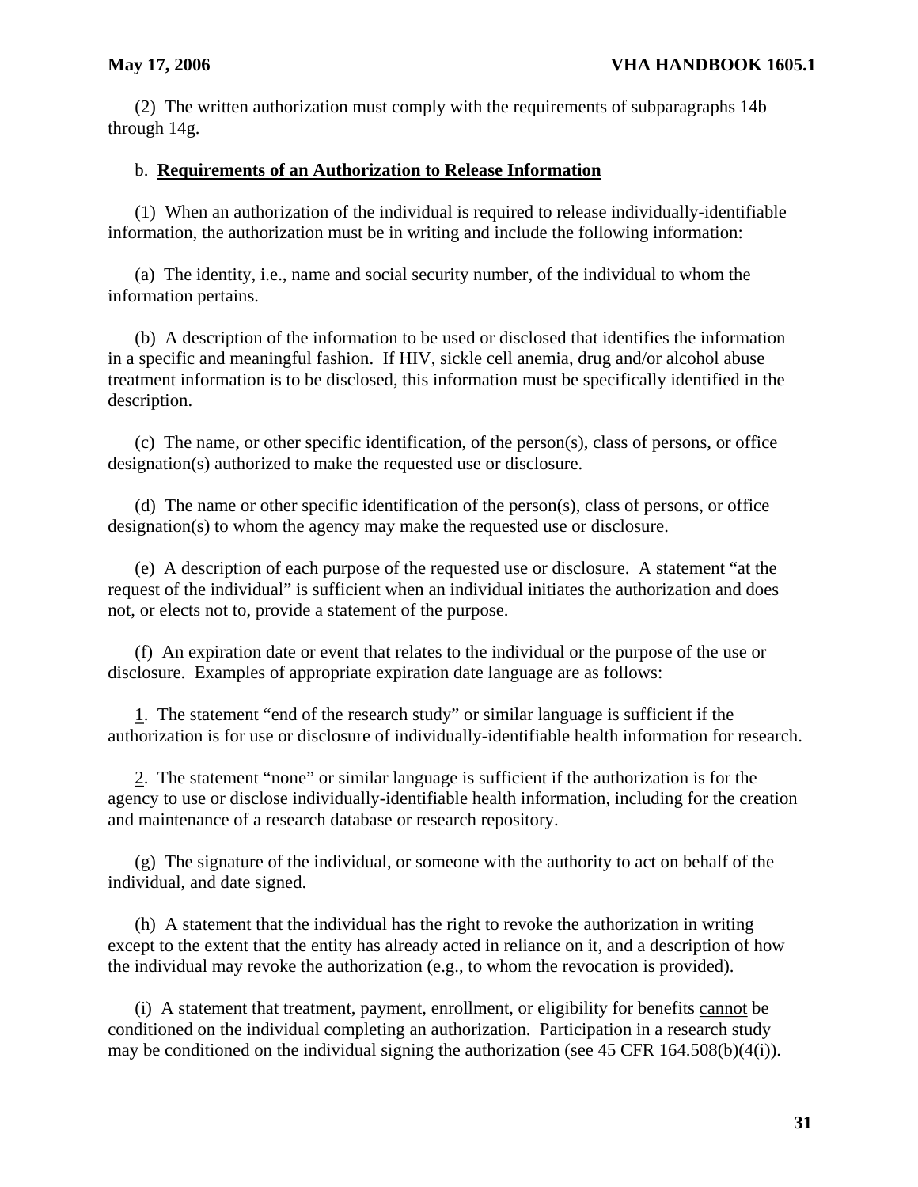(2) The written authorization must comply with the requirements of subparagraphs 14b through 14g.

b. **<u>Requirements of an Authorization to Release Information</u>**

(1) When an authorization of the individual is required to release individually-identifiable information, the authorization must be in writing and include the following information:

(a) The identity, i.e., name and social security number, of the individual to whom the information pertains.

(b) A description of the information to be used or disclosed that identifies the information in a specific and meaningful fashion. If HIV, sickle cell anemia, drug and/or alcohol abuse treatment information is to be disclosed, this information must be specifically identified in the description.

(c) The name, or other specific identification, of the person(s), class of persons, or office designation(s) authorized to make the requested use or disclosure.

(d) The name or other specific identification of the person(s), class of persons, or office designation(s) to whom the agency may make the requested use or disclosure.

(e) A description of each purpose of the requested use or disclosure. A statement "at the request of the individual" is sufficient when an individual initiates the authorization and does not, or elects not to, provide a statement of the purpose.

(f) An expiration date or event that relates to the individual or the purpose of the use or disclosure. Examples of appropriate expiration date language are as follows:

<u>1</u>. The statement "end of the research study" or similar language is sufficient if the authorization is for use or disclosure of individually-identifiable health information for research.

<u>2</u>. The statement "none" or similar language is sufficient if the authorization is for the agency to use or disclose individually-identifiable health information, including for the creation and maintenance of a research database or research repository.

(g) The signature of the individual, or someone with the authority to act on behalf of the individual, and date signed.

(h) A statement that the individual has the right to revoke the authorization in writing except to the extent that the entity has already acted in reliance on it, and a description of how the individual may revoke the authorization (e.g., to whom the revocation is provided).

(i) A statement that treatment, payment, enrollment, or eligibility for benefits <u>cannot</u> be conditioned on the individual completing an authorization. Participation in a research study may be conditioned on the individual signing the authorization (see 45 CFR 164.508(b)(4(i)).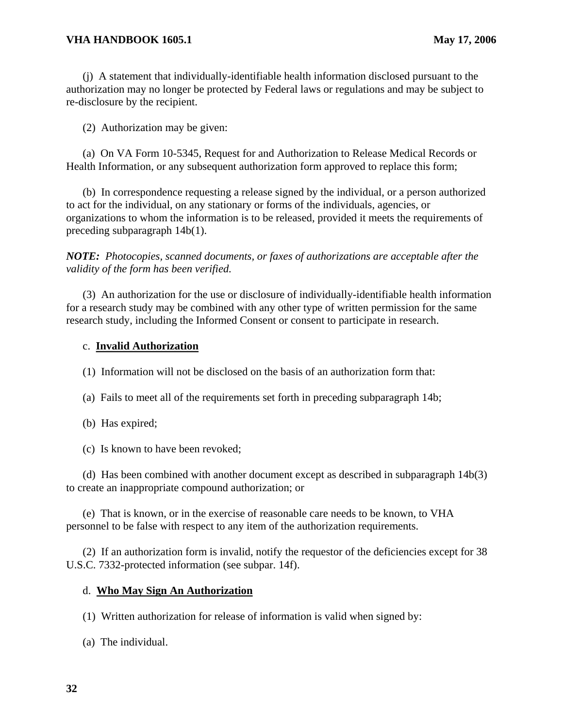(j) A statement that individually-identifiable health information disclosed pursuant to the authorization may no longer be protected by Federal laws or regulations and may be subject to re-disclosure by the recipient.

(2) Authorization may be given:

(a) On VA Form 10-5345, Request for and Authorization to Release Medical Records or Health Information, or any subsequent authorization form approved to replace this form;

(b) In correspondence requesting a release signed by the individual, or a person authorized to act for the individual, on any stationary or forms of the individuals, agencies, or organizations to whom the information is to be released, provided it meets the requirements of preceding subparagraph 14b(1).

***NOTE:*** *Photocopies, scanned documents, or faxes of authorizations are acceptable after the validity of the form has been verified.*

(3) An authorization for the use or disclosure of individually-identifiable health information for a research study may be combined with any other type of written permission for the same research study, including the Informed Consent or consent to participate in research.

c. **Invalid Authorization**

(1) Information will not be disclosed on the basis of an authorization form that:

(a) Fails to meet all of the requirements set forth in preceding subparagraph 14b;

(b) Has expired;

(c) Is known to have been revoked;

(d) Has been combined with another document except as described in subparagraph 14b(3) to create an inappropriate compound authorization; or

(e) That is known, or in the exercise of reasonable care needs to be known, to VHA personnel to be false with respect to any item of the authorization requirements.

(2) If an authorization form is invalid, notify the requestor of the deficiencies except for 38 U.S.C. 7332-protected information (see subpar. 14f).

d. **Who May Sign An Authorization**

(1) Written authorization for release of information is valid when signed by:

(a) The individual.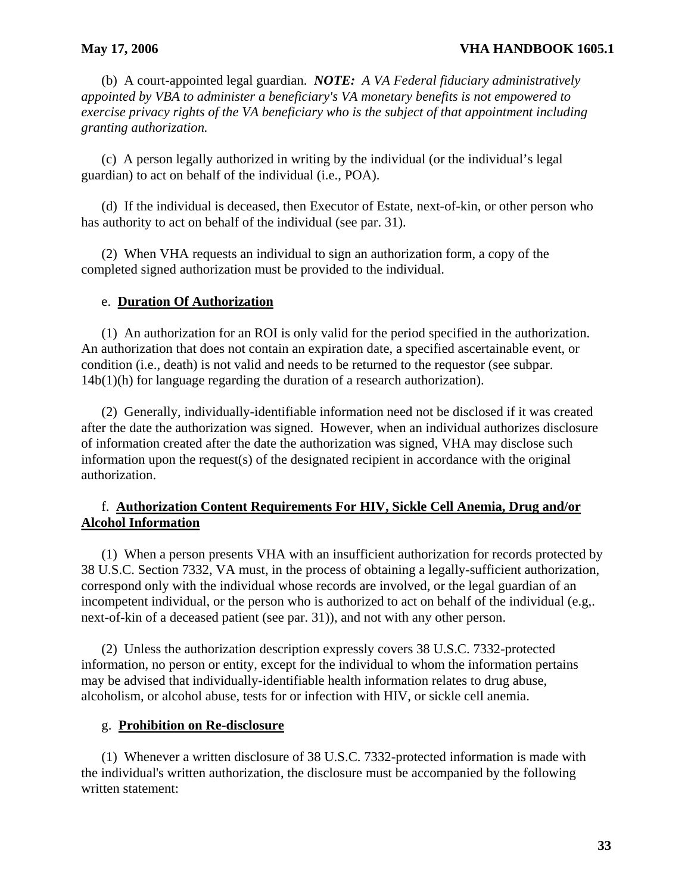(b) A court-appointed legal guardian. ***NOTE:*** *A VA Federal fiduciary administratively appointed by VBA to administer a beneficiary's VA monetary benefits is not empowered to exercise privacy rights of the VA beneficiary who is the subject of that appointment including granting authorization.*

(c) A person legally authorized in writing by the individual (or the individual's legal guardian) to act on behalf of the individual (i.e., POA).

(d) If the individual is deceased, then Executor of Estate, next-of-kin, or other person who has authority to act on behalf of the individual (see par. 31).

(2) When VHA requests an individual to sign an authorization form, a copy of the completed signed authorization must be provided to the individual.

e. **Duration Of Authorization**

(1) An authorization for an ROI is only valid for the period specified in the authorization. An authorization that does not contain an expiration date, a specified ascertainable event, or condition (i.e., death) is not valid and needs to be returned to the requestor (see subpar. 14b(1)(h) for language regarding the duration of a research authorization).

(2) Generally, individually-identifiable information need not be disclosed if it was created after the date the authorization was signed. However, when an individual authorizes disclosure of information created after the date the authorization was signed, VHA may disclose such information upon the request(s) of the designated recipient in accordance with the original authorization.

f. **Authorization Content Requirements For HIV, Sickle Cell Anemia, Drug and/or Alcohol Information**

(1) When a person presents VHA with an insufficient authorization for records protected by 38 U.S.C. Section 7332, VA must, in the process of obtaining a legally-sufficient authorization, correspond only with the individual whose records are involved, or the legal guardian of an incompetent individual, or the person who is authorized to act on behalf of the individual (e.g,. next-of-kin of a deceased patient (see par. 31)), and not with any other person.

(2) Unless the authorization description expressly covers 38 U.S.C. 7332-protected information, no person or entity, except for the individual to whom the information pertains may be advised that individually-identifiable health information relates to drug abuse, alcoholism, or alcohol abuse, tests for or infection with HIV, or sickle cell anemia.

g. **Prohibition on Re-disclosure**

(1) Whenever a written disclosure of 38 U.S.C. 7332-protected information is made with the individual's written authorization, the disclosure must be accompanied by the following written statement: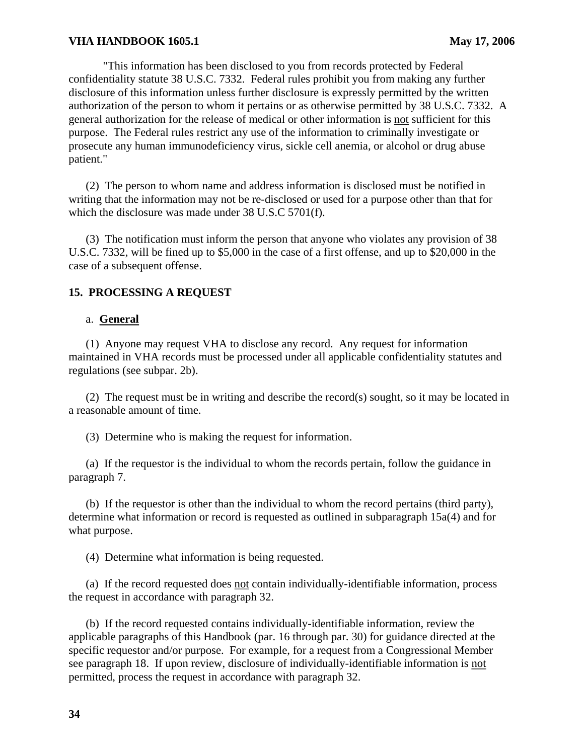"This information has been disclosed to you from records protected by Federal confidentiality statute 38 U.S.C. 7332. Federal rules prohibit you from making any further disclosure of this information unless further disclosure is expressly permitted by the written authorization of the person to whom it pertains or as otherwise permitted by 38 U.S.C. 7332. A general authorization for the release of medical or other information is not sufficient for this purpose. The Federal rules restrict any use of the information to criminally investigate or prosecute any human immunodeficiency virus, sickle cell anemia, or alcohol or drug abuse patient."

(2) The person to whom name and address information is disclosed must be notified in writing that the information may not be re-disclosed or used for a purpose other than that for which the disclosure was made under 38 U.S.C 5701(f).

(3) The notification must inform the person that anyone who violates any provision of 38 U.S.C. 7332, will be fined up to $5,000 in the case of a first offense, and up to $20,000 in the case of a subsequent offense.

## 15. PROCESSING A REQUEST

a. **General**

(1) Anyone may request VHA to disclose any record. Any request for information maintained in VHA records must be processed under all applicable confidentiality statutes and regulations (see subpar. 2b).

(2) The request must be in writing and describe the record(s) sought, so it may be located in a reasonable amount of time.

(3) Determine who is making the request for information.

(a) If the requestor is the individual to whom the records pertain, follow the guidance in paragraph 7.

(b) If the requestor is other than the individual to whom the record pertains (third party), determine what information or record is requested as outlined in subparagraph 15a(4) and for what purpose.

(4) Determine what information is being requested.

(a) If the record requested does not contain individually-identifiable information, process the request in accordance with paragraph 32.

(b) If the record requested contains individually-identifiable information, review the applicable paragraphs of this Handbook (par. 16 through par. 30) for guidance directed at the specific requestor and/or purpose. For example, for a request from a Congressional Member see paragraph 18. If upon review, disclosure of individually-identifiable information is not permitted, process the request in accordance with paragraph 32.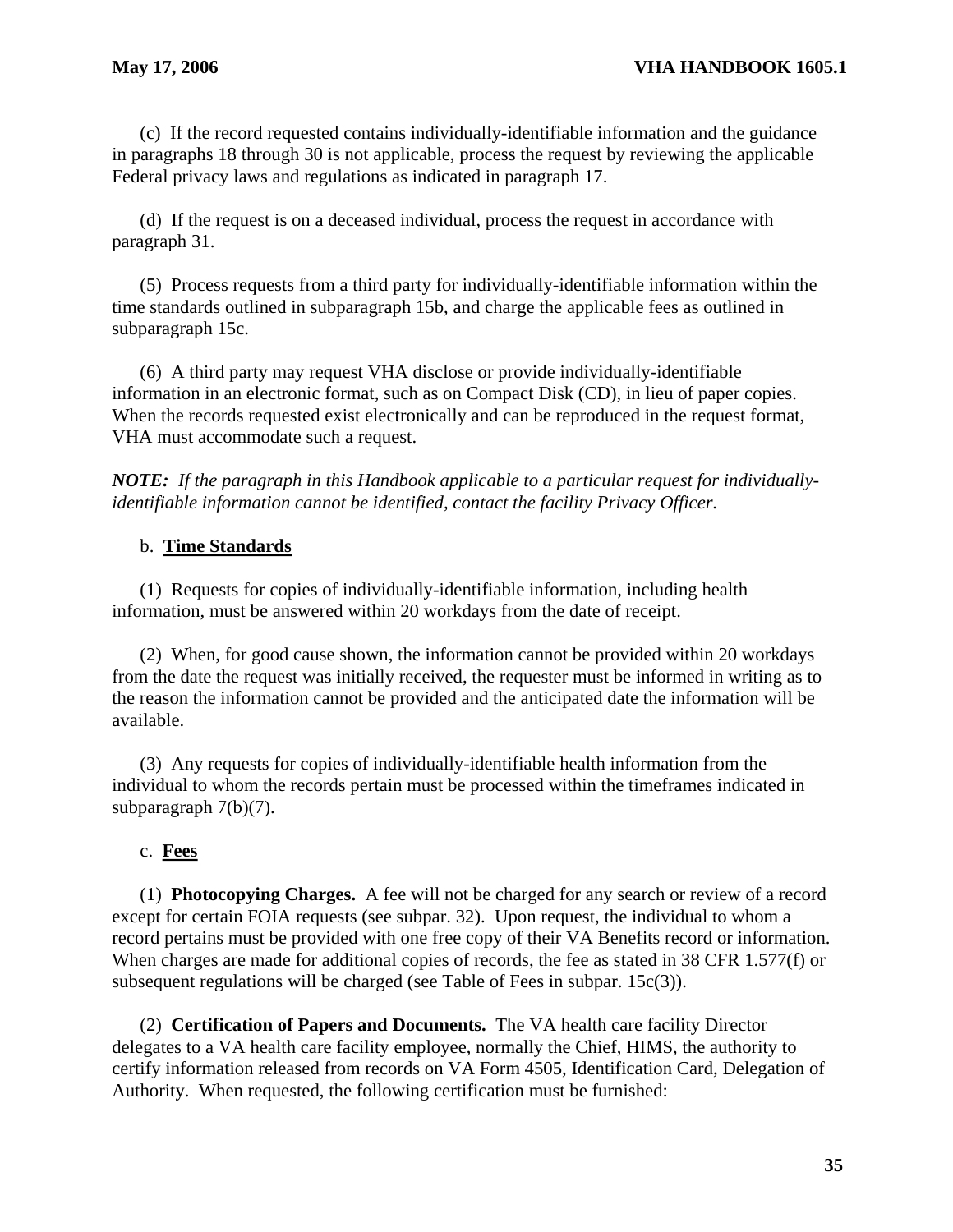(c) If the record requested contains individually-identifiable information and the guidance in paragraphs 18 through 30 is not applicable, process the request by reviewing the applicable Federal privacy laws and regulations as indicated in paragraph 17.

(d) If the request is on a deceased individual, process the request in accordance with paragraph 31.

(5) Process requests from a third party for individually-identifiable information within the time standards outlined in subparagraph 15b, and charge the applicable fees as outlined in subparagraph 15c.

(6) A third party may request VHA disclose or provide individually-identifiable information in an electronic format, such as on Compact Disk (CD), in lieu of paper copies. When the records requested exist electronically and can be reproduced in the request format, VHA must accommodate such a request.

***NOTE:*** *If the paragraph in this Handbook applicable to a particular request for individually-identifiable information cannot be identified, contact the facility Privacy Officer.*

b. **Time Standards**

(1) Requests for copies of individually-identifiable information, including health information, must be answered within 20 workdays from the date of receipt.

(2) When, for good cause shown, the information cannot be provided within 20 workdays from the date the request was initially received, the requester must be informed in writing as to the reason the information cannot be provided and the anticipated date the information will be available.

(3) Any requests for copies of individually-identifiable health information from the individual to whom the records pertain must be processed within the timeframes indicated in subparagraph 7(b)(7).

c. **Fees**

(1) **Photocopying Charges.** A fee will not be charged for any search or review of a record except for certain FOIA requests (see subpar. 32). Upon request, the individual to whom a record pertains must be provided with one free copy of their VA Benefits record or information. When charges are made for additional copies of records, the fee as stated in 38 CFR 1.577(f) or subsequent regulations will be charged (see Table of Fees in subpar. 15c(3)).

(2) **Certification of Papers and Documents.** The VA health care facility Director delegates to a VA health care facility employee, normally the Chief, HIMS, the authority to certify information released from records on VA Form 4505, Identification Card, Delegation of Authority. When requested, the following certification must be furnished: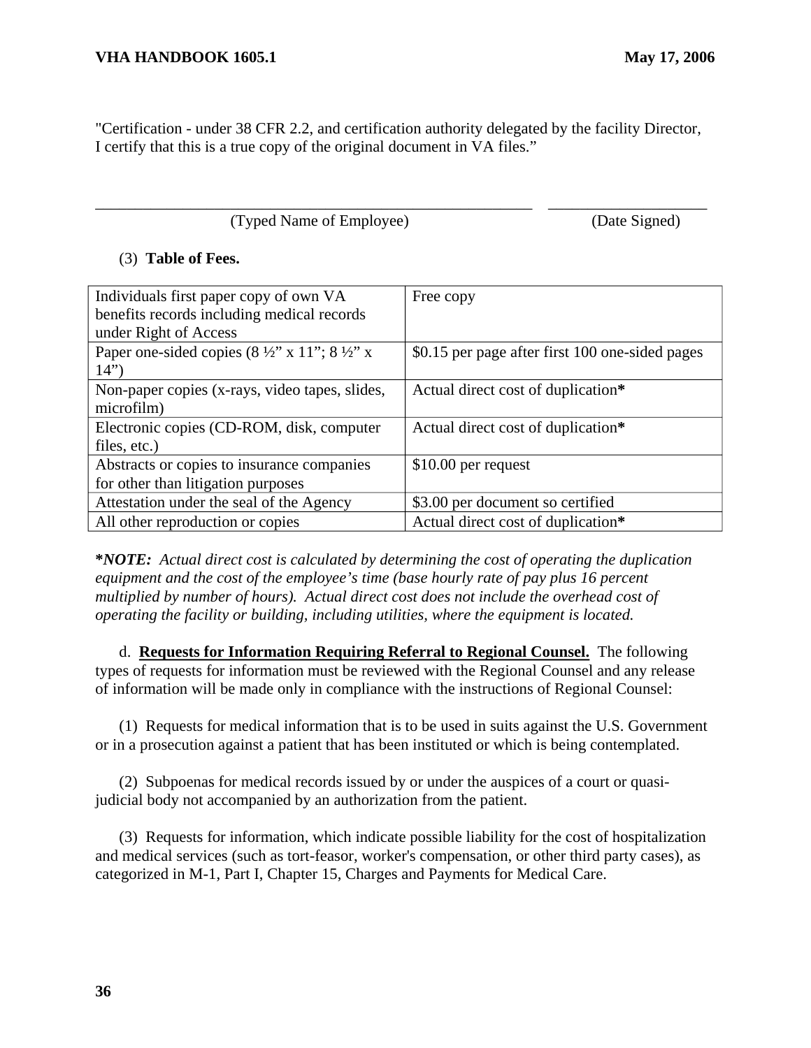"Certification - under 38 CFR 2.2, and certification authority delegated by the facility Director, I certify that this is a true copy of the original document in VA files."

_______________________________________________________ ____________________
(Typed Name of Employee) (Date Signed)

(3) **Table of Fees.**

| | |
|---|---|
| Individuals first paper copy of own VA benefits records including medical records under Right of Access | Free copy |
| Paper one-sided copies (8 ½" x 11"; 8 ½" x 14") | $0.15 per page after first 100 one-sided pages |
| Non-paper copies (x-rays, video tapes, slides, microfilm) | Actual direct cost of duplication**\*** |
| Electronic copies (CD-ROM, disk, computer files, etc.) | Actual direct cost of duplication**\*** |
| Abstracts or copies to insurance companies for other than litigation purposes | $10.00 per request |
| Attestation under the seal of the Agency | $3.00 per document so certified |
| All other reproduction or copies | Actual direct cost of duplication**\*** |

***NOTE:** *Actual direct cost is calculated by determining the cost of operating the duplication equipment and the cost of the employee's time (base hourly rate of pay plus 16 percent multiplied by number of hours). Actual direct cost does not include the overhead cost of operating the facility or building, including utilities, where the equipment is located.*

d. **Requests for Information Requiring Referral to Regional Counsel.** The following types of requests for information must be reviewed with the Regional Counsel and any release of information will be made only in compliance with the instructions of Regional Counsel:

(1) Requests for medical information that is to be used in suits against the U.S. Government or in a prosecution against a patient that has been instituted or which is being contemplated.

(2) Subpoenas for medical records issued by or under the auspices of a court or quasi-judicial body not accompanied by an authorization from the patient.

(3) Requests for information, which indicate possible liability for the cost of hospitalization and medical services (such as tort-feasor, worker's compensation, or other third party cases), as categorized in M-1, Part I, Chapter 15, Charges and Payments for Medical Care.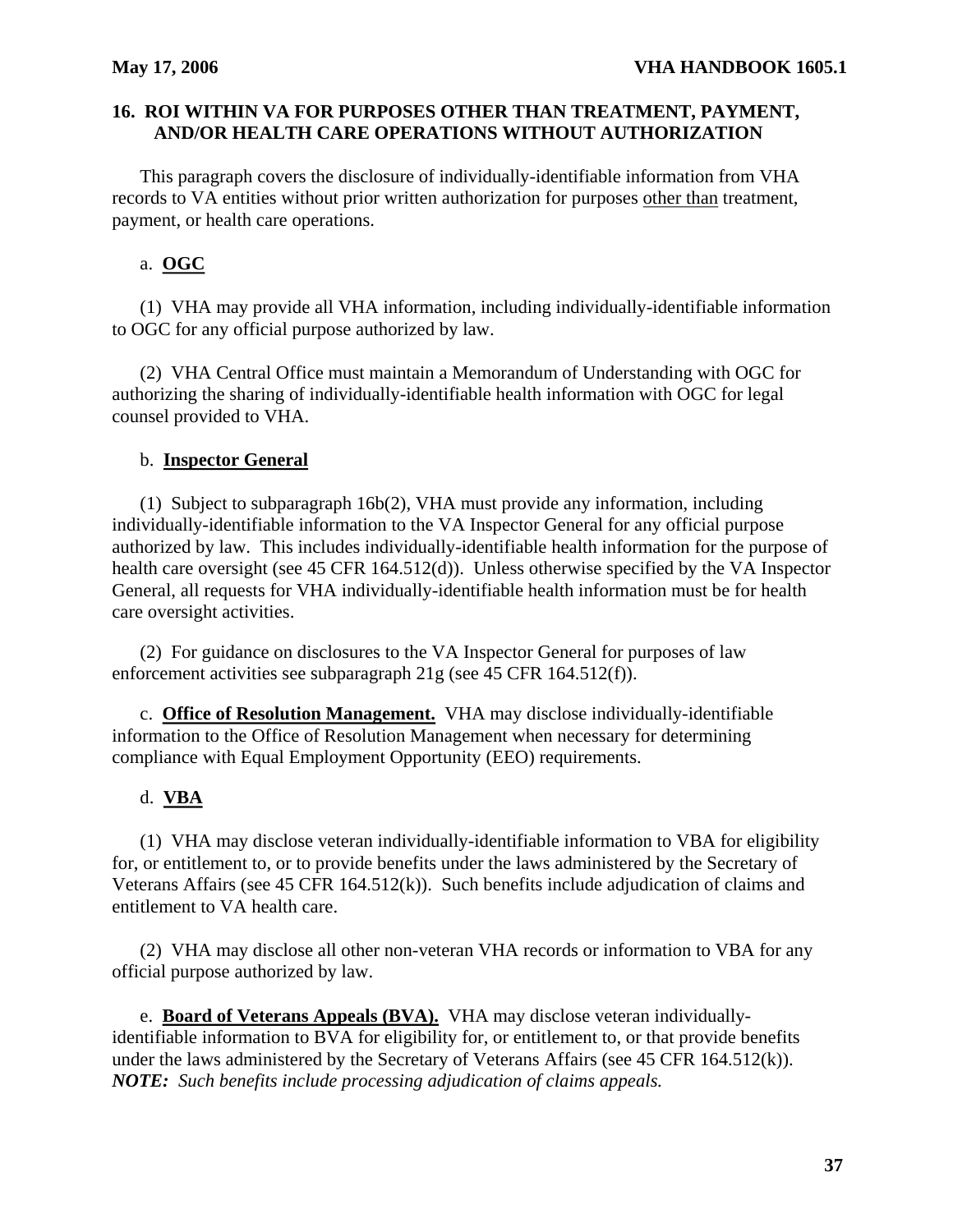## 16. ROI WITHIN VA FOR PURPOSES OTHER THAN TREATMENT, PAYMENT, AND/OR HEALTH CARE OPERATIONS WITHOUT AUTHORIZATION

This paragraph covers the disclosure of individually-identifiable information from VHA records to VA entities without prior written authorization for purposes other than treatment, payment, or health care operations.

a. **OGC**

(1) VHA may provide all VHA information, including individually-identifiable information to OGC for any official purpose authorized by law.

(2) VHA Central Office must maintain a Memorandum of Understanding with OGC for authorizing the sharing of individually-identifiable health information with OGC for legal counsel provided to VHA.

b. **Inspector General**

(1) Subject to subparagraph 16b(2), VHA must provide any information, including individually-identifiable information to the VA Inspector General for any official purpose authorized by law. This includes individually-identifiable health information for the purpose of health care oversight (see 45 CFR 164.512(d)). Unless otherwise specified by the VA Inspector General, all requests for VHA individually-identifiable health information must be for health care oversight activities.

(2) For guidance on disclosures to the VA Inspector General for purposes of law enforcement activities see subparagraph 21g (see 45 CFR 164.512(f)).

c. **Office of Resolution Management.** VHA may disclose individually-identifiable information to the Office of Resolution Management when necessary for determining compliance with Equal Employment Opportunity (EEO) requirements.

d. **VBA**

(1) VHA may disclose veteran individually-identifiable information to VBA for eligibility for, or entitlement to, or to provide benefits under the laws administered by the Secretary of Veterans Affairs (see 45 CFR 164.512(k)). Such benefits include adjudication of claims and entitlement to VA health care.

(2) VHA may disclose all other non-veteran VHA records or information to VBA for any official purpose authorized by law.

e. **Board of Veterans Appeals (BVA).** VHA may disclose veteran individually-identifiable information to BVA for eligibility for, or entitlement to, or that provide benefits under the laws administered by the Secretary of Veterans Affairs (see 45 CFR 164.512(k)). ***NOTE:*** *Such benefits include processing adjudication of claims appeals.*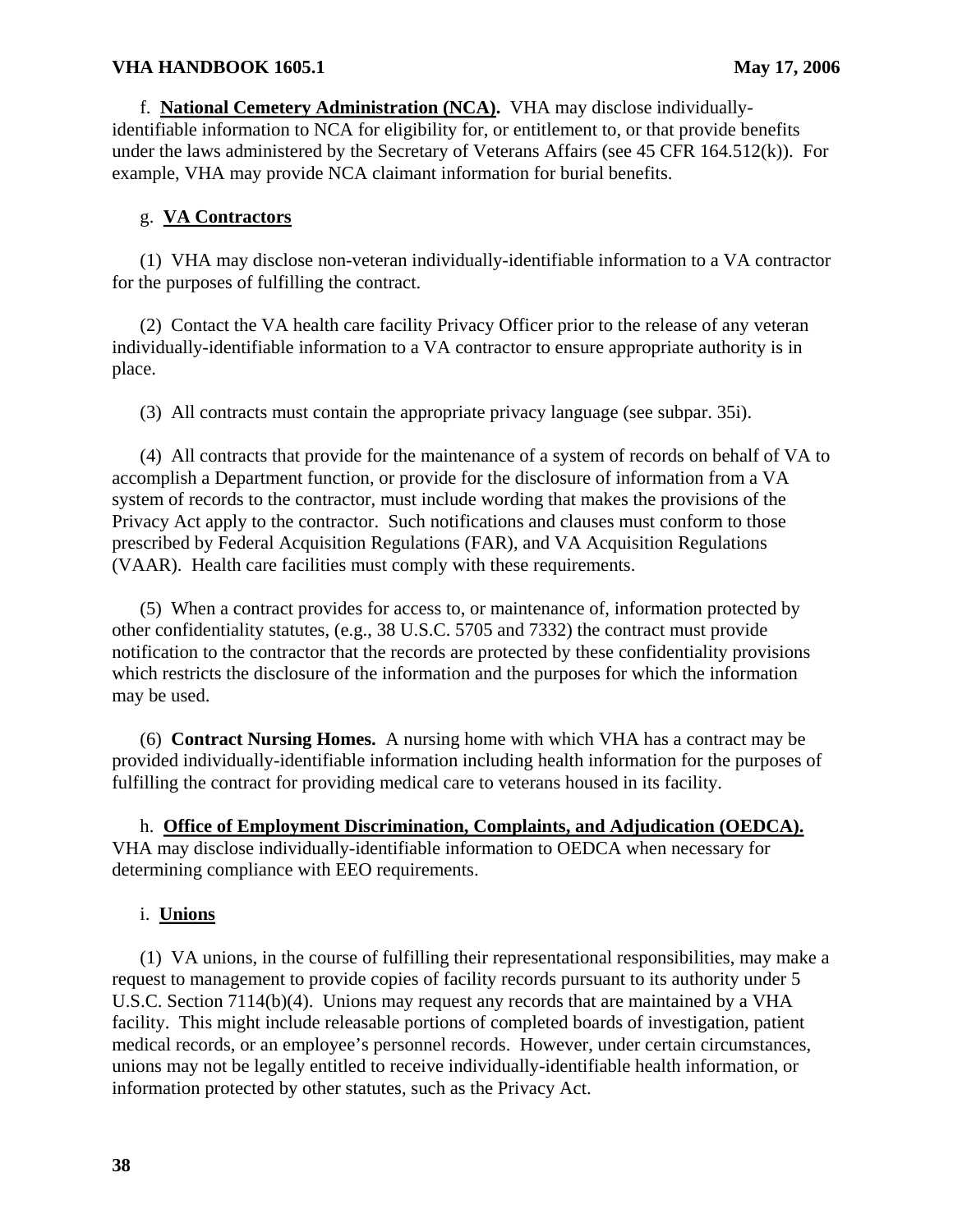f. **National Cemetery Administration (NCA).** VHA may disclose individually-identifiable information to NCA for eligibility for, or entitlement to, or that provide benefits under the laws administered by the Secretary of Veterans Affairs (see 45 CFR 164.512(k)). For example, VHA may provide NCA claimant information for burial benefits.

g. **VA Contractors**

(1) VHA may disclose non-veteran individually-identifiable information to a VA contractor for the purposes of fulfilling the contract.

(2) Contact the VA health care facility Privacy Officer prior to the release of any veteran individually-identifiable information to a VA contractor to ensure appropriate authority is in place.

(3) All contracts must contain the appropriate privacy language (see subpar. 35i).

(4) All contracts that provide for the maintenance of a system of records on behalf of VA to accomplish a Department function, or provide for the disclosure of information from a VA system of records to the contractor, must include wording that makes the provisions of the Privacy Act apply to the contractor. Such notifications and clauses must conform to those prescribed by Federal Acquisition Regulations (FAR), and VA Acquisition Regulations (VAAR). Health care facilities must comply with these requirements.

(5) When a contract provides for access to, or maintenance of, information protected by other confidentiality statutes, (e.g., 38 U.S.C. 5705 and 7332) the contract must provide notification to the contractor that the records are protected by these confidentiality provisions which restricts the disclosure of the information and the purposes for which the information may be used.

(6) **Contract Nursing Homes.** A nursing home with which VHA has a contract may be provided individually-identifiable information including health information for the purposes of fulfilling the contract for providing medical care to veterans housed in its facility.

h. **Office of Employment Discrimination, Complaints, and Adjudication (OEDCA).** VHA may disclose individually-identifiable information to OEDCA when necessary for determining compliance with EEO requirements.

i. **Unions**

(1) VA unions, in the course of fulfilling their representational responsibilities, may make a request to management to provide copies of facility records pursuant to its authority under 5 U.S.C. Section 7114(b)(4). Unions may request any records that are maintained by a VHA facility. This might include releasable portions of completed boards of investigation, patient medical records, or an employee's personnel records. However, under certain circumstances, unions may not be legally entitled to receive individually-identifiable health information, or information protected by other statutes, such as the Privacy Act.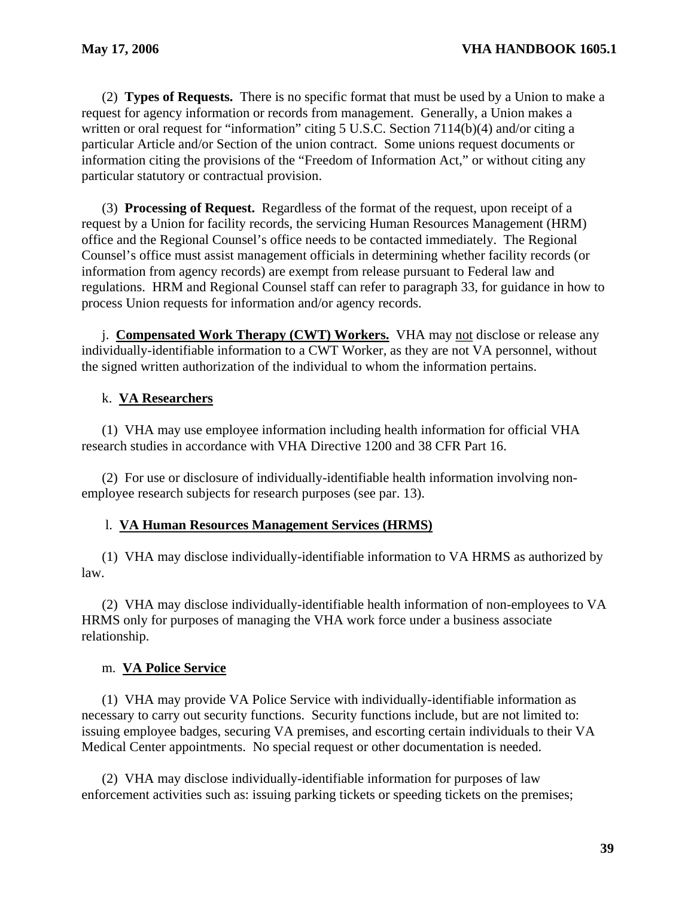(2) **Types of Requests.** There is no specific format that must be used by a Union to make a request for agency information or records from management. Generally, a Union makes a written or oral request for "information" citing 5 U.S.C. Section 7114(b)(4) and/or citing a particular Article and/or Section of the union contract. Some unions request documents or information citing the provisions of the "Freedom of Information Act," or without citing any particular statutory or contractual provision.

(3) **Processing of Request.** Regardless of the format of the request, upon receipt of a request by a Union for facility records, the servicing Human Resources Management (HRM) office and the Regional Counsel's office needs to be contacted immediately. The Regional Counsel's office must assist management officials in determining whether facility records (or information from agency records) are exempt from release pursuant to Federal law and regulations. HRM and Regional Counsel staff can refer to paragraph 33, for guidance in how to process Union requests for information and/or agency records.

j. **Compensated Work Therapy (CWT) Workers.** VHA may not disclose or release any individually-identifiable information to a CWT Worker, as they are not VA personnel, without the signed written authorization of the individual to whom the information pertains.

k. **VA Researchers**

(1) VHA may use employee information including health information for official VHA research studies in accordance with VHA Directive 1200 and 38 CFR Part 16.

(2) For use or disclosure of individually-identifiable health information involving non-employee research subjects for research purposes (see par. 13).

l. **VA Human Resources Management Services (HRMS)**

(1) VHA may disclose individually-identifiable information to VA HRMS as authorized by law.

(2) VHA may disclose individually-identifiable health information of non-employees to VA HRMS only for purposes of managing the VHA work force under a business associate relationship.

m. **VA Police Service**

(1) VHA may provide VA Police Service with individually-identifiable information as necessary to carry out security functions. Security functions include, but are not limited to: issuing employee badges, securing VA premises, and escorting certain individuals to their VA Medical Center appointments. No special request or other documentation is needed.

(2) VHA may disclose individually-identifiable information for purposes of law enforcement activities such as: issuing parking tickets or speeding tickets on the premises;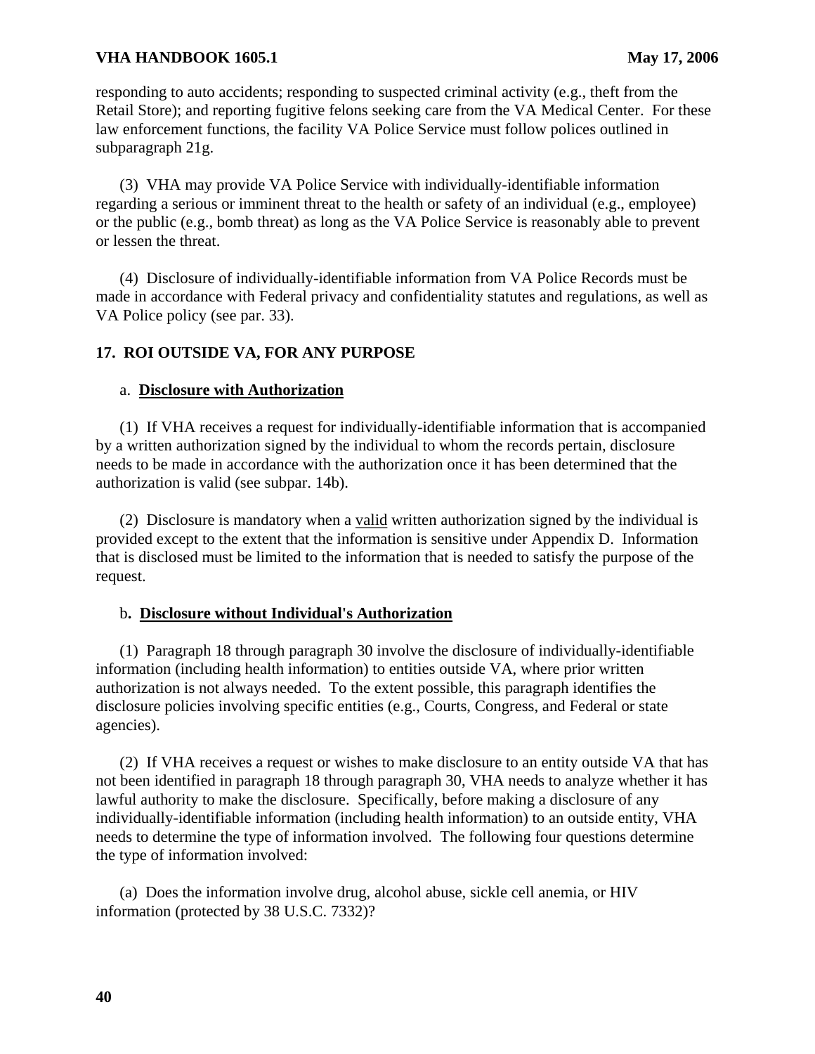responding to auto accidents; responding to suspected criminal activity (e.g., theft from the Retail Store); and reporting fugitive felons seeking care from the VA Medical Center. For these law enforcement functions, the facility VA Police Service must follow polices outlined in subparagraph 21g.

(3) VHA may provide VA Police Service with individually-identifiable information regarding a serious or imminent threat to the health or safety of an individual (e.g., employee) or the public (e.g., bomb threat) as long as the VA Police Service is reasonably able to prevent or lessen the threat.

(4) Disclosure of individually-identifiable information from VA Police Records must be made in accordance with Federal privacy and confidentiality statutes and regulations, as well as VA Police policy (see par. 33).

## 17. ROI OUTSIDE VA, FOR ANY PURPOSE

a. **Disclosure with Authorization**

(1) If VHA receives a request for individually-identifiable information that is accompanied by a written authorization signed by the individual to whom the records pertain, disclosure needs to be made in accordance with the authorization once it has been determined that the authorization is valid (see subpar. 14b).

(2) Disclosure is mandatory when a valid written authorization signed by the individual is provided except to the extent that the information is sensitive under Appendix D. Information that is disclosed must be limited to the information that is needed to satisfy the purpose of the request.

b**. Disclosure without Individual's Authorization**

(1) Paragraph 18 through paragraph 30 involve the disclosure of individually-identifiable information (including health information) to entities outside VA, where prior written authorization is not always needed. To the extent possible, this paragraph identifies the disclosure policies involving specific entities (e.g., Courts, Congress, and Federal or state agencies).

(2) If VHA receives a request or wishes to make disclosure to an entity outside VA that has not been identified in paragraph 18 through paragraph 30, VHA needs to analyze whether it has lawful authority to make the disclosure. Specifically, before making a disclosure of any individually-identifiable information (including health information) to an outside entity, VHA needs to determine the type of information involved. The following four questions determine the type of information involved:

(a) Does the information involve drug, alcohol abuse, sickle cell anemia, or HIV information (protected by 38 U.S.C. 7332)?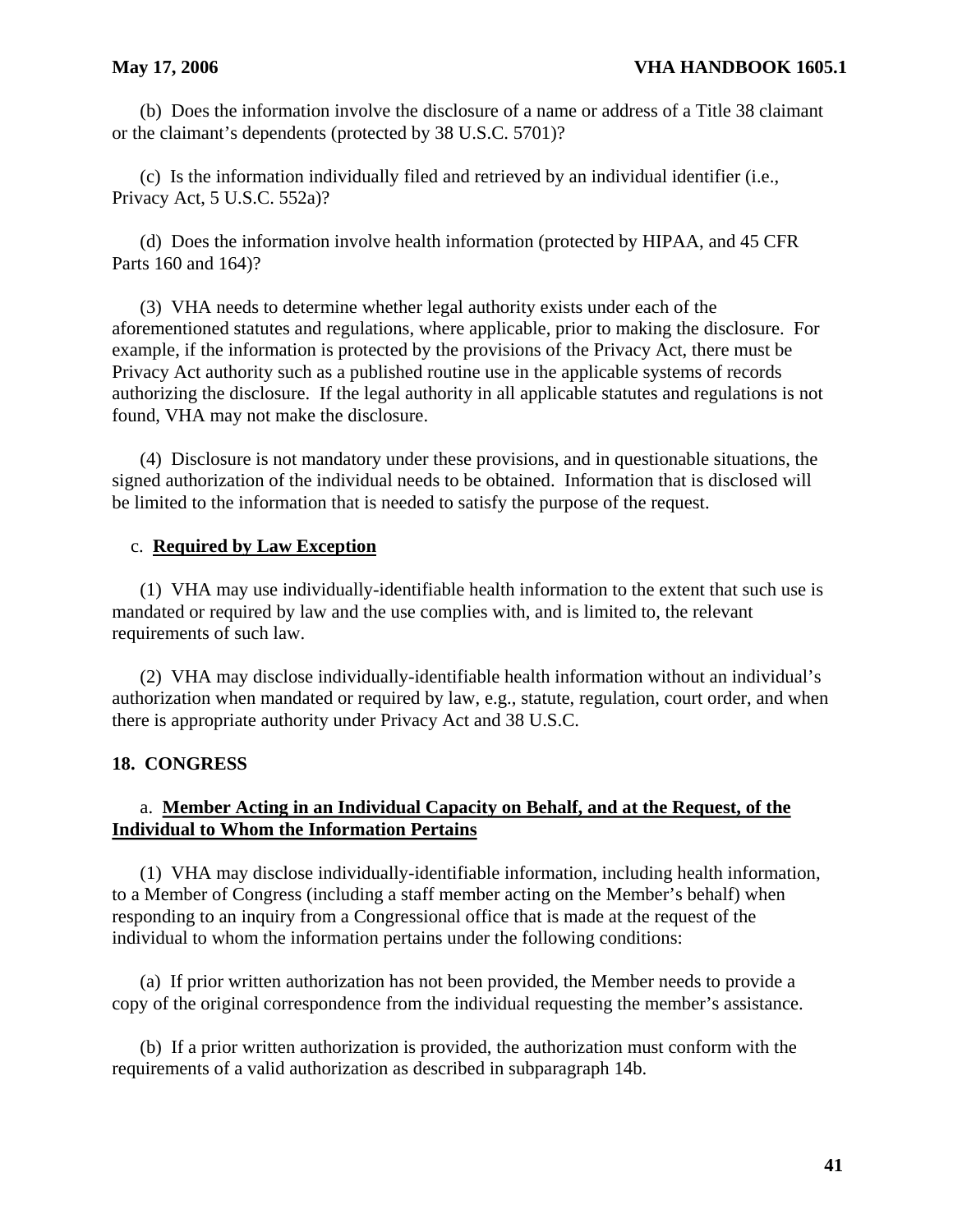(b) Does the information involve the disclosure of a name or address of a Title 38 claimant or the claimant's dependents (protected by 38 U.S.C. 5701)?

(c) Is the information individually filed and retrieved by an individual identifier (i.e., Privacy Act, 5 U.S.C. 552a)?

(d) Does the information involve health information (protected by HIPAA, and 45 CFR Parts 160 and 164)?

(3) VHA needs to determine whether legal authority exists under each of the aforementioned statutes and regulations, where applicable, prior to making the disclosure. For example, if the information is protected by the provisions of the Privacy Act, there must be Privacy Act authority such as a published routine use in the applicable systems of records authorizing the disclosure. If the legal authority in all applicable statutes and regulations is not found, VHA may not make the disclosure.

(4) Disclosure is not mandatory under these provisions, and in questionable situations, the signed authorization of the individual needs to be obtained. Information that is disclosed will be limited to the information that is needed to satisfy the purpose of the request.

c. **Required by Law Exception**

(1) VHA may use individually-identifiable health information to the extent that such use is mandated or required by law and the use complies with, and is limited to, the relevant requirements of such law.

(2) VHA may disclose individually-identifiable health information without an individual's authorization when mandated or required by law, e.g., statute, regulation, court order, and when there is appropriate authority under Privacy Act and 38 U.S.C.

## 18. CONGRESS

a. **Member Acting in an Individual Capacity on Behalf, and at the Request, of the Individual to Whom the Information Pertains**

(1) VHA may disclose individually-identifiable information, including health information, to a Member of Congress (including a staff member acting on the Member's behalf) when responding to an inquiry from a Congressional office that is made at the request of the individual to whom the information pertains under the following conditions:

(a) If prior written authorization has not been provided, the Member needs to provide a copy of the original correspondence from the individual requesting the member's assistance.

(b) If a prior written authorization is provided, the authorization must conform with the requirements of a valid authorization as described in subparagraph 14b.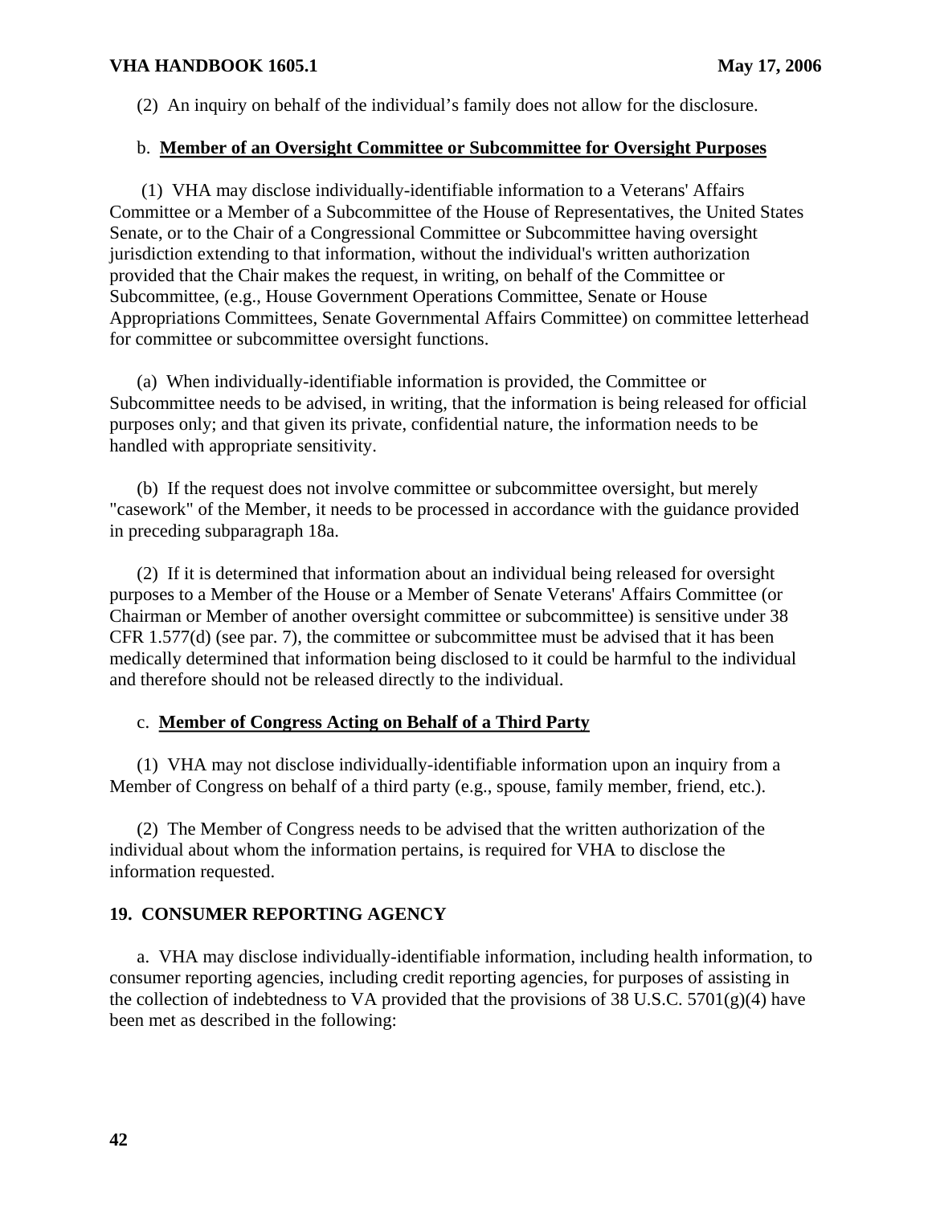(2) An inquiry on behalf of the individual's family does not allow for the disclosure.

b. **Member of an Oversight Committee or Subcommittee for Oversight Purposes**

(1) VHA may disclose individually-identifiable information to a Veterans' Affairs Committee or a Member of a Subcommittee of the House of Representatives, the United States Senate, or to the Chair of a Congressional Committee or Subcommittee having oversight jurisdiction extending to that information, without the individual's written authorization provided that the Chair makes the request, in writing, on behalf of the Committee or Subcommittee, (e.g., House Government Operations Committee, Senate or House Appropriations Committees, Senate Governmental Affairs Committee) on committee letterhead for committee or subcommittee oversight functions.

(a) When individually-identifiable information is provided, the Committee or Subcommittee needs to be advised, in writing, that the information is being released for official purposes only; and that given its private, confidential nature, the information needs to be handled with appropriate sensitivity.

(b) If the request does not involve committee or subcommittee oversight, but merely "casework" of the Member, it needs to be processed in accordance with the guidance provided in preceding subparagraph 18a.

(2) If it is determined that information about an individual being released for oversight purposes to a Member of the House or a Member of Senate Veterans' Affairs Committee (or Chairman or Member of another oversight committee or subcommittee) is sensitive under 38 CFR 1.577(d) (see par. 7), the committee or subcommittee must be advised that it has been medically determined that information being disclosed to it could be harmful to the individual and therefore should not be released directly to the individual.

c. **Member of Congress Acting on Behalf of a Third Party**

(1) VHA may not disclose individually-identifiable information upon an inquiry from a Member of Congress on behalf of a third party (e.g., spouse, family member, friend, etc.).

(2) The Member of Congress needs to be advised that the written authorization of the individual about whom the information pertains, is required for VHA to disclose the information requested.

**19. CONSUMER REPORTING AGENCY**

a. VHA may disclose individually-identifiable information, including health information, to consumer reporting agencies, including credit reporting agencies, for purposes of assisting in the collection of indebtedness to VA provided that the provisions of 38 U.S.C. 5701(g)(4) have been met as described in the following: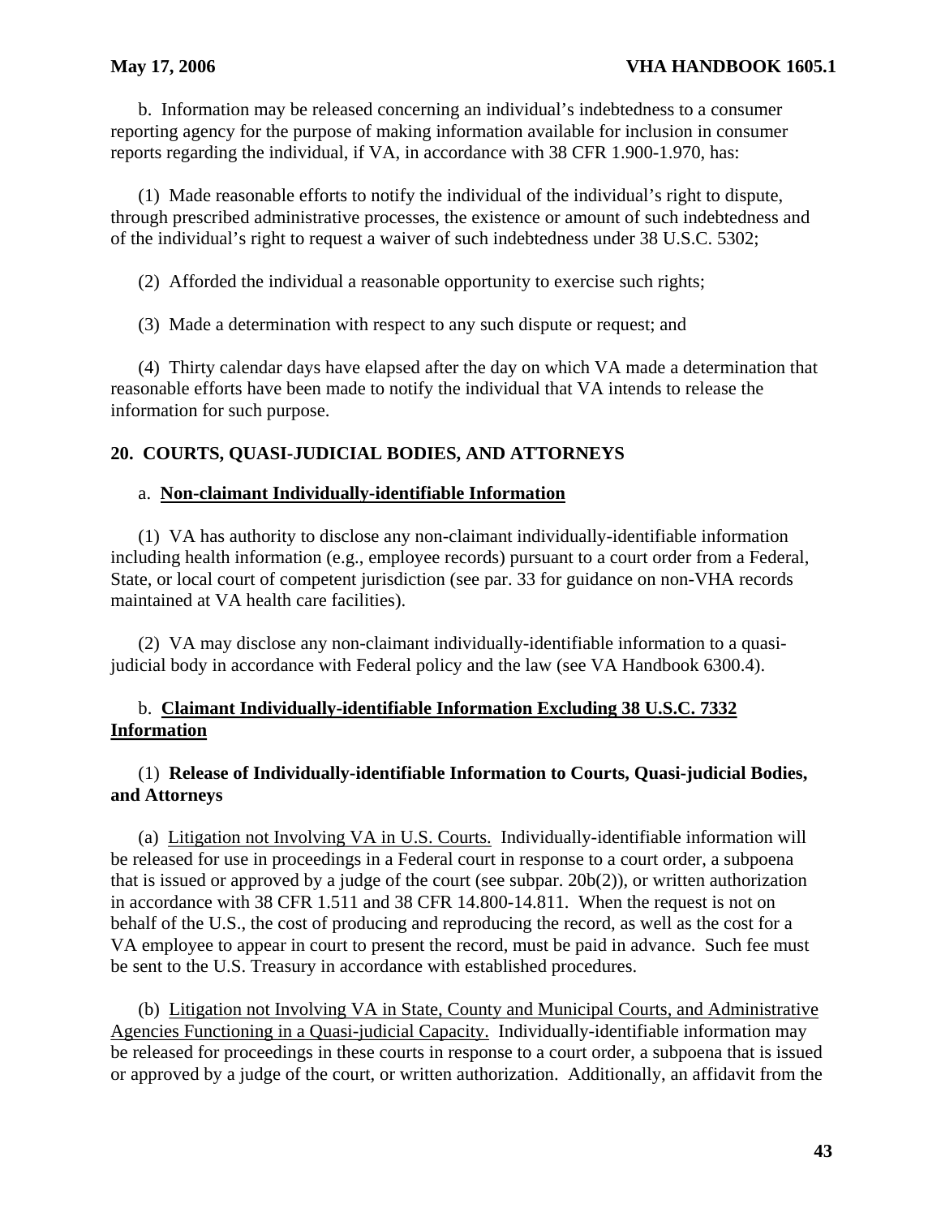b. Information may be released concerning an individual's indebtedness to a consumer reporting agency for the purpose of making information available for inclusion in consumer reports regarding the individual, if VA, in accordance with 38 CFR 1.900-1.970, has:

(1) Made reasonable efforts to notify the individual of the individual's right to dispute, through prescribed administrative processes, the existence or amount of such indebtedness and of the individual's right to request a waiver of such indebtedness under 38 U.S.C. 5302;

(2) Afforded the individual a reasonable opportunity to exercise such rights;

(3) Made a determination with respect to any such dispute or request; and

(4) Thirty calendar days have elapsed after the day on which VA made a determination that reasonable efforts have been made to notify the individual that VA intends to release the information for such purpose.

## 20. COURTS, QUASI-JUDICIAL BODIES, AND ATTORNEYS

a. **Non-claimant Individually-identifiable Information**

(1) VA has authority to disclose any non-claimant individually-identifiable information including health information (e.g., employee records) pursuant to a court order from a Federal, State, or local court of competent jurisdiction (see par. 33 for guidance on non-VHA records maintained at VA health care facilities).

(2) VA may disclose any non-claimant individually-identifiable information to a quasi-judicial body in accordance with Federal policy and the law (see VA Handbook 6300.4).

b. **Claimant Individually-identifiable Information Excluding 38 U.S.C. 7332 Information**

(1) **Release of Individually-identifiable Information to Courts, Quasi-judicial Bodies, and Attorneys**

(a) Litigation not Involving VA in U.S. Courts. Individually-identifiable information will be released for use in proceedings in a Federal court in response to a court order, a subpoena that is issued or approved by a judge of the court (see subpar. 20b(2)), or written authorization in accordance with 38 CFR 1.511 and 38 CFR 14.800-14.811. When the request is not on behalf of the U.S., the cost of producing and reproducing the record, as well as the cost for a VA employee to appear in court to present the record, must be paid in advance. Such fee must be sent to the U.S. Treasury in accordance with established procedures.

(b) Litigation not Involving VA in State, County and Municipal Courts, and Administrative Agencies Functioning in a Quasi-judicial Capacity. Individually-identifiable information may be released for proceedings in these courts in response to a court order, a subpoena that is issued or approved by a judge of the court, or written authorization. Additionally, an affidavit from the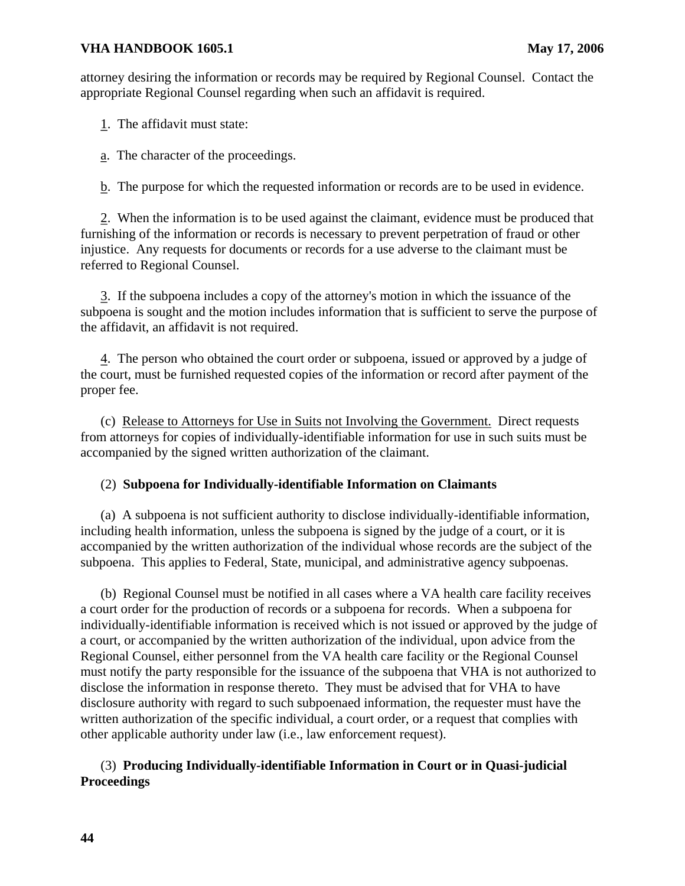attorney desiring the information or records may be required by Regional Counsel. Contact the appropriate Regional Counsel regarding when such an affidavit is required.

1. The affidavit must state:

a. The character of the proceedings.

b. The purpose for which the requested information or records are to be used in evidence.

2. When the information is to be used against the claimant, evidence must be produced that furnishing of the information or records is necessary to prevent perpetration of fraud or other injustice. Any requests for documents or records for a use adverse to the claimant must be referred to Regional Counsel.

3. If the subpoena includes a copy of the attorney's motion in which the issuance of the subpoena is sought and the motion includes information that is sufficient to serve the purpose of the affidavit, an affidavit is not required.

4. The person who obtained the court order or subpoena, issued or approved by a judge of the court, must be furnished requested copies of the information or record after payment of the proper fee.

(c) Release to Attorneys for Use in Suits not Involving the Government. Direct requests from attorneys for copies of individually-identifiable information for use in such suits must be accompanied by the signed written authorization of the claimant.

(2) **Subpoena for Individually-identifiable Information on Claimants**

(a) A subpoena is not sufficient authority to disclose individually-identifiable information, including health information, unless the subpoena is signed by the judge of a court, or it is accompanied by the written authorization of the individual whose records are the subject of the subpoena. This applies to Federal, State, municipal, and administrative agency subpoenas.

(b) Regional Counsel must be notified in all cases where a VA health care facility receives a court order for the production of records or a subpoena for records. When a subpoena for individually-identifiable information is received which is not issued or approved by the judge of a court, or accompanied by the written authorization of the individual, upon advice from the Regional Counsel, either personnel from the VA health care facility or the Regional Counsel must notify the party responsible for the issuance of the subpoena that VHA is not authorized to disclose the information in response thereto. They must be advised that for VHA to have disclosure authority with regard to such subpoenaed information, the requester must have the written authorization of the specific individual, a court order, or a request that complies with other applicable authority under law (i.e., law enforcement request).

(3) **Producing Individually-identifiable Information in Court or in Quasi-judicial Proceedings**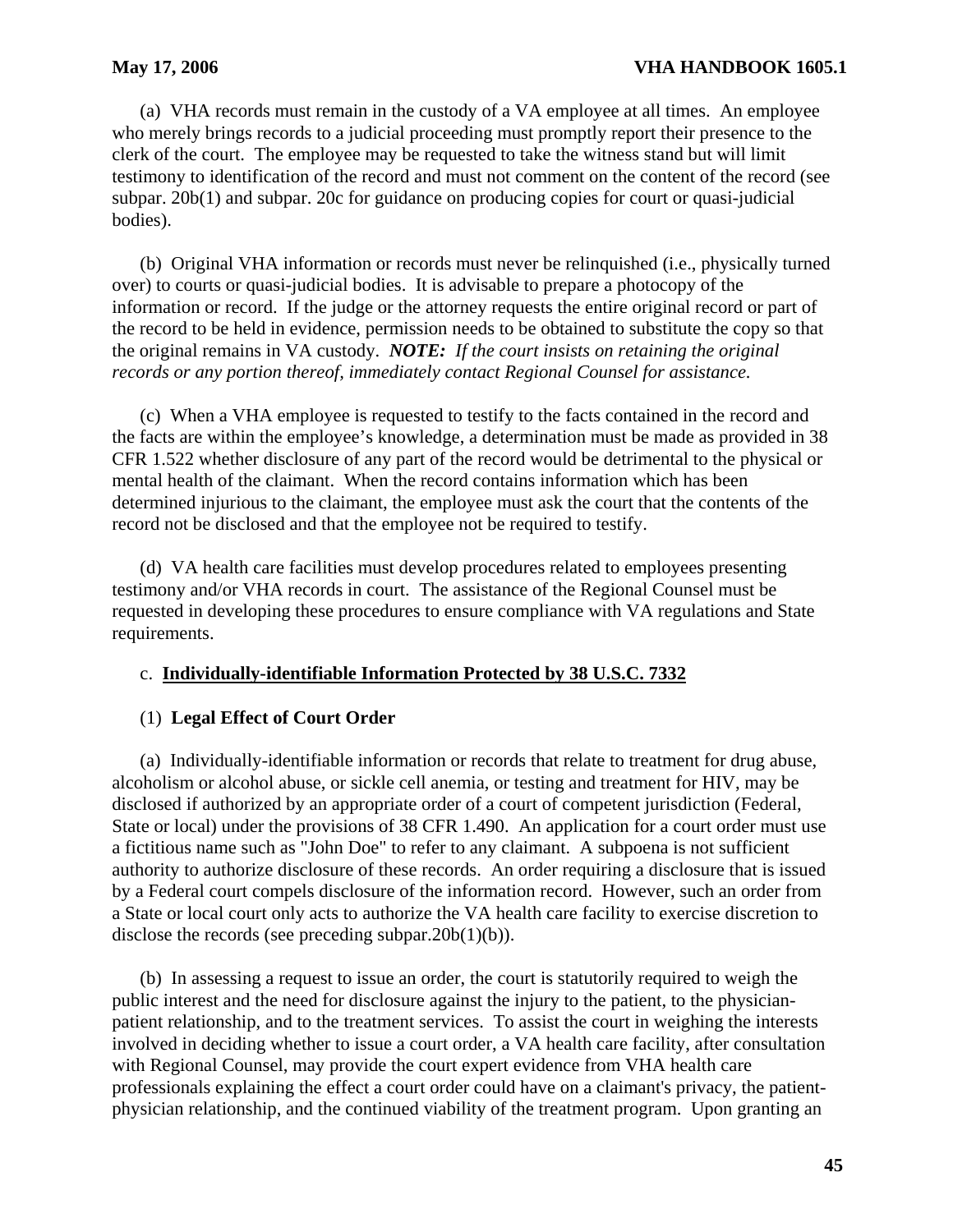(a) VHA records must remain in the custody of a VA employee at all times. An employee who merely brings records to a judicial proceeding must promptly report their presence to the clerk of the court. The employee may be requested to take the witness stand but will limit testimony to identification of the record and must not comment on the content of the record (see subpar. 20b(1) and subpar. 20c for guidance on producing copies for court or quasi-judicial bodies).

(b) Original VHA information or records must never be relinquished (i.e., physically turned over) to courts or quasi-judicial bodies. It is advisable to prepare a photocopy of the information or record. If the judge or the attorney requests the entire original record or part of the record to be held in evidence, permission needs to be obtained to substitute the copy so that the original remains in VA custody. ***NOTE:*** *If the court insists on retaining the original records or any portion thereof, immediately contact Regional Counsel for assistance.*

(c) When a VHA employee is requested to testify to the facts contained in the record and the facts are within the employee's knowledge, a determination must be made as provided in 38 CFR 1.522 whether disclosure of any part of the record would be detrimental to the physical or mental health of the claimant. When the record contains information which has been determined injurious to the claimant, the employee must ask the court that the contents of the record not be disclosed and that the employee not be required to testify.

(d) VA health care facilities must develop procedures related to employees presenting testimony and/or VHA records in court. The assistance of the Regional Counsel must be requested in developing these procedures to ensure compliance with VA regulations and State requirements.

c. **Individually-identifiable Information Protected by 38 U.S.C. 7332**

(1) **Legal Effect of Court Order**

(a) Individually-identifiable information or records that relate to treatment for drug abuse, alcoholism or alcohol abuse, or sickle cell anemia, or testing and treatment for HIV, may be disclosed if authorized by an appropriate order of a court of competent jurisdiction (Federal, State or local) under the provisions of 38 CFR 1.490. An application for a court order must use a fictitious name such as "John Doe" to refer to any claimant. A subpoena is not sufficient authority to authorize disclosure of these records. An order requiring a disclosure that is issued by a Federal court compels disclosure of the information record. However, such an order from a State or local court only acts to authorize the VA health care facility to exercise discretion to disclose the records (see preceding subpar.20b(1)(b)).

(b) In assessing a request to issue an order, the court is statutorily required to weigh the public interest and the need for disclosure against the injury to the patient, to the physician-patient relationship, and to the treatment services. To assist the court in weighing the interests involved in deciding whether to issue a court order, a VA health care facility, after consultation with Regional Counsel, may provide the court expert evidence from VHA health care professionals explaining the effect a court order could have on a claimant's privacy, the patient-physician relationship, and the continued viability of the treatment program. Upon granting an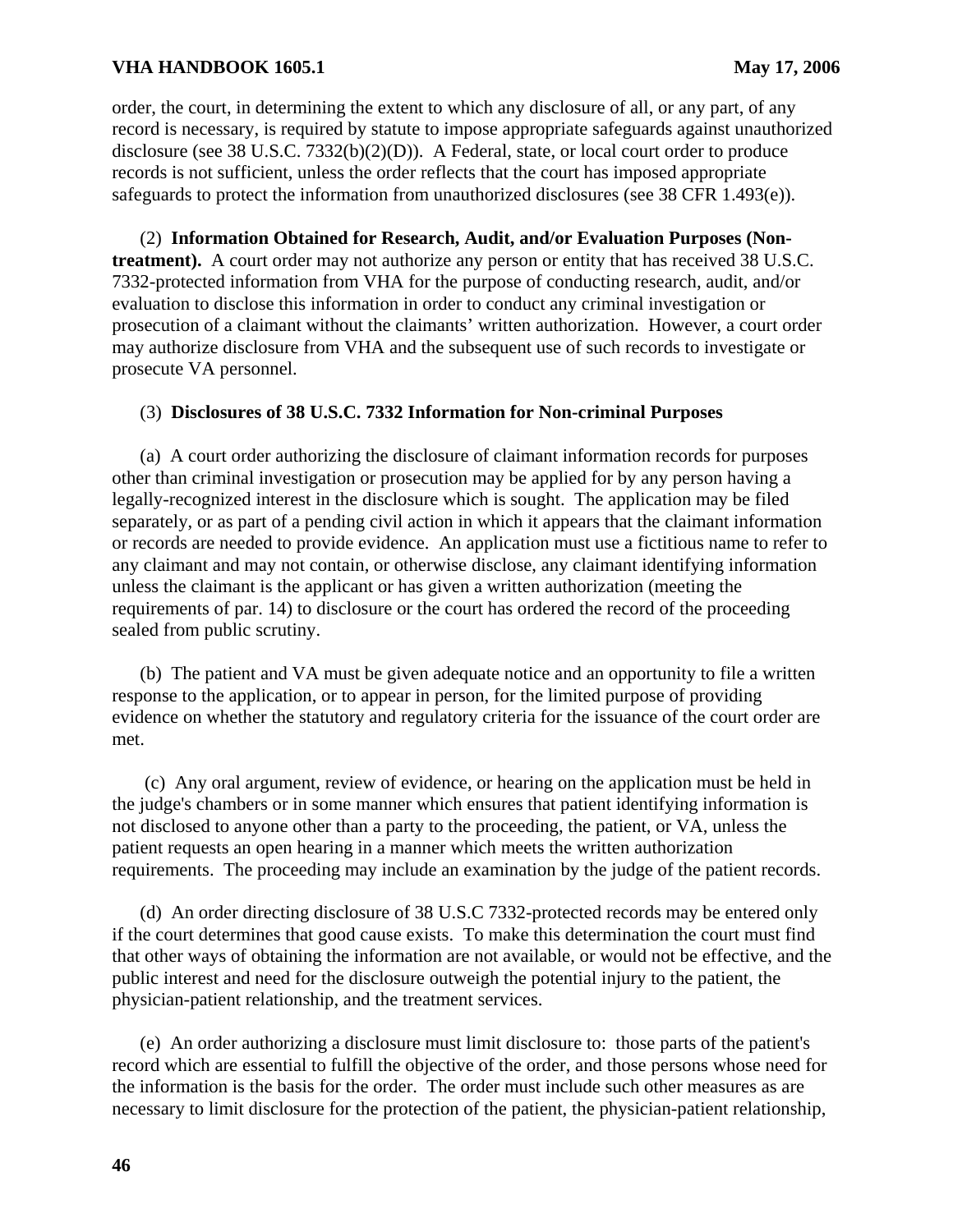order, the court, in determining the extent to which any disclosure of all, or any part, of any record is necessary, is required by statute to impose appropriate safeguards against unauthorized disclosure (see 38 U.S.C. 7332(b)(2)(D)). A Federal, state, or local court order to produce records is not sufficient, unless the order reflects that the court has imposed appropriate safeguards to protect the information from unauthorized disclosures (see 38 CFR 1.493(e)).

(2) **Information Obtained for Research, Audit, and/or Evaluation Purposes (Non-treatment).** A court order may not authorize any person or entity that has received 38 U.S.C. 7332-protected information from VHA for the purpose of conducting research, audit, and/or evaluation to disclose this information in order to conduct any criminal investigation or prosecution of a claimant without the claimants' written authorization. However, a court order may authorize disclosure from VHA and the subsequent use of such records to investigate or prosecute VA personnel.

(3) **Disclosures of 38 U.S.C. 7332 Information for Non-criminal Purposes**

(a) A court order authorizing the disclosure of claimant information records for purposes other than criminal investigation or prosecution may be applied for by any person having a legally-recognized interest in the disclosure which is sought. The application may be filed separately, or as part of a pending civil action in which it appears that the claimant information or records are needed to provide evidence. An application must use a fictitious name to refer to any claimant and may not contain, or otherwise disclose, any claimant identifying information unless the claimant is the applicant or has given a written authorization (meeting the requirements of par. 14) to disclosure or the court has ordered the record of the proceeding sealed from public scrutiny.

(b) The patient and VA must be given adequate notice and an opportunity to file a written response to the application, or to appear in person, for the limited purpose of providing evidence on whether the statutory and regulatory criteria for the issuance of the court order are met.

(c) Any oral argument, review of evidence, or hearing on the application must be held in the judge's chambers or in some manner which ensures that patient identifying information is not disclosed to anyone other than a party to the proceeding, the patient, or VA, unless the patient requests an open hearing in a manner which meets the written authorization requirements. The proceeding may include an examination by the judge of the patient records.

(d) An order directing disclosure of 38 U.S.C 7332-protected records may be entered only if the court determines that good cause exists. To make this determination the court must find that other ways of obtaining the information are not available, or would not be effective, and the public interest and need for the disclosure outweigh the potential injury to the patient, the physician-patient relationship, and the treatment services.

(e) An order authorizing a disclosure must limit disclosure to: those parts of the patient's record which are essential to fulfill the objective of the order, and those persons whose need for the information is the basis for the order. The order must include such other measures as are necessary to limit disclosure for the protection of the patient, the physician-patient relationship,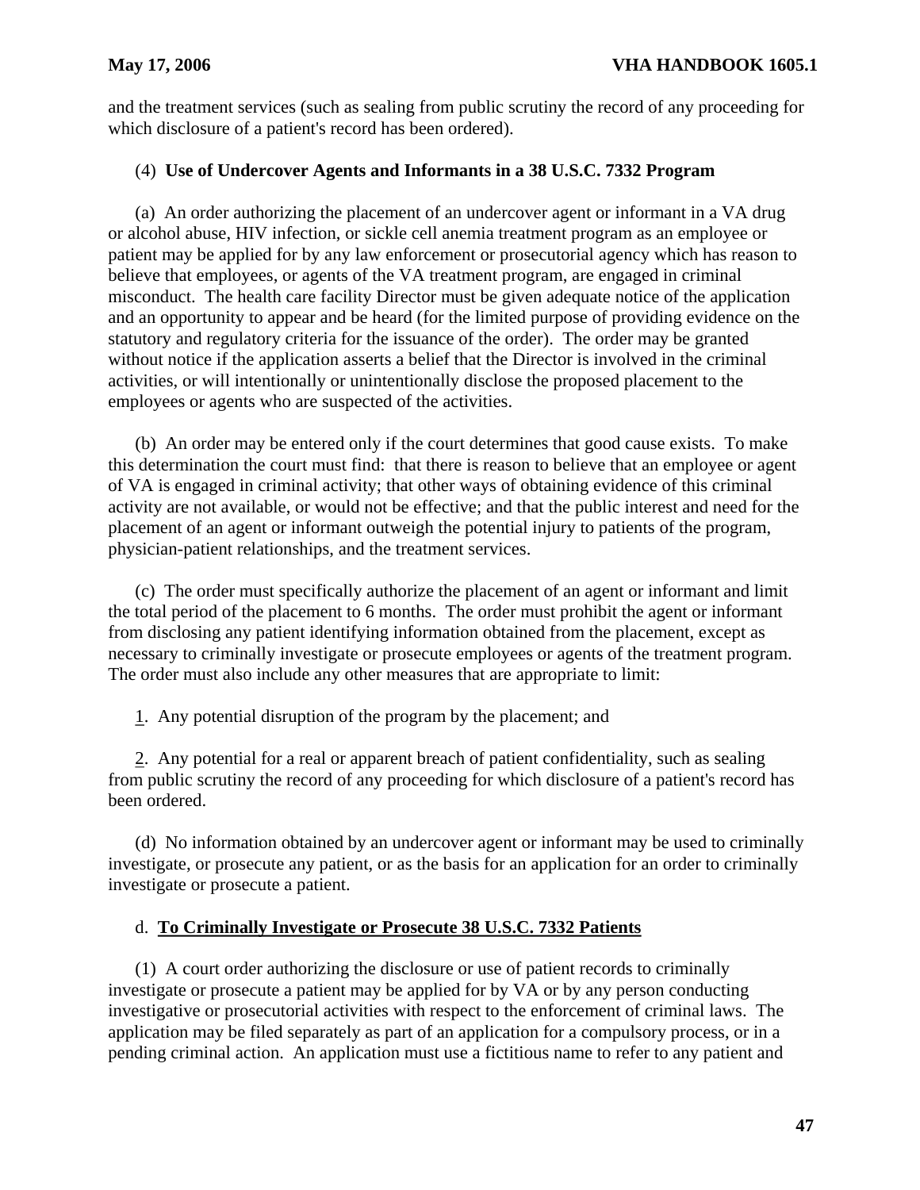and the treatment services (such as sealing from public scrutiny the record of any proceeding for which disclosure of a patient's record has been ordered).

(4) **Use of Undercover Agents and Informants in a 38 U.S.C. 7332 Program**

(a) An order authorizing the placement of an undercover agent or informant in a VA drug or alcohol abuse, HIV infection, or sickle cell anemia treatment program as an employee or patient may be applied for by any law enforcement or prosecutorial agency which has reason to believe that employees, or agents of the VA treatment program, are engaged in criminal misconduct. The health care facility Director must be given adequate notice of the application and an opportunity to appear and be heard (for the limited purpose of providing evidence on the statutory and regulatory criteria for the issuance of the order). The order may be granted without notice if the application asserts a belief that the Director is involved in the criminal activities, or will intentionally or unintentionally disclose the proposed placement to the employees or agents who are suspected of the activities.

(b) An order may be entered only if the court determines that good cause exists. To make this determination the court must find: that there is reason to believe that an employee or agent of VA is engaged in criminal activity; that other ways of obtaining evidence of this criminal activity are not available, or would not be effective; and that the public interest and need for the placement of an agent or informant outweigh the potential injury to patients of the program, physician-patient relationships, and the treatment services.

(c) The order must specifically authorize the placement of an agent or informant and limit the total period of the placement to 6 months. The order must prohibit the agent or informant from disclosing any patient identifying information obtained from the placement, except as necessary to criminally investigate or prosecute employees or agents of the treatment program. The order must also include any other measures that are appropriate to limit:

<u>1</u>. Any potential disruption of the program by the placement; and

<u>2</u>. Any potential for a real or apparent breach of patient confidentiality, such as sealing from public scrutiny the record of any proceeding for which disclosure of a patient's record has been ordered.

(d) No information obtained by an undercover agent or informant may be used to criminally investigate, or prosecute any patient, or as the basis for an application for an order to criminally investigate or prosecute a patient.

d. **<u>To Criminally Investigate or Prosecute 38 U.S.C. 7332 Patients</u>**

(1) A court order authorizing the disclosure or use of patient records to criminally investigate or prosecute a patient may be applied for by VA or by any person conducting investigative or prosecutorial activities with respect to the enforcement of criminal laws. The application may be filed separately as part of an application for a compulsory process, or in a pending criminal action. An application must use a fictitious name to refer to any patient and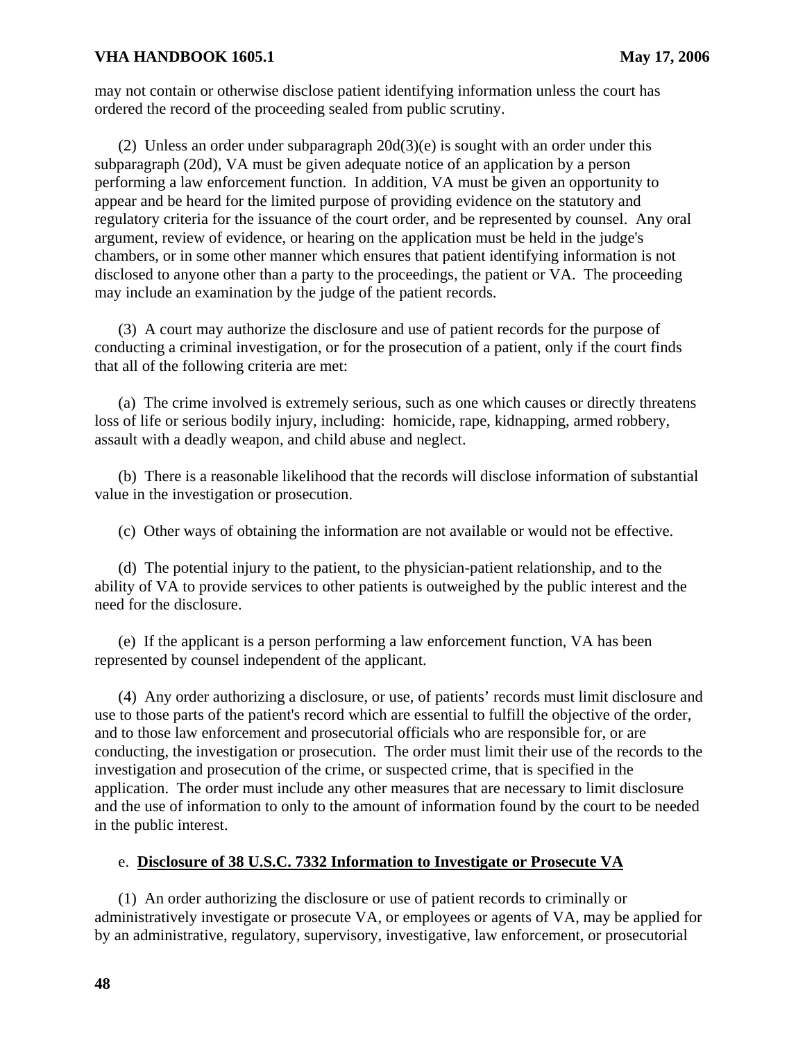may not contain or otherwise disclose patient identifying information unless the court has ordered the record of the proceeding sealed from public scrutiny.

(2) Unless an order under subparagraph 20d(3)(e) is sought with an order under this subparagraph (20d), VA must be given adequate notice of an application by a person performing a law enforcement function. In addition, VA must be given an opportunity to appear and be heard for the limited purpose of providing evidence on the statutory and regulatory criteria for the issuance of the court order, and be represented by counsel. Any oral argument, review of evidence, or hearing on the application must be held in the judge's chambers, or in some other manner which ensures that patient identifying information is not disclosed to anyone other than a party to the proceedings, the patient or VA. The proceeding may include an examination by the judge of the patient records.

(3) A court may authorize the disclosure and use of patient records for the purpose of conducting a criminal investigation, or for the prosecution of a patient, only if the court finds that all of the following criteria are met:

(a) The crime involved is extremely serious, such as one which causes or directly threatens loss of life or serious bodily injury, including: homicide, rape, kidnapping, armed robbery, assault with a deadly weapon, and child abuse and neglect.

(b) There is a reasonable likelihood that the records will disclose information of substantial value in the investigation or prosecution.

(c) Other ways of obtaining the information are not available or would not be effective.

(d) The potential injury to the patient, to the physician-patient relationship, and to the ability of VA to provide services to other patients is outweighed by the public interest and the need for the disclosure.

(e) If the applicant is a person performing a law enforcement function, VA has been represented by counsel independent of the applicant.

(4) Any order authorizing a disclosure, or use, of patients' records must limit disclosure and use to those parts of the patient's record which are essential to fulfill the objective of the order, and to those law enforcement and prosecutorial officials who are responsible for, or are conducting, the investigation or prosecution. The order must limit their use of the records to the investigation and prosecution of the crime, or suspected crime, that is specified in the application. The order must include any other measures that are necessary to limit disclosure and the use of information to only to the amount of information found by the court to be needed in the public interest.

e. **Disclosure of 38 U.S.C. 7332 Information to Investigate or Prosecute VA**

(1) An order authorizing the disclosure or use of patient records to criminally or administratively investigate or prosecute VA, or employees or agents of VA, may be applied for by an administrative, regulatory, supervisory, investigative, law enforcement, or prosecutorial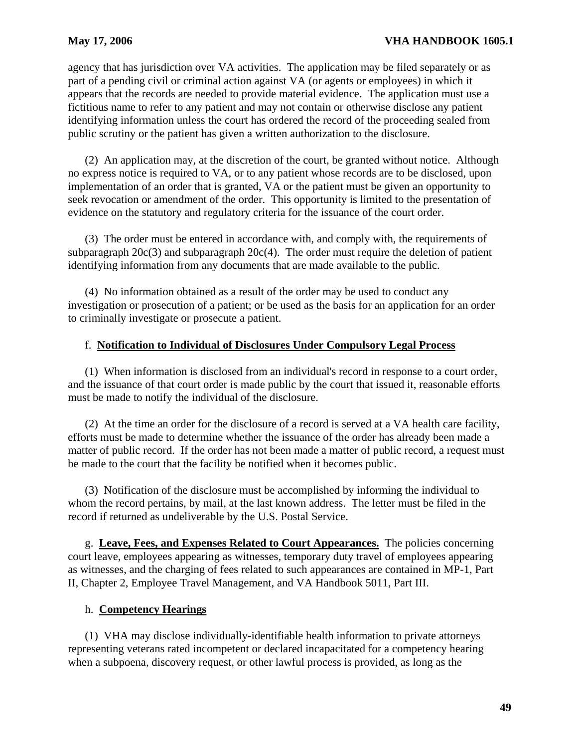agency that has jurisdiction over VA activities. The application may be filed separately or as part of a pending civil or criminal action against VA (or agents or employees) in which it appears that the records are needed to provide material evidence. The application must use a fictitious name to refer to any patient and may not contain or otherwise disclose any patient identifying information unless the court has ordered the record of the proceeding sealed from public scrutiny or the patient has given a written authorization to the disclosure.

(2) An application may, at the discretion of the court, be granted without notice. Although no express notice is required to VA, or to any patient whose records are to be disclosed, upon implementation of an order that is granted, VA or the patient must be given an opportunity to seek revocation or amendment of the order. This opportunity is limited to the presentation of evidence on the statutory and regulatory criteria for the issuance of the court order.

(3) The order must be entered in accordance with, and comply with, the requirements of subparagraph 20c(3) and subparagraph 20c(4). The order must require the deletion of patient identifying information from any documents that are made available to the public.

(4) No information obtained as a result of the order may be used to conduct any investigation or prosecution of a patient; or be used as the basis for an application for an order to criminally investigate or prosecute a patient.

f. **Notification to Individual of Disclosures Under Compulsory Legal Process**

(1) When information is disclosed from an individual's record in response to a court order, and the issuance of that court order is made public by the court that issued it, reasonable efforts must be made to notify the individual of the disclosure.

(2) At the time an order for the disclosure of a record is served at a VA health care facility, efforts must be made to determine whether the issuance of the order has already been made a matter of public record. If the order has not been made a matter of public record, a request must be made to the court that the facility be notified when it becomes public.

(3) Notification of the disclosure must be accomplished by informing the individual to whom the record pertains, by mail, at the last known address. The letter must be filed in the record if returned as undeliverable by the U.S. Postal Service.

g. **Leave, Fees, and Expenses Related to Court Appearances.** The policies concerning court leave, employees appearing as witnesses, temporary duty travel of employees appearing as witnesses, and the charging of fees related to such appearances are contained in MP-1, Part II, Chapter 2, Employee Travel Management, and VA Handbook 5011, Part III.

h. **Competency Hearings**

(1) VHA may disclose individually-identifiable health information to private attorneys representing veterans rated incompetent or declared incapacitated for a competency hearing when a subpoena, discovery request, or other lawful process is provided, as long as the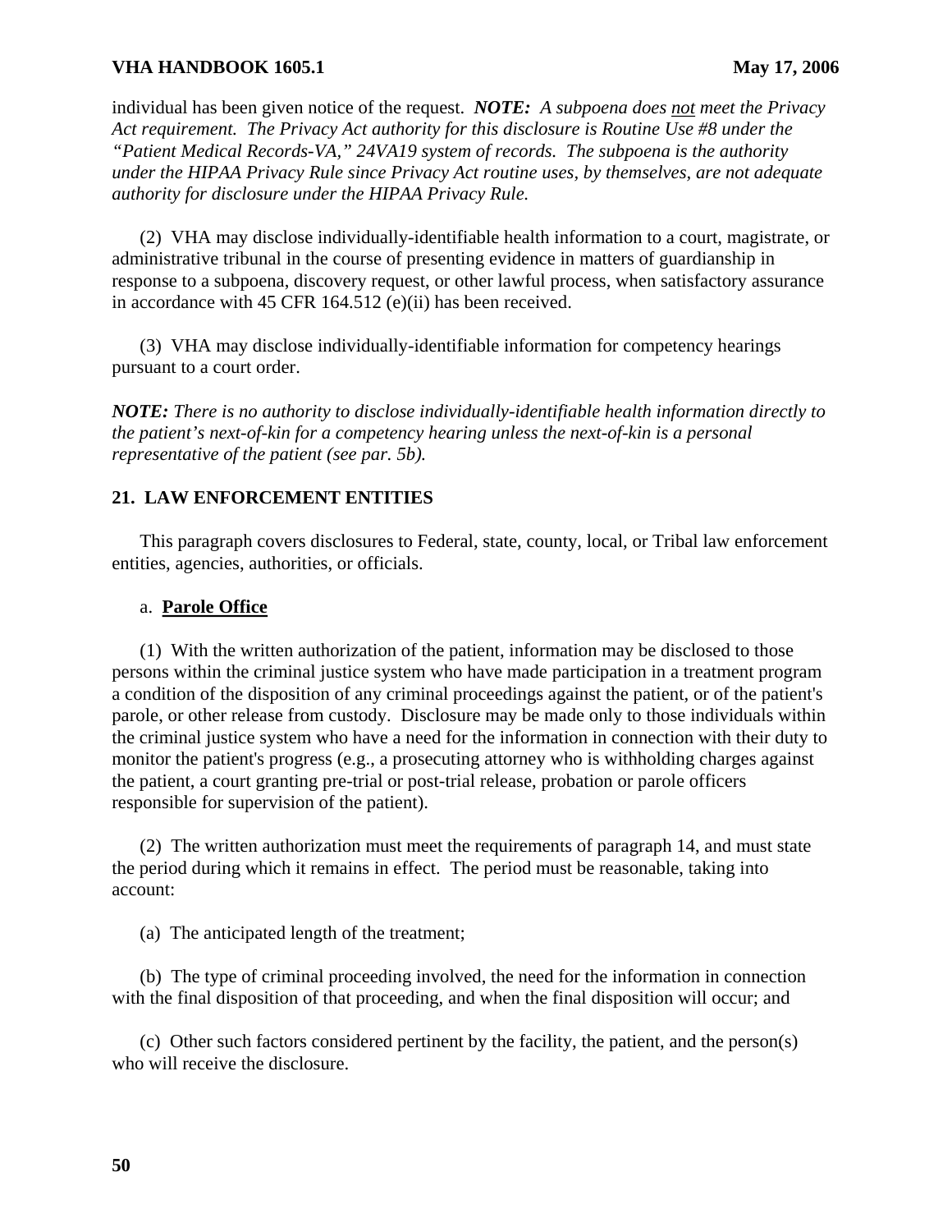individual has been given notice of the request. ***NOTE:*** *A subpoena does* <u>*not*</u> *meet the Privacy Act requirement. The Privacy Act authority for this disclosure is Routine Use #8 under the "Patient Medical Records-VA," 24VA19 system of records. The subpoena is the authority under the HIPAA Privacy Rule since Privacy Act routine uses, by themselves, are not adequate authority for disclosure under the HIPAA Privacy Rule.*

(2) VHA may disclose individually-identifiable health information to a court, magistrate, or administrative tribunal in the course of presenting evidence in matters of guardianship in response to a subpoena, discovery request, or other lawful process, when satisfactory assurance in accordance with 45 CFR 164.512 (e)(ii) has been received.

(3) VHA may disclose individually-identifiable information for competency hearings pursuant to a court order.

***NOTE:*** *There is no authority to disclose individually-identifiable health information directly to the patient's next-of-kin for a competency hearing unless the next-of-kin is a personal representative of the patient (see par. 5b).*

## 21. LAW ENFORCEMENT ENTITIES

This paragraph covers disclosures to Federal, state, county, local, or Tribal law enforcement entities, agencies, authorities, or officials.

### a. <u>Parole Office</u>

(1) With the written authorization of the patient, information may be disclosed to those persons within the criminal justice system who have made participation in a treatment program a condition of the disposition of any criminal proceedings against the patient, or of the patient's parole, or other release from custody. Disclosure may be made only to those individuals within the criminal justice system who have a need for the information in connection with their duty to monitor the patient's progress (e.g., a prosecuting attorney who is withholding charges against the patient, a court granting pre-trial or post-trial release, probation or parole officers responsible for supervision of the patient).

(2) The written authorization must meet the requirements of paragraph 14, and must state the period during which it remains in effect. The period must be reasonable, taking into account:

(a) The anticipated length of the treatment;

(b) The type of criminal proceeding involved, the need for the information in connection with the final disposition of that proceeding, and when the final disposition will occur; and

(c) Other such factors considered pertinent by the facility, the patient, and the person(s) who will receive the disclosure.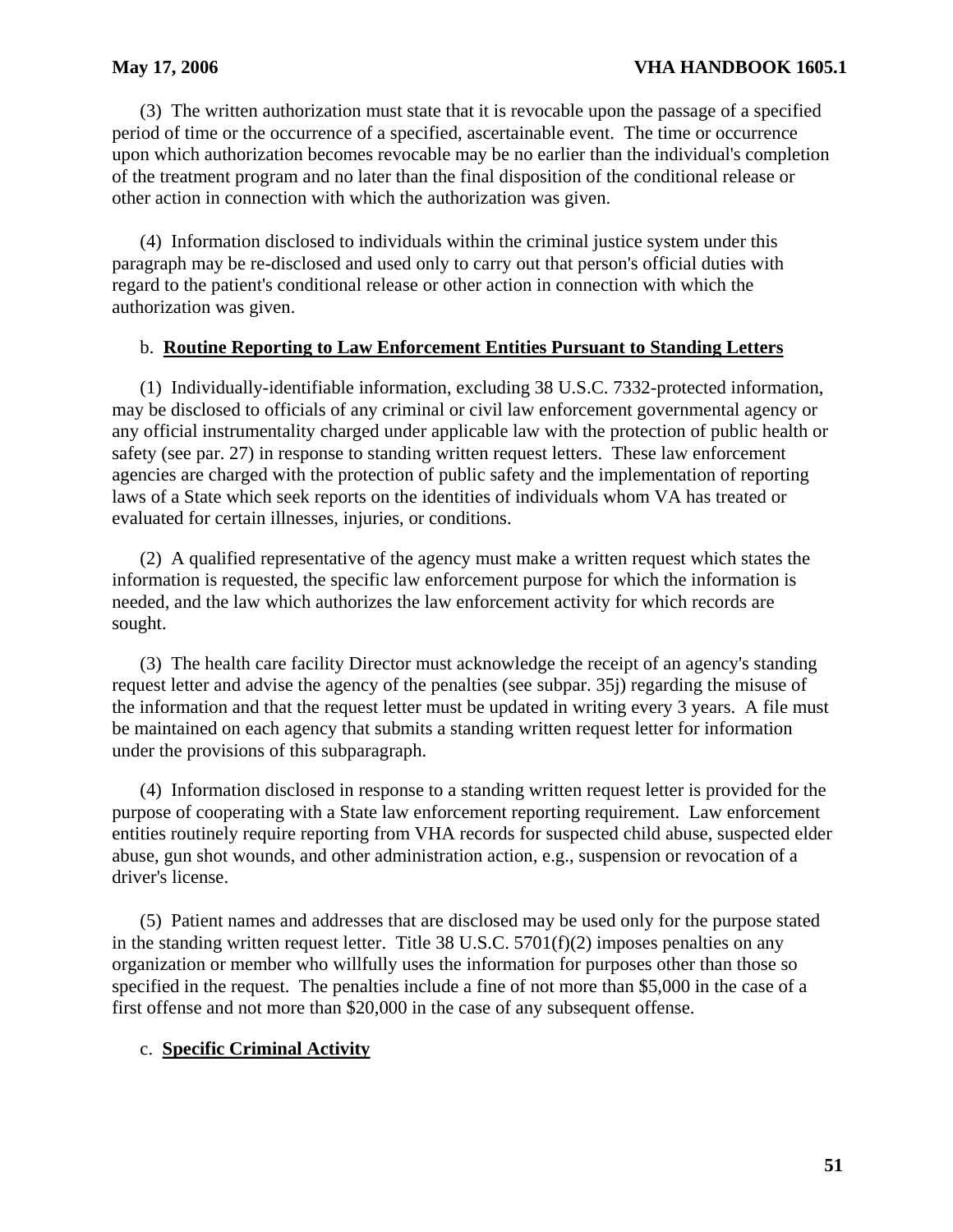(3) The written authorization must state that it is revocable upon the passage of a specified period of time or the occurrence of a specified, ascertainable event. The time or occurrence upon which authorization becomes revocable may be no earlier than the individual's completion of the treatment program and no later than the final disposition of the conditional release or other action in connection with which the authorization was given.

(4) Information disclosed to individuals within the criminal justice system under this paragraph may be re-disclosed and used only to carry out that person's official duties with regard to the patient's conditional release or other action in connection with which the authorization was given.

b. **Routine Reporting to Law Enforcement Entities Pursuant to Standing Letters**

(1) Individually-identifiable information, excluding 38 U.S.C. 7332-protected information, may be disclosed to officials of any criminal or civil law enforcement governmental agency or any official instrumentality charged under applicable law with the protection of public health or safety (see par. 27) in response to standing written request letters. These law enforcement agencies are charged with the protection of public safety and the implementation of reporting laws of a State which seek reports on the identities of individuals whom VA has treated or evaluated for certain illnesses, injuries, or conditions.

(2) A qualified representative of the agency must make a written request which states the information is requested, the specific law enforcement purpose for which the information is needed, and the law which authorizes the law enforcement activity for which records are sought.

(3) The health care facility Director must acknowledge the receipt of an agency's standing request letter and advise the agency of the penalties (see subpar. 35j) regarding the misuse of the information and that the request letter must be updated in writing every 3 years. A file must be maintained on each agency that submits a standing written request letter for information under the provisions of this subparagraph.

(4) Information disclosed in response to a standing written request letter is provided for the purpose of cooperating with a State law enforcement reporting requirement. Law enforcement entities routinely require reporting from VHA records for suspected child abuse, suspected elder abuse, gun shot wounds, and other administration action, e.g., suspension or revocation of a driver's license.

(5) Patient names and addresses that are disclosed may be used only for the purpose stated in the standing written request letter. Title 38 U.S.C. 5701(f)(2) imposes penalties on any organization or member who willfully uses the information for purposes other than those so specified in the request. The penalties include a fine of not more than $5,000 in the case of a first offense and not more than $20,000 in the case of any subsequent offense.

c. **Specific Criminal Activity**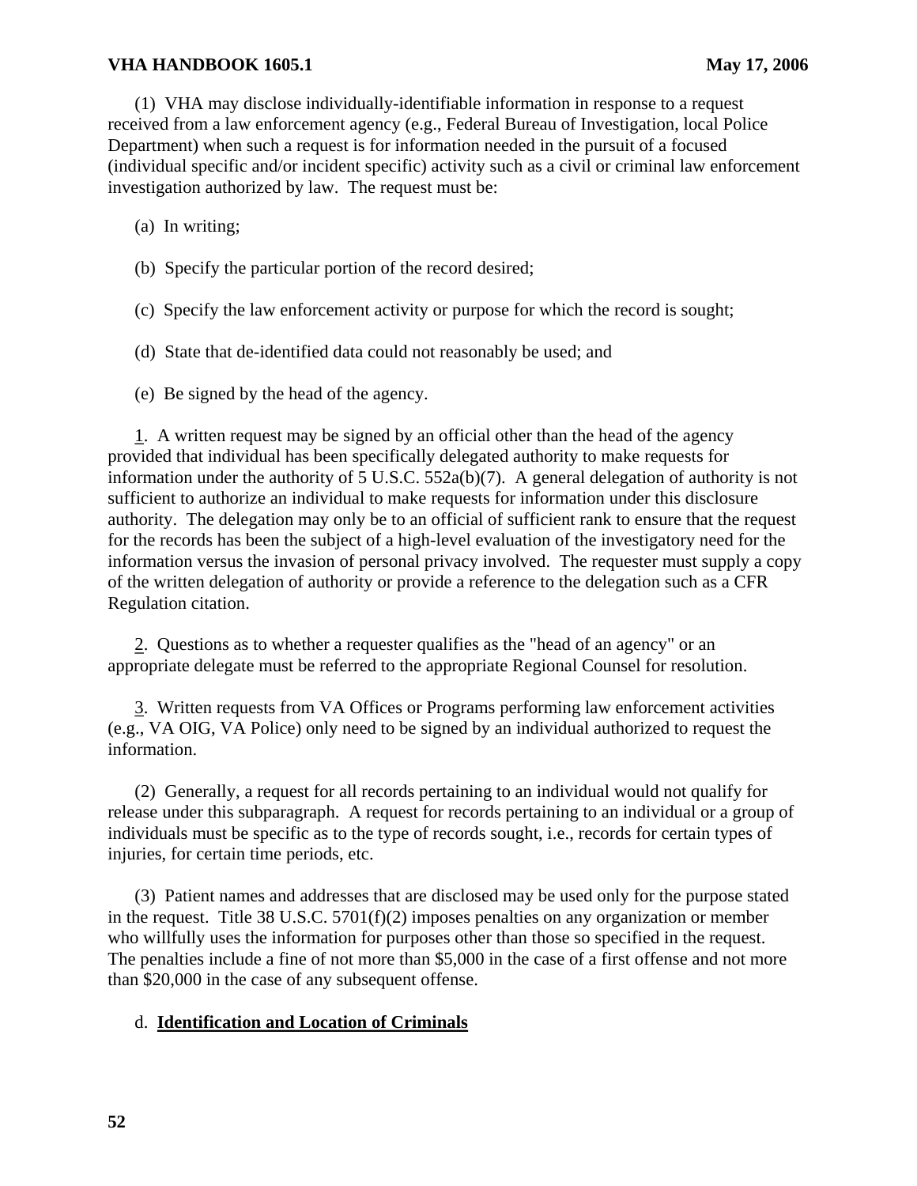(1) VHA may disclose individually-identifiable information in response to a request received from a law enforcement agency (e.g., Federal Bureau of Investigation, local Police Department) when such a request is for information needed in the pursuit of a focused (individual specific and/or incident specific) activity such as a civil or criminal law enforcement investigation authorized by law. The request must be:

(a) In writing;

(b) Specify the particular portion of the record desired;

(c) Specify the law enforcement activity or purpose for which the record is sought;

(d) State that de-identified data could not reasonably be used; and

(e) Be signed by the head of the agency.

1. A written request may be signed by an official other than the head of the agency provided that individual has been specifically delegated authority to make requests for information under the authority of 5 U.S.C. 552a(b)(7). A general delegation of authority is not sufficient to authorize an individual to make requests for information under this disclosure authority. The delegation may only be to an official of sufficient rank to ensure that the request for the records has been the subject of a high-level evaluation of the investigatory need for the information versus the invasion of personal privacy involved. The requester must supply a copy of the written delegation of authority or provide a reference to the delegation such as a CFR Regulation citation.

2. Questions as to whether a requester qualifies as the "head of an agency" or an appropriate delegate must be referred to the appropriate Regional Counsel for resolution.

3. Written requests from VA Offices or Programs performing law enforcement activities (e.g., VA OIG, VA Police) only need to be signed by an individual authorized to request the information.

(2) Generally, a request for all records pertaining to an individual would not qualify for release under this subparagraph. A request for records pertaining to an individual or a group of individuals must be specific as to the type of records sought, i.e., records for certain types of injuries, for certain time periods, etc.

(3) Patient names and addresses that are disclosed may be used only for the purpose stated in the request. Title 38 U.S.C. 5701(f)(2) imposes penalties on any organization or member who willfully uses the information for purposes other than those so specified in the request. The penalties include a fine of not more than $5,000 in the case of a first offense and not more than $20,000 in the case of any subsequent offense.

d. **Identification and Location of Criminals**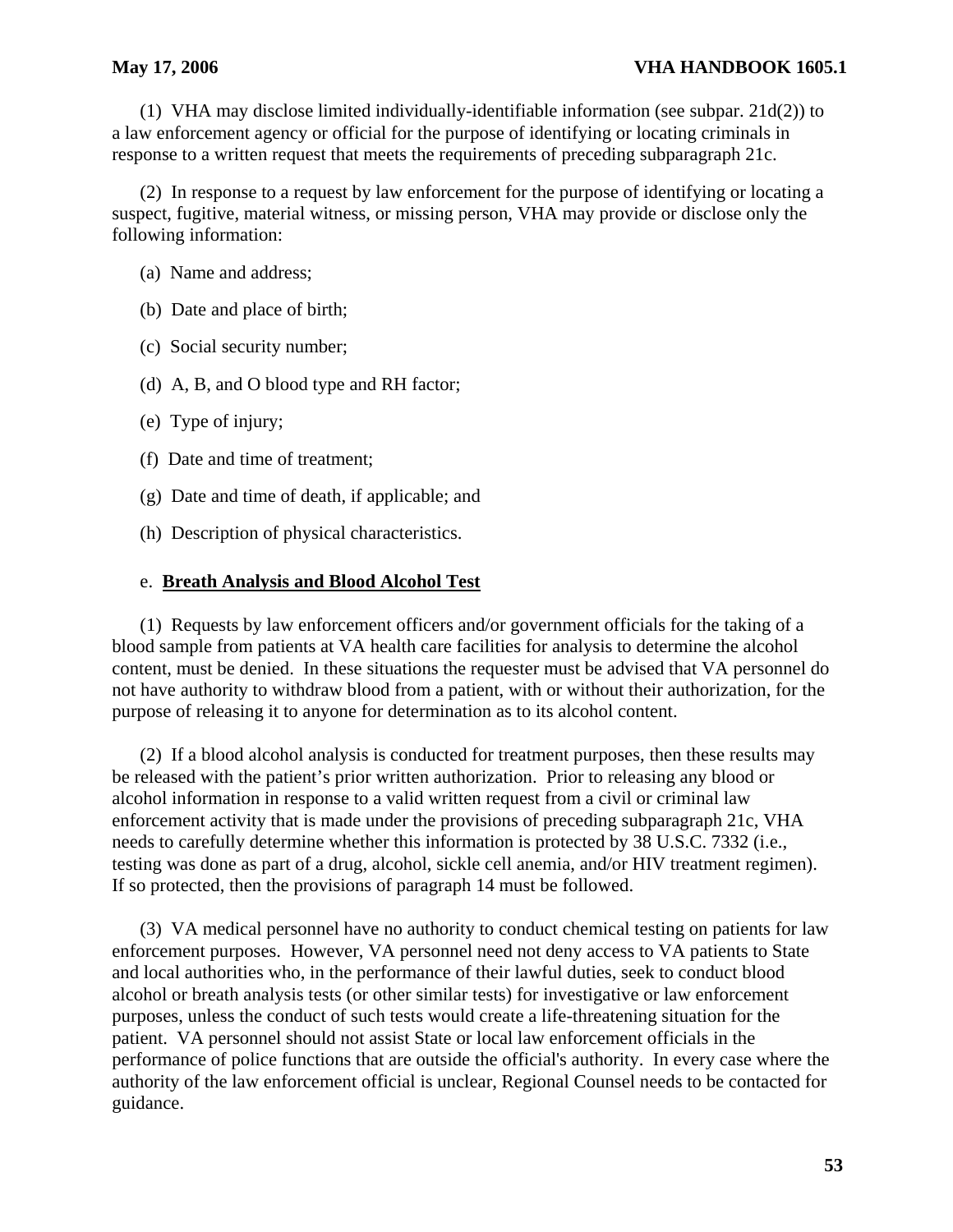(1) VHA may disclose limited individually-identifiable information (see subpar. 21d(2)) to a law enforcement agency or official for the purpose of identifying or locating criminals in response to a written request that meets the requirements of preceding subparagraph 21c.

(2) In response to a request by law enforcement for the purpose of identifying or locating a suspect, fugitive, material witness, or missing person, VHA may provide or disclose only the following information:

(a) Name and address;

(b) Date and place of birth;

(c) Social security number;

(d) A, B, and O blood type and RH factor;

(e) Type of injury;

(f) Date and time of treatment;

(g) Date and time of death, if applicable; and

(h) Description of physical characteristics.

e. **Breath Analysis and Blood Alcohol Test**

(1) Requests by law enforcement officers and/or government officials for the taking of a blood sample from patients at VA health care facilities for analysis to determine the alcohol content, must be denied. In these situations the requester must be advised that VA personnel do not have authority to withdraw blood from a patient, with or without their authorization, for the purpose of releasing it to anyone for determination as to its alcohol content.

(2) If a blood alcohol analysis is conducted for treatment purposes, then these results may be released with the patient's prior written authorization. Prior to releasing any blood or alcohol information in response to a valid written request from a civil or criminal law enforcement activity that is made under the provisions of preceding subparagraph 21c, VHA needs to carefully determine whether this information is protected by 38 U.S.C. 7332 (i.e., testing was done as part of a drug, alcohol, sickle cell anemia, and/or HIV treatment regimen). If so protected, then the provisions of paragraph 14 must be followed.

(3) VA medical personnel have no authority to conduct chemical testing on patients for law enforcement purposes. However, VA personnel need not deny access to VA patients to State and local authorities who, in the performance of their lawful duties, seek to conduct blood alcohol or breath analysis tests (or other similar tests) for investigative or law enforcement purposes, unless the conduct of such tests would create a life-threatening situation for the patient. VA personnel should not assist State or local law enforcement officials in the performance of police functions that are outside the official's authority. In every case where the authority of the law enforcement official is unclear, Regional Counsel needs to be contacted for guidance.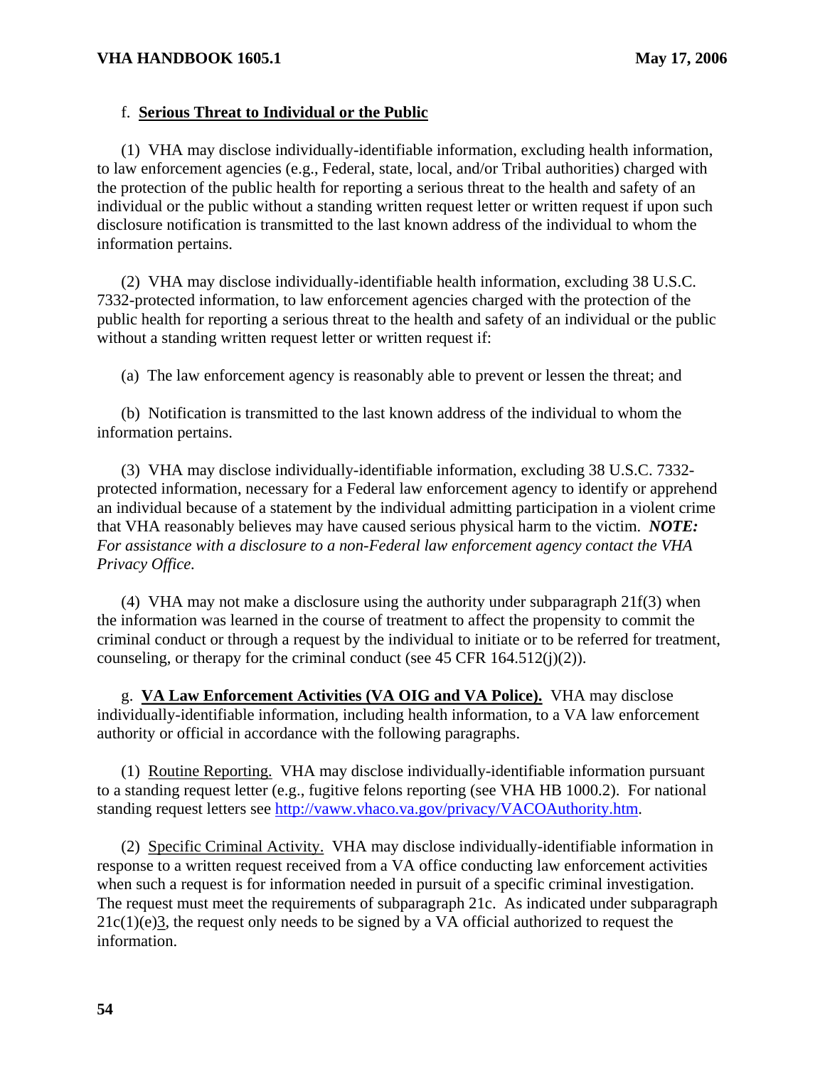f. **Serious Threat to Individual or the Public**

(1) VHA may disclose individually-identifiable information, excluding health information, to law enforcement agencies (e.g., Federal, state, local, and/or Tribal authorities) charged with the protection of the public health for reporting a serious threat to the health and safety of an individual or the public without a standing written request letter or written request if upon such disclosure notification is transmitted to the last known address of the individual to whom the information pertains.

(2) VHA may disclose individually-identifiable health information, excluding 38 U.S.C. 7332-protected information, to law enforcement agencies charged with the protection of the public health for reporting a serious threat to the health and safety of an individual or the public without a standing written request letter or written request if:

(a) The law enforcement agency is reasonably able to prevent or lessen the threat; and

(b) Notification is transmitted to the last known address of the individual to whom the information pertains.

(3) VHA may disclose individually-identifiable information, excluding 38 U.S.C. 7332-protected information, necessary for a Federal law enforcement agency to identify or apprehend an individual because of a statement by the individual admitting participation in a violent crime that VHA reasonably believes may have caused serious physical harm to the victim. ***NOTE:*** *For assistance with a disclosure to a non-Federal law enforcement agency contact the VHA Privacy Office.*

(4) VHA may not make a disclosure using the authority under subparagraph 21f(3) when the information was learned in the course of treatment to affect the propensity to commit the criminal conduct or through a request by the individual to initiate or to be referred for treatment, counseling, or therapy for the criminal conduct (see 45 CFR 164.512(j)(2)).

g. **VA Law Enforcement Activities (VA OIG and VA Police).** VHA may disclose individually-identifiable information, including health information, to a VA law enforcement authority or official in accordance with the following paragraphs.

(1) Routine Reporting. VHA may disclose individually-identifiable information pursuant to a standing request letter (e.g., fugitive felons reporting (see VHA HB 1000.2). For national standing request letters see http://vaww.vhaco.va.gov/privacy/VACOAuthority.htm.

(2) Specific Criminal Activity. VHA may disclose individually-identifiable information in response to a written request received from a VA office conducting law enforcement activities when such a request is for information needed in pursuit of a specific criminal investigation. The request must meet the requirements of subparagraph 21c. As indicated under subparagraph 21c(1)(e)3, the request only needs to be signed by a VA official authorized to request the information.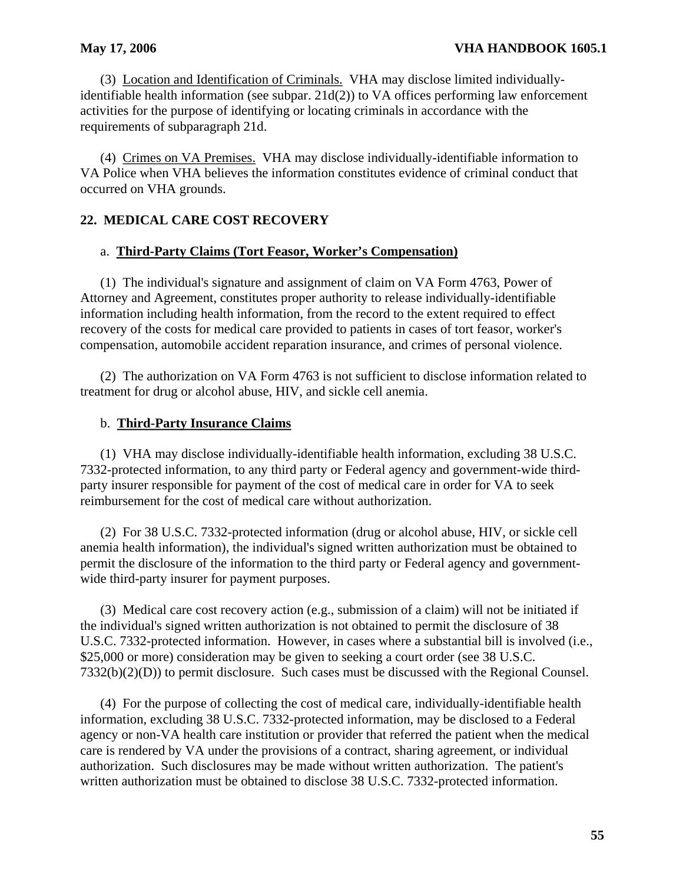(3) Location and Identification of Criminals. VHA may disclose limited individually-identifiable health information (see subpar. 21d(2)) to VA offices performing law enforcement activities for the purpose of identifying or locating criminals in accordance with the requirements of subparagraph 21d.

(4) Crimes on VA Premises. VHA may disclose individually-identifiable information to VA Police when VHA believes the information constitutes evidence of criminal conduct that occurred on VHA grounds.

## 22. MEDICAL CARE COST RECOVERY

### a. Third-Party Claims (Tort Feasor, Worker's Compensation)

(1) The individual's signature and assignment of claim on VA Form 4763, Power of Attorney and Agreement, constitutes proper authority to release individually-identifiable information including health information, from the record to the extent required to effect recovery of the costs for medical care provided to patients in cases of tort feasor, worker's compensation, automobile accident reparation insurance, and crimes of personal violence.

(2) The authorization on VA Form 4763 is not sufficient to disclose information related to treatment for drug or alcohol abuse, HIV, and sickle cell anemia.

### b. Third-Party Insurance Claims

(1) VHA may disclose individually-identifiable health information, excluding 38 U.S.C. 7332-protected information, to any third party or Federal agency and government-wide third-party insurer responsible for payment of the cost of medical care in order for VA to seek reimbursement for the cost of medical care without authorization.

(2) For 38 U.S.C. 7332-protected information (drug or alcohol abuse, HIV, or sickle cell anemia health information), the individual's signed written authorization must be obtained to permit the disclosure of the information to the third party or Federal agency and government-wide third-party insurer for payment purposes.

(3) Medical care cost recovery action (e.g., submission of a claim) will not be initiated if the individual's signed written authorization is not obtained to permit the disclosure of 38 U.S.C. 7332-protected information. However, in cases where a substantial bill is involved (i.e., $25,000 or more) consideration may be given to seeking a court order (see 38 U.S.C. 7332(b)(2)(D)) to permit disclosure. Such cases must be discussed with the Regional Counsel.

(4) For the purpose of collecting the cost of medical care, individually-identifiable health information, excluding 38 U.S.C. 7332-protected information, may be disclosed to a Federal agency or non-VA health care institution or provider that referred the patient when the medical care is rendered by VA under the provisions of a contract, sharing agreement, or individual authorization. Such disclosures may be made without written authorization. The patient's written authorization must be obtained to disclose 38 U.S.C. 7332-protected information.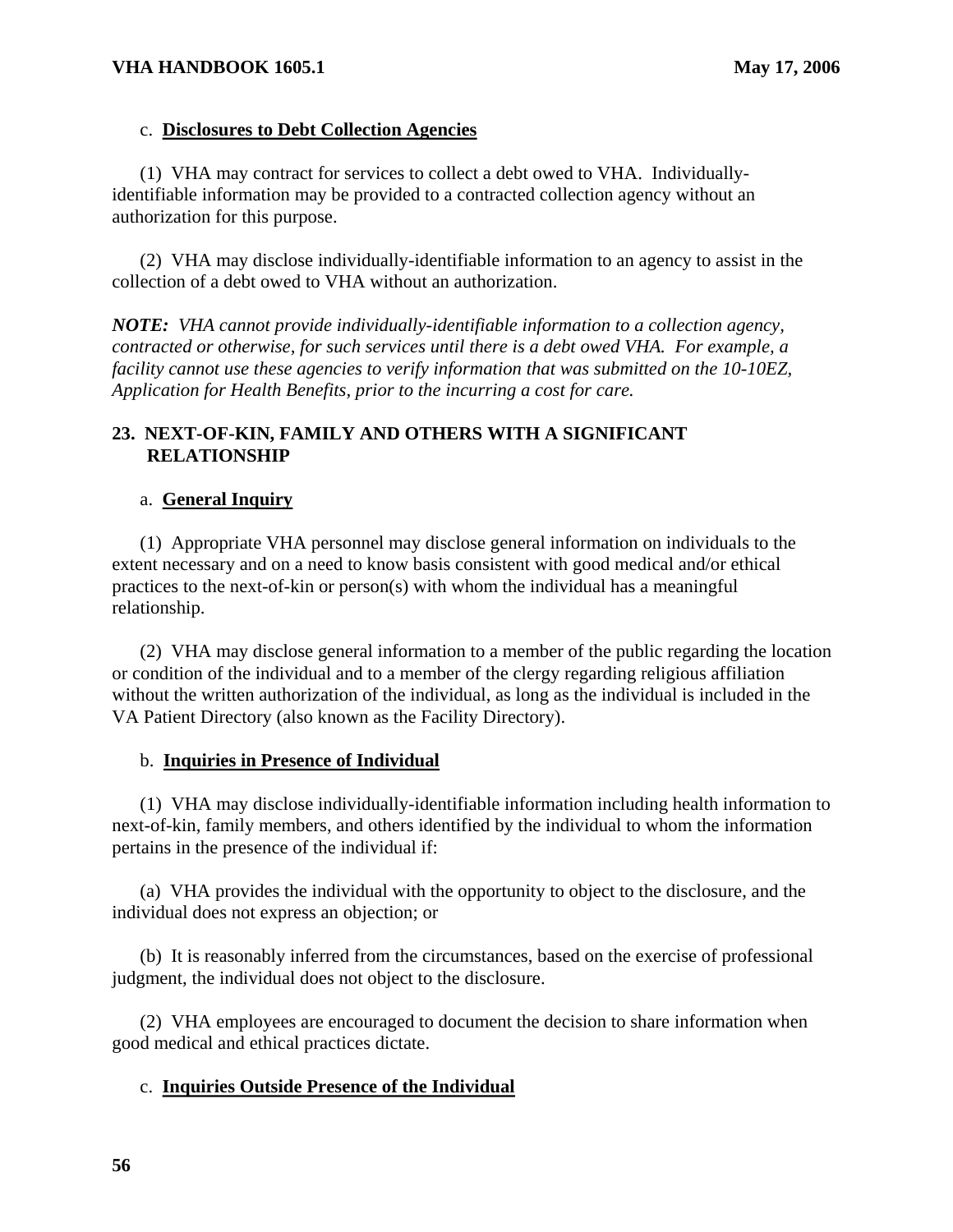c. **Disclosures to Debt Collection Agencies**

(1) VHA may contract for services to collect a debt owed to VHA. Individually-identifiable information may be provided to a contracted collection agency without an authorization for this purpose.

(2) VHA may disclose individually-identifiable information to an agency to assist in the collection of a debt owed to VHA without an authorization.

***NOTE:*** *VHA cannot provide individually-identifiable information to a collection agency, contracted or otherwise, for such services until there is a debt owed VHA. For example, a facility cannot use these agencies to verify information that was submitted on the 10-10EZ, Application for Health Benefits, prior to the incurring a cost for care.*

## 23. NEXT-OF-KIN, FAMILY AND OTHERS WITH A SIGNIFICANT RELATIONSHIP

a. **General Inquiry**

(1) Appropriate VHA personnel may disclose general information on individuals to the extent necessary and on a need to know basis consistent with good medical and/or ethical practices to the next-of-kin or person(s) with whom the individual has a meaningful relationship.

(2) VHA may disclose general information to a member of the public regarding the location or condition of the individual and to a member of the clergy regarding religious affiliation without the written authorization of the individual, as long as the individual is included in the VA Patient Directory (also known as the Facility Directory).

b. **Inquiries in Presence of Individual**

(1) VHA may disclose individually-identifiable information including health information to next-of-kin, family members, and others identified by the individual to whom the information pertains in the presence of the individual if:

(a) VHA provides the individual with the opportunity to object to the disclosure, and the individual does not express an objection; or

(b) It is reasonably inferred from the circumstances, based on the exercise of professional judgment, the individual does not object to the disclosure.

(2) VHA employees are encouraged to document the decision to share information when good medical and ethical practices dictate.

c. **Inquiries Outside Presence of the Individual**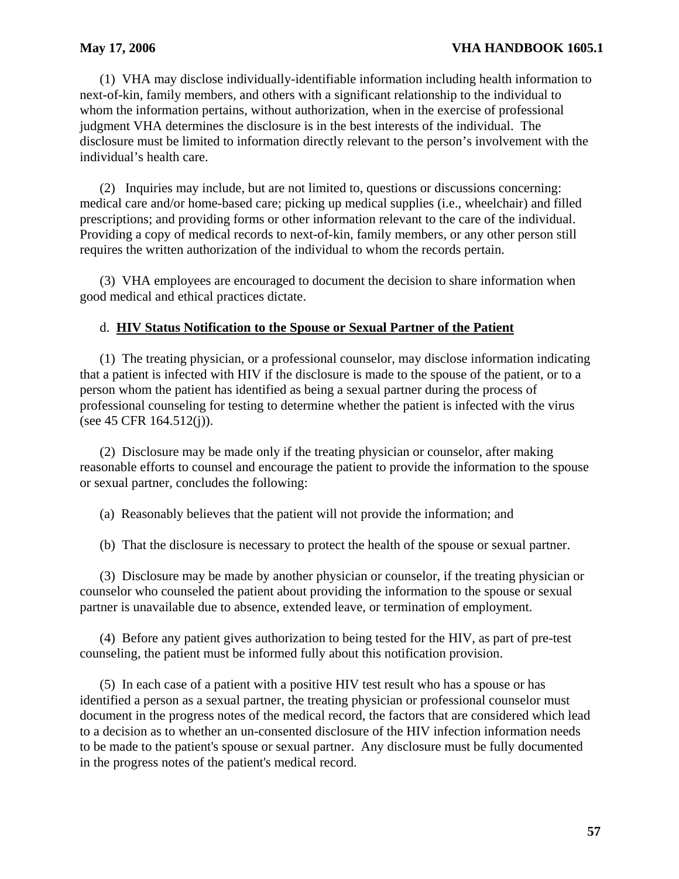(1) VHA may disclose individually-identifiable information including health information to next-of-kin, family members, and others with a significant relationship to the individual to whom the information pertains, without authorization, when in the exercise of professional judgment VHA determines the disclosure is in the best interests of the individual. The disclosure must be limited to information directly relevant to the person's involvement with the individual's health care.

(2) Inquiries may include, but are not limited to, questions or discussions concerning: medical care and/or home-based care; picking up medical supplies (i.e., wheelchair) and filled prescriptions; and providing forms or other information relevant to the care of the individual. Providing a copy of medical records to next-of-kin, family members, or any other person still requires the written authorization of the individual to whom the records pertain.

(3) VHA employees are encouraged to document the decision to share information when good medical and ethical practices dictate.

d. **<u>HIV Status Notification to the Spouse or Sexual Partner of the Patient</u>**

(1) The treating physician, or a professional counselor, may disclose information indicating that a patient is infected with HIV if the disclosure is made to the spouse of the patient, or to a person whom the patient has identified as being a sexual partner during the process of professional counseling for testing to determine whether the patient is infected with the virus (see 45 CFR 164.512(j)).

(2) Disclosure may be made only if the treating physician or counselor, after making reasonable efforts to counsel and encourage the patient to provide the information to the spouse or sexual partner, concludes the following:

(a) Reasonably believes that the patient will not provide the information; and

(b) That the disclosure is necessary to protect the health of the spouse or sexual partner.

(3) Disclosure may be made by another physician or counselor, if the treating physician or counselor who counseled the patient about providing the information to the spouse or sexual partner is unavailable due to absence, extended leave, or termination of employment.

(4) Before any patient gives authorization to being tested for the HIV, as part of pre-test counseling, the patient must be informed fully about this notification provision.

(5) In each case of a patient with a positive HIV test result who has a spouse or has identified a person as a sexual partner, the treating physician or professional counselor must document in the progress notes of the medical record, the factors that are considered which lead to a decision as to whether an un-consented disclosure of the HIV infection information needs to be made to the patient's spouse or sexual partner. Any disclosure must be fully documented in the progress notes of the patient's medical record.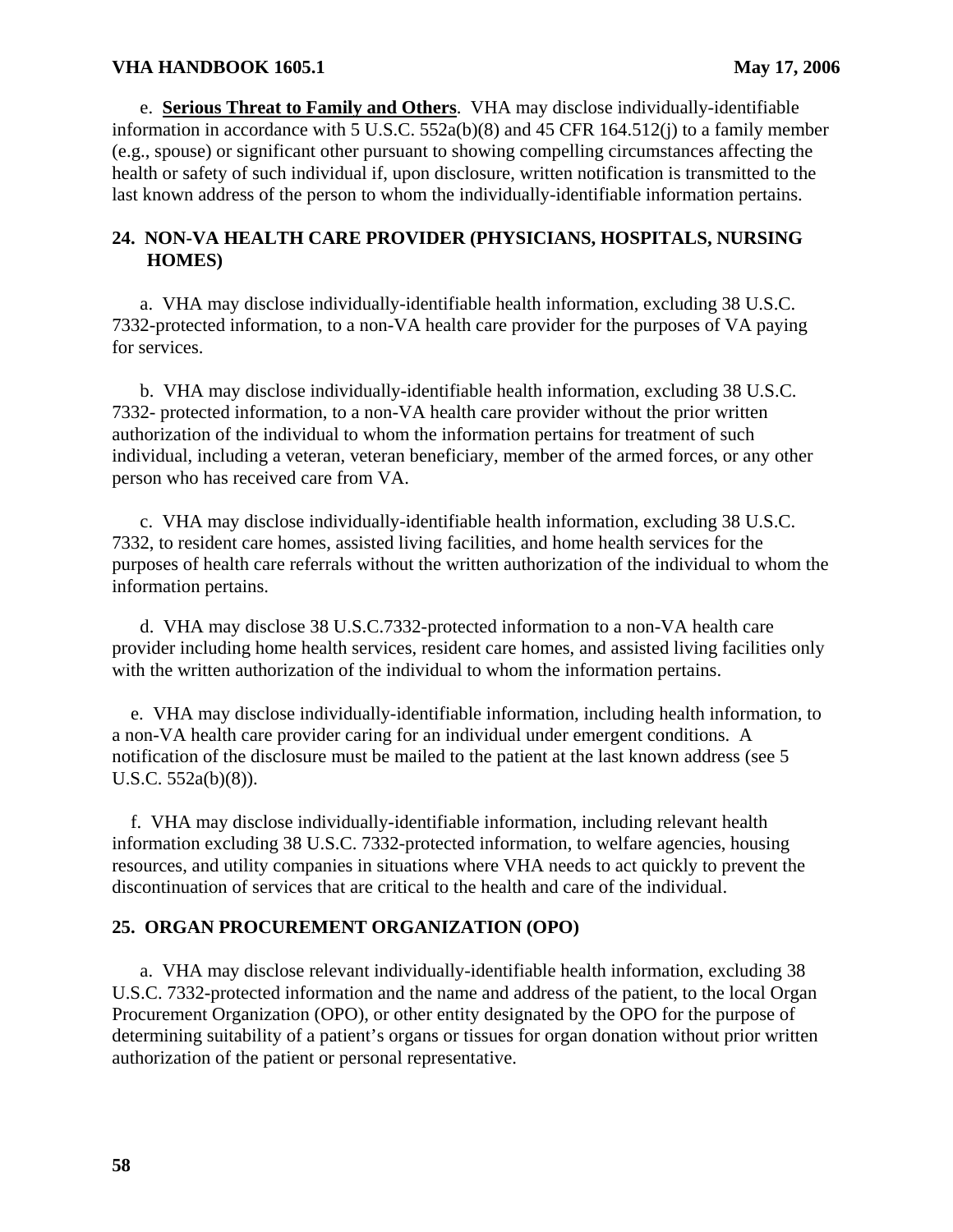e. **Serious Threat to Family and Others**. VHA may disclose individually-identifiable information in accordance with 5 U.S.C. 552a(b)(8) and 45 CFR 164.512(j) to a family member (e.g., spouse) or significant other pursuant to showing compelling circumstances affecting the health or safety of such individual if, upon disclosure, written notification is transmitted to the last known address of the person to whom the individually-identifiable information pertains.

## 24. NON-VA HEALTH CARE PROVIDER (PHYSICIANS, HOSPITALS, NURSING HOMES)

a. VHA may disclose individually-identifiable health information, excluding 38 U.S.C. 7332-protected information, to a non-VA health care provider for the purposes of VA paying for services.

b. VHA may disclose individually-identifiable health information, excluding 38 U.S.C. 7332- protected information, to a non-VA health care provider without the prior written authorization of the individual to whom the information pertains for treatment of such individual, including a veteran, veteran beneficiary, member of the armed forces, or any other person who has received care from VA.

c. VHA may disclose individually-identifiable health information, excluding 38 U.S.C. 7332, to resident care homes, assisted living facilities, and home health services for the purposes of health care referrals without the written authorization of the individual to whom the information pertains.

d. VHA may disclose 38 U.S.C.7332-protected information to a non-VA health care provider including home health services, resident care homes, and assisted living facilities only with the written authorization of the individual to whom the information pertains.

e. VHA may disclose individually-identifiable information, including health information, to a non-VA health care provider caring for an individual under emergent conditions. A notification of the disclosure must be mailed to the patient at the last known address (see 5 U.S.C. 552a(b)(8)).

f. VHA may disclose individually-identifiable information, including relevant health information excluding 38 U.S.C. 7332-protected information, to welfare agencies, housing resources, and utility companies in situations where VHA needs to act quickly to prevent the discontinuation of services that are critical to the health and care of the individual.

## 25. ORGAN PROCUREMENT ORGANIZATION (OPO)

a. VHA may disclose relevant individually-identifiable health information, excluding 38 U.S.C. 7332-protected information and the name and address of the patient, to the local Organ Procurement Organization (OPO), or other entity designated by the OPO for the purpose of determining suitability of a patient's organs or tissues for organ donation without prior written authorization of the patient or personal representative.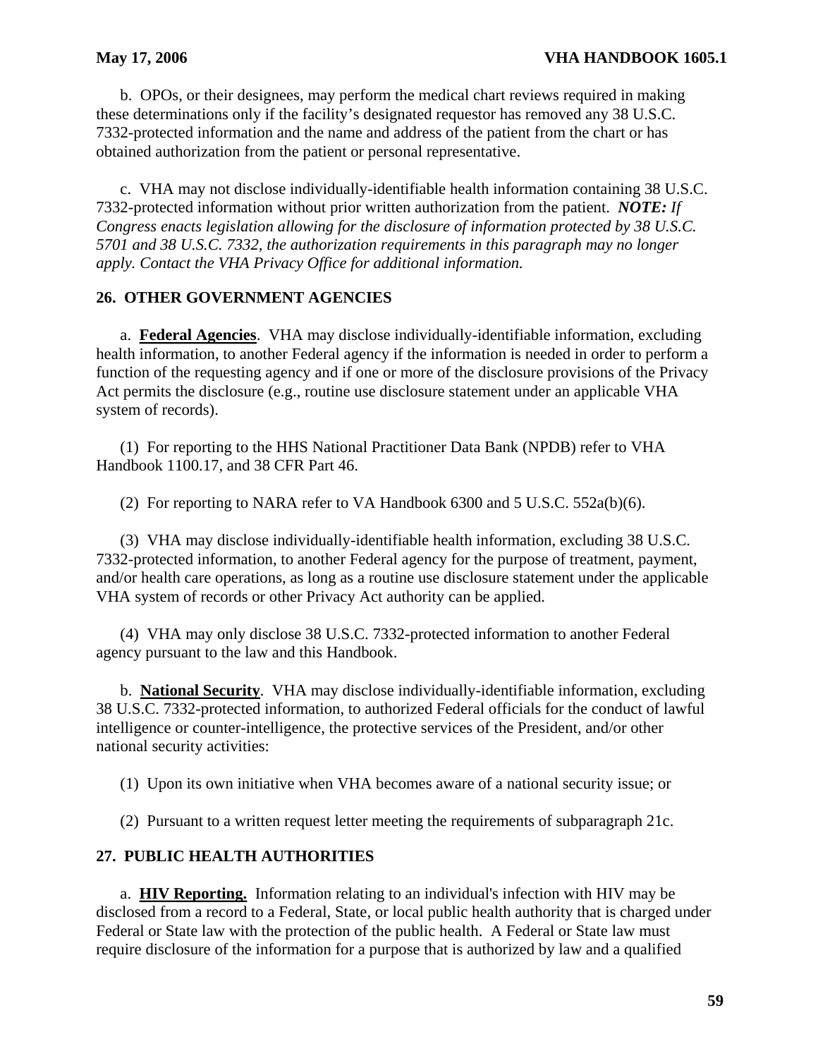b. OPOs, or their designees, may perform the medical chart reviews required in making these determinations only if the facility's designated requestor has removed any 38 U.S.C. 7332-protected information and the name and address of the patient from the chart or has obtained authorization from the patient or personal representative.

c. VHA may not disclose individually-identifiable health information containing 38 U.S.C. 7332-protected information without prior written authorization from the patient. ***NOTE:*** *If Congress enacts legislation allowing for the disclosure of information protected by 38 U.S.C. 5701 and 38 U.S.C. 7332, the authorization requirements in this paragraph may no longer apply. Contact the VHA Privacy Office for additional information.*

## 26. OTHER GOVERNMENT AGENCIES

a. **Federal Agencies**. VHA may disclose individually-identifiable information, excluding health information, to another Federal agency if the information is needed in order to perform a function of the requesting agency and if one or more of the disclosure provisions of the Privacy Act permits the disclosure (e.g., routine use disclosure statement under an applicable VHA system of records).

(1) For reporting to the HHS National Practitioner Data Bank (NPDB) refer to VHA Handbook 1100.17, and 38 CFR Part 46.

(2) For reporting to NARA refer to VA Handbook 6300 and 5 U.S.C. 552a(b)(6).

(3) VHA may disclose individually-identifiable health information, excluding 38 U.S.C. 7332-protected information, to another Federal agency for the purpose of treatment, payment, and/or health care operations, as long as a routine use disclosure statement under the applicable VHA system of records or other Privacy Act authority can be applied.

(4) VHA may only disclose 38 U.S.C. 7332-protected information to another Federal agency pursuant to the law and this Handbook.

b. **National Security**. VHA may disclose individually-identifiable information, excluding 38 U.S.C. 7332-protected information, to authorized Federal officials for the conduct of lawful intelligence or counter-intelligence, the protective services of the President, and/or other national security activities:

(1) Upon its own initiative when VHA becomes aware of a national security issue; or

(2) Pursuant to a written request letter meeting the requirements of subparagraph 21c.

## 27. PUBLIC HEALTH AUTHORITIES

a. **HIV Reporting.** Information relating to an individual's infection with HIV may be disclosed from a record to a Federal, State, or local public health authority that is charged under Federal or State law with the protection of the public health. A Federal or State law must require disclosure of the information for a purpose that is authorized by law and a qualified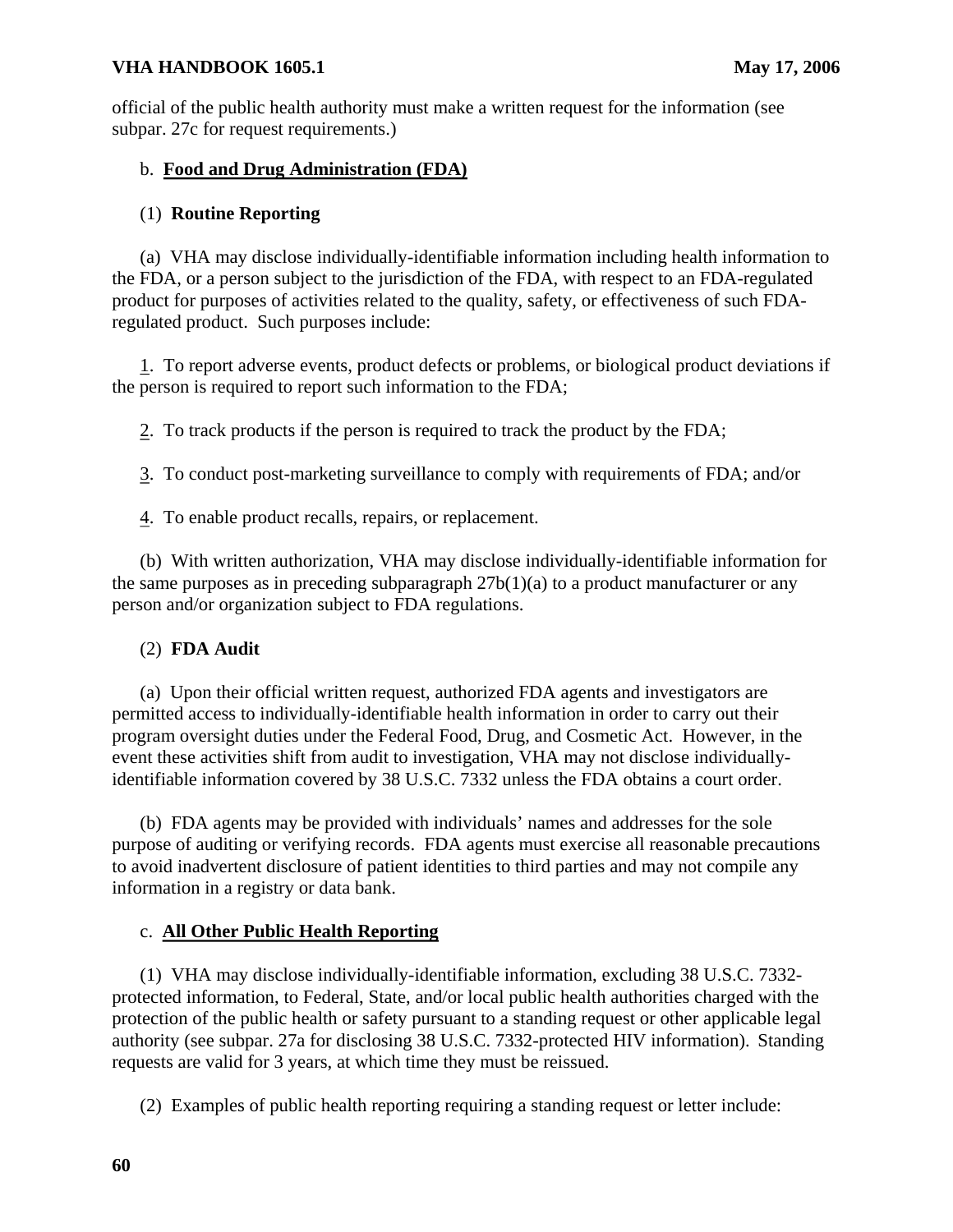official of the public health authority must make a written request for the information (see subpar. 27c for request requirements.)

b. **Food and Drug Administration (FDA)**

(1) **Routine Reporting**

(a) VHA may disclose individually-identifiable information including health information to the FDA, or a person subject to the jurisdiction of the FDA, with respect to an FDA-regulated product for purposes of activities related to the quality, safety, or effectiveness of such FDA-regulated product. Such purposes include:

1. To report adverse events, product defects or problems, or biological product deviations if the person is required to report such information to the FDA;

2. To track products if the person is required to track the product by the FDA;

3. To conduct post-marketing surveillance to comply with requirements of FDA; and/or

4. To enable product recalls, repairs, or replacement.

(b) With written authorization, VHA may disclose individually-identifiable information for the same purposes as in preceding subparagraph 27b(1)(a) to a product manufacturer or any person and/or organization subject to FDA regulations.

(2) **FDA Audit**

(a) Upon their official written request, authorized FDA agents and investigators are permitted access to individually-identifiable health information in order to carry out their program oversight duties under the Federal Food, Drug, and Cosmetic Act. However, in the event these activities shift from audit to investigation, VHA may not disclose individually-identifiable information covered by 38 U.S.C. 7332 unless the FDA obtains a court order.

(b) FDA agents may be provided with individuals' names and addresses for the sole purpose of auditing or verifying records. FDA agents must exercise all reasonable precautions to avoid inadvertent disclosure of patient identities to third parties and may not compile any information in a registry or data bank.

c. **All Other Public Health Reporting**

(1) VHA may disclose individually-identifiable information, excluding 38 U.S.C. 7332-protected information, to Federal, State, and/or local public health authorities charged with the protection of the public health or safety pursuant to a standing request or other applicable legal authority (see subpar. 27a for disclosing 38 U.S.C. 7332-protected HIV information). Standing requests are valid for 3 years, at which time they must be reissued.

(2) Examples of public health reporting requiring a standing request or letter include: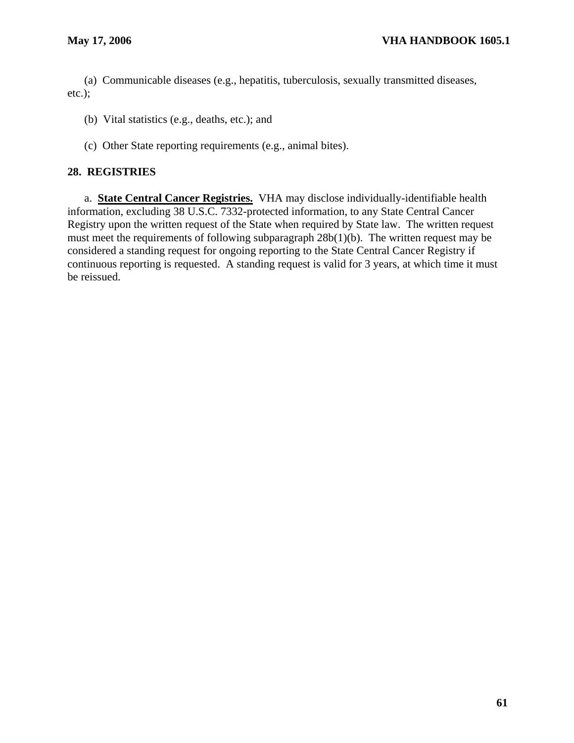(a) Communicable diseases (e.g., hepatitis, tuberculosis, sexually transmitted diseases, etc.);

(b) Vital statistics (e.g., deaths, etc.); and

(c) Other State reporting requirements (e.g., animal bites).

## 28. REGISTRIES

a. **State Central Cancer Registries.** VHA may disclose individually-identifiable health information, excluding 38 U.S.C. 7332-protected information, to any State Central Cancer Registry upon the written request of the State when required by State law. The written request must meet the requirements of following subparagraph 28b(1)(b). The written request may be considered a standing request for ongoing reporting to the State Central Cancer Registry if continuous reporting is requested. A standing request is valid for 3 years, at which time it must be reissued.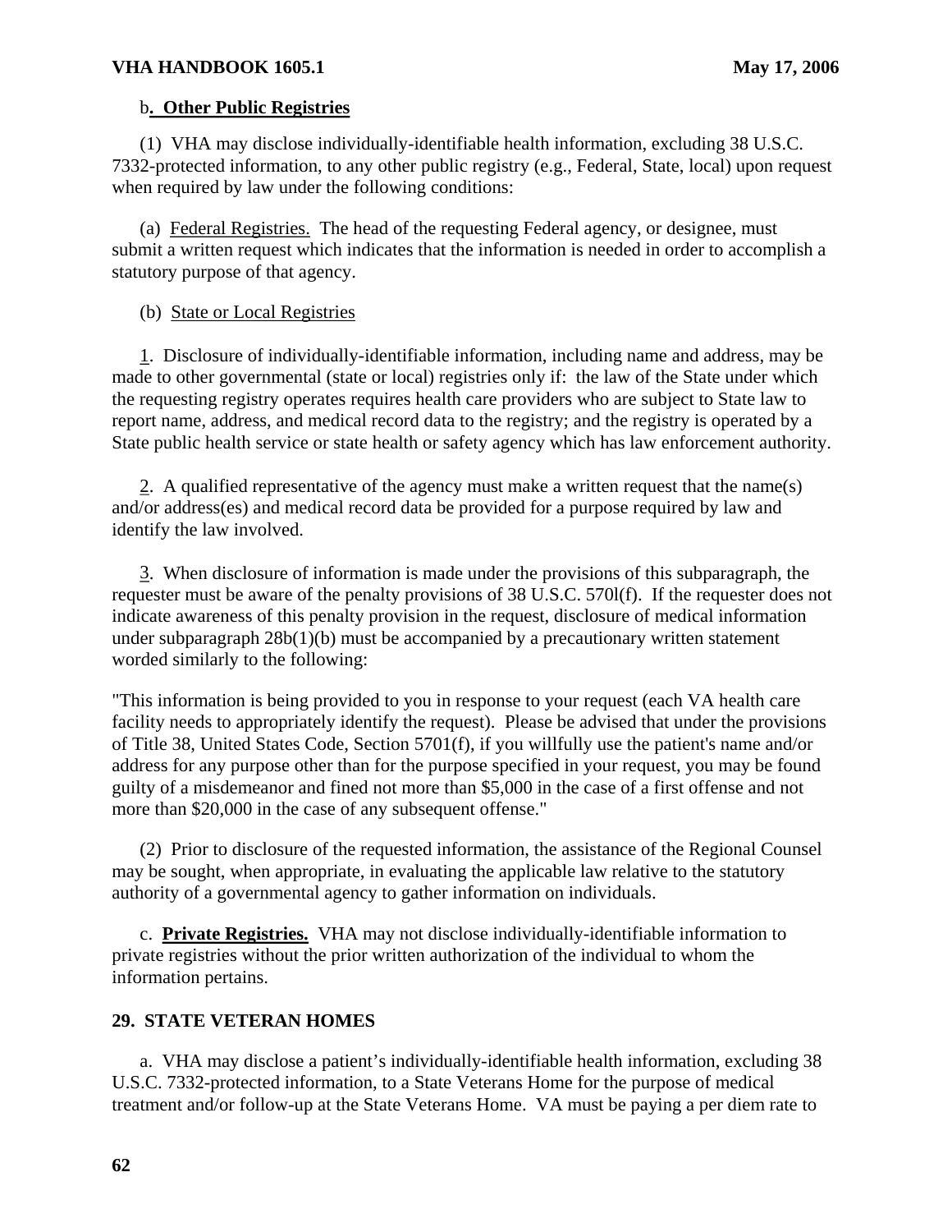b**. Other Public Registries**

(1) VHA may disclose individually-identifiable health information, excluding 38 U.S.C. 7332-protected information, to any other public registry (e.g., Federal, State, local) upon request when required by law under the following conditions:

(a) Federal Registries. The head of the requesting Federal agency, or designee, must submit a written request which indicates that the information is needed in order to accomplish a statutory purpose of that agency.

(b) State or Local Registries

1. Disclosure of individually-identifiable information, including name and address, may be made to other governmental (state or local) registries only if: the law of the State under which the requesting registry operates requires health care providers who are subject to State law to report name, address, and medical record data to the registry; and the registry is operated by a State public health service or state health or safety agency which has law enforcement authority.

2. A qualified representative of the agency must make a written request that the name(s) and/or address(es) and medical record data be provided for a purpose required by law and identify the law involved.

3. When disclosure of information is made under the provisions of this subparagraph, the requester must be aware of the penalty provisions of 38 U.S.C. 570l(f). If the requester does not indicate awareness of this penalty provision in the request, disclosure of medical information under subparagraph 28b(1)(b) must be accompanied by a precautionary written statement worded similarly to the following:

"This information is being provided to you in response to your request (each VA health care facility needs to appropriately identify the request). Please be advised that under the provisions of Title 38, United States Code, Section 5701(f), if you willfully use the patient's name and/or address for any purpose other than for the purpose specified in your request, you may be found guilty of a misdemeanor and fined not more than $5,000 in the case of a first offense and not more than $20,000 in the case of any subsequent offense."

(2) Prior to disclosure of the requested information, the assistance of the Regional Counsel may be sought, when appropriate, in evaluating the applicable law relative to the statutory authority of a governmental agency to gather information on individuals.

c. **Private Registries.** VHA may not disclose individually-identifiable information to private registries without the prior written authorization of the individual to whom the information pertains.

## 29. STATE VETERAN HOMES

a. VHA may disclose a patient's individually-identifiable health information, excluding 38 U.S.C. 7332-protected information, to a State Veterans Home for the purpose of medical treatment and/or follow-up at the State Veterans Home. VA must be paying a per diem rate to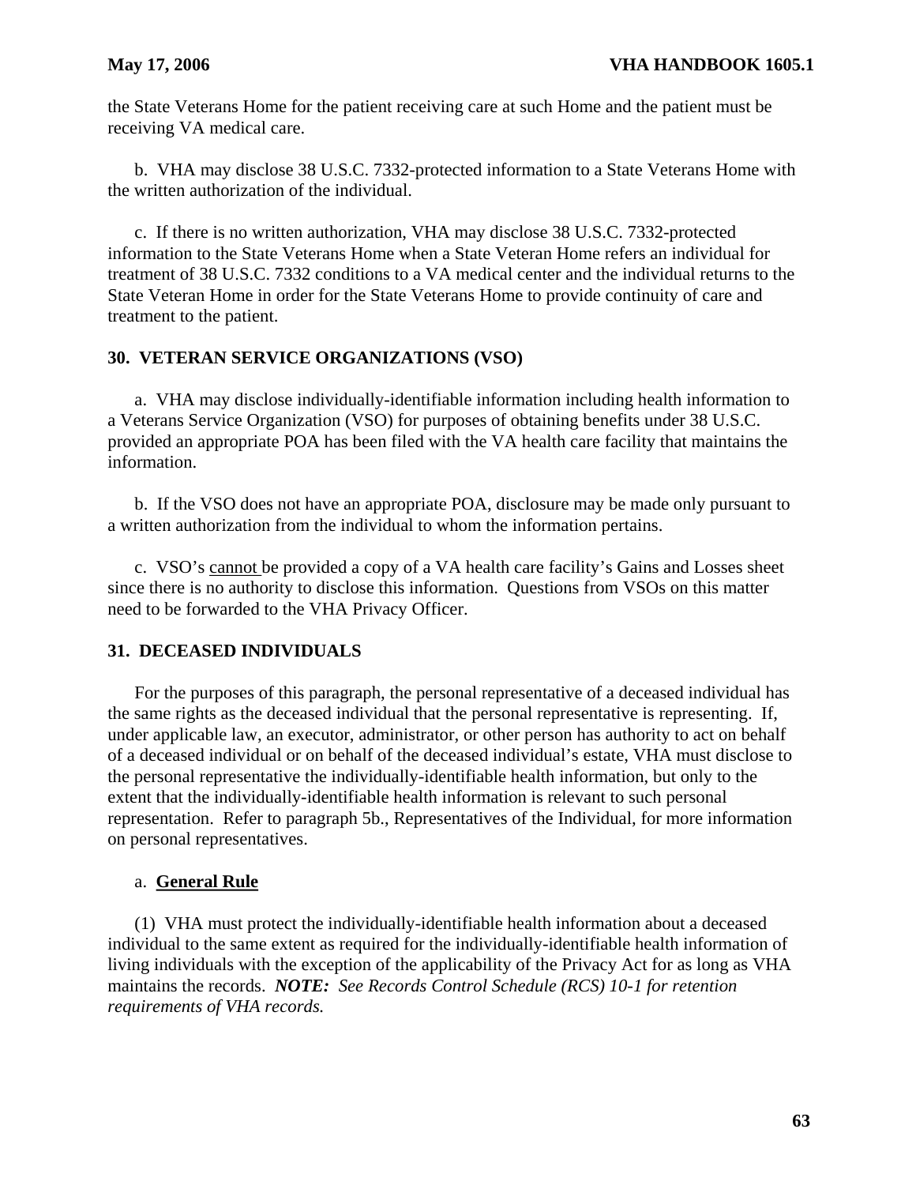the State Veterans Home for the patient receiving care at such Home and the patient must be receiving VA medical care.

b. VHA may disclose 38 U.S.C. 7332-protected information to a State Veterans Home with the written authorization of the individual.

c. If there is no written authorization, VHA may disclose 38 U.S.C. 7332-protected information to the State Veterans Home when a State Veteran Home refers an individual for treatment of 38 U.S.C. 7332 conditions to a VA medical center and the individual returns to the State Veteran Home in order for the State Veterans Home to provide continuity of care and treatment to the patient.

## 30. VETERAN SERVICE ORGANIZATIONS (VSO)

a. VHA may disclose individually-identifiable information including health information to a Veterans Service Organization (VSO) for purposes of obtaining benefits under 38 U.S.C. provided an appropriate POA has been filed with the VA health care facility that maintains the information.

b. If the VSO does not have an appropriate POA, disclosure may be made only pursuant to a written authorization from the individual to whom the information pertains.

c. VSO's <u>cannot</u> be provided a copy of a VA health care facility's Gains and Losses sheet since there is no authority to disclose this information. Questions from VSOs on this matter need to be forwarded to the VHA Privacy Officer.

## 31. DECEASED INDIVIDUALS

For the purposes of this paragraph, the personal representative of a deceased individual has the same rights as the deceased individual that the personal representative is representing. If, under applicable law, an executor, administrator, or other person has authority to act on behalf of a deceased individual or on behalf of the deceased individual's estate, VHA must disclose to the personal representative the individually-identifiable health information, but only to the extent that the individually-identifiable health information is relevant to such personal representation. Refer to paragraph 5b., Representatives of the Individual, for more information on personal representatives.

a. **<u>General Rule</u>**

(1) VHA must protect the individually-identifiable health information about a deceased individual to the same extent as required for the individually-identifiable health information of living individuals with the exception of the applicability of the Privacy Act for as long as VHA maintains the records. ***NOTE:** See Records Control Schedule (RCS) 10-1 for retention requirements of VHA records.*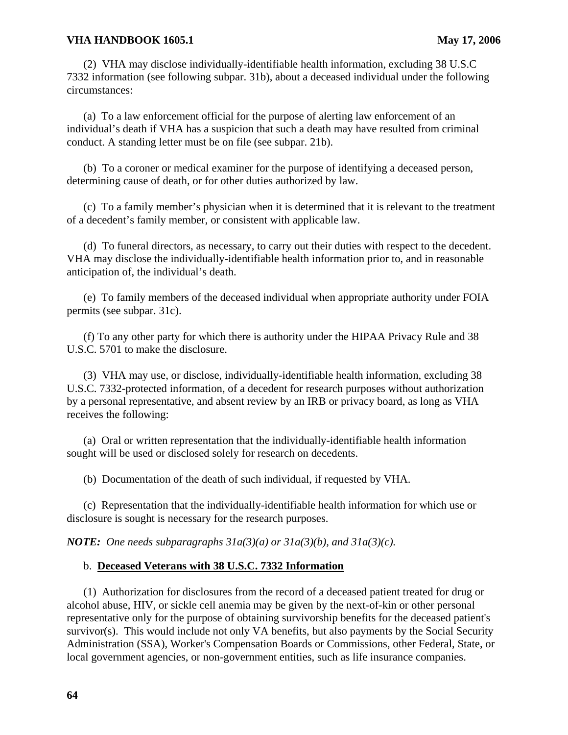(2) VHA may disclose individually-identifiable health information, excluding 38 U.S.C 7332 information (see following subpar. 31b), about a deceased individual under the following circumstances:

(a) To a law enforcement official for the purpose of alerting law enforcement of an individual's death if VHA has a suspicion that such a death may have resulted from criminal conduct. A standing letter must be on file (see subpar. 21b).

(b) To a coroner or medical examiner for the purpose of identifying a deceased person, determining cause of death, or for other duties authorized by law.

(c) To a family member's physician when it is determined that it is relevant to the treatment of a decedent's family member, or consistent with applicable law.

(d) To funeral directors, as necessary, to carry out their duties with respect to the decedent. VHA may disclose the individually-identifiable health information prior to, and in reasonable anticipation of, the individual's death.

(e) To family members of the deceased individual when appropriate authority under FOIA permits (see subpar. 31c).

(f) To any other party for which there is authority under the HIPAA Privacy Rule and 38 U.S.C. 5701 to make the disclosure.

(3) VHA may use, or disclose, individually-identifiable health information, excluding 38 U.S.C. 7332-protected information, of a decedent for research purposes without authorization by a personal representative, and absent review by an IRB or privacy board, as long as VHA receives the following:

(a) Oral or written representation that the individually-identifiable health information sought will be used or disclosed solely for research on decedents.

(b) Documentation of the death of such individual, if requested by VHA.

(c) Representation that the individually-identifiable health information for which use or disclosure is sought is necessary for the research purposes.

***NOTE:*** *One needs subparagraphs 31a(3)(a) or 31a(3)(b), and 31a(3)(c).*

b. **Deceased Veterans with 38 U.S.C. 7332 Information**

(1) Authorization for disclosures from the record of a deceased patient treated for drug or alcohol abuse, HIV, or sickle cell anemia may be given by the next-of-kin or other personal representative only for the purpose of obtaining survivorship benefits for the deceased patient's survivor(s). This would include not only VA benefits, but also payments by the Social Security Administration (SSA), Worker's Compensation Boards or Commissions, other Federal, State, or local government agencies, or non-government entities, such as life insurance companies.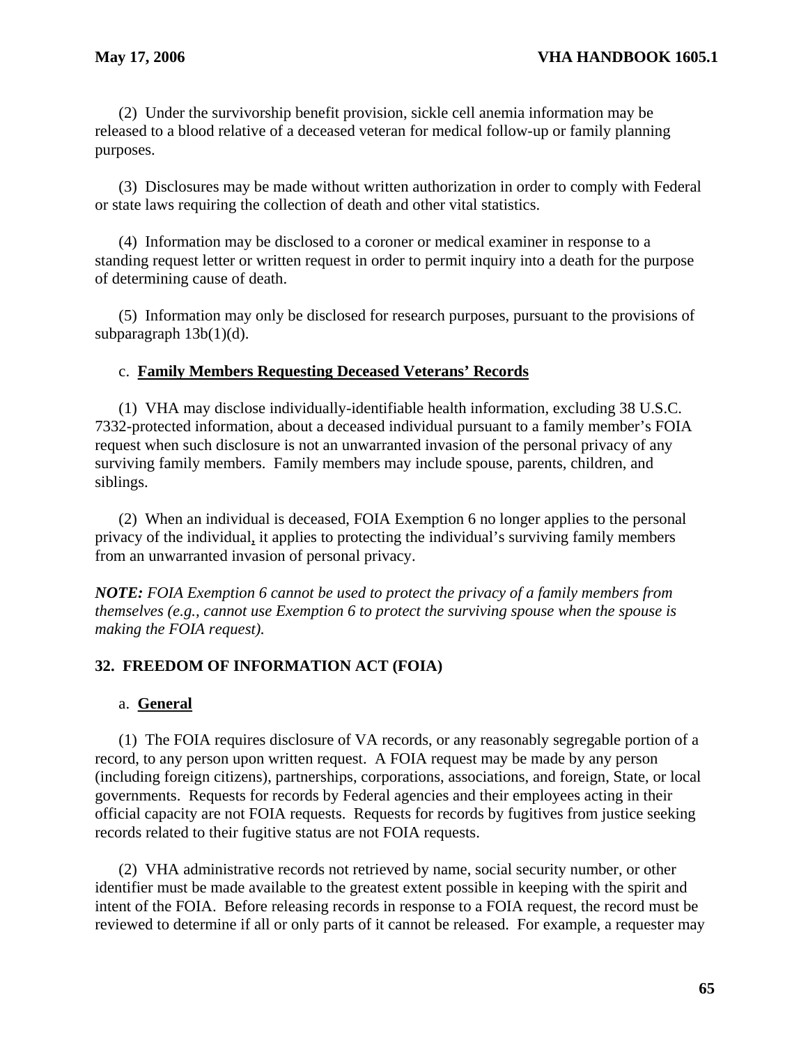(2) Under the survivorship benefit provision, sickle cell anemia information may be released to a blood relative of a deceased veteran for medical follow-up or family planning purposes.

(3) Disclosures may be made without written authorization in order to comply with Federal or state laws requiring the collection of death and other vital statistics.

(4) Information may be disclosed to a coroner or medical examiner in response to a standing request letter or written request in order to permit inquiry into a death for the purpose of determining cause of death.

(5) Information may only be disclosed for research purposes, pursuant to the provisions of subparagraph 13b(1)(d).

c. **Family Members Requesting Deceased Veterans' Records**

(1) VHA may disclose individually-identifiable health information, excluding 38 U.S.C. 7332-protected information, about a deceased individual pursuant to a family member's FOIA request when such disclosure is not an unwarranted invasion of the personal privacy of any surviving family members. Family members may include spouse, parents, children, and siblings.

(2) When an individual is deceased, FOIA Exemption 6 no longer applies to the personal privacy of the individual, it applies to protecting the individual's surviving family members from an unwarranted invasion of personal privacy.

***NOTE:*** *FOIA Exemption 6 cannot be used to protect the privacy of a family members from themselves (e.g., cannot use Exemption 6 to protect the surviving spouse when the spouse is making the FOIA request).*

## 32. FREEDOM OF INFORMATION ACT (FOIA)

a. **General**

(1) The FOIA requires disclosure of VA records, or any reasonably segregable portion of a record, to any person upon written request. A FOIA request may be made by any person (including foreign citizens), partnerships, corporations, associations, and foreign, State, or local governments. Requests for records by Federal agencies and their employees acting in their official capacity are not FOIA requests. Requests for records by fugitives from justice seeking records related to their fugitive status are not FOIA requests.

(2) VHA administrative records not retrieved by name, social security number, or other identifier must be made available to the greatest extent possible in keeping with the spirit and intent of the FOIA. Before releasing records in response to a FOIA request, the record must be reviewed to determine if all or only parts of it cannot be released. For example, a requester may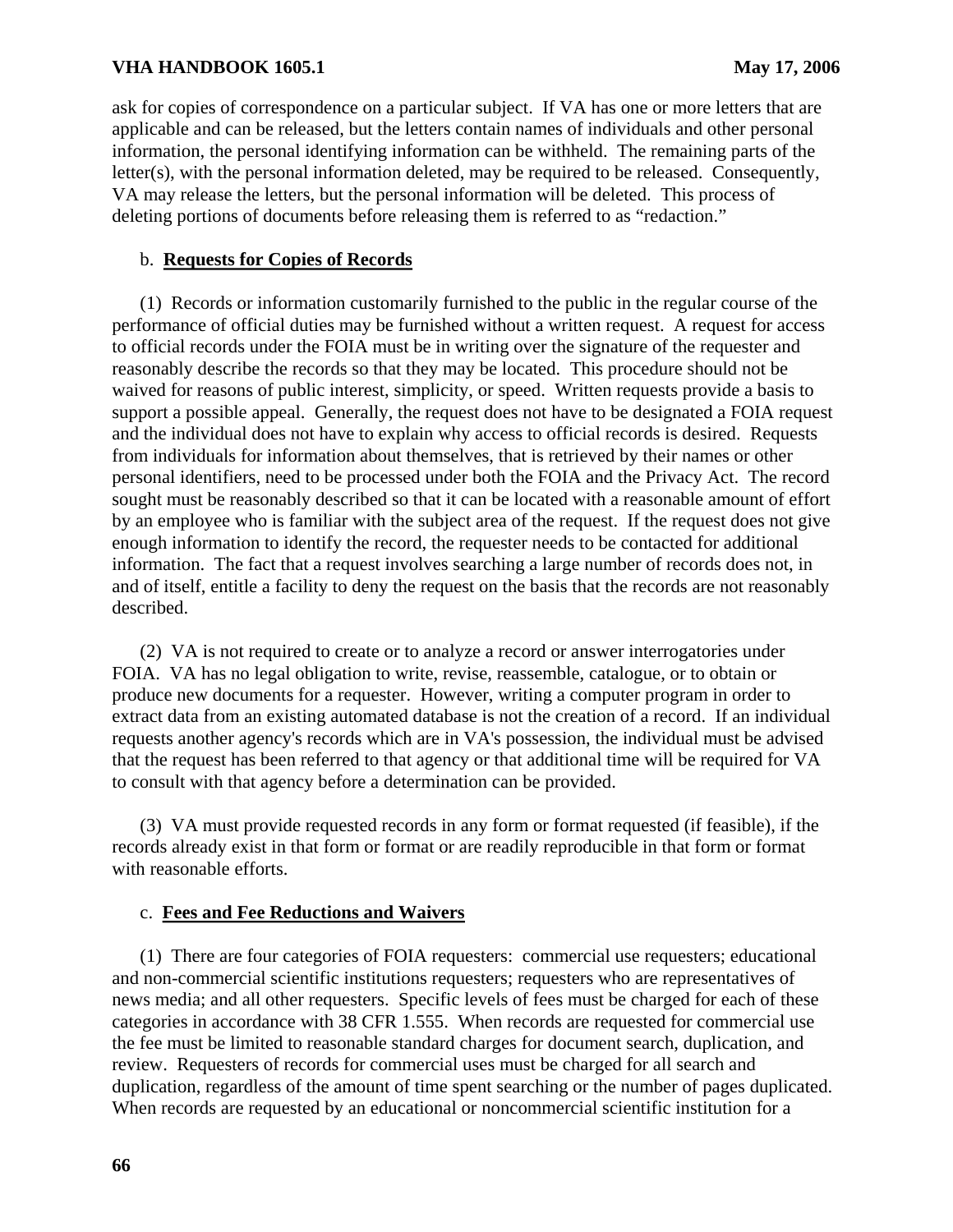ask for copies of correspondence on a particular subject. If VA has one or more letters that are applicable and can be released, but the letters contain names of individuals and other personal information, the personal identifying information can be withheld. The remaining parts of the letter(s), with the personal information deleted, may be required to be released. Consequently, VA may release the letters, but the personal information will be deleted. This process of deleting portions of documents before releasing them is referred to as "redaction."

b. **Requests for Copies of Records**

(1) Records or information customarily furnished to the public in the regular course of the performance of official duties may be furnished without a written request. A request for access to official records under the FOIA must be in writing over the signature of the requester and reasonably describe the records so that they may be located. This procedure should not be waived for reasons of public interest, simplicity, or speed. Written requests provide a basis to support a possible appeal. Generally, the request does not have to be designated a FOIA request and the individual does not have to explain why access to official records is desired. Requests from individuals for information about themselves, that is retrieved by their names or other personal identifiers, need to be processed under both the FOIA and the Privacy Act. The record sought must be reasonably described so that it can be located with a reasonable amount of effort by an employee who is familiar with the subject area of the request. If the request does not give enough information to identify the record, the requester needs to be contacted for additional information. The fact that a request involves searching a large number of records does not, in and of itself, entitle a facility to deny the request on the basis that the records are not reasonably described.

(2) VA is not required to create or to analyze a record or answer interrogatories under FOIA. VA has no legal obligation to write, revise, reassemble, catalogue, or to obtain or produce new documents for a requester. However, writing a computer program in order to extract data from an existing automated database is not the creation of a record. If an individual requests another agency's records which are in VA's possession, the individual must be advised that the request has been referred to that agency or that additional time will be required for VA to consult with that agency before a determination can be provided.

(3) VA must provide requested records in any form or format requested (if feasible), if the records already exist in that form or format or are readily reproducible in that form or format with reasonable efforts.

c. **Fees and Fee Reductions and Waivers**

(1) There are four categories of FOIA requesters: commercial use requesters; educational and non-commercial scientific institutions requesters; requesters who are representatives of news media; and all other requesters. Specific levels of fees must be charged for each of these categories in accordance with 38 CFR 1.555. When records are requested for commercial use the fee must be limited to reasonable standard charges for document search, duplication, and review. Requesters of records for commercial uses must be charged for all search and duplication, regardless of the amount of time spent searching or the number of pages duplicated. When records are requested by an educational or noncommercial scientific institution for a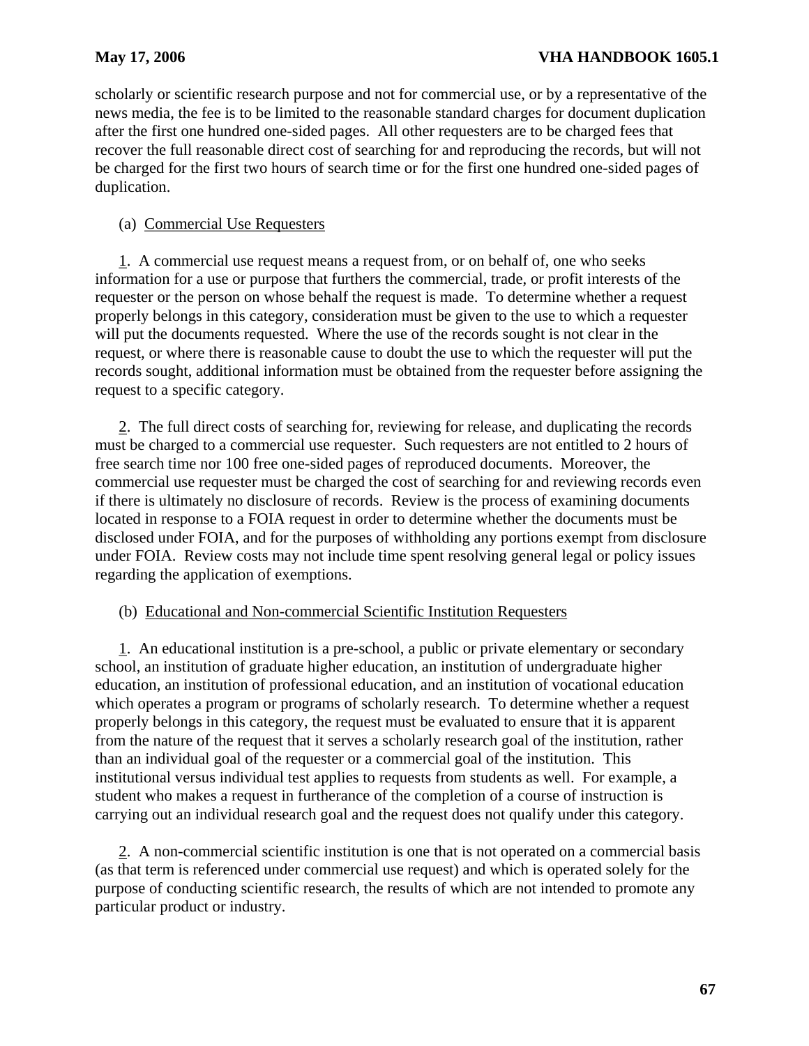scholarly or scientific research purpose and not for commercial use, or by a representative of the news media, the fee is to be limited to the reasonable standard charges for document duplication after the first one hundred one-sided pages. All other requesters are to be charged fees that recover the full reasonable direct cost of searching for and reproducing the records, but will not be charged for the first two hours of search time or for the first one hundred one-sided pages of duplication.

(a) Commercial Use Requesters

1. A commercial use request means a request from, or on behalf of, one who seeks information for a use or purpose that furthers the commercial, trade, or profit interests of the requester or the person on whose behalf the request is made. To determine whether a request properly belongs in this category, consideration must be given to the use to which a requester will put the documents requested. Where the use of the records sought is not clear in the request, or where there is reasonable cause to doubt the use to which the requester will put the records sought, additional information must be obtained from the requester before assigning the request to a specific category.

2. The full direct costs of searching for, reviewing for release, and duplicating the records must be charged to a commercial use requester. Such requesters are not entitled to 2 hours of free search time nor 100 free one-sided pages of reproduced documents. Moreover, the commercial use requester must be charged the cost of searching for and reviewing records even if there is ultimately no disclosure of records. Review is the process of examining documents located in response to a FOIA request in order to determine whether the documents must be disclosed under FOIA, and for the purposes of withholding any portions exempt from disclosure under FOIA. Review costs may not include time spent resolving general legal or policy issues regarding the application of exemptions.

(b) Educational and Non-commercial Scientific Institution Requesters

1. An educational institution is a pre-school, a public or private elementary or secondary school, an institution of graduate higher education, an institution of undergraduate higher education, an institution of professional education, and an institution of vocational education which operates a program or programs of scholarly research. To determine whether a request properly belongs in this category, the request must be evaluated to ensure that it is apparent from the nature of the request that it serves a scholarly research goal of the institution, rather than an individual goal of the requester or a commercial goal of the institution. This institutional versus individual test applies to requests from students as well. For example, a student who makes a request in furtherance of the completion of a course of instruction is carrying out an individual research goal and the request does not qualify under this category.

2. A non-commercial scientific institution is one that is not operated on a commercial basis (as that term is referenced under commercial use request) and which is operated solely for the purpose of conducting scientific research, the results of which are not intended to promote any particular product or industry.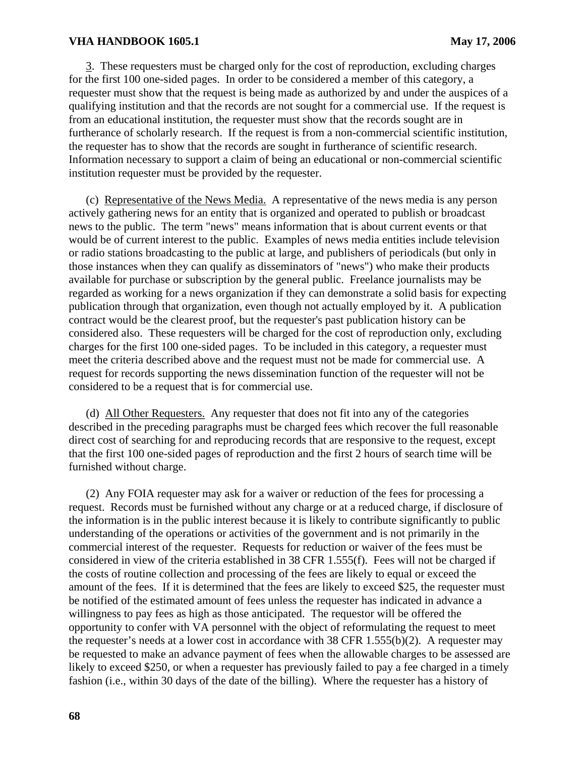3. These requesters must be charged only for the cost of reproduction, excluding charges for the first 100 one-sided pages. In order to be considered a member of this category, a requester must show that the request is being made as authorized by and under the auspices of a qualifying institution and that the records are not sought for a commercial use. If the request is from an educational institution, the requester must show that the records sought are in furtherance of scholarly research. If the request is from a non-commercial scientific institution, the requester has to show that the records are sought in furtherance of scientific research. Information necessary to support a claim of being an educational or non-commercial scientific institution requester must be provided by the requester.

(c) Representative of the News Media. A representative of the news media is any person actively gathering news for an entity that is organized and operated to publish or broadcast news to the public. The term "news" means information that is about current events or that would be of current interest to the public. Examples of news media entities include television or radio stations broadcasting to the public at large, and publishers of periodicals (but only in those instances when they can qualify as disseminators of "news") who make their products available for purchase or subscription by the general public. Freelance journalists may be regarded as working for a news organization if they can demonstrate a solid basis for expecting publication through that organization, even though not actually employed by it. A publication contract would be the clearest proof, but the requester's past publication history can be considered also. These requesters will be charged for the cost of reproduction only, excluding charges for the first 100 one-sided pages. To be included in this category, a requester must meet the criteria described above and the request must not be made for commercial use. A request for records supporting the news dissemination function of the requester will not be considered to be a request that is for commercial use.

(d) All Other Requesters. Any requester that does not fit into any of the categories described in the preceding paragraphs must be charged fees which recover the full reasonable direct cost of searching for and reproducing records that are responsive to the request, except that the first 100 one-sided pages of reproduction and the first 2 hours of search time will be furnished without charge.

(2) Any FOIA requester may ask for a waiver or reduction of the fees for processing a request. Records must be furnished without any charge or at a reduced charge, if disclosure of the information is in the public interest because it is likely to contribute significantly to public understanding of the operations or activities of the government and is not primarily in the commercial interest of the requester. Requests for reduction or waiver of the fees must be considered in view of the criteria established in 38 CFR 1.555(f). Fees will not be charged if the costs of routine collection and processing of the fees are likely to equal or exceed the amount of the fees. If it is determined that the fees are likely to exceed $25, the requester must be notified of the estimated amount of fees unless the requester has indicated in advance a willingness to pay fees as high as those anticipated. The requestor will be offered the opportunity to confer with VA personnel with the object of reformulating the request to meet the requester's needs at a lower cost in accordance with 38 CFR 1.555(b)(2). A requester may be requested to make an advance payment of fees when the allowable charges to be assessed are likely to exceed $250, or when a requester has previously failed to pay a fee charged in a timely fashion (i.e., within 30 days of the date of the billing). Where the requester has a history of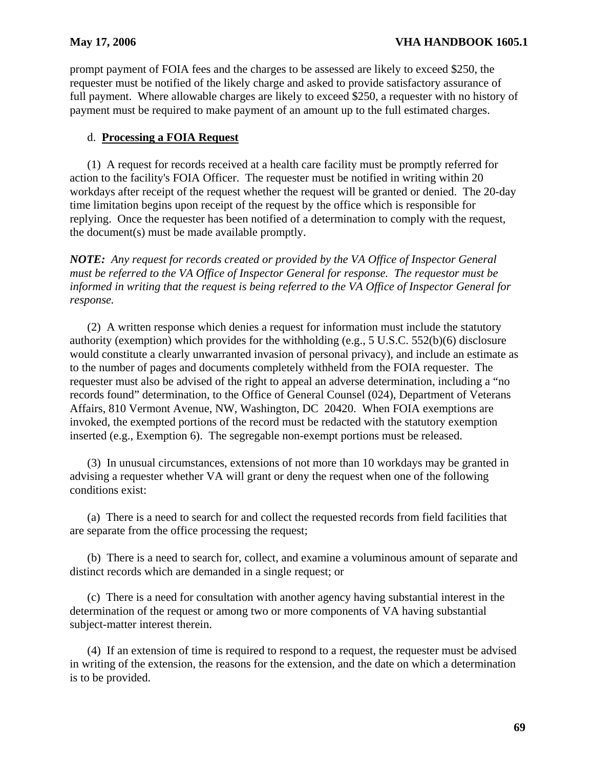prompt payment of FOIA fees and the charges to be assessed are likely to exceed $250, the requester must be notified of the likely charge and asked to provide satisfactory assurance of full payment. Where allowable charges are likely to exceed $250, a requester with no history of payment must be required to make payment of an amount up to the full estimated charges.

d. **Processing a FOIA Request**

(1) A request for records received at a health care facility must be promptly referred for action to the facility's FOIA Officer. The requester must be notified in writing within 20 workdays after receipt of the request whether the request will be granted or denied. The 20-day time limitation begins upon receipt of the request by the office which is responsible for replying. Once the requester has been notified of a determination to comply with the request, the document(s) must be made available promptly.

***NOTE:*** *Any request for records created or provided by the VA Office of Inspector General must be referred to the VA Office of Inspector General for response. The requestor must be informed in writing that the request is being referred to the VA Office of Inspector General for response.*

(2) A written response which denies a request for information must include the statutory authority (exemption) which provides for the withholding (e.g., 5 U.S.C. 552(b)(6) disclosure would constitute a clearly unwarranted invasion of personal privacy), and include an estimate as to the number of pages and documents completely withheld from the FOIA requester. The requester must also be advised of the right to appeal an adverse determination, including a "no records found" determination, to the Office of General Counsel (024), Department of Veterans Affairs, 810 Vermont Avenue, NW, Washington, DC 20420. When FOIA exemptions are invoked, the exempted portions of the record must be redacted with the statutory exemption inserted (e.g., Exemption 6). The segregable non-exempt portions must be released.

(3) In unusual circumstances, extensions of not more than 10 workdays may be granted in advising a requester whether VA will grant or deny the request when one of the following conditions exist:

(a) There is a need to search for and collect the requested records from field facilities that are separate from the office processing the request;

(b) There is a need to search for, collect, and examine a voluminous amount of separate and distinct records which are demanded in a single request; or

(c) There is a need for consultation with another agency having substantial interest in the determination of the request or among two or more components of VA having substantial subject-matter interest therein.

(4) If an extension of time is required to respond to a request, the requester must be advised in writing of the extension, the reasons for the extension, and the date on which a determination is to be provided.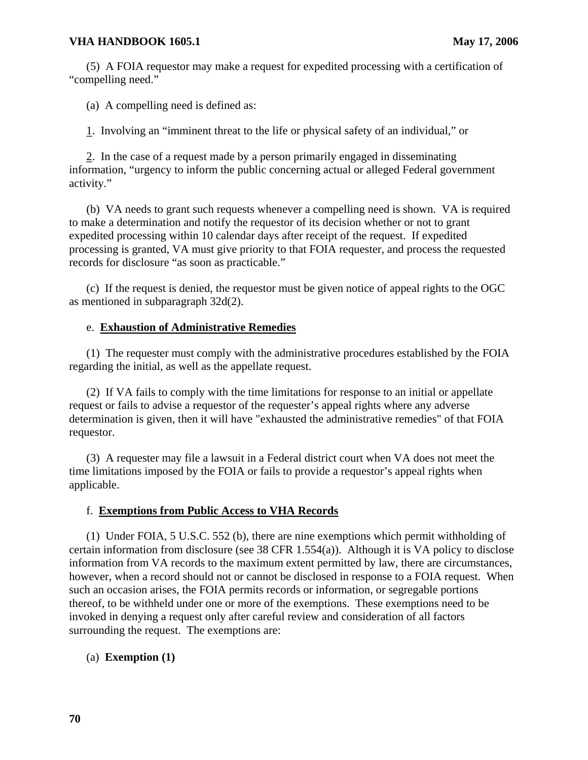(5) A FOIA requestor may make a request for expedited processing with a certification of "compelling need."

(a) A compelling need is defined as:

1. Involving an "imminent threat to the life or physical safety of an individual," or

2. In the case of a request made by a person primarily engaged in disseminating information, "urgency to inform the public concerning actual or alleged Federal government activity."

(b) VA needs to grant such requests whenever a compelling need is shown. VA is required to make a determination and notify the requestor of its decision whether or not to grant expedited processing within 10 calendar days after receipt of the request. If expedited processing is granted, VA must give priority to that FOIA requester, and process the requested records for disclosure "as soon as practicable."

(c) If the request is denied, the requestor must be given notice of appeal rights to the OGC as mentioned in subparagraph 32d(2).

e. **Exhaustion of Administrative Remedies**

(1) The requester must comply with the administrative procedures established by the FOIA regarding the initial, as well as the appellate request.

(2) If VA fails to comply with the time limitations for response to an initial or appellate request or fails to advise a requestor of the requester's appeal rights where any adverse determination is given, then it will have "exhausted the administrative remedies" of that FOIA requestor.

(3) A requester may file a lawsuit in a Federal district court when VA does not meet the time limitations imposed by the FOIA or fails to provide a requestor's appeal rights when applicable.

f. **Exemptions from Public Access to VHA Records**

(1) Under FOIA, 5 U.S.C. 552 (b), there are nine exemptions which permit withholding of certain information from disclosure (see 38 CFR 1.554(a)). Although it is VA policy to disclose information from VA records to the maximum extent permitted by law, there are circumstances, however, when a record should not or cannot be disclosed in response to a FOIA request. When such an occasion arises, the FOIA permits records or information, or segregable portions thereof, to be withheld under one or more of the exemptions. These exemptions need to be invoked in denying a request only after careful review and consideration of all factors surrounding the request. The exemptions are:

(a) **Exemption (1)**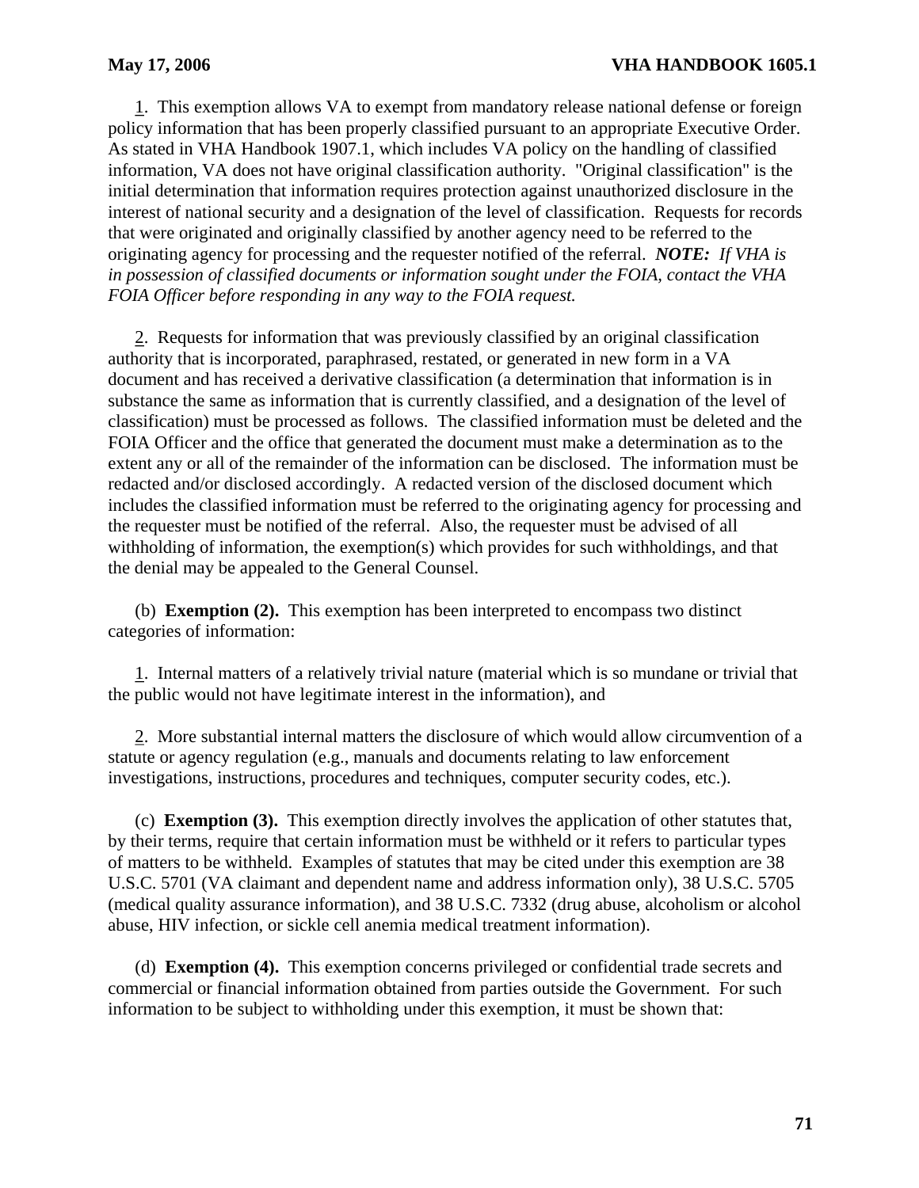1. This exemption allows VA to exempt from mandatory release national defense or foreign policy information that has been properly classified pursuant to an appropriate Executive Order. As stated in VHA Handbook 1907.1, which includes VA policy on the handling of classified information, VA does not have original classification authority. "Original classification" is the initial determination that information requires protection against unauthorized disclosure in the interest of national security and a designation of the level of classification. Requests for records that were originated and originally classified by another agency need to be referred to the originating agency for processing and the requester notified of the referral. ***NOTE:*** *If VHA is in possession of classified documents or information sought under the FOIA, contact the VHA FOIA Officer before responding in any way to the FOIA request.*

2. Requests for information that was previously classified by an original classification authority that is incorporated, paraphrased, restated, or generated in new form in a VA document and has received a derivative classification (a determination that information is in substance the same as information that is currently classified, and a designation of the level of classification) must be processed as follows. The classified information must be deleted and the FOIA Officer and the office that generated the document must make a determination as to the extent any or all of the remainder of the information can be disclosed. The information must be redacted and/or disclosed accordingly. A redacted version of the disclosed document which includes the classified information must be referred to the originating agency for processing and the requester must be notified of the referral. Also, the requester must be advised of all withholding of information, the exemption(s) which provides for such withholdings, and that the denial may be appealed to the General Counsel.

(b) **Exemption (2).** This exemption has been interpreted to encompass two distinct categories of information:

1. Internal matters of a relatively trivial nature (material which is so mundane or trivial that the public would not have legitimate interest in the information), and

2. More substantial internal matters the disclosure of which would allow circumvention of a statute or agency regulation (e.g., manuals and documents relating to law enforcement investigations, instructions, procedures and techniques, computer security codes, etc.).

(c) **Exemption (3).** This exemption directly involves the application of other statutes that, by their terms, require that certain information must be withheld or it refers to particular types of matters to be withheld. Examples of statutes that may be cited under this exemption are 38 U.S.C. 5701 (VA claimant and dependent name and address information only), 38 U.S.C. 5705 (medical quality assurance information), and 38 U.S.C. 7332 (drug abuse, alcoholism or alcohol abuse, HIV infection, or sickle cell anemia medical treatment information).

(d) **Exemption (4).** This exemption concerns privileged or confidential trade secrets and commercial or financial information obtained from parties outside the Government. For such information to be subject to withholding under this exemption, it must be shown that: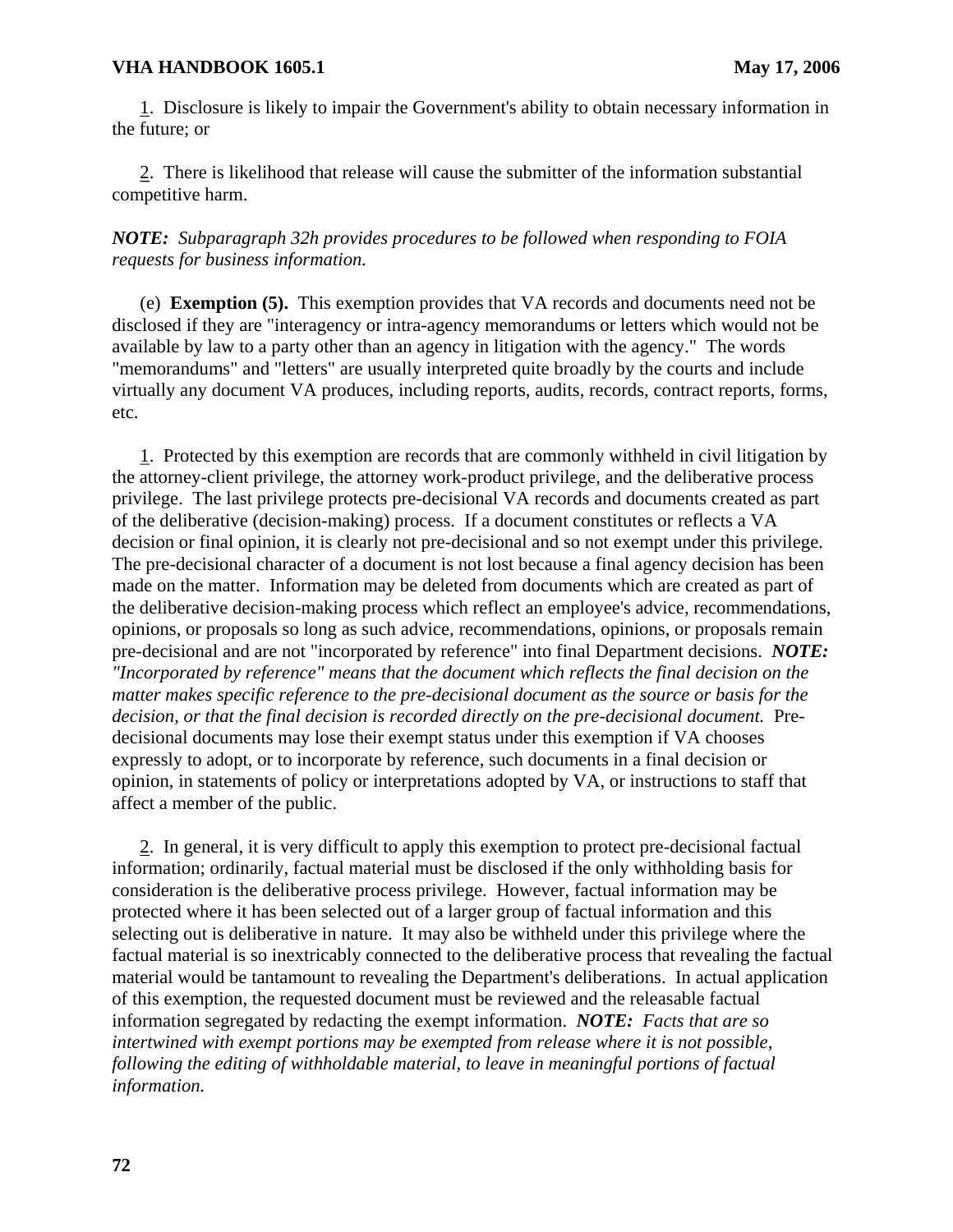1. Disclosure is likely to impair the Government's ability to obtain necessary information in the future; or

2. There is likelihood that release will cause the submitter of the information substantial competitive harm.

***NOTE:*** *Subparagraph 32h provides procedures to be followed when responding to FOIA requests for business information.*

(e) **Exemption (5).** This exemption provides that VA records and documents need not be disclosed if they are "interagency or intra-agency memorandums or letters which would not be available by law to a party other than an agency in litigation with the agency." The words "memorandums" and "letters" are usually interpreted quite broadly by the courts and include virtually any document VA produces, including reports, audits, records, contract reports, forms, etc.

1. Protected by this exemption are records that are commonly withheld in civil litigation by the attorney-client privilege, the attorney work-product privilege, and the deliberative process privilege. The last privilege protects pre-decisional VA records and documents created as part of the deliberative (decision-making) process. If a document constitutes or reflects a VA decision or final opinion, it is clearly not pre-decisional and so not exempt under this privilege. The pre-decisional character of a document is not lost because a final agency decision has been made on the matter. Information may be deleted from documents which are created as part of the deliberative decision-making process which reflect an employee's advice, recommendations, opinions, or proposals so long as such advice, recommendations, opinions, or proposals remain pre-decisional and are not "incorporated by reference" into final Department decisions. ***NOTE:*** *"Incorporated by reference" means that the document which reflects the final decision on the matter makes specific reference to the pre-decisional document as the source or basis for the decision, or that the final decision is recorded directly on the pre-decisional document.* Pre-decisional documents may lose their exempt status under this exemption if VA chooses expressly to adopt, or to incorporate by reference, such documents in a final decision or opinion, in statements of policy or interpretations adopted by VA, or instructions to staff that affect a member of the public.

2. In general, it is very difficult to apply this exemption to protect pre-decisional factual information; ordinarily, factual material must be disclosed if the only withholding basis for consideration is the deliberative process privilege. However, factual information may be protected where it has been selected out of a larger group of factual information and this selecting out is deliberative in nature. It may also be withheld under this privilege where the factual material is so inextricably connected to the deliberative process that revealing the factual material would be tantamount to revealing the Department's deliberations. In actual application of this exemption, the requested document must be reviewed and the releasable factual information segregated by redacting the exempt information. ***NOTE:*** *Facts that are so intertwined with exempt portions may be exempted from release where it is not possible, following the editing of withholdable material, to leave in meaningful portions of factual information.*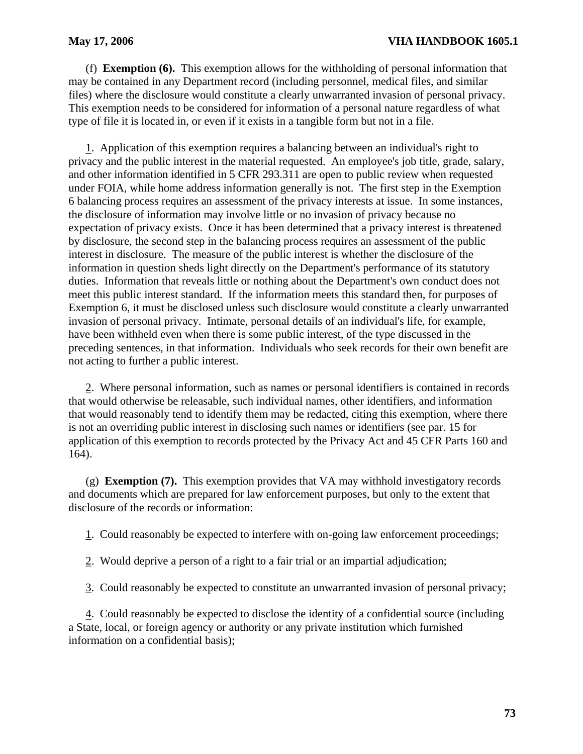(f) **Exemption (6).** This exemption allows for the withholding of personal information that may be contained in any Department record (including personnel, medical files, and similar files) where the disclosure would constitute a clearly unwarranted invasion of personal privacy. This exemption needs to be considered for information of a personal nature regardless of what type of file it is located in, or even if it exists in a tangible form but not in a file.

1. Application of this exemption requires a balancing between an individual's right to privacy and the public interest in the material requested. An employee's job title, grade, salary, and other information identified in 5 CFR 293.311 are open to public review when requested under FOIA, while home address information generally is not. The first step in the Exemption 6 balancing process requires an assessment of the privacy interests at issue. In some instances, the disclosure of information may involve little or no invasion of privacy because no expectation of privacy exists. Once it has been determined that a privacy interest is threatened by disclosure, the second step in the balancing process requires an assessment of the public interest in disclosure. The measure of the public interest is whether the disclosure of the information in question sheds light directly on the Department's performance of its statutory duties. Information that reveals little or nothing about the Department's own conduct does not meet this public interest standard. If the information meets this standard then, for purposes of Exemption 6, it must be disclosed unless such disclosure would constitute a clearly unwarranted invasion of personal privacy. Intimate, personal details of an individual's life, for example, have been withheld even when there is some public interest, of the type discussed in the preceding sentences, in that information. Individuals who seek records for their own benefit are not acting to further a public interest.

2. Where personal information, such as names or personal identifiers is contained in records that would otherwise be releasable, such individual names, other identifiers, and information that would reasonably tend to identify them may be redacted, citing this exemption, where there is not an overriding public interest in disclosing such names or identifiers (see par. 15 for application of this exemption to records protected by the Privacy Act and 45 CFR Parts 160 and 164).

(g) **Exemption (7).** This exemption provides that VA may withhold investigatory records and documents which are prepared for law enforcement purposes, but only to the extent that disclosure of the records or information:

1. Could reasonably be expected to interfere with on-going law enforcement proceedings;

2. Would deprive a person of a right to a fair trial or an impartial adjudication;

3. Could reasonably be expected to constitute an unwarranted invasion of personal privacy;

4. Could reasonably be expected to disclose the identity of a confidential source (including a State, local, or foreign agency or authority or any private institution which furnished information on a confidential basis);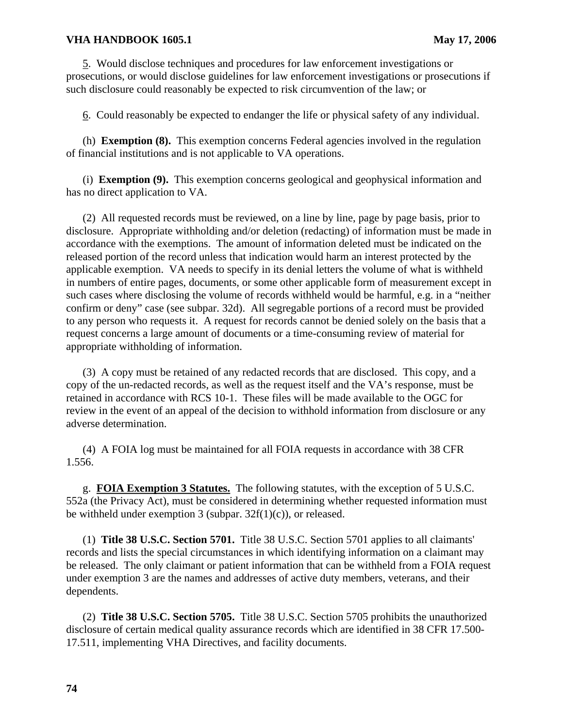5. Would disclose techniques and procedures for law enforcement investigations or prosecutions, or would disclose guidelines for law enforcement investigations or prosecutions if such disclosure could reasonably be expected to risk circumvention of the law; or

6. Could reasonably be expected to endanger the life or physical safety of any individual.

(h) **Exemption (8).** This exemption concerns Federal agencies involved in the regulation of financial institutions and is not applicable to VA operations.

(i) **Exemption (9).** This exemption concerns geological and geophysical information and has no direct application to VA.

(2) All requested records must be reviewed, on a line by line, page by page basis, prior to disclosure. Appropriate withholding and/or deletion (redacting) of information must be made in accordance with the exemptions. The amount of information deleted must be indicated on the released portion of the record unless that indication would harm an interest protected by the applicable exemption. VA needs to specify in its denial letters the volume of what is withheld in numbers of entire pages, documents, or some other applicable form of measurement except in such cases where disclosing the volume of records withheld would be harmful, e.g. in a "neither confirm or deny" case (see subpar. 32d). All segregable portions of a record must be provided to any person who requests it. A request for records cannot be denied solely on the basis that a request concerns a large amount of documents or a time-consuming review of material for appropriate withholding of information.

(3) A copy must be retained of any redacted records that are disclosed. This copy, and a copy of the un-redacted records, as well as the request itself and the VA's response, must be retained in accordance with RCS 10-1. These files will be made available to the OGC for review in the event of an appeal of the decision to withhold information from disclosure or any adverse determination.

(4) A FOIA log must be maintained for all FOIA requests in accordance with 38 CFR 1.556.

g. **FOIA Exemption 3 Statutes.** The following statutes, with the exception of 5 U.S.C. 552a (the Privacy Act), must be considered in determining whether requested information must be withheld under exemption 3 (subpar. 32f(1)(c)), or released.

(1) **Title 38 U.S.C. Section 5701.** Title 38 U.S.C. Section 5701 applies to all claimants' records and lists the special circumstances in which identifying information on a claimant may be released. The only claimant or patient information that can be withheld from a FOIA request under exemption 3 are the names and addresses of active duty members, veterans, and their dependents.

(2) **Title 38 U.S.C. Section 5705.** Title 38 U.S.C. Section 5705 prohibits the unauthorized disclosure of certain medical quality assurance records which are identified in 38 CFR 17.500-17.511, implementing VHA Directives, and facility documents.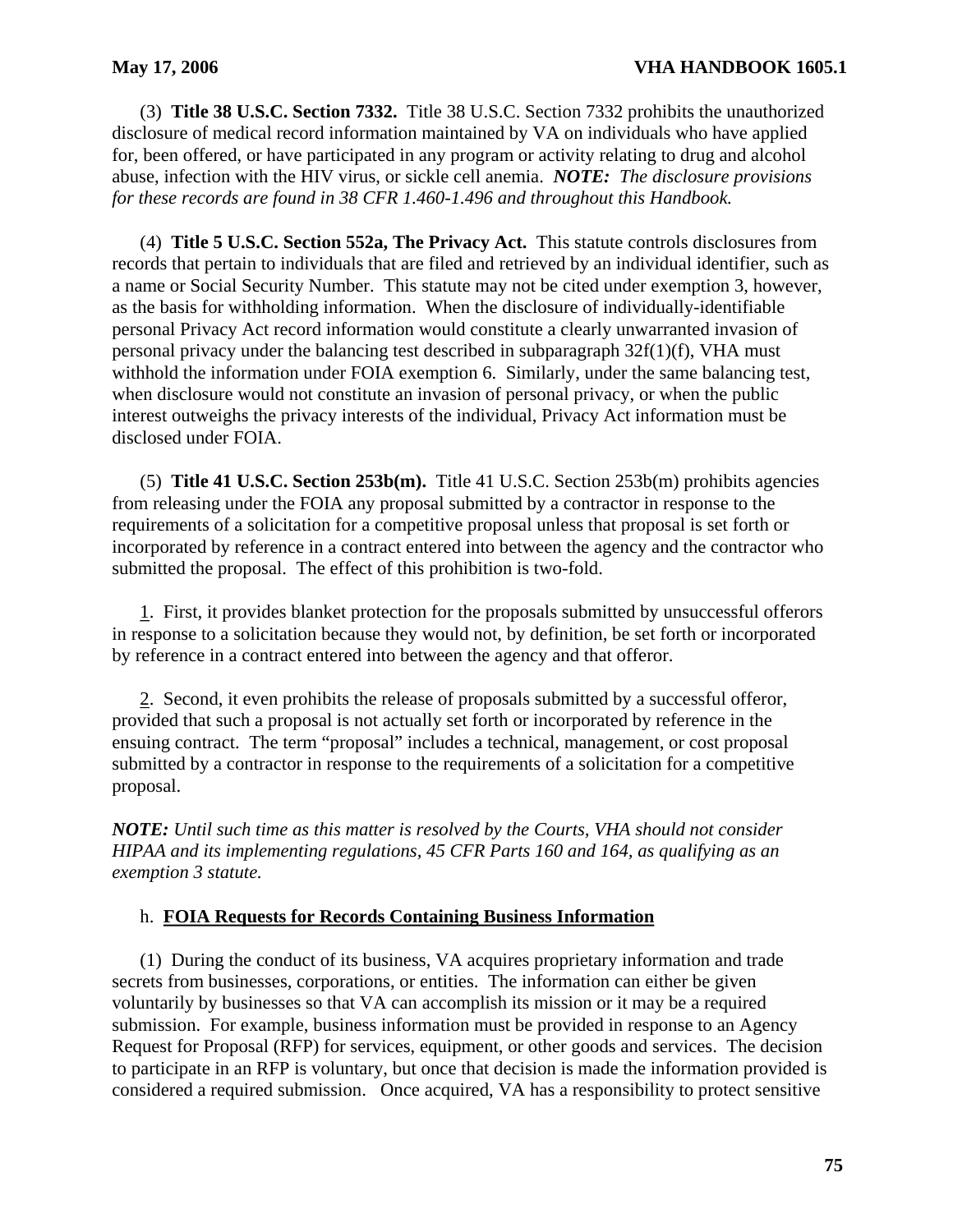(3) **Title 38 U.S.C. Section 7332.** Title 38 U.S.C. Section 7332 prohibits the unauthorized disclosure of medical record information maintained by VA on individuals who have applied for, been offered, or have participated in any program or activity relating to drug and alcohol abuse, infection with the HIV virus, or sickle cell anemia. ***NOTE:*** *The disclosure provisions for these records are found in 38 CFR 1.460-1.496 and throughout this Handbook.*

(4) **Title 5 U.S.C. Section 552a, The Privacy Act.** This statute controls disclosures from records that pertain to individuals that are filed and retrieved by an individual identifier, such as a name or Social Security Number. This statute may not be cited under exemption 3, however, as the basis for withholding information. When the disclosure of individually-identifiable personal Privacy Act record information would constitute a clearly unwarranted invasion of personal privacy under the balancing test described in subparagraph 32f(1)(f), VHA must withhold the information under FOIA exemption 6. Similarly, under the same balancing test, when disclosure would not constitute an invasion of personal privacy, or when the public interest outweighs the privacy interests of the individual, Privacy Act information must be disclosed under FOIA.

(5) **Title 41 U.S.C. Section 253b(m).** Title 41 U.S.C. Section 253b(m) prohibits agencies from releasing under the FOIA any proposal submitted by a contractor in response to the requirements of a solicitation for a competitive proposal unless that proposal is set forth or incorporated by reference in a contract entered into between the agency and the contractor who submitted the proposal. The effect of this prohibition is two-fold.

<u>1</u>. First, it provides blanket protection for the proposals submitted by unsuccessful offerors in response to a solicitation because they would not, by definition, be set forth or incorporated by reference in a contract entered into between the agency and that offeror.

<u>2</u>. Second, it even prohibits the release of proposals submitted by a successful offeror, provided that such a proposal is not actually set forth or incorporated by reference in the ensuing contract. The term "proposal" includes a technical, management, or cost proposal submitted by a contractor in response to the requirements of a solicitation for a competitive proposal.

***NOTE:*** *Until such time as this matter is resolved by the Courts, VHA should not consider HIPAA and its implementing regulations, 45 CFR Parts 160 and 164, as qualifying as an exemption 3 statute.*

h. **<u>FOIA Requests for Records Containing Business Information</u>**

(1) During the conduct of its business, VA acquires proprietary information and trade secrets from businesses, corporations, or entities. The information can either be given voluntarily by businesses so that VA can accomplish its mission or it may be a required submission. For example, business information must be provided in response to an Agency Request for Proposal (RFP) for services, equipment, or other goods and services. The decision to participate in an RFP is voluntary, but once that decision is made the information provided is considered a required submission. Once acquired, VA has a responsibility to protect sensitive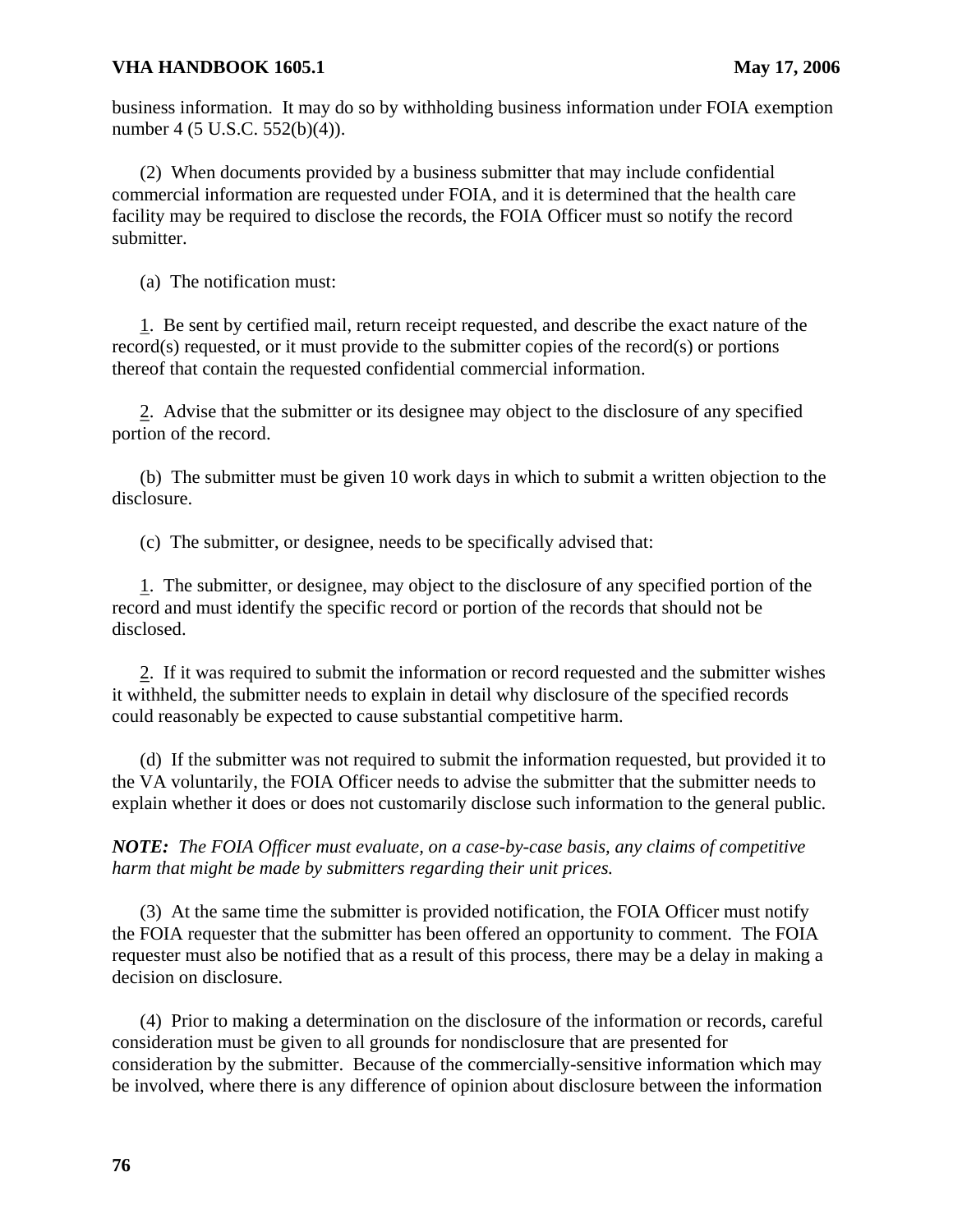business information. It may do so by withholding business information under FOIA exemption number 4 (5 U.S.C. 552(b)(4)).

(2) When documents provided by a business submitter that may include confidential commercial information are requested under FOIA, and it is determined that the health care facility may be required to disclose the records, the FOIA Officer must so notify the record submitter.

(a) The notification must:

1. Be sent by certified mail, return receipt requested, and describe the exact nature of the record(s) requested, or it must provide to the submitter copies of the record(s) or portions thereof that contain the requested confidential commercial information.

2. Advise that the submitter or its designee may object to the disclosure of any specified portion of the record.

(b) The submitter must be given 10 work days in which to submit a written objection to the disclosure.

(c) The submitter, or designee, needs to be specifically advised that:

1. The submitter, or designee, may object to the disclosure of any specified portion of the record and must identify the specific record or portion of the records that should not be disclosed.

2. If it was required to submit the information or record requested and the submitter wishes it withheld, the submitter needs to explain in detail why disclosure of the specified records could reasonably be expected to cause substantial competitive harm.

(d) If the submitter was not required to submit the information requested, but provided it to the VA voluntarily, the FOIA Officer needs to advise the submitter that the submitter needs to explain whether it does or does not customarily disclose such information to the general public.

***NOTE:*** *The FOIA Officer must evaluate, on a case-by-case basis, any claims of competitive harm that might be made by submitters regarding their unit prices.*

(3) At the same time the submitter is provided notification, the FOIA Officer must notify the FOIA requester that the submitter has been offered an opportunity to comment. The FOIA requester must also be notified that as a result of this process, there may be a delay in making a decision on disclosure.

(4) Prior to making a determination on the disclosure of the information or records, careful consideration must be given to all grounds for nondisclosure that are presented for consideration by the submitter. Because of the commercially-sensitive information which may be involved, where there is any difference of opinion about disclosure between the information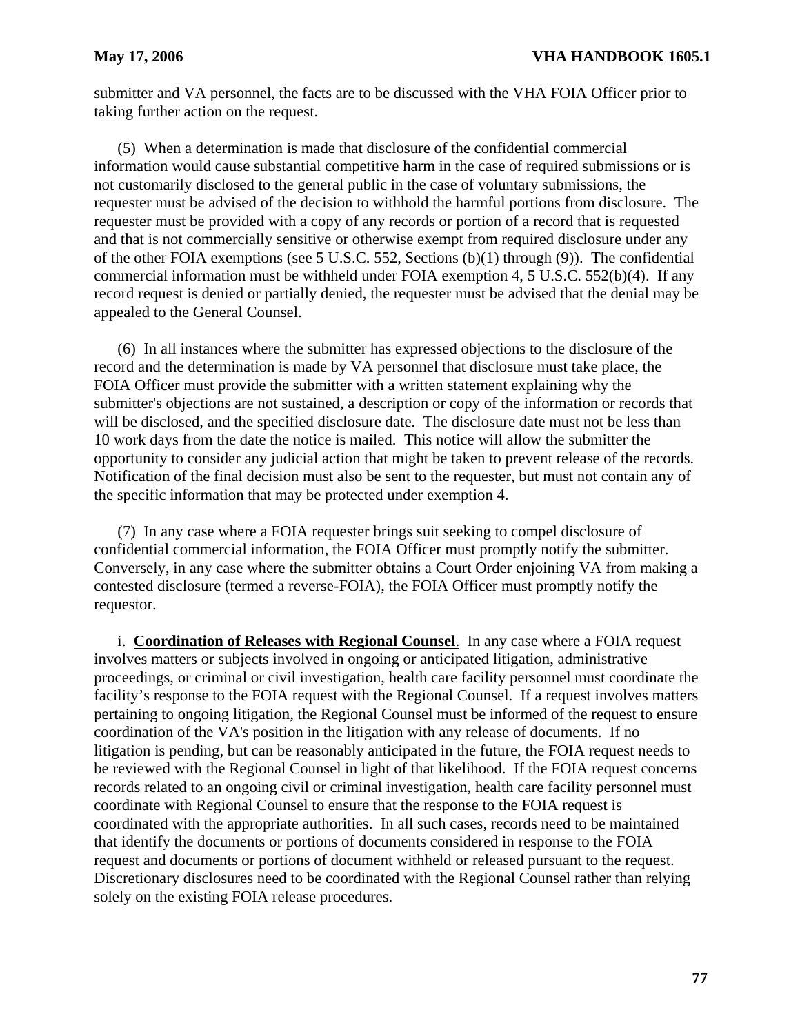submitter and VA personnel, the facts are to be discussed with the VHA FOIA Officer prior to taking further action on the request.

(5) When a determination is made that disclosure of the confidential commercial information would cause substantial competitive harm in the case of required submissions or is not customarily disclosed to the general public in the case of voluntary submissions, the requester must be advised of the decision to withhold the harmful portions from disclosure. The requester must be provided with a copy of any records or portion of a record that is requested and that is not commercially sensitive or otherwise exempt from required disclosure under any of the other FOIA exemptions (see 5 U.S.C. 552, Sections (b)(1) through (9)). The confidential commercial information must be withheld under FOIA exemption 4, 5 U.S.C. 552(b)(4). If any record request is denied or partially denied, the requester must be advised that the denial may be appealed to the General Counsel.

(6) In all instances where the submitter has expressed objections to the disclosure of the record and the determination is made by VA personnel that disclosure must take place, the FOIA Officer must provide the submitter with a written statement explaining why the submitter's objections are not sustained, a description or copy of the information or records that will be disclosed, and the specified disclosure date. The disclosure date must not be less than 10 work days from the date the notice is mailed. This notice will allow the submitter the opportunity to consider any judicial action that might be taken to prevent release of the records. Notification of the final decision must also be sent to the requester, but must not contain any of the specific information that may be protected under exemption 4.

(7) In any case where a FOIA requester brings suit seeking to compel disclosure of confidential commercial information, the FOIA Officer must promptly notify the submitter. Conversely, in any case where the submitter obtains a Court Order enjoining VA from making a contested disclosure (termed a reverse-FOIA), the FOIA Officer must promptly notify the requestor.

i. **<u>Coordination of Releases with Regional Counsel</u>**. In any case where a FOIA request involves matters or subjects involved in ongoing or anticipated litigation, administrative proceedings, or criminal or civil investigation, health care facility personnel must coordinate the facility's response to the FOIA request with the Regional Counsel. If a request involves matters pertaining to ongoing litigation, the Regional Counsel must be informed of the request to ensure coordination of the VA's position in the litigation with any release of documents. If no litigation is pending, but can be reasonably anticipated in the future, the FOIA request needs to be reviewed with the Regional Counsel in light of that likelihood. If the FOIA request concerns records related to an ongoing civil or criminal investigation, health care facility personnel must coordinate with Regional Counsel to ensure that the response to the FOIA request is coordinated with the appropriate authorities. In all such cases, records need to be maintained that identify the documents or portions of documents considered in response to the FOIA request and documents or portions of document withheld or released pursuant to the request. Discretionary disclosures need to be coordinated with the Regional Counsel rather than relying solely on the existing FOIA release procedures.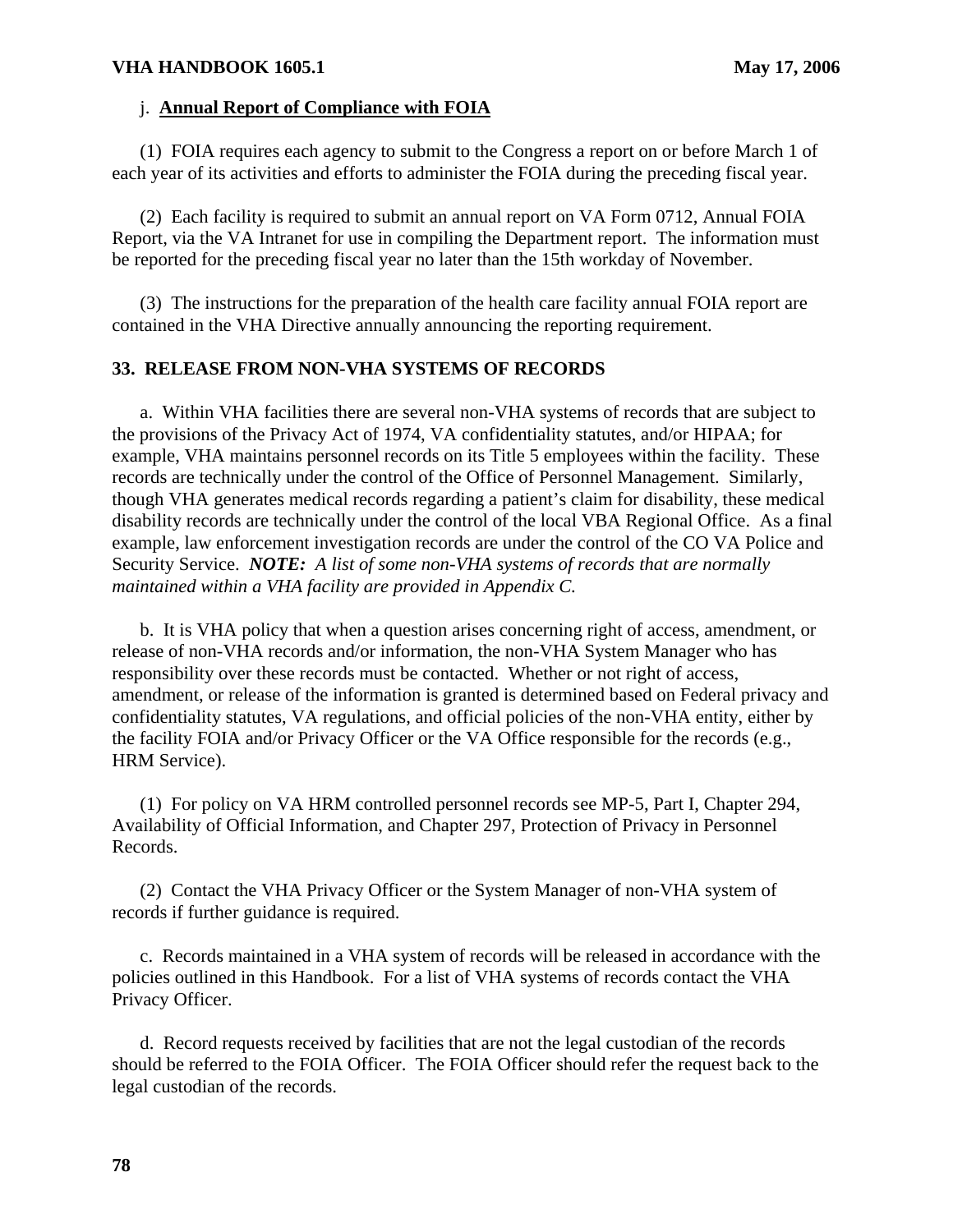j. **Annual Report of Compliance with FOIA**

(1) FOIA requires each agency to submit to the Congress a report on or before March 1 of each year of its activities and efforts to administer the FOIA during the preceding fiscal year.

(2) Each facility is required to submit an annual report on VA Form 0712, Annual FOIA Report, via the VA Intranet for use in compiling the Department report. The information must be reported for the preceding fiscal year no later than the 15th workday of November.

(3) The instructions for the preparation of the health care facility annual FOIA report are contained in the VHA Directive annually announcing the reporting requirement.

## 33. RELEASE FROM NON-VHA SYSTEMS OF RECORDS

a. Within VHA facilities there are several non-VHA systems of records that are subject to the provisions of the Privacy Act of 1974, VA confidentiality statutes, and/or HIPAA; for example, VHA maintains personnel records on its Title 5 employees within the facility. These records are technically under the control of the Office of Personnel Management. Similarly, though VHA generates medical records regarding a patient's claim for disability, these medical disability records are technically under the control of the local VBA Regional Office. As a final example, law enforcement investigation records are under the control of the CO VA Police and Security Service. ***NOTE:*** *A list of some non-VHA systems of records that are normally maintained within a VHA facility are provided in Appendix C.*

b. It is VHA policy that when a question arises concerning right of access, amendment, or release of non-VHA records and/or information, the non-VHA System Manager who has responsibility over these records must be contacted. Whether or not right of access, amendment, or release of the information is granted is determined based on Federal privacy and confidentiality statutes, VA regulations, and official policies of the non-VHA entity, either by the facility FOIA and/or Privacy Officer or the VA Office responsible for the records (e.g., HRM Service).

(1) For policy on VA HRM controlled personnel records see MP-5, Part I, Chapter 294, Availability of Official Information, and Chapter 297, Protection of Privacy in Personnel Records.

(2) Contact the VHA Privacy Officer or the System Manager of non-VHA system of records if further guidance is required.

c. Records maintained in a VHA system of records will be released in accordance with the policies outlined in this Handbook. For a list of VHA systems of records contact the VHA Privacy Officer.

d. Record requests received by facilities that are not the legal custodian of the records should be referred to the FOIA Officer. The FOIA Officer should refer the request back to the legal custodian of the records.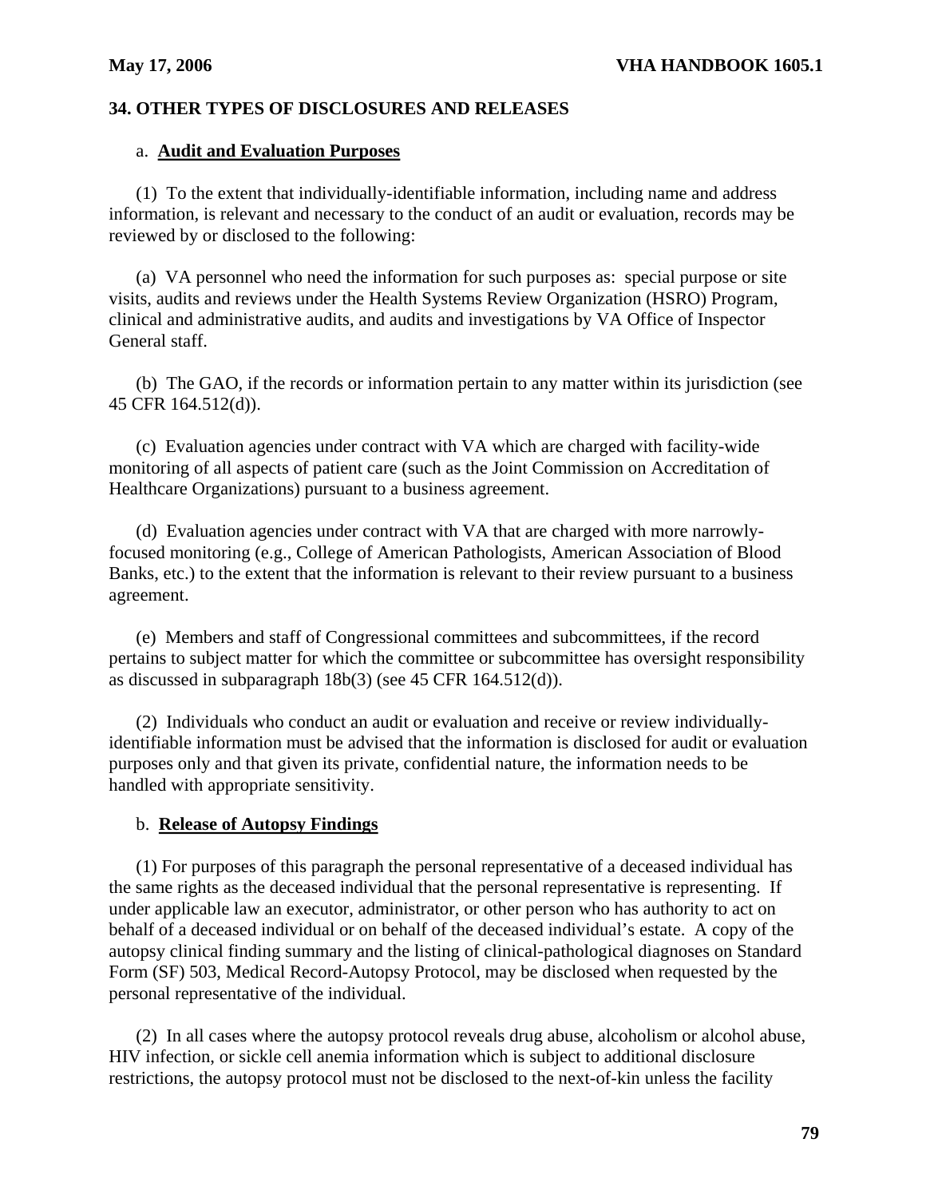## 34. OTHER TYPES OF DISCLOSURES AND RELEASES

a. **Audit and Evaluation Purposes**

(1) To the extent that individually-identifiable information, including name and address information, is relevant and necessary to the conduct of an audit or evaluation, records may be reviewed by or disclosed to the following:

(a) VA personnel who need the information for such purposes as: special purpose or site visits, audits and reviews under the Health Systems Review Organization (HSRO) Program, clinical and administrative audits, and audits and investigations by VA Office of Inspector General staff.

(b) The GAO, if the records or information pertain to any matter within its jurisdiction (see 45 CFR 164.512(d)).

(c) Evaluation agencies under contract with VA which are charged with facility-wide monitoring of all aspects of patient care (such as the Joint Commission on Accreditation of Healthcare Organizations) pursuant to a business agreement.

(d) Evaluation agencies under contract with VA that are charged with more narrowly-focused monitoring (e.g., College of American Pathologists, American Association of Blood Banks, etc.) to the extent that the information is relevant to their review pursuant to a business agreement.

(e) Members and staff of Congressional committees and subcommittees, if the record pertains to subject matter for which the committee or subcommittee has oversight responsibility as discussed in subparagraph 18b(3) (see 45 CFR 164.512(d)).

(2) Individuals who conduct an audit or evaluation and receive or review individually-identifiable information must be advised that the information is disclosed for audit or evaluation purposes only and that given its private, confidential nature, the information needs to be handled with appropriate sensitivity.

b. **Release of Autopsy Findings**

(1) For purposes of this paragraph the personal representative of a deceased individual has the same rights as the deceased individual that the personal representative is representing. If under applicable law an executor, administrator, or other person who has authority to act on behalf of a deceased individual or on behalf of the deceased individual's estate. A copy of the autopsy clinical finding summary and the listing of clinical-pathological diagnoses on Standard Form (SF) 503, Medical Record-Autopsy Protocol, may be disclosed when requested by the personal representative of the individual.

(2) In all cases where the autopsy protocol reveals drug abuse, alcoholism or alcohol abuse, HIV infection, or sickle cell anemia information which is subject to additional disclosure restrictions, the autopsy protocol must not be disclosed to the next-of-kin unless the facility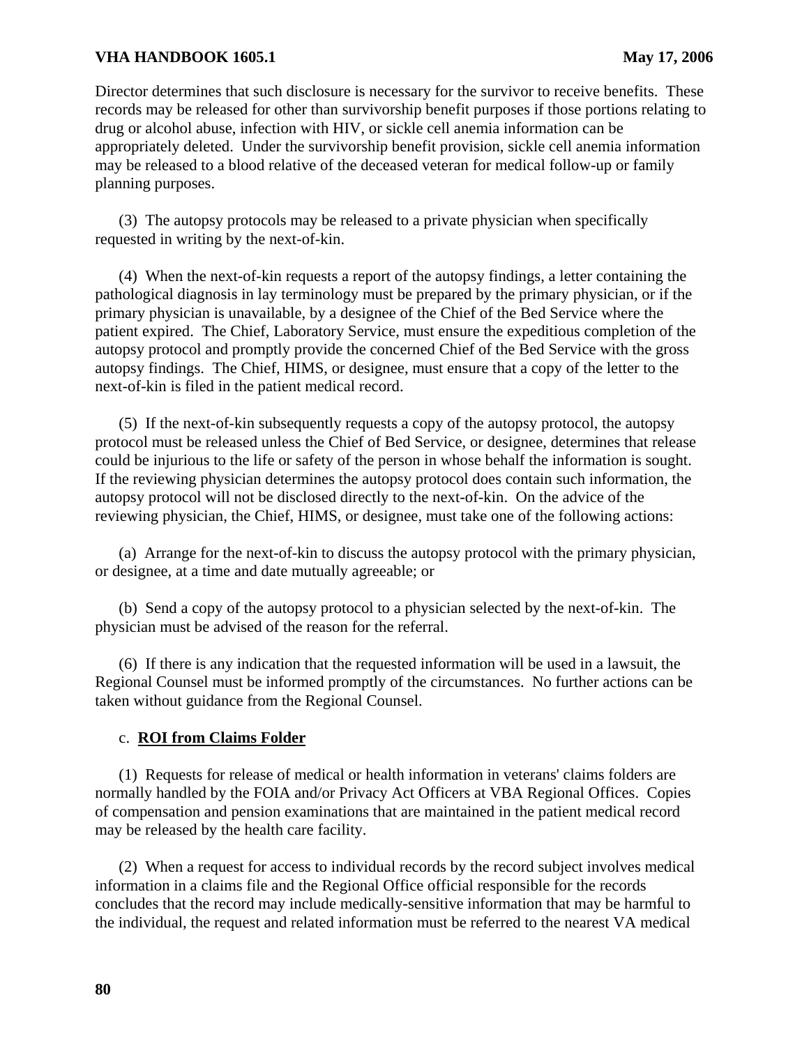Director determines that such disclosure is necessary for the survivor to receive benefits. These records may be released for other than survivorship benefit purposes if those portions relating to drug or alcohol abuse, infection with HIV, or sickle cell anemia information can be appropriately deleted. Under the survivorship benefit provision, sickle cell anemia information may be released to a blood relative of the deceased veteran for medical follow-up or family planning purposes.

(3) The autopsy protocols may be released to a private physician when specifically requested in writing by the next-of-kin.

(4) When the next-of-kin requests a report of the autopsy findings, a letter containing the pathological diagnosis in lay terminology must be prepared by the primary physician, or if the primary physician is unavailable, by a designee of the Chief of the Bed Service where the patient expired. The Chief, Laboratory Service, must ensure the expeditious completion of the autopsy protocol and promptly provide the concerned Chief of the Bed Service with the gross autopsy findings. The Chief, HIMS, or designee, must ensure that a copy of the letter to the next-of-kin is filed in the patient medical record.

(5) If the next-of-kin subsequently requests a copy of the autopsy protocol, the autopsy protocol must be released unless the Chief of Bed Service, or designee, determines that release could be injurious to the life or safety of the person in whose behalf the information is sought. If the reviewing physician determines the autopsy protocol does contain such information, the autopsy protocol will not be disclosed directly to the next-of-kin. On the advice of the reviewing physician, the Chief, HIMS, or designee, must take one of the following actions:

(a) Arrange for the next-of-kin to discuss the autopsy protocol with the primary physician, or designee, at a time and date mutually agreeable; or

(b) Send a copy of the autopsy protocol to a physician selected by the next-of-kin. The physician must be advised of the reason for the referral.

(6) If there is any indication that the requested information will be used in a lawsuit, the Regional Counsel must be informed promptly of the circumstances. No further actions can be taken without guidance from the Regional Counsel.

c. **ROI from Claims Folder**

(1) Requests for release of medical or health information in veterans' claims folders are normally handled by the FOIA and/or Privacy Act Officers at VBA Regional Offices. Copies of compensation and pension examinations that are maintained in the patient medical record may be released by the health care facility.

(2) When a request for access to individual records by the record subject involves medical information in a claims file and the Regional Office official responsible for the records concludes that the record may include medically-sensitive information that may be harmful to the individual, the request and related information must be referred to the nearest VA medical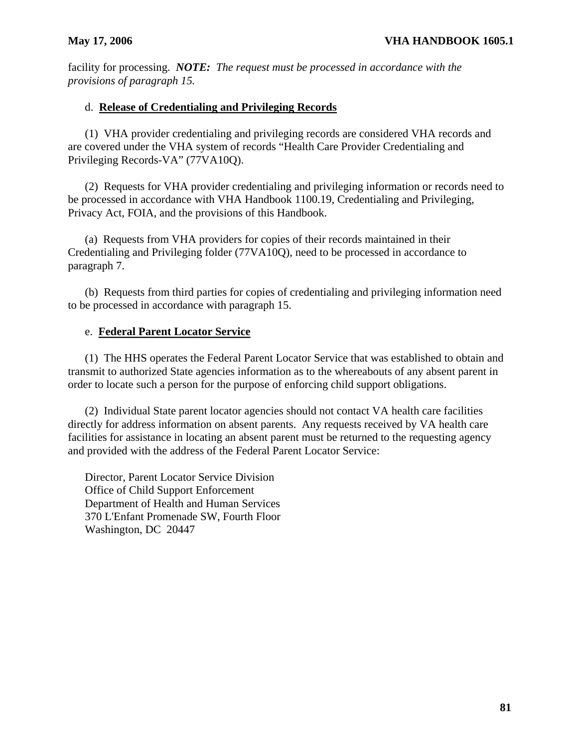facility for processing. ***NOTE:*** *The request must be processed in accordance with the provisions of paragraph 15.*

d. **Release of Credentialing and Privileging Records**

(1) VHA provider credentialing and privileging records are considered VHA records and are covered under the VHA system of records "Health Care Provider Credentialing and Privileging Records-VA" (77VA10Q).

(2) Requests for VHA provider credentialing and privileging information or records need to be processed in accordance with VHA Handbook 1100.19, Credentialing and Privileging, Privacy Act, FOIA, and the provisions of this Handbook.

(a) Requests from VHA providers for copies of their records maintained in their Credentialing and Privileging folder (77VA10Q), need to be processed in accordance to paragraph 7.

(b) Requests from third parties for copies of credentialing and privileging information need to be processed in accordance with paragraph 15.

e. **Federal Parent Locator Service**

(1) The HHS operates the Federal Parent Locator Service that was established to obtain and transmit to authorized State agencies information as to the whereabouts of any absent parent in order to locate such a person for the purpose of enforcing child support obligations.

(2) Individual State parent locator agencies should not contact VA health care facilities directly for address information on absent parents. Any requests received by VA health care facilities for assistance in locating an absent parent must be returned to the requesting agency and provided with the address of the Federal Parent Locator Service:

Director, Parent Locator Service Division
Office of Child Support Enforcement
Department of Health and Human Services
370 L'Enfant Promenade SW, Fourth Floor
Washington, DC 20447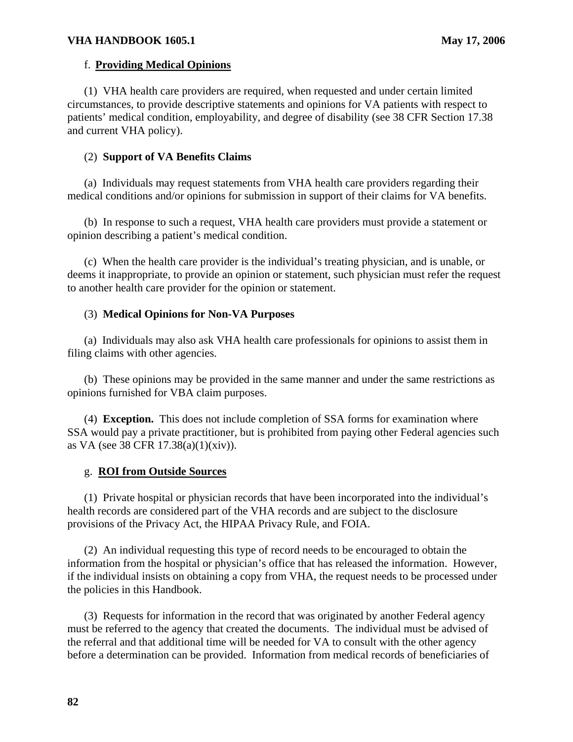f. **Providing Medical Opinions**

(1) VHA health care providers are required, when requested and under certain limited circumstances, to provide descriptive statements and opinions for VA patients with respect to patients' medical condition, employability, and degree of disability (see 38 CFR Section 17.38 and current VHA policy).

(2) **Support of VA Benefits Claims**

(a) Individuals may request statements from VHA health care providers regarding their medical conditions and/or opinions for submission in support of their claims for VA benefits.

(b) In response to such a request, VHA health care providers must provide a statement or opinion describing a patient's medical condition.

(c) When the health care provider is the individual's treating physician, and is unable, or deems it inappropriate, to provide an opinion or statement, such physician must refer the request to another health care provider for the opinion or statement.

(3) **Medical Opinions for Non-VA Purposes**

(a) Individuals may also ask VHA health care professionals for opinions to assist them in filing claims with other agencies.

(b) These opinions may be provided in the same manner and under the same restrictions as opinions furnished for VBA claim purposes.

(4) **Exception.** This does not include completion of SSA forms for examination where SSA would pay a private practitioner, but is prohibited from paying other Federal agencies such as VA (see 38 CFR 17.38(a)(1)(xiv)).

g. **ROI from Outside Sources**

(1) Private hospital or physician records that have been incorporated into the individual's health records are considered part of the VHA records and are subject to the disclosure provisions of the Privacy Act, the HIPAA Privacy Rule, and FOIA.

(2) An individual requesting this type of record needs to be encouraged to obtain the information from the hospital or physician's office that has released the information. However, if the individual insists on obtaining a copy from VHA, the request needs to be processed under the policies in this Handbook.

(3) Requests for information in the record that was originated by another Federal agency must be referred to the agency that created the documents. The individual must be advised of the referral and that additional time will be needed for VA to consult with the other agency before a determination can be provided. Information from medical records of beneficiaries of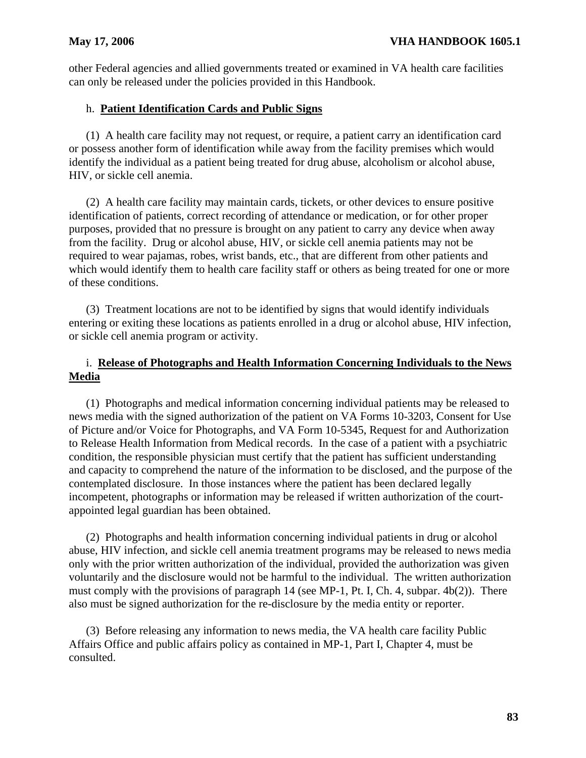other Federal agencies and allied governments treated or examined in VA health care facilities can only be released under the policies provided in this Handbook.

h. **Patient Identification Cards and Public Signs**

(1) A health care facility may not request, or require, a patient carry an identification card or possess another form of identification while away from the facility premises which would identify the individual as a patient being treated for drug abuse, alcoholism or alcohol abuse, HIV, or sickle cell anemia.

(2) A health care facility may maintain cards, tickets, or other devices to ensure positive identification of patients, correct recording of attendance or medication, or for other proper purposes, provided that no pressure is brought on any patient to carry any device when away from the facility. Drug or alcohol abuse, HIV, or sickle cell anemia patients may not be required to wear pajamas, robes, wrist bands, etc., that are different from other patients and which would identify them to health care facility staff or others as being treated for one or more of these conditions.

(3) Treatment locations are not to be identified by signs that would identify individuals entering or exiting these locations as patients enrolled in a drug or alcohol abuse, HIV infection, or sickle cell anemia program or activity.

i. **Release of Photographs and Health Information Concerning Individuals to the News Media**

(1) Photographs and medical information concerning individual patients may be released to news media with the signed authorization of the patient on VA Forms 10-3203, Consent for Use of Picture and/or Voice for Photographs, and VA Form 10-5345, Request for and Authorization to Release Health Information from Medical records. In the case of a patient with a psychiatric condition, the responsible physician must certify that the patient has sufficient understanding and capacity to comprehend the nature of the information to be disclosed, and the purpose of the contemplated disclosure. In those instances where the patient has been declared legally incompetent, photographs or information may be released if written authorization of the court-appointed legal guardian has been obtained.

(2) Photographs and health information concerning individual patients in drug or alcohol abuse, HIV infection, and sickle cell anemia treatment programs may be released to news media only with the prior written authorization of the individual, provided the authorization was given voluntarily and the disclosure would not be harmful to the individual. The written authorization must comply with the provisions of paragraph 14 (see MP-1, Pt. I, Ch. 4, subpar. 4b(2)). There also must be signed authorization for the re-disclosure by the media entity or reporter.

(3) Before releasing any information to news media, the VA health care facility Public Affairs Office and public affairs policy as contained in MP-1, Part I, Chapter 4, must be consulted.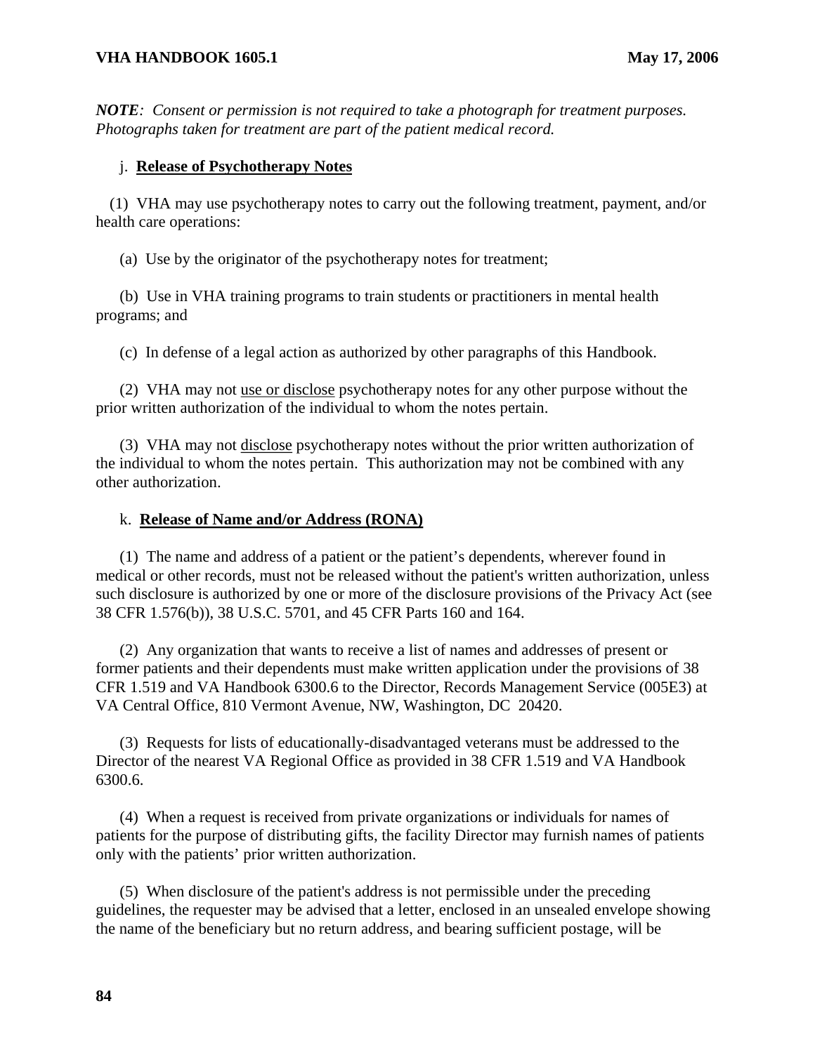*NOTE: Consent or permission is not required to take a photograph for treatment purposes. Photographs taken for treatment are part of the patient medical record.*

j. **Release of Psychotherapy Notes**

(1) VHA may use psychotherapy notes to carry out the following treatment, payment, and/or health care operations:

(a) Use by the originator of the psychotherapy notes for treatment;

(b) Use in VHA training programs to train students or practitioners in mental health programs; and

(c) In defense of a legal action as authorized by other paragraphs of this Handbook.

(2) VHA may not use or disclose psychotherapy notes for any other purpose without the prior written authorization of the individual to whom the notes pertain.

(3) VHA may not disclose psychotherapy notes without the prior written authorization of the individual to whom the notes pertain. This authorization may not be combined with any other authorization.

k. **Release of Name and/or Address (RONA)**

(1) The name and address of a patient or the patient's dependents, wherever found in medical or other records, must not be released without the patient's written authorization, unless such disclosure is authorized by one or more of the disclosure provisions of the Privacy Act (see 38 CFR 1.576(b)), 38 U.S.C. 5701, and 45 CFR Parts 160 and 164.

(2) Any organization that wants to receive a list of names and addresses of present or former patients and their dependents must make written application under the provisions of 38 CFR 1.519 and VA Handbook 6300.6 to the Director, Records Management Service (005E3) at VA Central Office, 810 Vermont Avenue, NW, Washington, DC 20420.

(3) Requests for lists of educationally-disadvantaged veterans must be addressed to the Director of the nearest VA Regional Office as provided in 38 CFR 1.519 and VA Handbook 6300.6.

(4) When a request is received from private organizations or individuals for names of patients for the purpose of distributing gifts, the facility Director may furnish names of patients only with the patients' prior written authorization.

(5) When disclosure of the patient's address is not permissible under the preceding guidelines, the requester may be advised that a letter, enclosed in an unsealed envelope showing the name of the beneficiary but no return address, and bearing sufficient postage, will be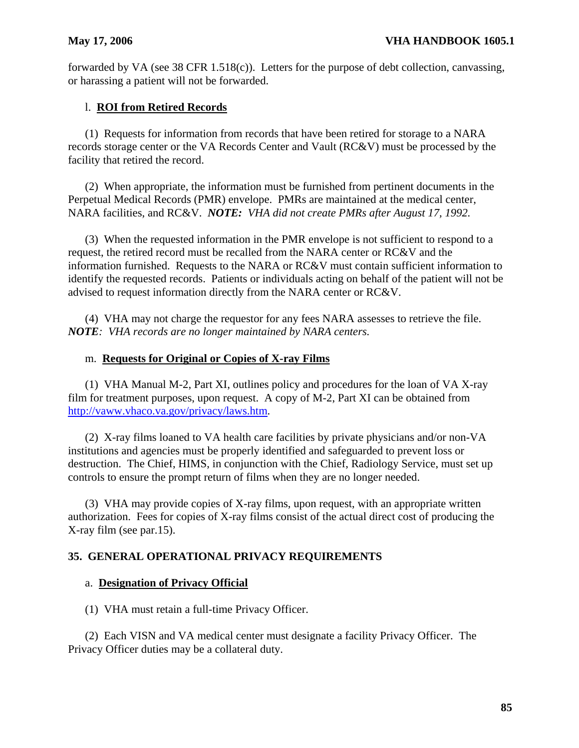forwarded by VA (see 38 CFR 1.518(c)). Letters for the purpose of debt collection, canvassing, or harassing a patient will not be forwarded.

l. **ROI from Retired Records**

(1) Requests for information from records that have been retired for storage to a NARA records storage center or the VA Records Center and Vault (RC&V) must be processed by the facility that retired the record.

(2) When appropriate, the information must be furnished from pertinent documents in the Perpetual Medical Records (PMR) envelope. PMRs are maintained at the medical center, NARA facilities, and RC&V. ***NOTE:*** *VHA did not create PMRs after August 17, 1992.*

(3) When the requested information in the PMR envelope is not sufficient to respond to a request, the retired record must be recalled from the NARA center or RC&V and the information furnished. Requests to the NARA or RC&V must contain sufficient information to identify the requested records. Patients or individuals acting on behalf of the patient will not be advised to request information directly from the NARA center or RC&V.

(4) VHA may not charge the requestor for any fees NARA assesses to retrieve the file. ***NOTE****: VHA records are no longer maintained by NARA centers.*

m. **Requests for Original or Copies of X-ray Films**

(1) VHA Manual M-2, Part XI, outlines policy and procedures for the loan of VA X-ray film for treatment purposes, upon request. A copy of M-2, Part XI can be obtained from http://vaww.vhaco.va.gov/privacy/laws.htm.

(2) X-ray films loaned to VA health care facilities by private physicians and/or non-VA institutions and agencies must be properly identified and safeguarded to prevent loss or destruction. The Chief, HIMS, in conjunction with the Chief, Radiology Service, must set up controls to ensure the prompt return of films when they are no longer needed.

(3) VHA may provide copies of X-ray films, upon request, with an appropriate written authorization. Fees for copies of X-ray films consist of the actual direct cost of producing the X-ray film (see par.15).

**35. GENERAL OPERATIONAL PRIVACY REQUIREMENTS**

a. **Designation of Privacy Official**

(1) VHA must retain a full-time Privacy Officer.

(2) Each VISN and VA medical center must designate a facility Privacy Officer. The Privacy Officer duties may be a collateral duty.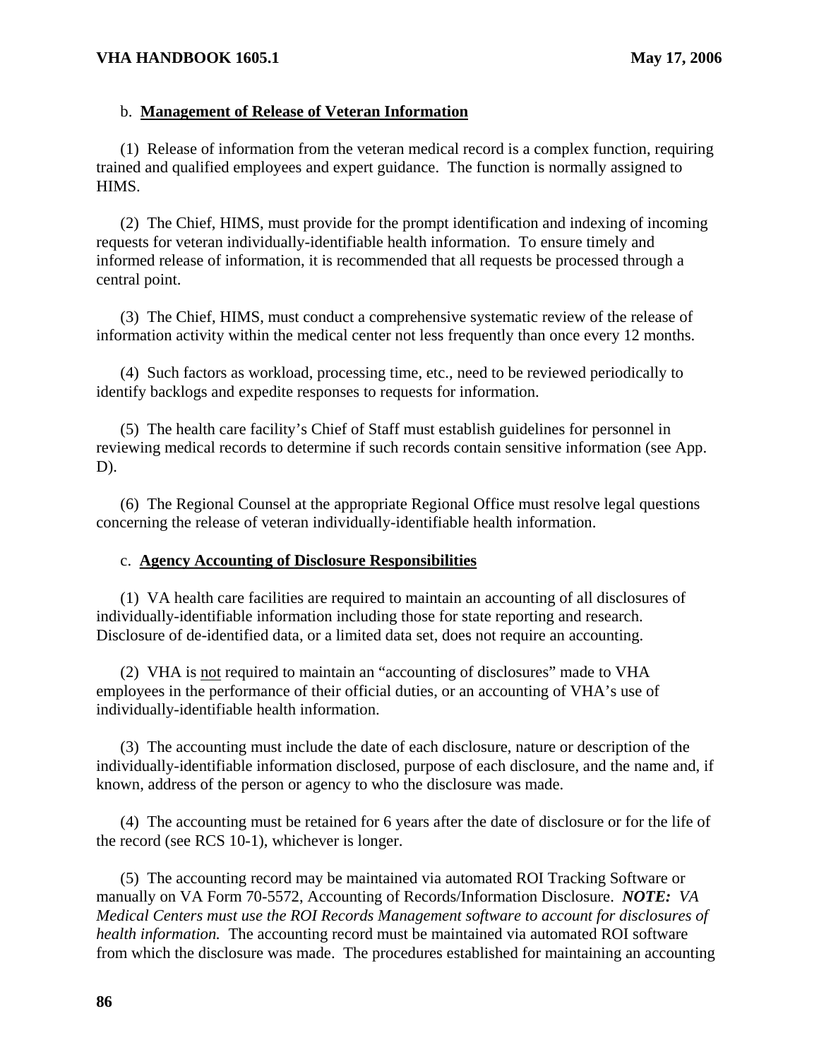b. **Management of Release of Veteran Information**

(1) Release of information from the veteran medical record is a complex function, requiring trained and qualified employees and expert guidance. The function is normally assigned to HIMS.

(2) The Chief, HIMS, must provide for the prompt identification and indexing of incoming requests for veteran individually-identifiable health information. To ensure timely and informed release of information, it is recommended that all requests be processed through a central point.

(3) The Chief, HIMS, must conduct a comprehensive systematic review of the release of information activity within the medical center not less frequently than once every 12 months.

(4) Such factors as workload, processing time, etc., need to be reviewed periodically to identify backlogs and expedite responses to requests for information.

(5) The health care facility's Chief of Staff must establish guidelines for personnel in reviewing medical records to determine if such records contain sensitive information (see App. D).

(6) The Regional Counsel at the appropriate Regional Office must resolve legal questions concerning the release of veteran individually-identifiable health information.

c. **Agency Accounting of Disclosure Responsibilities**

(1) VA health care facilities are required to maintain an accounting of all disclosures of individually-identifiable information including those for state reporting and research. Disclosure of de-identified data, or a limited data set, does not require an accounting.

(2) VHA is not required to maintain an "accounting of disclosures" made to VHA employees in the performance of their official duties, or an accounting of VHA's use of individually-identifiable health information.

(3) The accounting must include the date of each disclosure, nature or description of the individually-identifiable information disclosed, purpose of each disclosure, and the name and, if known, address of the person or agency to who the disclosure was made.

(4) The accounting must be retained for 6 years after the date of disclosure or for the life of the record (see RCS 10-1), whichever is longer.

(5) The accounting record may be maintained via automated ROI Tracking Software or manually on VA Form 70-5572, Accounting of Records/Information Disclosure. ***NOTE:*** *VA Medical Centers must use the ROI Records Management software to account for disclosures of health information.* The accounting record must be maintained via automated ROI software from which the disclosure was made. The procedures established for maintaining an accounting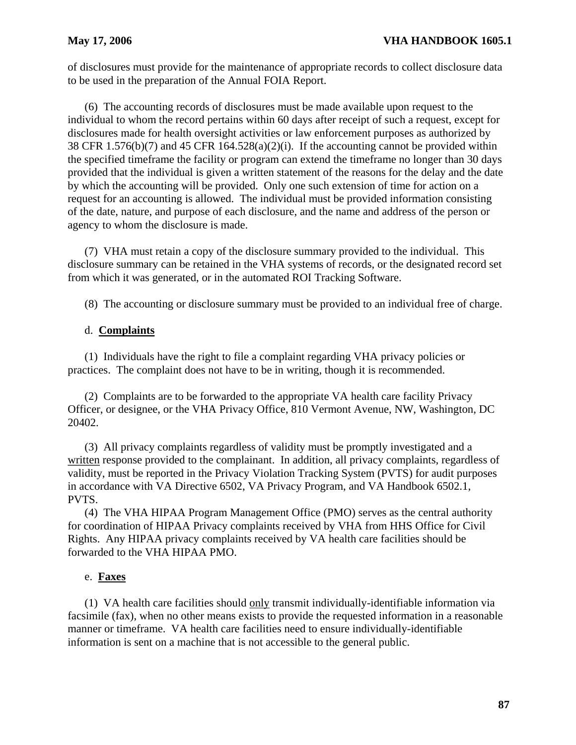of disclosures must provide for the maintenance of appropriate records to collect disclosure data to be used in the preparation of the Annual FOIA Report.

(6) The accounting records of disclosures must be made available upon request to the individual to whom the record pertains within 60 days after receipt of such a request, except for disclosures made for health oversight activities or law enforcement purposes as authorized by 38 CFR 1.576(b)(7) and 45 CFR 164.528(a)(2)(i). If the accounting cannot be provided within the specified timeframe the facility or program can extend the timeframe no longer than 30 days provided that the individual is given a written statement of the reasons for the delay and the date by which the accounting will be provided. Only one such extension of time for action on a request for an accounting is allowed. The individual must be provided information consisting of the date, nature, and purpose of each disclosure, and the name and address of the person or agency to whom the disclosure is made.

(7) VHA must retain a copy of the disclosure summary provided to the individual. This disclosure summary can be retained in the VHA systems of records, or the designated record set from which it was generated, or in the automated ROI Tracking Software.

(8) The accounting or disclosure summary must be provided to an individual free of charge.

d. **Complaints**

(1) Individuals have the right to file a complaint regarding VHA privacy policies or practices. The complaint does not have to be in writing, though it is recommended.

(2) Complaints are to be forwarded to the appropriate VA health care facility Privacy Officer, or designee, or the VHA Privacy Office, 810 Vermont Avenue, NW, Washington, DC 20402.

(3) All privacy complaints regardless of validity must be promptly investigated and a written response provided to the complainant. In addition, all privacy complaints, regardless of validity, must be reported in the Privacy Violation Tracking System (PVTS) for audit purposes in accordance with VA Directive 6502, VA Privacy Program, and VA Handbook 6502.1, PVTS.

(4) The VHA HIPAA Program Management Office (PMO) serves as the central authority for coordination of HIPAA Privacy complaints received by VHA from HHS Office for Civil Rights. Any HIPAA privacy complaints received by VA health care facilities should be forwarded to the VHA HIPAA PMO.

e. **Faxes**

(1) VA health care facilities should only transmit individually-identifiable information via facsimile (fax), when no other means exists to provide the requested information in a reasonable manner or timeframe. VA health care facilities need to ensure individually-identifiable information is sent on a machine that is not accessible to the general public.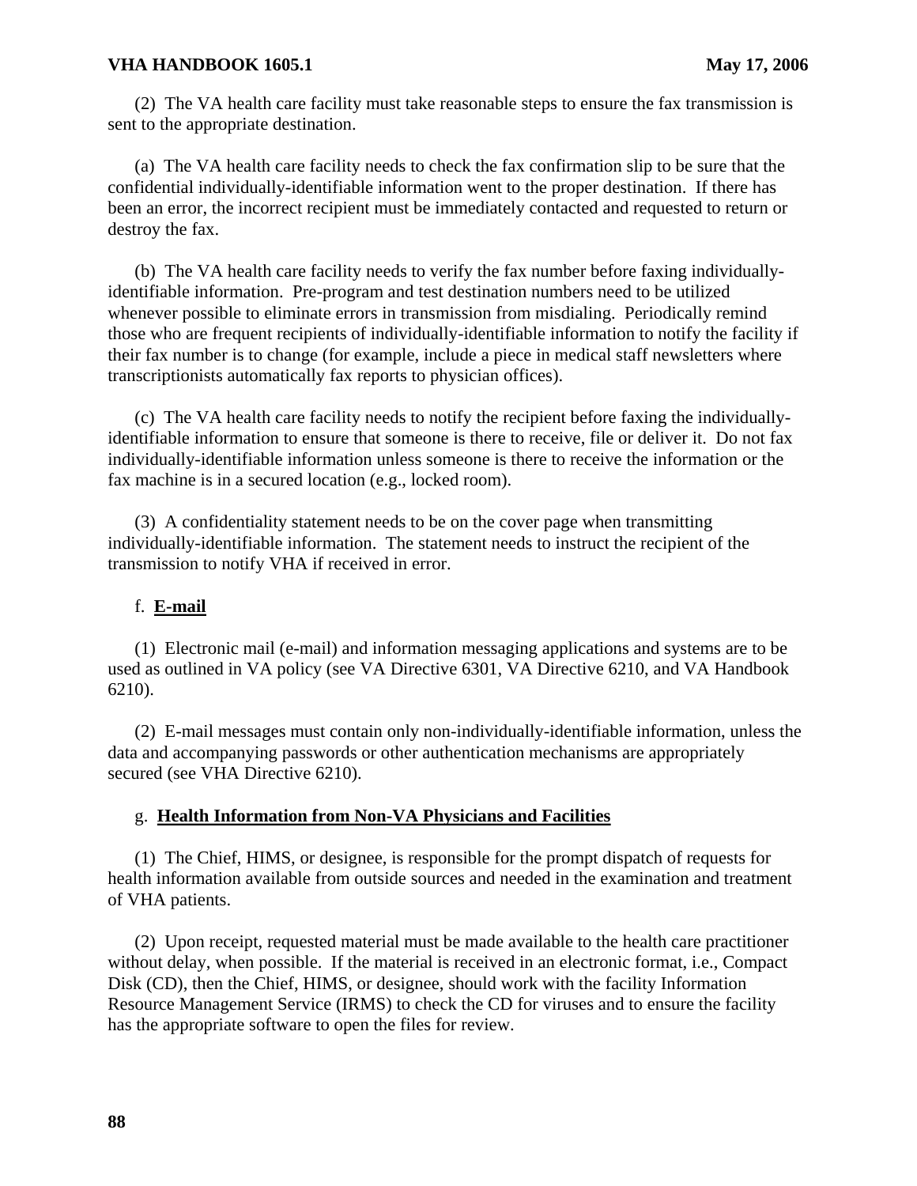(2) The VA health care facility must take reasonable steps to ensure the fax transmission is sent to the appropriate destination.

(a) The VA health care facility needs to check the fax confirmation slip to be sure that the confidential individually-identifiable information went to the proper destination. If there has been an error, the incorrect recipient must be immediately contacted and requested to return or destroy the fax.

(b) The VA health care facility needs to verify the fax number before faxing individually-identifiable information. Pre-program and test destination numbers need to be utilized whenever possible to eliminate errors in transmission from misdialing. Periodically remind those who are frequent recipients of individually-identifiable information to notify the facility if their fax number is to change (for example, include a piece in medical staff newsletters where transcriptionists automatically fax reports to physician offices).

(c) The VA health care facility needs to notify the recipient before faxing the individually-identifiable information to ensure that someone is there to receive, file or deliver it. Do not fax individually-identifiable information unless someone is there to receive the information or the fax machine is in a secured location (e.g., locked room).

(3) A confidentiality statement needs to be on the cover page when transmitting individually-identifiable information. The statement needs to instruct the recipient of the transmission to notify VHA if received in error.

f. **E-mail**

(1) Electronic mail (e-mail) and information messaging applications and systems are to be used as outlined in VA policy (see VA Directive 6301, VA Directive 6210, and VA Handbook 6210).

(2) E-mail messages must contain only non-individually-identifiable information, unless the data and accompanying passwords or other authentication mechanisms are appropriately secured (see VHA Directive 6210).

g. **Health Information from Non-VA Physicians and Facilities**

(1) The Chief, HIMS, or designee, is responsible for the prompt dispatch of requests for health information available from outside sources and needed in the examination and treatment of VHA patients.

(2) Upon receipt, requested material must be made available to the health care practitioner without delay, when possible. If the material is received in an electronic format, i.e., Compact Disk (CD), then the Chief, HIMS, or designee, should work with the facility Information Resource Management Service (IRMS) to check the CD for viruses and to ensure the facility has the appropriate software to open the files for review.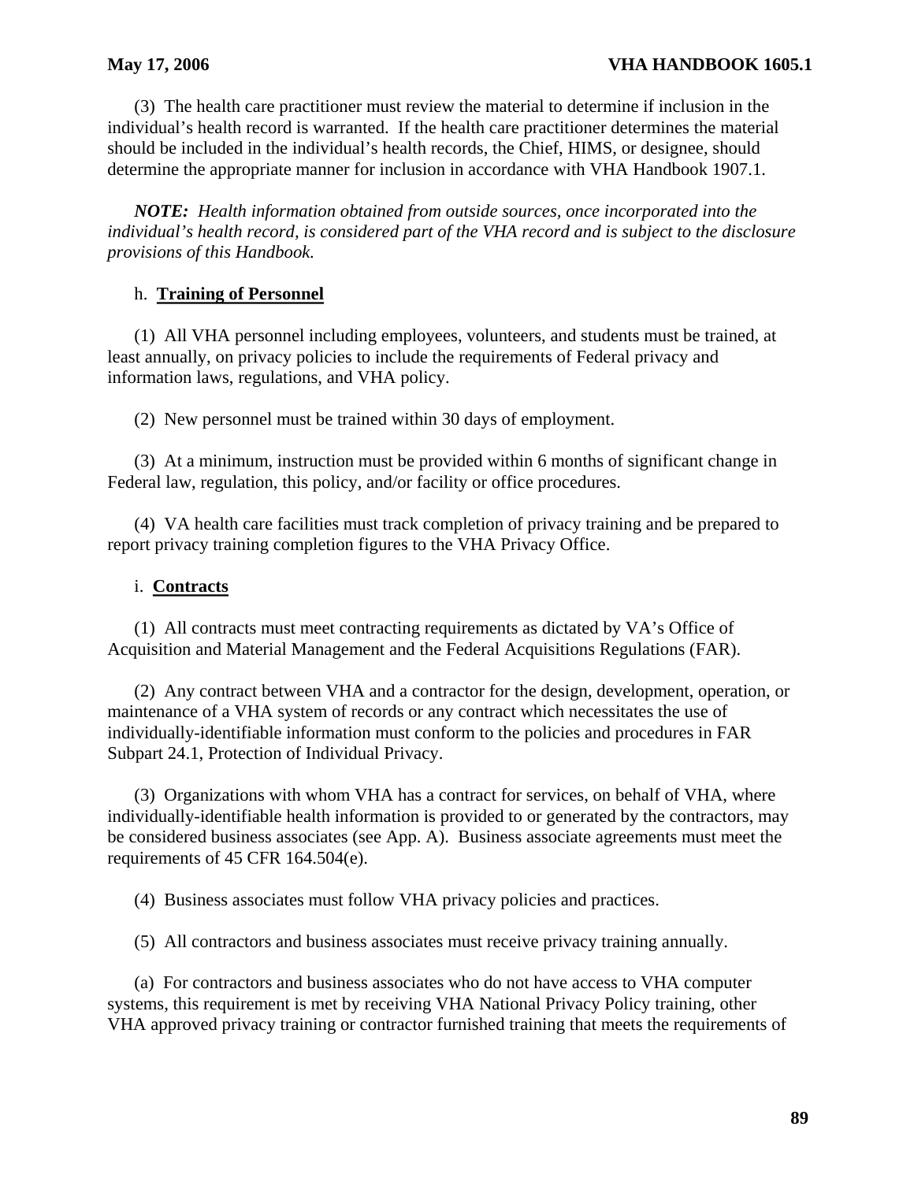(3) The health care practitioner must review the material to determine if inclusion in the individual's health record is warranted. If the health care practitioner determines the material should be included in the individual's health records, the Chief, HIMS, or designee, should determine the appropriate manner for inclusion in accordance with VHA Handbook 1907.1.

***NOTE:** Health information obtained from outside sources, once incorporated into the individual's health record, is considered part of the VHA record and is subject to the disclosure provisions of this Handbook.*

h. **Training of Personnel**

(1) All VHA personnel including employees, volunteers, and students must be trained, at least annually, on privacy policies to include the requirements of Federal privacy and information laws, regulations, and VHA policy.

(2) New personnel must be trained within 30 days of employment.

(3) At a minimum, instruction must be provided within 6 months of significant change in Federal law, regulation, this policy, and/or facility or office procedures.

(4) VA health care facilities must track completion of privacy training and be prepared to report privacy training completion figures to the VHA Privacy Office.

i. **Contracts**

(1) All contracts must meet contracting requirements as dictated by VA's Office of Acquisition and Material Management and the Federal Acquisitions Regulations (FAR).

(2) Any contract between VHA and a contractor for the design, development, operation, or maintenance of a VHA system of records or any contract which necessitates the use of individually-identifiable information must conform to the policies and procedures in FAR Subpart 24.1, Protection of Individual Privacy.

(3) Organizations with whom VHA has a contract for services, on behalf of VHA, where individually-identifiable health information is provided to or generated by the contractors, may be considered business associates (see App. A). Business associate agreements must meet the requirements of 45 CFR 164.504(e).

(4) Business associates must follow VHA privacy policies and practices.

(5) All contractors and business associates must receive privacy training annually.

(a) For contractors and business associates who do not have access to VHA computer systems, this requirement is met by receiving VHA National Privacy Policy training, other VHA approved privacy training or contractor furnished training that meets the requirements of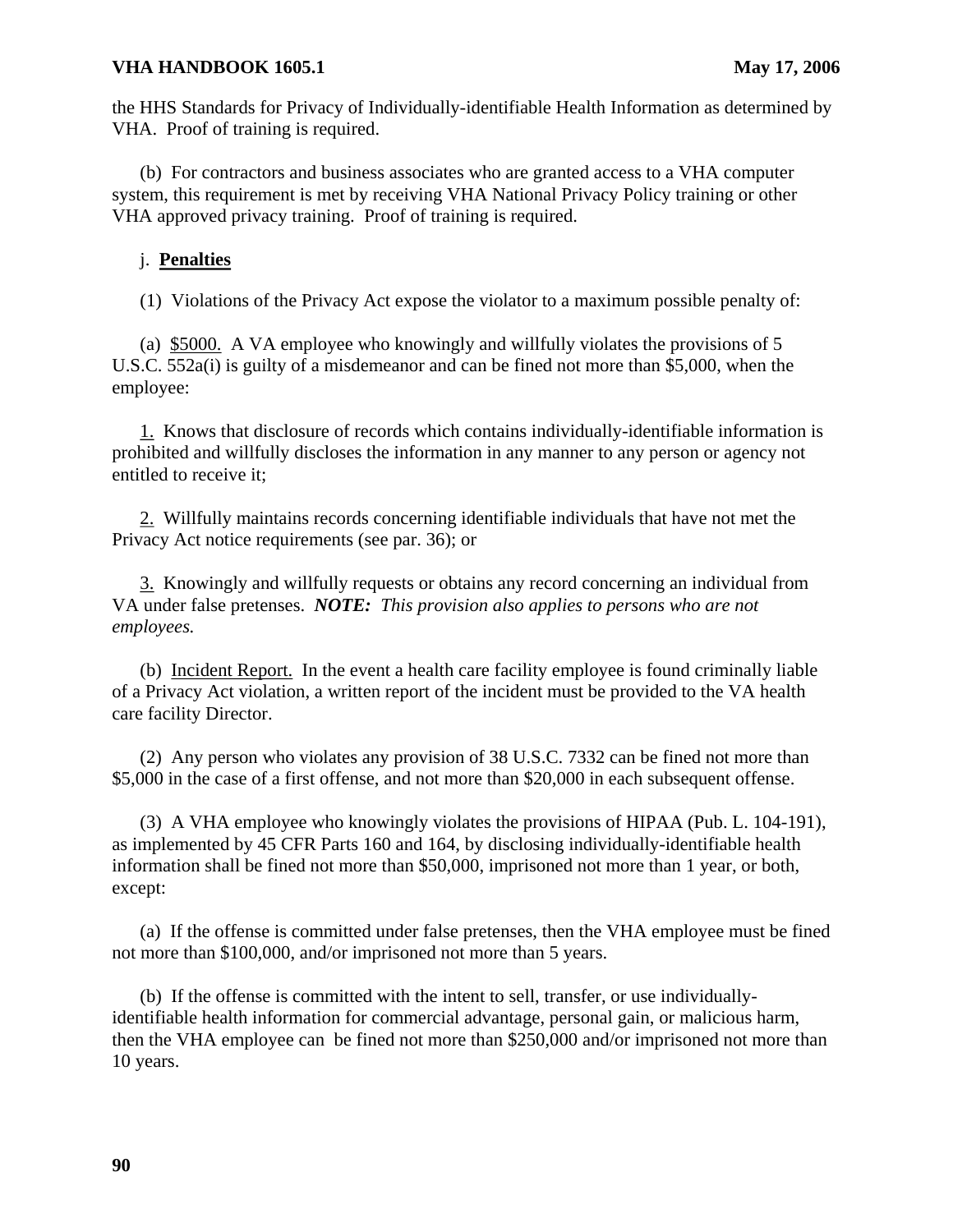the HHS Standards for Privacy of Individually-identifiable Health Information as determined by VHA. Proof of training is required.

(b) For contractors and business associates who are granted access to a VHA computer system, this requirement is met by receiving VHA National Privacy Policy training or other VHA approved privacy training. Proof of training is required.

j. **Penalties**

(1) Violations of the Privacy Act expose the violator to a maximum possible penalty of:

(a) $5000. A VA employee who knowingly and willfully violates the provisions of 5 U.S.C. 552a(i) is guilty of a misdemeanor and can be fined not more than $5,000, when the employee:

1. Knows that disclosure of records which contains individually-identifiable information is prohibited and willfully discloses the information in any manner to any person or agency not entitled to receive it;

2. Willfully maintains records concerning identifiable individuals that have not met the Privacy Act notice requirements (see par. 36); or

3. Knowingly and willfully requests or obtains any record concerning an individual from VA under false pretenses. ***NOTE:*** *This provision also applies to persons who are not employees.*

(b) Incident Report. In the event a health care facility employee is found criminally liable of a Privacy Act violation, a written report of the incident must be provided to the VA health care facility Director.

(2) Any person who violates any provision of 38 U.S.C. 7332 can be fined not more than $5,000 in the case of a first offense, and not more than $20,000 in each subsequent offense.

(3) A VHA employee who knowingly violates the provisions of HIPAA (Pub. L. 104-191), as implemented by 45 CFR Parts 160 and 164, by disclosing individually-identifiable health information shall be fined not more than $50,000, imprisoned not more than 1 year, or both, except:

(a) If the offense is committed under false pretenses, then the VHA employee must be fined not more than $100,000, and/or imprisoned not more than 5 years.

(b) If the offense is committed with the intent to sell, transfer, or use individually-identifiable health information for commercial advantage, personal gain, or malicious harm, then the VHA employee can be fined not more than $250,000 and/or imprisoned not more than 10 years.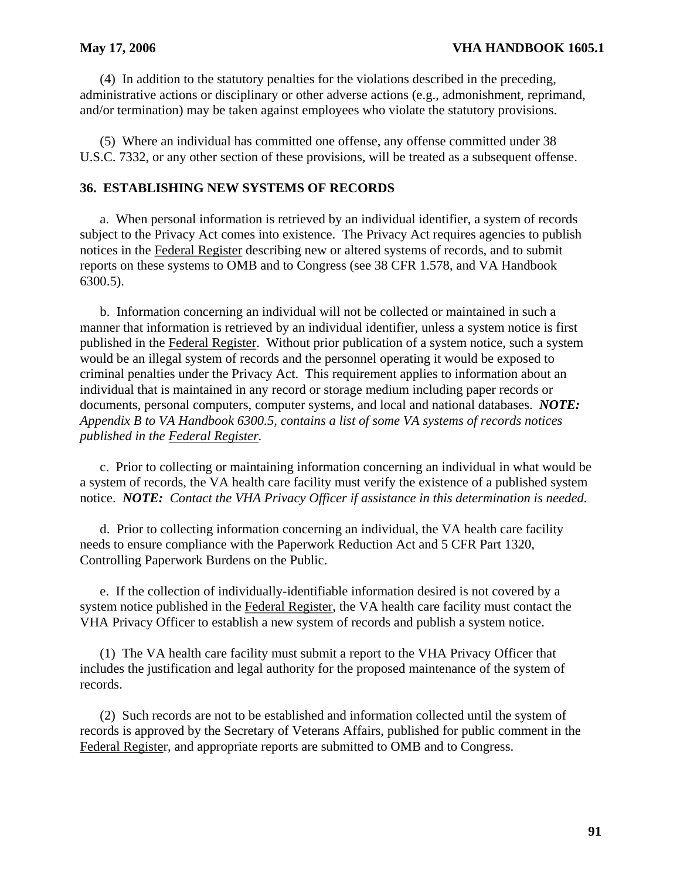(4) In addition to the statutory penalties for the violations described in the preceding, administrative actions or disciplinary or other adverse actions (e.g., admonishment, reprimand, and/or termination) may be taken against employees who violate the statutory provisions.

(5) Where an individual has committed one offense, any offense committed under 38 U.S.C. 7332, or any other section of these provisions, will be treated as a subsequent offense.

## 36. ESTABLISHING NEW SYSTEMS OF RECORDS

a. When personal information is retrieved by an individual identifier, a system of records subject to the Privacy Act comes into existence. The Privacy Act requires agencies to publish notices in the Federal Register describing new or altered systems of records, and to submit reports on these systems to OMB and to Congress (see 38 CFR 1.578, and VA Handbook 6300.5).

b. Information concerning an individual will not be collected or maintained in such a manner that information is retrieved by an individual identifier, unless a system notice is first published in the Federal Register. Without prior publication of a system notice, such a system would be an illegal system of records and the personnel operating it would be exposed to criminal penalties under the Privacy Act. This requirement applies to information about an individual that is maintained in any record or storage medium including paper records or documents, personal computers, computer systems, and local and national databases. ***NOTE:*** *Appendix B to VA Handbook 6300.5, contains a list of some VA systems of records notices published in the Federal Register.*

c. Prior to collecting or maintaining information concerning an individual in what would be a system of records, the VA health care facility must verify the existence of a published system notice. ***NOTE:*** *Contact the VHA Privacy Officer if assistance in this determination is needed.*

d. Prior to collecting information concerning an individual, the VA health care facility needs to ensure compliance with the Paperwork Reduction Act and 5 CFR Part 1320, Controlling Paperwork Burdens on the Public.

e. If the collection of individually-identifiable information desired is not covered by a system notice published in the Federal Register, the VA health care facility must contact the VHA Privacy Officer to establish a new system of records and publish a system notice.

(1) The VA health care facility must submit a report to the VHA Privacy Officer that includes the justification and legal authority for the proposed maintenance of the system of records.

(2) Such records are not to be established and information collected until the system of records is approved by the Secretary of Veterans Affairs, published for public comment in the Federal Register, and appropriate reports are submitted to OMB and to Congress.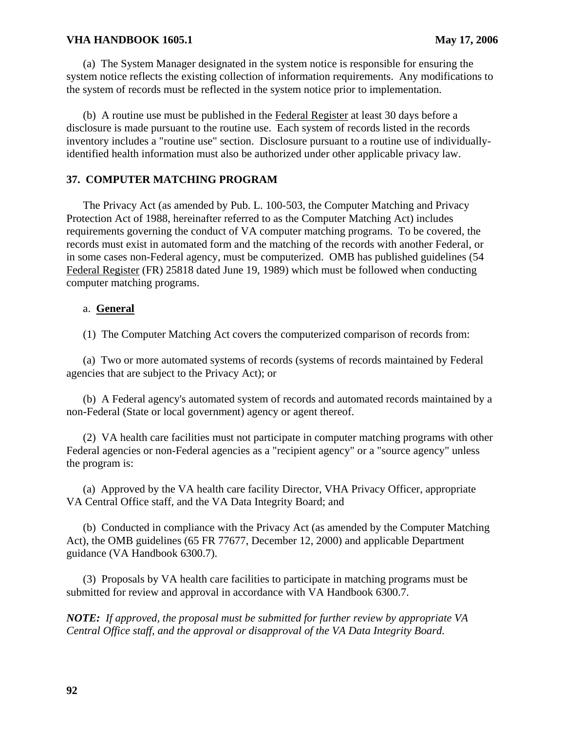(a) The System Manager designated in the system notice is responsible for ensuring the system notice reflects the existing collection of information requirements. Any modifications to the system of records must be reflected in the system notice prior to implementation.

(b) A routine use must be published in the Federal Register at least 30 days before a disclosure is made pursuant to the routine use. Each system of records listed in the records inventory includes a "routine use" section. Disclosure pursuant to a routine use of individually-identified health information must also be authorized under other applicable privacy law.

## 37. COMPUTER MATCHING PROGRAM

The Privacy Act (as amended by Pub. L. 100-503, the Computer Matching and Privacy Protection Act of 1988, hereinafter referred to as the Computer Matching Act) includes requirements governing the conduct of VA computer matching programs. To be covered, the records must exist in automated form and the matching of the records with another Federal, or in some cases non-Federal agency, must be computerized. OMB has published guidelines (54 Federal Register (FR) 25818 dated June 19, 1989) which must be followed when conducting computer matching programs.

a. **General**

(1) The Computer Matching Act covers the computerized comparison of records from:

(a) Two or more automated systems of records (systems of records maintained by Federal agencies that are subject to the Privacy Act); or

(b) A Federal agency's automated system of records and automated records maintained by a non-Federal (State or local government) agency or agent thereof.

(2) VA health care facilities must not participate in computer matching programs with other Federal agencies or non-Federal agencies as a "recipient agency" or a "source agency" unless the program is:

(a) Approved by the VA health care facility Director, VHA Privacy Officer, appropriate VA Central Office staff, and the VA Data Integrity Board; and

(b) Conducted in compliance with the Privacy Act (as amended by the Computer Matching Act), the OMB guidelines (65 FR 77677, December 12, 2000) and applicable Department guidance (VA Handbook 6300.7).

(3) Proposals by VA health care facilities to participate in matching programs must be submitted for review and approval in accordance with VA Handbook 6300.7.

***NOTE:** If approved, the proposal must be submitted for further review by appropriate VA Central Office staff, and the approval or disapproval of the VA Data Integrity Board.*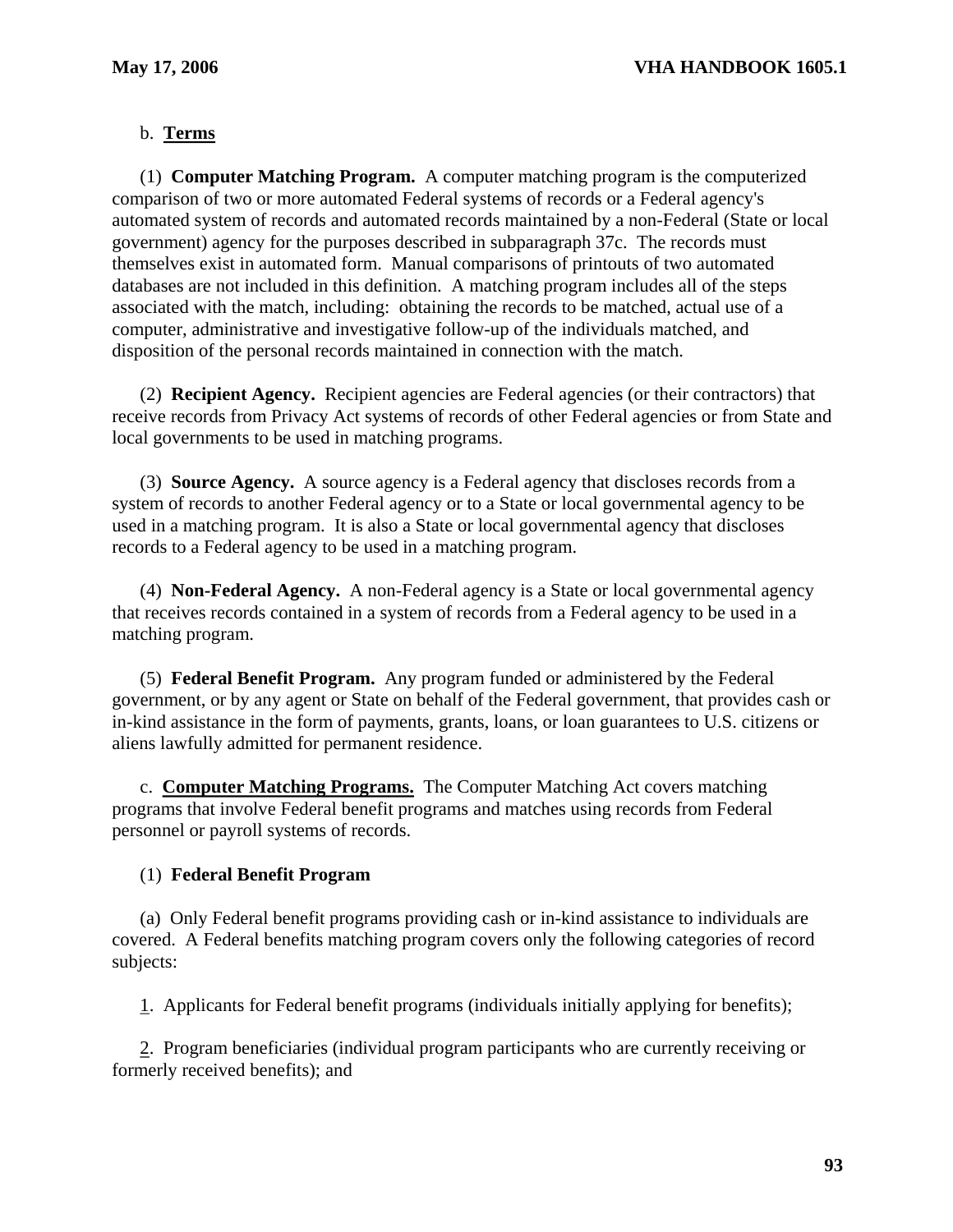b. **<u>Terms</u>**

(1) **Computer Matching Program.** A computer matching program is the computerized comparison of two or more automated Federal systems of records or a Federal agency's automated system of records and automated records maintained by a non-Federal (State or local government) agency for the purposes described in subparagraph 37c. The records must themselves exist in automated form. Manual comparisons of printouts of two automated databases are not included in this definition. A matching program includes all of the steps associated with the match, including: obtaining the records to be matched, actual use of a computer, administrative and investigative follow-up of the individuals matched, and disposition of the personal records maintained in connection with the match.

(2) **Recipient Agency.** Recipient agencies are Federal agencies (or their contractors) that receive records from Privacy Act systems of records of other Federal agencies or from State and local governments to be used in matching programs.

(3) **Source Agency.** A source agency is a Federal agency that discloses records from a system of records to another Federal agency or to a State or local governmental agency to be used in a matching program. It is also a State or local governmental agency that discloses records to a Federal agency to be used in a matching program.

(4) **Non-Federal Agency.** A non-Federal agency is a State or local governmental agency that receives records contained in a system of records from a Federal agency to be used in a matching program.

(5) **Federal Benefit Program.** Any program funded or administered by the Federal government, or by any agent or State on behalf of the Federal government, that provides cash or in-kind assistance in the form of payments, grants, loans, or loan guarantees to U.S. citizens or aliens lawfully admitted for permanent residence.

c. **<u>Computer Matching Programs.</u>** The Computer Matching Act covers matching programs that involve Federal benefit programs and matches using records from Federal personnel or payroll systems of records.

(1) **Federal Benefit Program**

(a) Only Federal benefit programs providing cash or in-kind assistance to individuals are covered. A Federal benefits matching program covers only the following categories of record subjects:

<u>1</u>. Applicants for Federal benefit programs (individuals initially applying for benefits);

<u>2</u>. Program beneficiaries (individual program participants who are currently receiving or formerly received benefits); and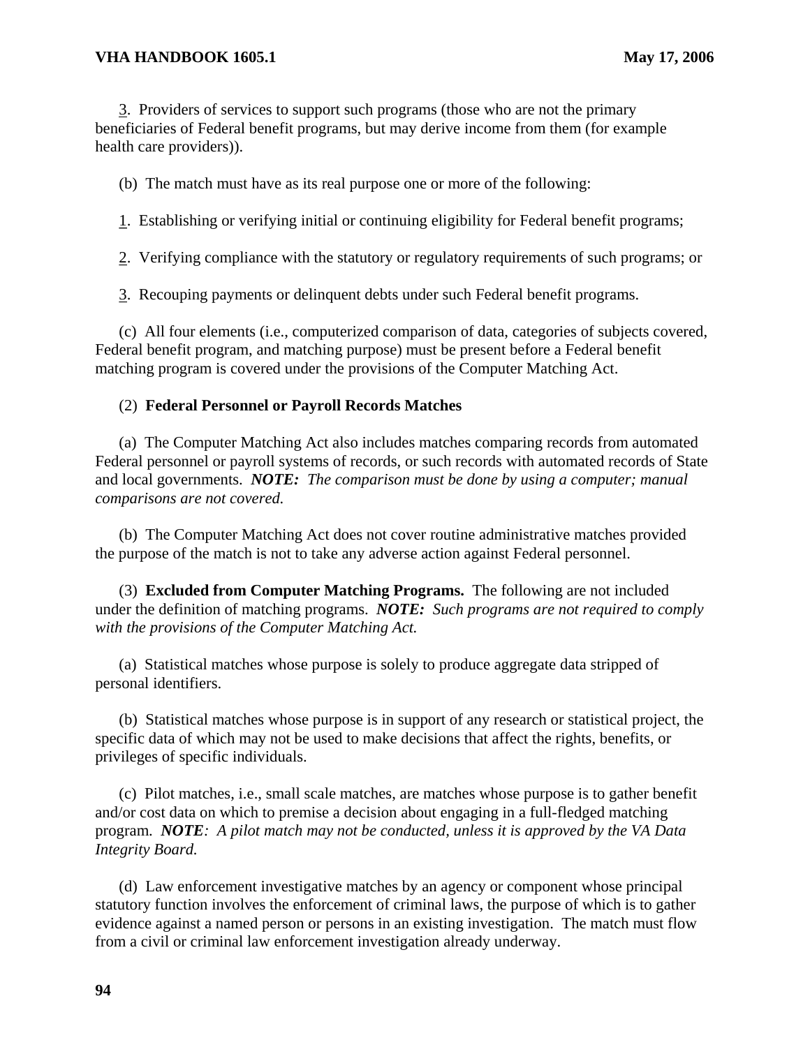3. Providers of services to support such programs (those who are not the primary beneficiaries of Federal benefit programs, but may derive income from them (for example health care providers)).

(b) The match must have as its real purpose one or more of the following:

1. Establishing or verifying initial or continuing eligibility for Federal benefit programs;

2. Verifying compliance with the statutory or regulatory requirements of such programs; or

3. Recouping payments or delinquent debts under such Federal benefit programs.

(c) All four elements (i.e., computerized comparison of data, categories of subjects covered, Federal benefit program, and matching purpose) must be present before a Federal benefit matching program is covered under the provisions of the Computer Matching Act.

(2) **Federal Personnel or Payroll Records Matches**

(a) The Computer Matching Act also includes matches comparing records from automated Federal personnel or payroll systems of records, or such records with automated records of State and local governments. ***NOTE:*** *The comparison must be done by using a computer; manual comparisons are not covered.*

(b) The Computer Matching Act does not cover routine administrative matches provided the purpose of the match is not to take any adverse action against Federal personnel.

(3) **Excluded from Computer Matching Programs.** The following are not included under the definition of matching programs. ***NOTE:*** *Such programs are not required to comply with the provisions of the Computer Matching Act.*

(a) Statistical matches whose purpose is solely to produce aggregate data stripped of personal identifiers.

(b) Statistical matches whose purpose is in support of any research or statistical project, the specific data of which may not be used to make decisions that affect the rights, benefits, or privileges of specific individuals.

(c) Pilot matches, i.e., small scale matches, are matches whose purpose is to gather benefit and/or cost data on which to premise a decision about engaging in a full-fledged matching program. ***NOTE****: A pilot match may not be conducted, unless it is approved by the VA Data Integrity Board.*

(d) Law enforcement investigative matches by an agency or component whose principal statutory function involves the enforcement of criminal laws, the purpose of which is to gather evidence against a named person or persons in an existing investigation. The match must flow from a civil or criminal law enforcement investigation already underway.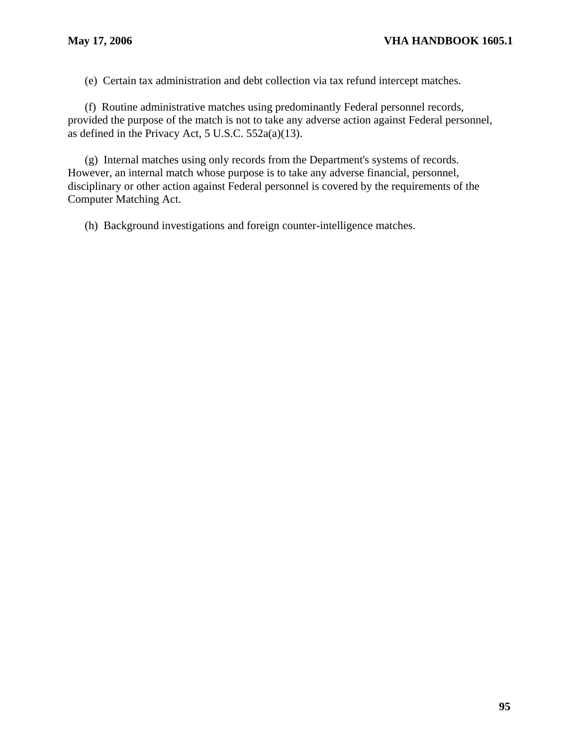(e) Certain tax administration and debt collection via tax refund intercept matches.

(f) Routine administrative matches using predominantly Federal personnel records, provided the purpose of the match is not to take any adverse action against Federal personnel, as defined in the Privacy Act, 5 U.S.C. 552a(a)(13).

(g) Internal matches using only records from the Department's systems of records. However, an internal match whose purpose is to take any adverse financial, personnel, disciplinary or other action against Federal personnel is covered by the requirements of the Computer Matching Act.

(h) Background investigations and foreign counter-intelligence matches.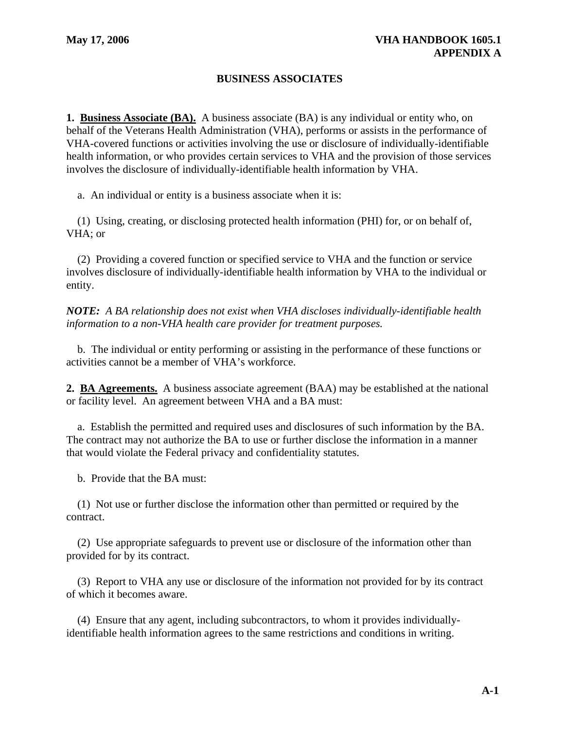# BUSINESS ASSOCIATES

**1. Business Associate (BA).** A business associate (BA) is any individual or entity who, on behalf of the Veterans Health Administration (VHA), performs or assists in the performance of VHA-covered functions or activities involving the use or disclosure of individually-identifiable health information, or who provides certain services to VHA and the provision of those services involves the disclosure of individually-identifiable health information by VHA.

a. An individual or entity is a business associate when it is:

(1) Using, creating, or disclosing protected health information (PHI) for, or on behalf of, VHA; or

(2) Providing a covered function or specified service to VHA and the function or service involves disclosure of individually-identifiable health information by VHA to the individual or entity.

***NOTE:** A BA relationship does not exist when VHA discloses individually-identifiable health information to a non-VHA health care provider for treatment purposes.*

b. The individual or entity performing or assisting in the performance of these functions or activities cannot be a member of VHA's workforce.

**2. BA Agreements.** A business associate agreement (BAA) may be established at the national or facility level. An agreement between VHA and a BA must:

a. Establish the permitted and required uses and disclosures of such information by the BA. The contract may not authorize the BA to use or further disclose the information in a manner that would violate the Federal privacy and confidentiality statutes.

b. Provide that the BA must:

(1) Not use or further disclose the information other than permitted or required by the contract.

(2) Use appropriate safeguards to prevent use or disclosure of the information other than provided for by its contract.

(3) Report to VHA any use or disclosure of the information not provided for by its contract of which it becomes aware.

(4) Ensure that any agent, including subcontractors, to whom it provides individually-identifiable health information agrees to the same restrictions and conditions in writing.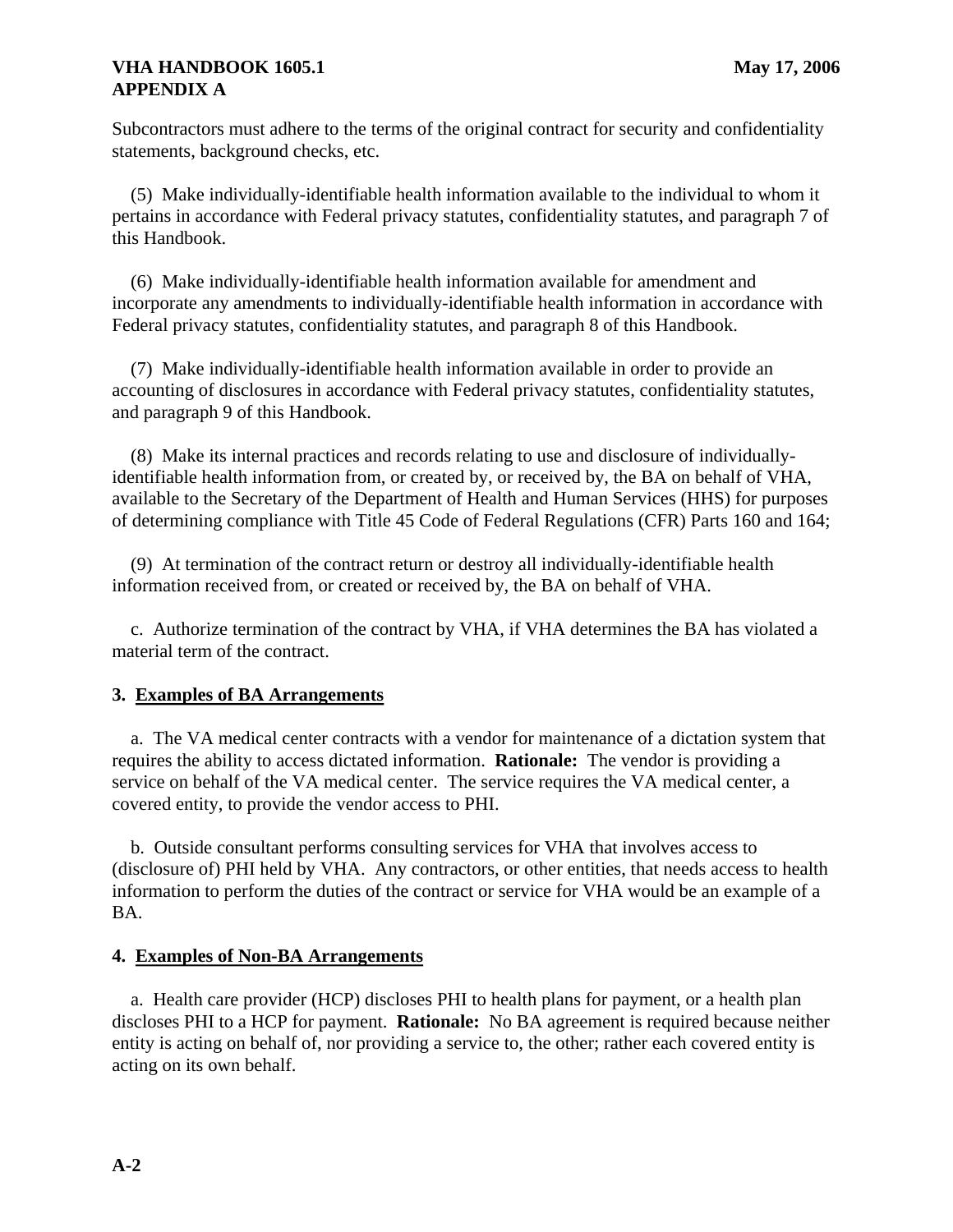Subcontractors must adhere to the terms of the original contract for security and confidentiality statements, background checks, etc.

(5) Make individually-identifiable health information available to the individual to whom it pertains in accordance with Federal privacy statutes, confidentiality statutes, and paragraph 7 of this Handbook.

(6) Make individually-identifiable health information available for amendment and incorporate any amendments to individually-identifiable health information in accordance with Federal privacy statutes, confidentiality statutes, and paragraph 8 of this Handbook.

(7) Make individually-identifiable health information available in order to provide an accounting of disclosures in accordance with Federal privacy statutes, confidentiality statutes, and paragraph 9 of this Handbook.

(8) Make its internal practices and records relating to use and disclosure of individually-identifiable health information from, or created by, or received by, the BA on behalf of VHA, available to the Secretary of the Department of Health and Human Services (HHS) for purposes of determining compliance with Title 45 Code of Federal Regulations (CFR) Parts 160 and 164;

(9) At termination of the contract return or destroy all individually-identifiable health information received from, or created or received by, the BA on behalf of VHA.

c. Authorize termination of the contract by VHA, if VHA determines the BA has violated a material term of the contract.

**3. Examples of BA Arrangements**

a. The VA medical center contracts with a vendor for maintenance of a dictation system that requires the ability to access dictated information. **Rationale:** The vendor is providing a service on behalf of the VA medical center. The service requires the VA medical center, a covered entity, to provide the vendor access to PHI.

b. Outside consultant performs consulting services for VHA that involves access to (disclosure of) PHI held by VHA. Any contractors, or other entities, that needs access to health information to perform the duties of the contract or service for VHA would be an example of a BA.

**4. Examples of Non-BA Arrangements**

a. Health care provider (HCP) discloses PHI to health plans for payment, or a health plan discloses PHI to a HCP for payment. **Rationale:** No BA agreement is required because neither entity is acting on behalf of, nor providing a service to, the other; rather each covered entity is acting on its own behalf.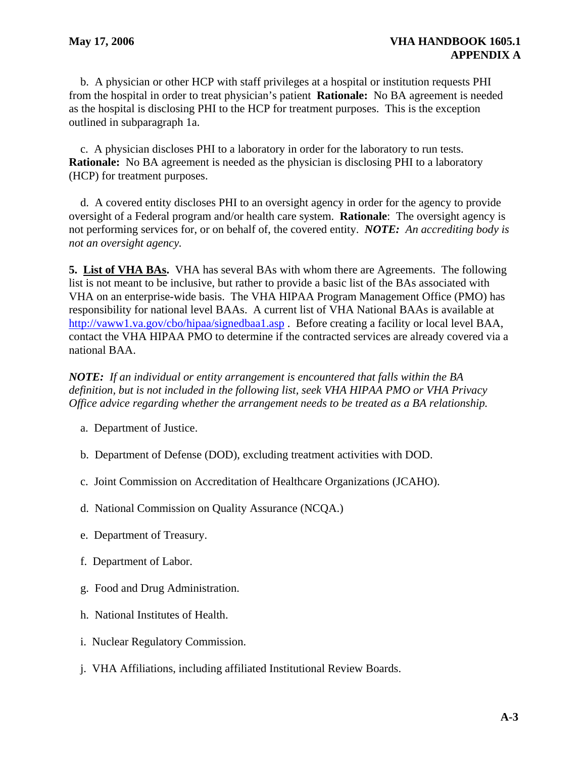b. A physician or other HCP with staff privileges at a hospital or institution requests PHI from the hospital in order to treat physician's patient **Rationale:** No BA agreement is needed as the hospital is disclosing PHI to the HCP for treatment purposes. This is the exception outlined in subparagraph 1a.

c. A physician discloses PHI to a laboratory in order for the laboratory to run tests. **Rationale:** No BA agreement is needed as the physician is disclosing PHI to a laboratory (HCP) for treatment purposes.

d. A covered entity discloses PHI to an oversight agency in order for the agency to provide oversight of a Federal program and/or health care system. **Rationale**: The oversight agency is not performing services for, or on behalf of, the covered entity. ***NOTE:*** *An accrediting body is not an oversight agency.*

**5. <u>List of VHA BAs</u>.** VHA has several BAs with whom there are Agreements. The following list is not meant to be inclusive, but rather to provide a basic list of the BAs associated with VHA on an enterprise-wide basis. The VHA HIPAA Program Management Office (PMO) has responsibility for national level BAAs. A current list of VHA National BAAs is available at http://vaww1.va.gov/cbo/hipaa/signedbaa1.asp . Before creating a facility or local level BAA, contact the VHA HIPAA PMO to determine if the contracted services are already covered via a national BAA.

***NOTE:*** *If an individual or entity arrangement is encountered that falls within the BA definition, but is not included in the following list, seek VHA HIPAA PMO or VHA Privacy Office advice regarding whether the arrangement needs to be treated as a BA relationship.*

a. Department of Justice.

b. Department of Defense (DOD), excluding treatment activities with DOD.

c. Joint Commission on Accreditation of Healthcare Organizations (JCAHO).

d. National Commission on Quality Assurance (NCQA.)

e. Department of Treasury.

f. Department of Labor.

g. Food and Drug Administration.

h. National Institutes of Health.

i. Nuclear Regulatory Commission.

j. VHA Affiliations, including affiliated Institutional Review Boards.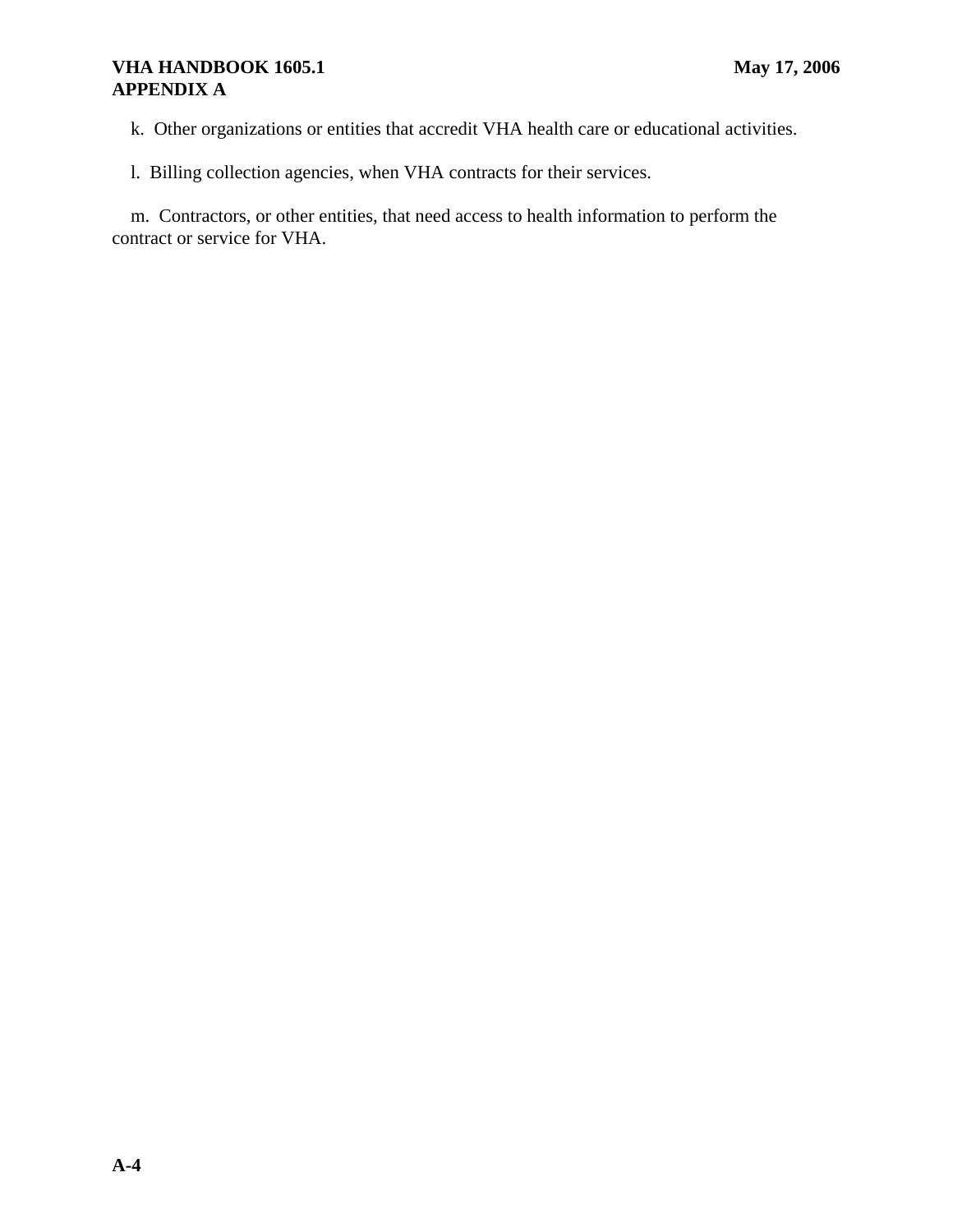k. Other organizations or entities that accredit VHA health care or educational activities.

l. Billing collection agencies, when VHA contracts for their services.

m. Contractors, or other entities, that need access to health information to perform the contract or service for VHA.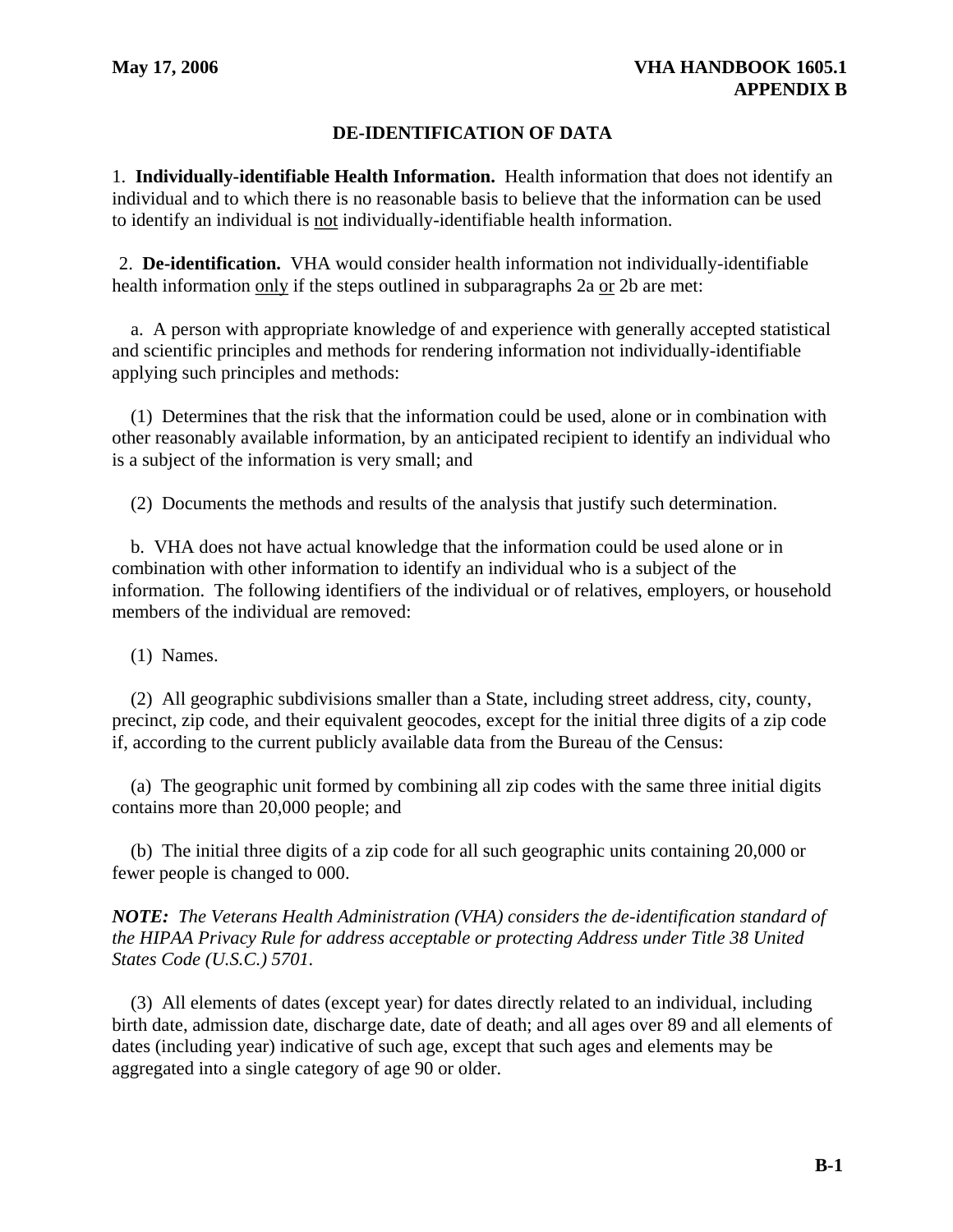## DE-IDENTIFICATION OF DATA

1. **Individually-identifiable Health Information.** Health information that does not identify an individual and to which there is no reasonable basis to believe that the information can be used to identify an individual is not individually-identifiable health information.

2. **De-identification.** VHA would consider health information not individually-identifiable health information only if the steps outlined in subparagraphs 2a or 2b are met:

a. A person with appropriate knowledge of and experience with generally accepted statistical and scientific principles and methods for rendering information not individually-identifiable applying such principles and methods:

(1) Determines that the risk that the information could be used, alone or in combination with other reasonably available information, by an anticipated recipient to identify an individual who is a subject of the information is very small; and

(2) Documents the methods and results of the analysis that justify such determination.

b. VHA does not have actual knowledge that the information could be used alone or in combination with other information to identify an individual who is a subject of the information. The following identifiers of the individual or of relatives, employers, or household members of the individual are removed:

(1) Names.

(2) All geographic subdivisions smaller than a State, including street address, city, county, precinct, zip code, and their equivalent geocodes, except for the initial three digits of a zip code if, according to the current publicly available data from the Bureau of the Census:

(a) The geographic unit formed by combining all zip codes with the same three initial digits contains more than 20,000 people; and

(b) The initial three digits of a zip code for all such geographic units containing 20,000 or fewer people is changed to 000.

***NOTE:** The Veterans Health Administration (VHA) considers the de-identification standard of the HIPAA Privacy Rule for address acceptable or protecting Address under Title 38 United States Code (U.S.C.) 5701.*

(3) All elements of dates (except year) for dates directly related to an individual, including birth date, admission date, discharge date, date of death; and all ages over 89 and all elements of dates (including year) indicative of such age, except that such ages and elements may be aggregated into a single category of age 90 or older.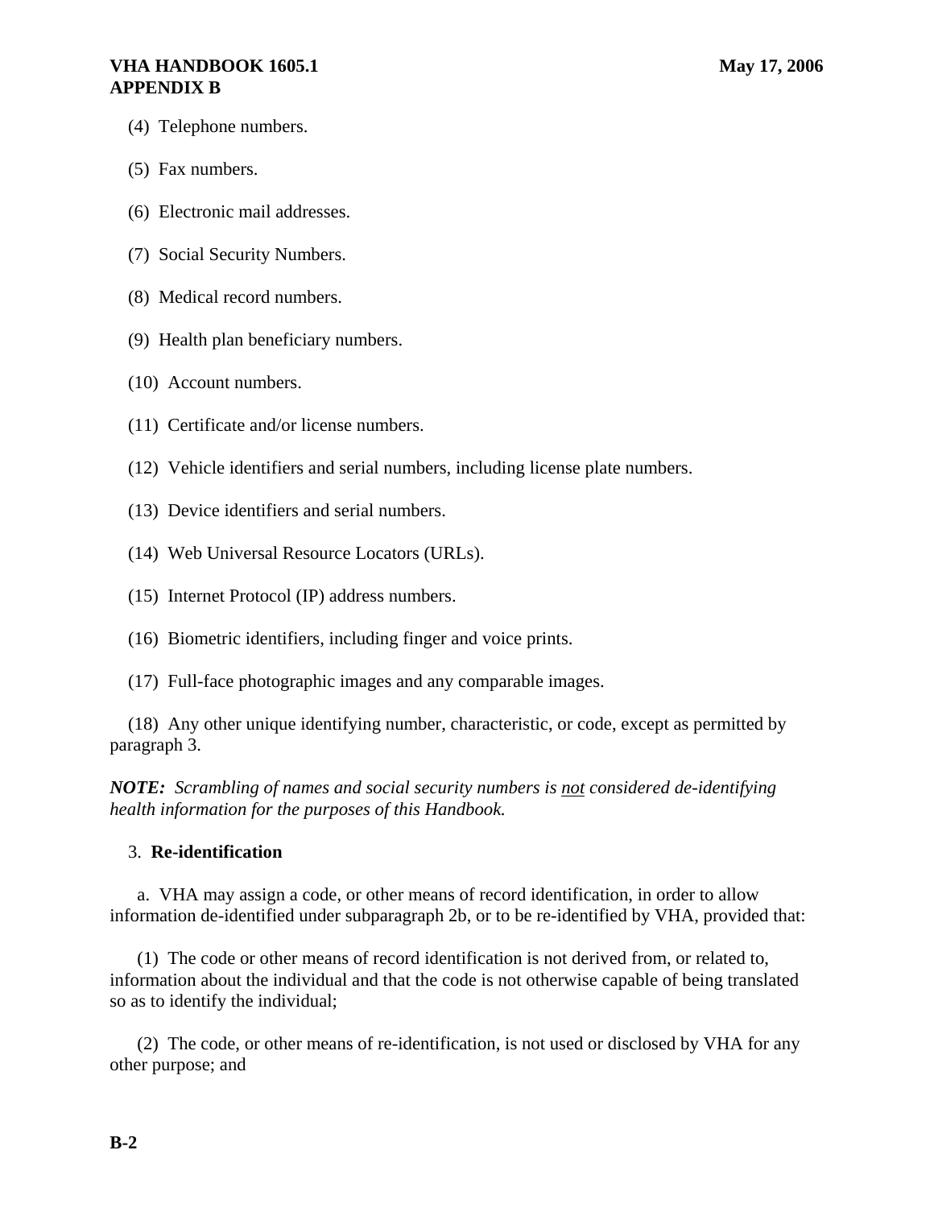(4) Telephone numbers.

(5) Fax numbers.

(6) Electronic mail addresses.

(7) Social Security Numbers.

(8) Medical record numbers.

(9) Health plan beneficiary numbers.

(10) Account numbers.

(11) Certificate and/or license numbers.

(12) Vehicle identifiers and serial numbers, including license plate numbers.

(13) Device identifiers and serial numbers.

(14) Web Universal Resource Locators (URLs).

(15) Internet Protocol (IP) address numbers.

(16) Biometric identifiers, including finger and voice prints.

(17) Full-face photographic images and any comparable images.

(18) Any other unique identifying number, characteristic, or code, except as permitted by paragraph 3.

***NOTE:** Scrambling of names and social security numbers is not considered de-identifying health information for the purposes of this Handbook.*

3. **Re-identification**

a. VHA may assign a code, or other means of record identification, in order to allow information de-identified under subparagraph 2b, or to be re-identified by VHA, provided that:

(1) The code or other means of record identification is not derived from, or related to, information about the individual and that the code is not otherwise capable of being translated so as to identify the individual;

(2) The code, or other means of re-identification, is not used or disclosed by VHA for any other purpose; and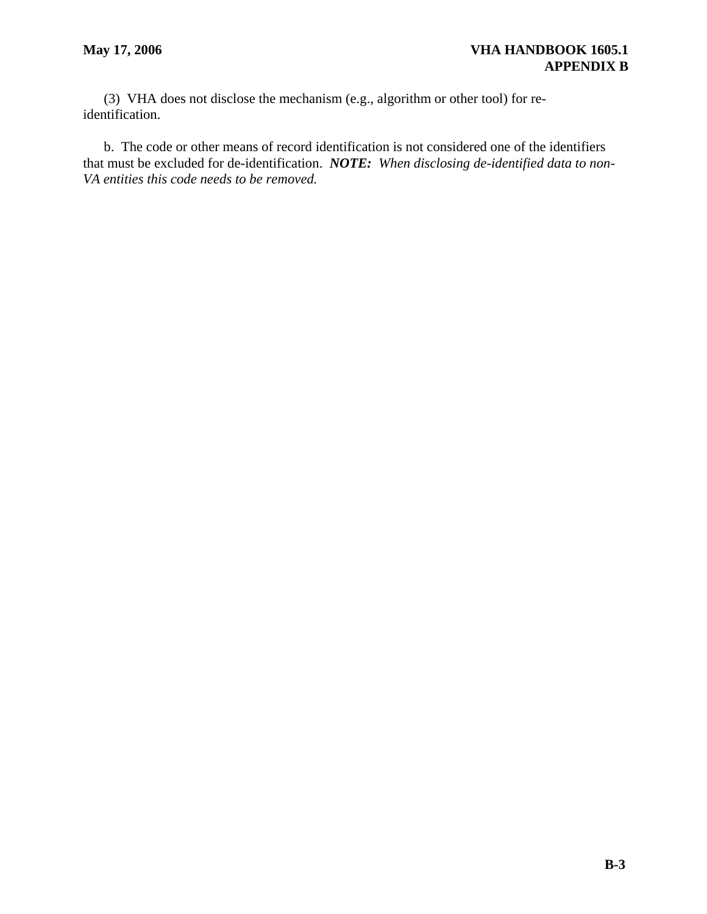(3) VHA does not disclose the mechanism (e.g., algorithm or other tool) for re-identification.

b. The code or other means of record identification is not considered one of the identifiers that must be excluded for de-identification. ***NOTE:*** *When disclosing de-identified data to non-VA entities this code needs to be removed.*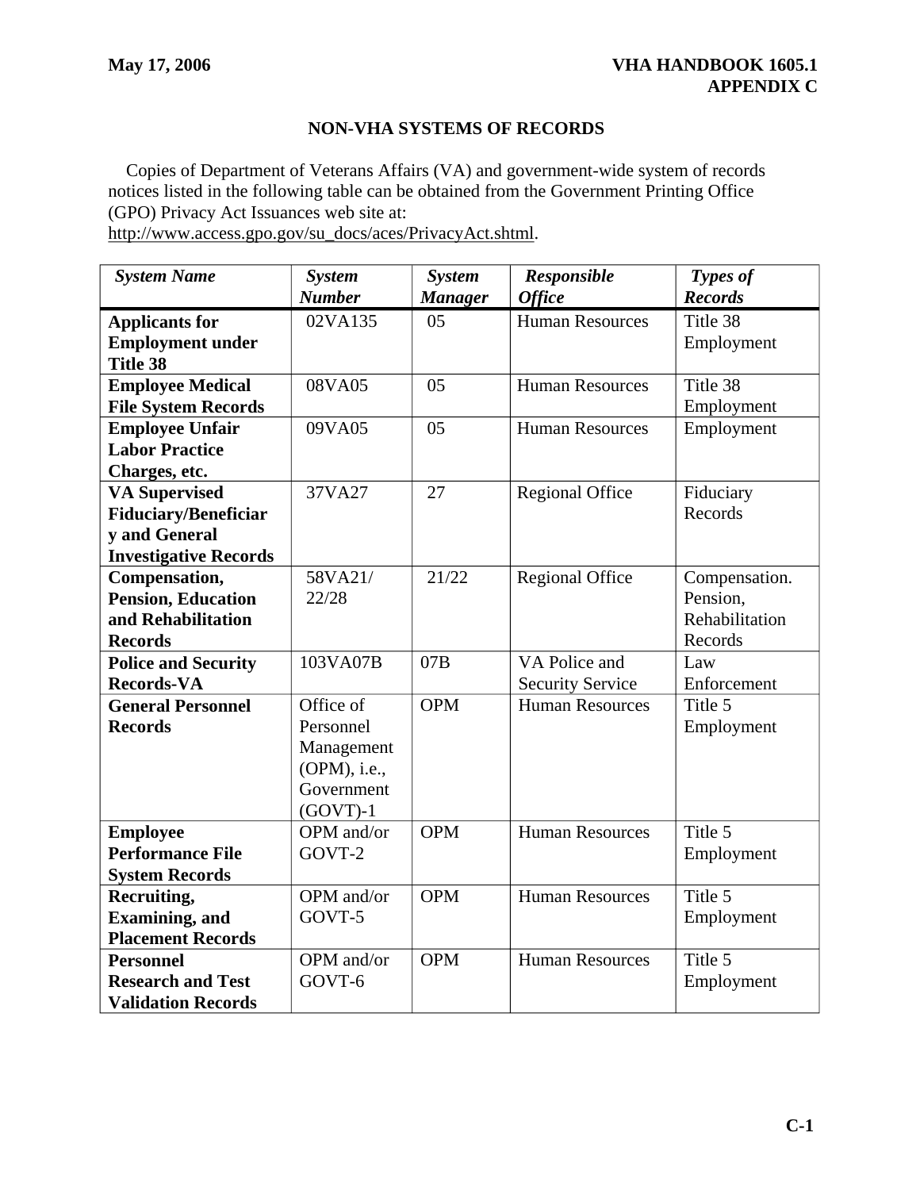# NON-VHA SYSTEMS OF RECORDS

Copies of Department of Veterans Affairs (VA) and government-wide system of records notices listed in the following table can be obtained from the Government Printing Office (GPO) Privacy Act Issuances web site at: http://www.access.gpo.gov/su_docs/aces/PrivacyAct.shtml.

| *System Name* | *System Number* | *System Manager* | *Responsible Office* | *Types of Records* |
|---|---|---|---|---|
| **Applicants for Employment under Title 38** | 02VA135 | 05 | Human Resources | Title 38 Employment |
| **Employee Medical File System Records** | 08VA05 | 05 | Human Resources | Title 38 Employment |
| **Employee Unfair Labor Practice Charges, etc.** | 09VA05 | 05 | Human Resources | Employment |
| **VA Supervised Fiduciary/Beneficiary and General Investigative Records** | 37VA27 | 27 | Regional Office | Fiduciary Records |
| **Compensation, Pension, Education and Rehabilitation Records** | 58VA21/ 22/28 | 21/22 | Regional Office | Compensation. Pension, Rehabilitation Records |
| **Police and Security Records-VA** | 103VA07B | 07B | VA Police and Security Service | Law Enforcement |
| **General Personnel Records** | Office of Personnel Management (OPM), i.e., Government (GOVT)-1 | OPM | Human Resources | Title 5 Employment |
| **Employee Performance File System Records** | OPM and/or GOVT-2 | OPM | Human Resources | Title 5 Employment |
| **Recruiting, Examining, and Placement Records** | OPM and/or GOVT-5 | OPM | Human Resources | Title 5 Employment |
| **Personnel Research and Test Validation Records** | OPM and/or GOVT-6 | OPM | Human Resources | Title 5 Employment |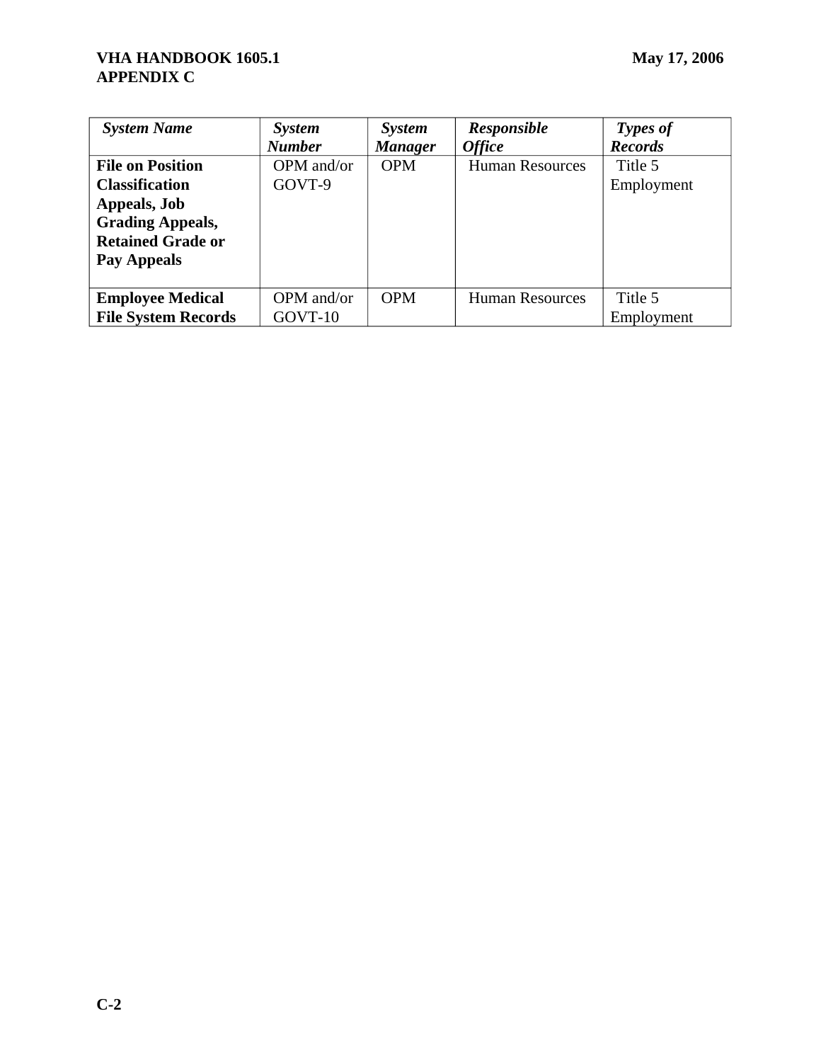| *System Name* | *System Number* | *System Manager* | *Responsible Office* | *Types of Records* |
|---|---|---|---|---|
| **File on Position Classification Appeals, Job Grading Appeals, Retained Grade or Pay Appeals** | OPM and/or GOVT-9 | OPM | Human Resources | Title 5 Employment |
| **Employee Medical File System Records** | OPM and/or GOVT-10 | OPM | Human Resources | Title 5 Employment |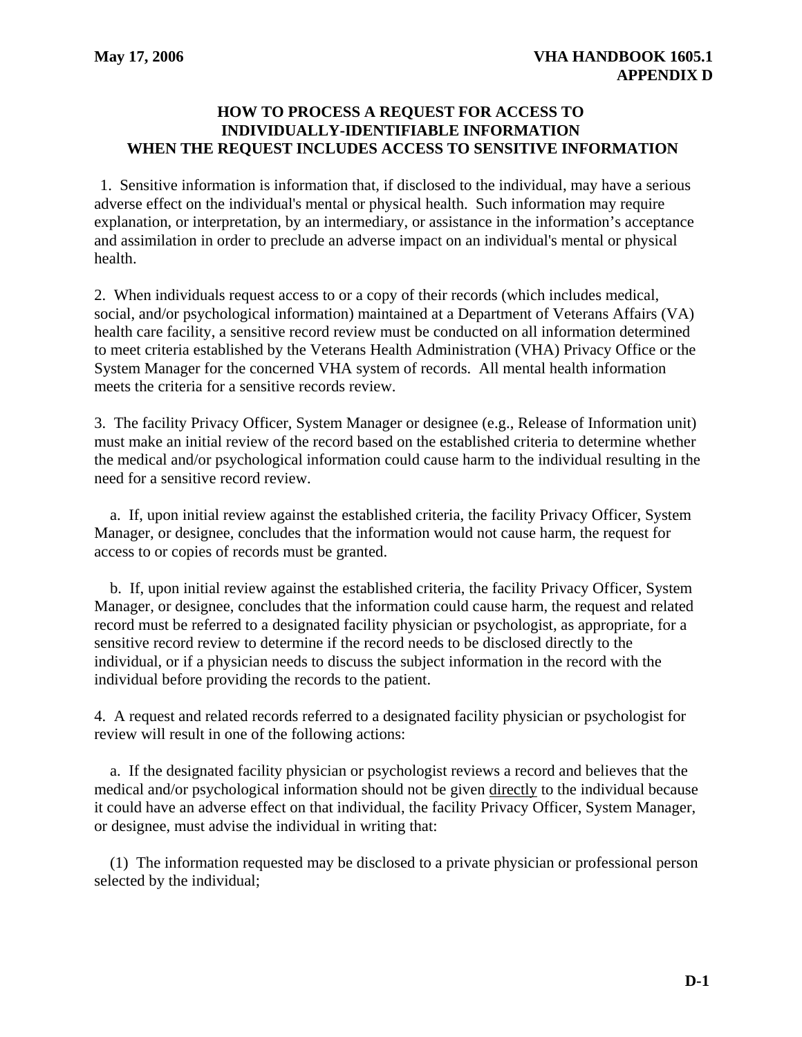## HOW TO PROCESS A REQUEST FOR ACCESS TO INDIVIDUALLY-IDENTIFIABLE INFORMATION WHEN THE REQUEST INCLUDES ACCESS TO SENSITIVE INFORMATION

1. Sensitive information is information that, if disclosed to the individual, may have a serious adverse effect on the individual's mental or physical health. Such information may require explanation, or interpretation, by an intermediary, or assistance in the information's acceptance and assimilation in order to preclude an adverse impact on an individual's mental or physical health.

2. When individuals request access to or a copy of their records (which includes medical, social, and/or psychological information) maintained at a Department of Veterans Affairs (VA) health care facility, a sensitive record review must be conducted on all information determined to meet criteria established by the Veterans Health Administration (VHA) Privacy Office or the System Manager for the concerned VHA system of records. All mental health information meets the criteria for a sensitive records review.

3. The facility Privacy Officer, System Manager or designee (e.g., Release of Information unit) must make an initial review of the record based on the established criteria to determine whether the medical and/or psychological information could cause harm to the individual resulting in the need for a sensitive record review.

a. If, upon initial review against the established criteria, the facility Privacy Officer, System Manager, or designee, concludes that the information would not cause harm, the request for access to or copies of records must be granted.

b. If, upon initial review against the established criteria, the facility Privacy Officer, System Manager, or designee, concludes that the information could cause harm, the request and related record must be referred to a designated facility physician or psychologist, as appropriate, for a sensitive record review to determine if the record needs to be disclosed directly to the individual, or if a physician needs to discuss the subject information in the record with the individual before providing the records to the patient.

4. A request and related records referred to a designated facility physician or psychologist for review will result in one of the following actions:

a. If the designated facility physician or psychologist reviews a record and believes that the medical and/or psychological information should not be given directly to the individual because it could have an adverse effect on that individual, the facility Privacy Officer, System Manager, or designee, must advise the individual in writing that:

(1) The information requested may be disclosed to a private physician or professional person selected by the individual;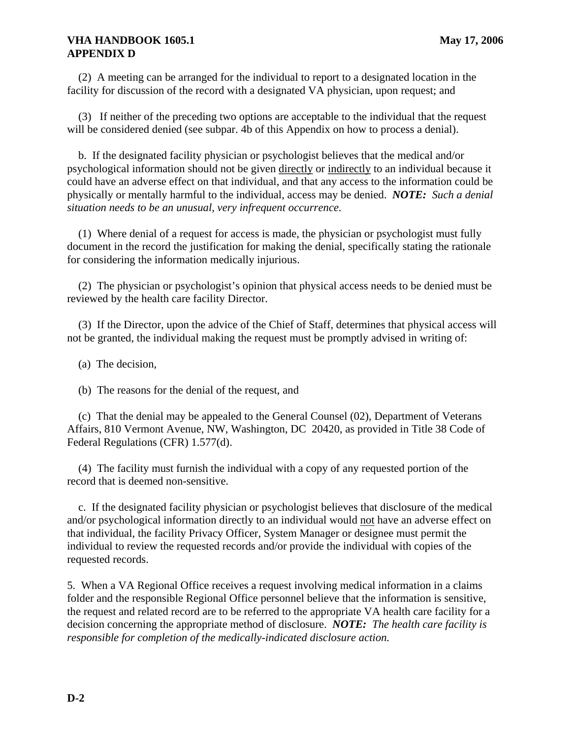(2) A meeting can be arranged for the individual to report to a designated location in the facility for discussion of the record with a designated VA physician, upon request; and

(3) If neither of the preceding two options are acceptable to the individual that the request will be considered denied (see subpar. 4b of this Appendix on how to process a denial).

b. If the designated facility physician or psychologist believes that the medical and/or psychological information should not be given <u>directly</u> or <u>indirectly</u> to an individual because it could have an adverse effect on that individual, and that any access to the information could be physically or mentally harmful to the individual, access may be denied. ***NOTE:** Such a denial situation needs to be an unusual, very infrequent occurrence.*

(1) Where denial of a request for access is made, the physician or psychologist must fully document in the record the justification for making the denial, specifically stating the rationale for considering the information medically injurious.

(2) The physician or psychologist's opinion that physical access needs to be denied must be reviewed by the health care facility Director.

(3) If the Director, upon the advice of the Chief of Staff, determines that physical access will not be granted, the individual making the request must be promptly advised in writing of:

(a) The decision,

(b) The reasons for the denial of the request, and

(c) That the denial may be appealed to the General Counsel (02), Department of Veterans Affairs, 810 Vermont Avenue, NW, Washington, DC 20420, as provided in Title 38 Code of Federal Regulations (CFR) 1.577(d).

(4) The facility must furnish the individual with a copy of any requested portion of the record that is deemed non-sensitive.

c. If the designated facility physician or psychologist believes that disclosure of the medical and/or psychological information directly to an individual would <u>not</u> have an adverse effect on that individual, the facility Privacy Officer, System Manager or designee must permit the individual to review the requested records and/or provide the individual with copies of the requested records.

5. When a VA Regional Office receives a request involving medical information in a claims folder and the responsible Regional Office personnel believe that the information is sensitive, the request and related record are to be referred to the appropriate VA health care facility for a decision concerning the appropriate method of disclosure. ***NOTE:** The health care facility is responsible for completion of the medically-indicated disclosure action.*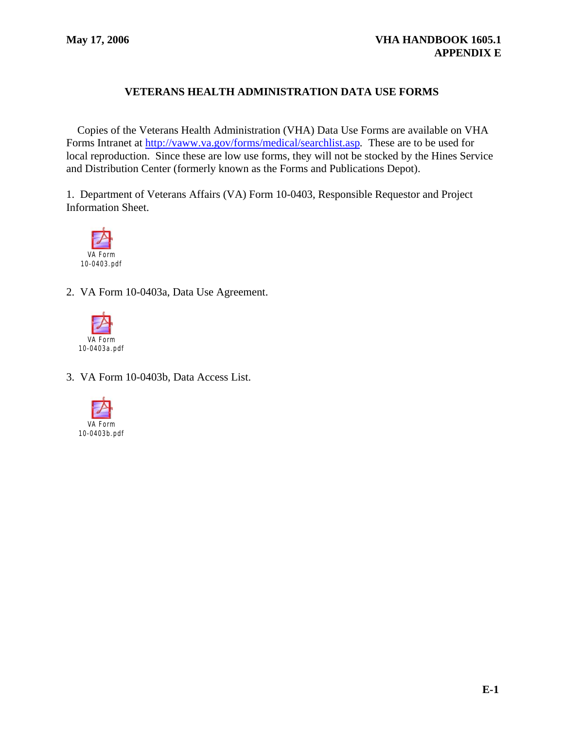# VETERANS HEALTH ADMINISTRATION DATA USE FORMS

Copies of the Veterans Health Administration (VHA) Data Use Forms are available on VHA Forms Intranet at http://vaww.va.gov/forms/medical/searchlist.asp. These are to be used for local reproduction. Since these are low use forms, they will not be stocked by the Hines Service and Distribution Center (formerly known as the Forms and Publications Depot).

1. Department of Veterans Affairs (VA) Form 10-0403, Responsible Requestor and Project Information Sheet.

VA Form 10-0403.pdf

2. VA Form 10-0403a, Data Use Agreement.

VA Form 10-0403a.pdf

3. VA Form 10-0403b, Data Access List.

VA Form 10-0403b.pdf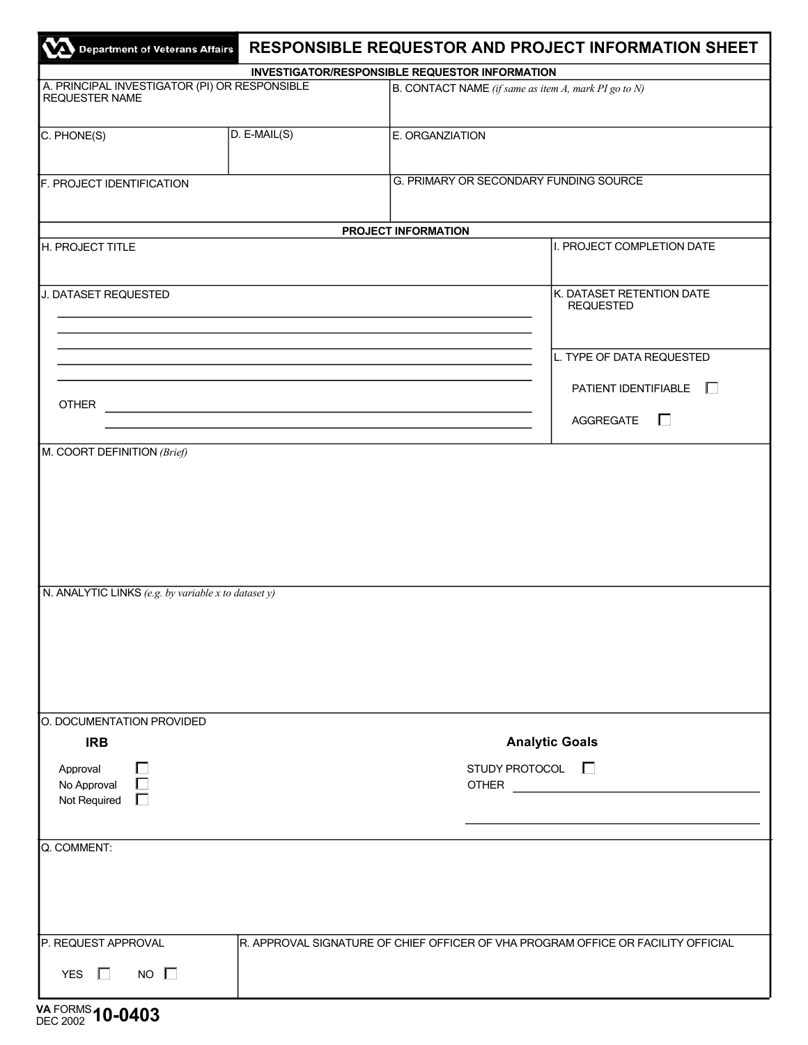Department of Veterans Affairs

# RESPONSIBLE REQUESTOR AND PROJECT INFORMATION SHEET

## INVESTIGATOR/RESPONSIBLE REQUESTOR INFORMATION

| A. PRINCIPAL INVESTIGATOR (PI) OR RESPONSIBLE REQUESTER NAME | | B. CONTACT NAME *(if same as item A, mark PI go to N)* |
|---|---|---|
| C. PHONE(S) | D. E-MAIL(S) | E. ORGANZIATION |
| F. PROJECT IDENTIFICATION | | G. PRIMARY OR SECONDARY FUNDING SOURCE |

## PROJECT INFORMATION

| H. PROJECT TITLE | I. PROJECT COMPLETION DATE |
|---|---|
| J. DATASET REQUESTED<br>____________________<br>____________________<br>____________________<br>____________________<br>____________________<br>OTHER ____________________<br>____________________ | K. DATASET RETENTION DATE REQUESTED<br><br>L. TYPE OF DATA REQUESTED<br>PATIENT IDENTIFIABLE ☐<br>AGGREGATE ☐ |

M. COORT DEFINITION *(Brief)*

N. ANALYTIC LINKS *(e.g. by variable x to dataset y)*

O. DOCUMENTATION PROVIDED

| IRB | Analytic Goals |
|---|---|
| Approval ☐ | STUDY PROTOCOL ☐ |
| No Approval ☐ | OTHER ____________________ |
| Not Required ☐ | ____________________ |

Q. COMMENT:

| P. REQUEST APPROVAL | R. APPROVAL SIGNATURE OF CHIEF OFFICER OF VHA PROGRAM OFFICE OR FACILITY OFFICIAL |
|---|---|
| YES ☐ NO ☐ | |

VA FORMS 10-0403
DEC 2002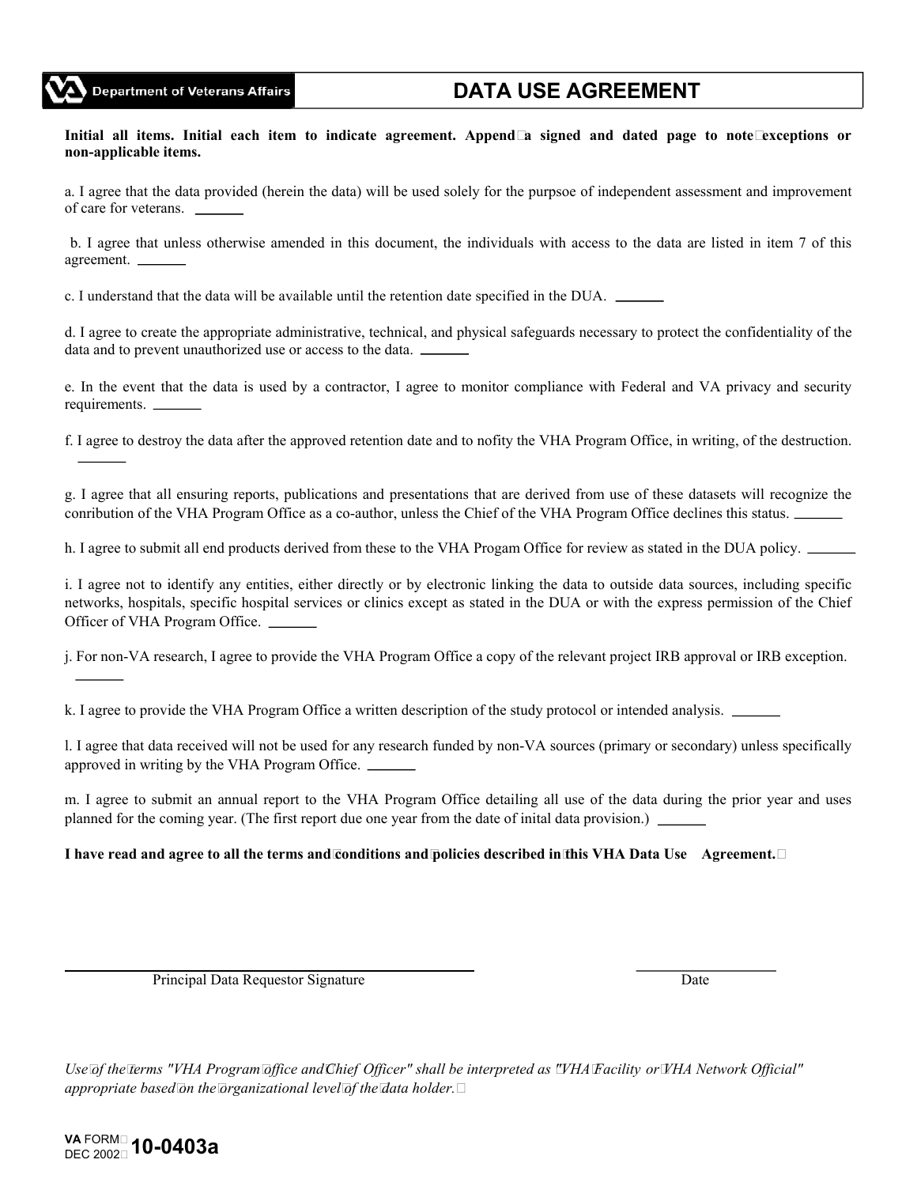Department of Veterans Affairs

# DATA USE AGREEMENT

**Initial all items. Initial each item to indicate agreement. Append a signed and dated page to note exceptions or non-applicable items.**

a. I agree that the data provided (herein the data) will be used solely for the purpsoe of independent assessment and improvement of care for veterans. ______

b. I agree that unless otherwise amended in this document, the individuals with access to the data are listed in item 7 of this agreement. ______

c. I understand that the data will be available until the retention date specified in the DUA. ______

d. I agree to create the appropriate administrative, technical, and physical safeguards necessary to protect the confidentiality of the data and to prevent unauthorized use or access to the data. ______

e. In the event that the data is used by a contractor, I agree to monitor compliance with Federal and VA privacy and security requirements. ______

f. I agree to destroy the data after the approved retention date and to nofity the VHA Program Office, in writing, of the destruction. ______

g. I agree that all ensuring reports, publications and presentations that are derived from use of these datasets will recognize the conribution of the VHA Program Office as a co-author, unless the Chief of the VHA Program Office declines this status. ______

h. I agree to submit all end products derived from these to the VHA Progam Office for review as stated in the DUA policy. ______

i. I agree not to identify any entities, either directly or by electronic linking the data to outside data sources, including specific networks, hospitals, specific hospital services or clinics except as stated in the DUA or with the express permission of the Chief Officer of VHA Program Office. ______

j. For non-VA research, I agree to provide the VHA Program Office a copy of the relevant project IRB approval or IRB exception. ______

k. I agree to provide the VHA Program Office a written description of the study protocol or intended analysis. ______

l. I agree that data received will not be used for any research funded by non-VA sources (primary or secondary) unless specifically approved in writing by the VHA Program Office. ______

m. I agree to submit an annual report to the VHA Program Office detailing all use of the data during the prior year and uses planned for the coming year. (The first report due one year from the date of inital data provision.) ______

**I have read and agree to all the terms and conditions and policies described in this VHA Data Use Agreement.**

______________________________ Principal Data Requestor Signature

______________ Date

*Use of the terms "VHA Program office and Chief Officer" shall be interpreted as "VHA Facility or VHA Network Official" appropriate based on the organizational level of the data holder.*

**VA** FORM DEC 2002 **10-0403a**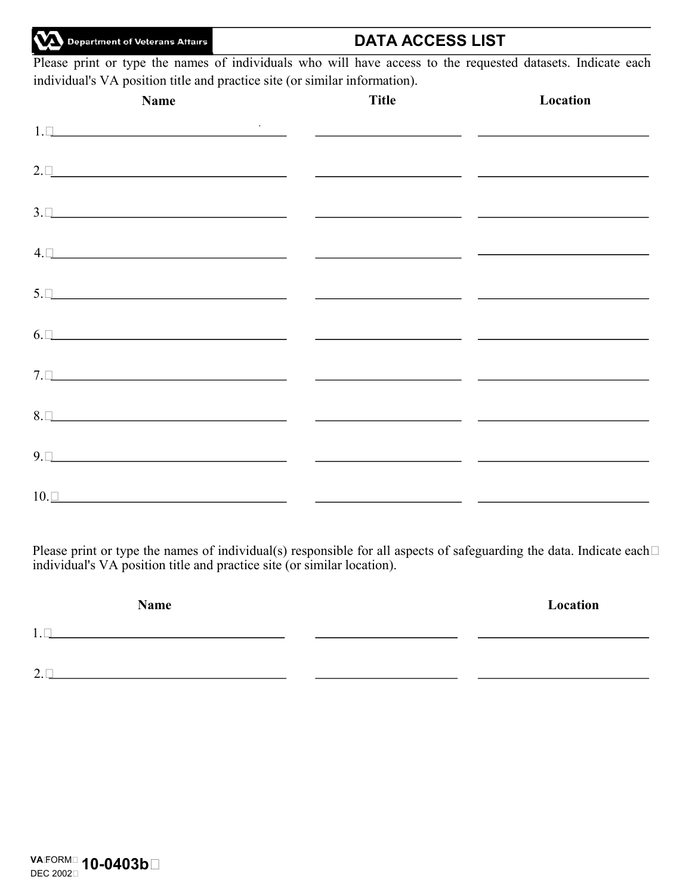Department of Veterans Affairs

# DATA ACCESS LIST

Please print or type the names of individuals who will have access to the requested datasets. Indicate each individual's VA position title and practice site (or similar information).

| | Name | Title | Location |
|---|---|---|---|
| 1. | | | |
| 2. | | | |
| 3. | | | |
| 4. | | | |
| 5. | | | |
| 6. | | | |
| 7. | | | |
| 8. | | | |
| 9. | | | |
| 10. | | | |

Please print or type the names of individual(s) responsible for all aspects of safeguarding the data. Indicate each individual's VA position title and practice site (or similar location).

| | Name | | Location |
|---|---|---|---|
| 1. | | | |
| 2. | | | |

VA FORM **10-0403b**
DEC 2002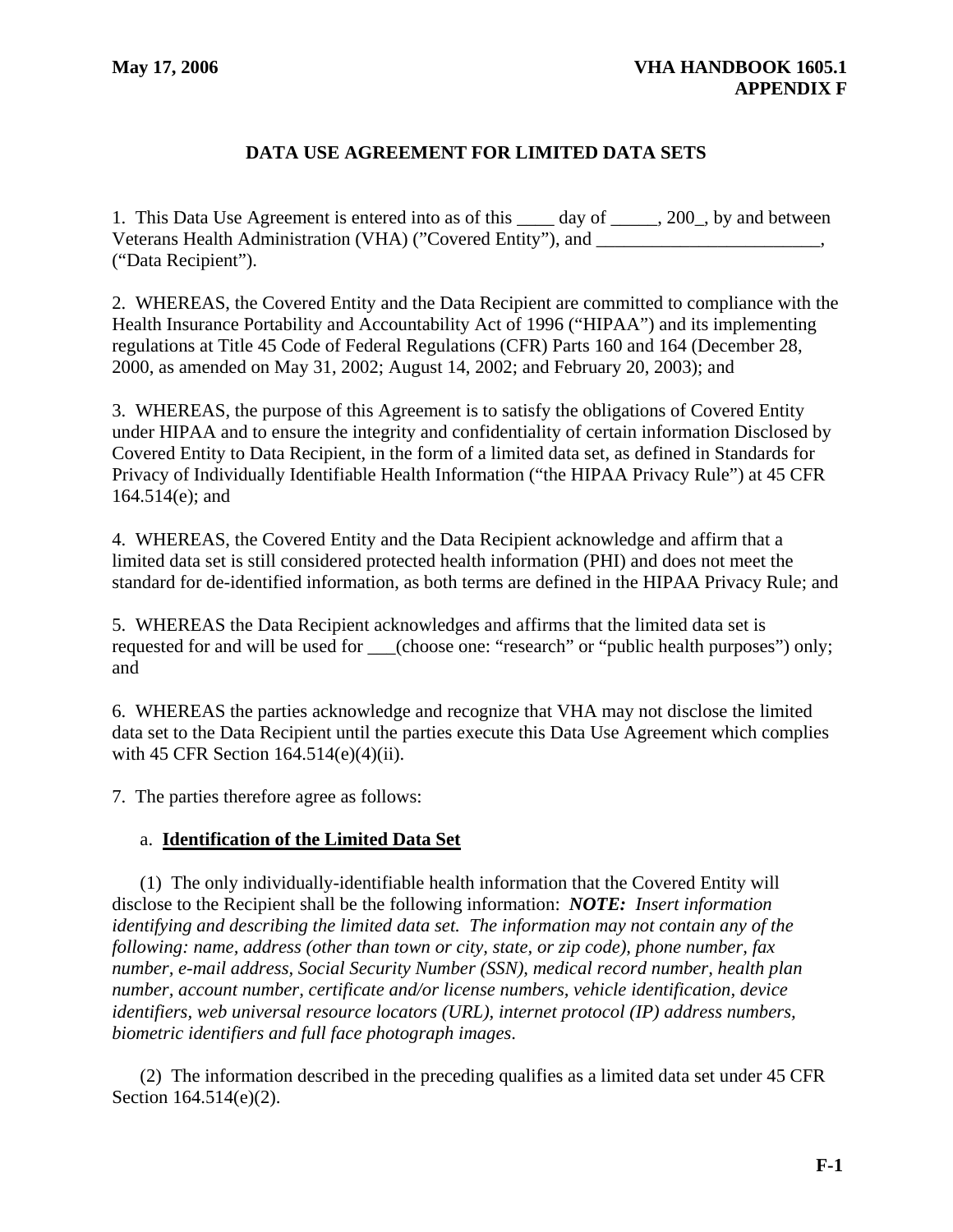## DATA USE AGREEMENT FOR LIMITED DATA SETS

1. This Data Use Agreement is entered into as of this ____ day of _____, 200_, by and between Veterans Health Administration (VHA) ("Covered Entity"), and ________________________, ("Data Recipient").

2. WHEREAS, the Covered Entity and the Data Recipient are committed to compliance with the Health Insurance Portability and Accountability Act of 1996 ("HIPAA") and its implementing regulations at Title 45 Code of Federal Regulations (CFR) Parts 160 and 164 (December 28, 2000, as amended on May 31, 2002; August 14, 2002; and February 20, 2003); and

3. WHEREAS, the purpose of this Agreement is to satisfy the obligations of Covered Entity under HIPAA and to ensure the integrity and confidentiality of certain information Disclosed by Covered Entity to Data Recipient, in the form of a limited data set, as defined in Standards for Privacy of Individually Identifiable Health Information ("the HIPAA Privacy Rule") at 45 CFR 164.514(e); and

4. WHEREAS, the Covered Entity and the Data Recipient acknowledge and affirm that a limited data set is still considered protected health information (PHI) and does not meet the standard for de-identified information, as both terms are defined in the HIPAA Privacy Rule; and

5. WHEREAS the Data Recipient acknowledges and affirms that the limited data set is requested for and will be used for ___(choose one: "research" or "public health purposes") only; and

6. WHEREAS the parties acknowledge and recognize that VHA may not disclose the limited data set to the Data Recipient until the parties execute this Data Use Agreement which complies with 45 CFR Section 164.514(e)(4)(ii).

7. The parties therefore agree as follows:

a. **Identification of the Limited Data Set**

(1) The only individually-identifiable health information that the Covered Entity will disclose to the Recipient shall be the following information: ***NOTE:*** *Insert information identifying and describing the limited data set. The information may not contain any of the following: name, address (other than town or city, state, or zip code), phone number, fax number, e-mail address, Social Security Number (SSN), medical record number, health plan number, account number, certificate and/or license numbers, vehicle identification, device identifiers, web universal resource locators (URL), internet protocol (IP) address numbers, biometric identifiers and full face photograph images*.

(2) The information described in the preceding qualifies as a limited data set under 45 CFR Section 164.514(e)(2).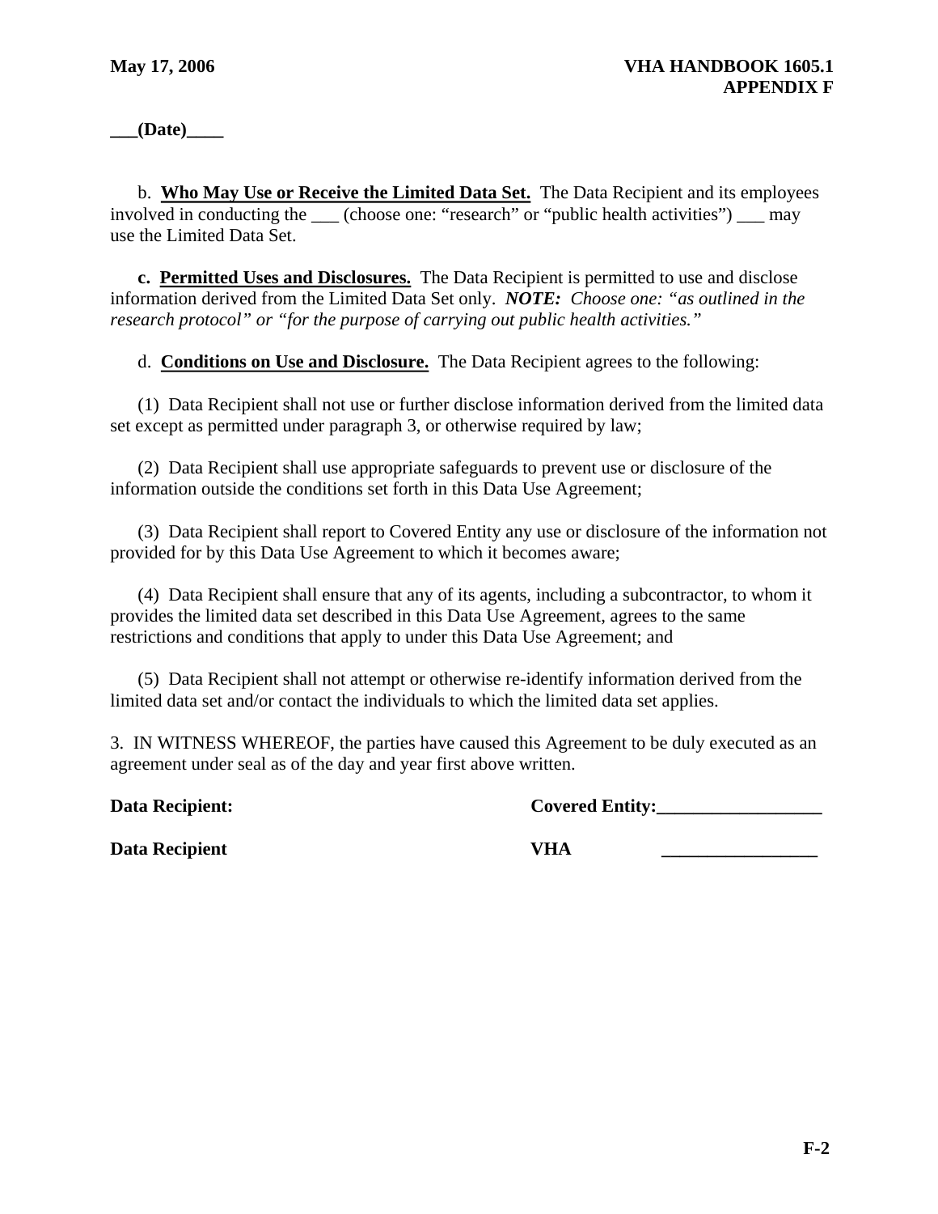**___(Date)____**

b. **Who May Use or Receive the Limited Data Set.** The Data Recipient and its employees involved in conducting the ___ (choose one: "research" or "public health activities") ___ may use the Limited Data Set.

**c. Permitted Uses and Disclosures.** The Data Recipient is permitted to use and disclose information derived from the Limited Data Set only. ***NOTE:*** *Choose one: "as outlined in the research protocol" or "for the purpose of carrying out public health activities."*

d. **Conditions on Use and Disclosure.** The Data Recipient agrees to the following:

(1) Data Recipient shall not use or further disclose information derived from the limited data set except as permitted under paragraph 3, or otherwise required by law;

(2) Data Recipient shall use appropriate safeguards to prevent use or disclosure of the information outside the conditions set forth in this Data Use Agreement;

(3) Data Recipient shall report to Covered Entity any use or disclosure of the information not provided for by this Data Use Agreement to which it becomes aware;

(4) Data Recipient shall ensure that any of its agents, including a subcontractor, to whom it provides the limited data set described in this Data Use Agreement, agrees to the same restrictions and conditions that apply to under this Data Use Agreement; and

(5) Data Recipient shall not attempt or otherwise re-identify information derived from the limited data set and/or contact the individuals to which the limited data set applies.

3. IN WITNESS WHEREOF, the parties have caused this Agreement to be duly executed as an agreement under seal as of the day and year first above written.

**Data Recipient:** **Covered Entity:__________________**

**Data Recipient** **VHA _________________**